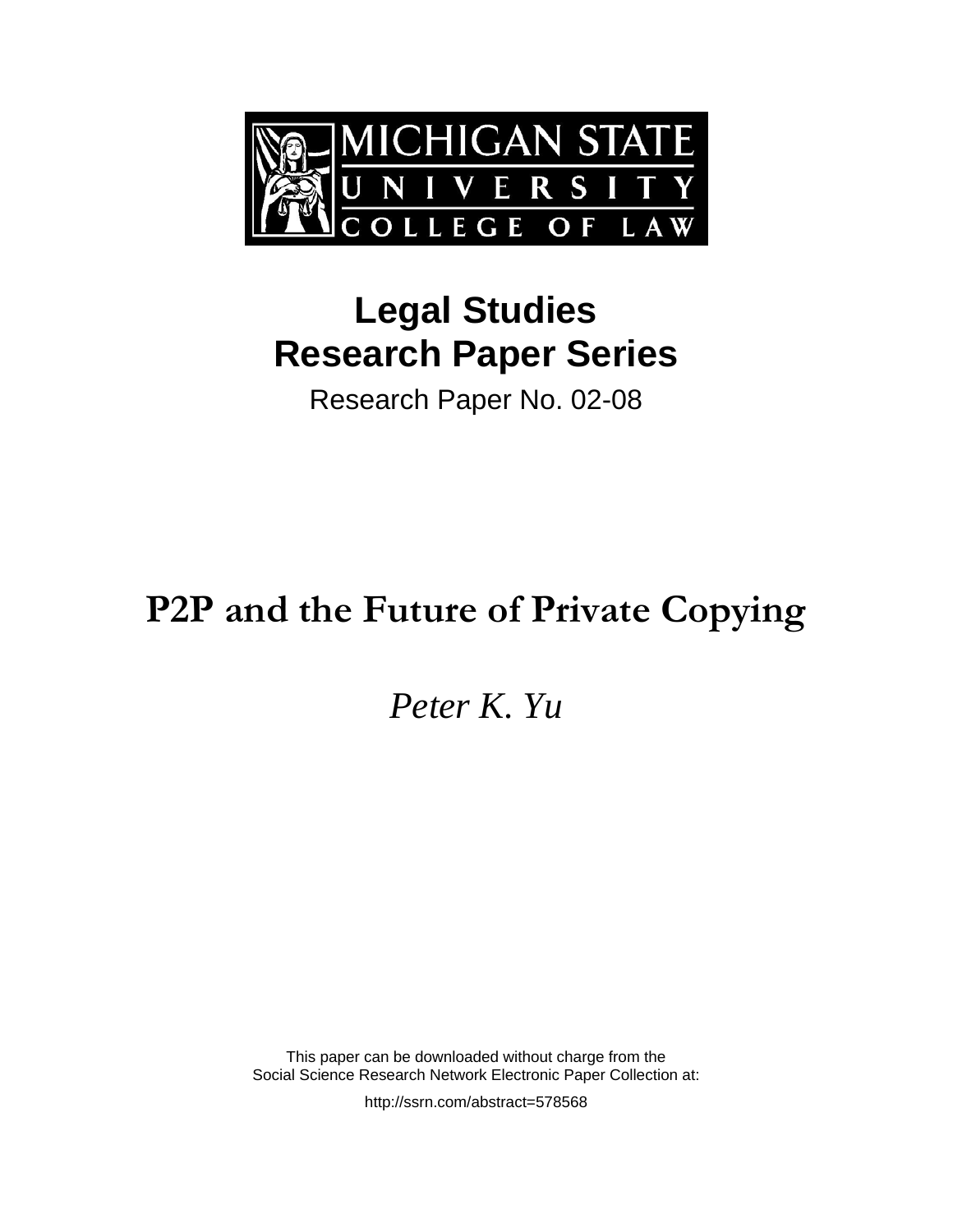MICHIGAN STATE UNIVERSITY COLLEGE OF LAW

# Legal Studies Research Paper Series

Research Paper No. 02-08

# P2P and the Future of Private Copying

*Peter K. Yu*

This paper can be downloaded without charge from the
Social Science Research Network Electronic Paper Collection at:

http://ssrn.com/abstract=578568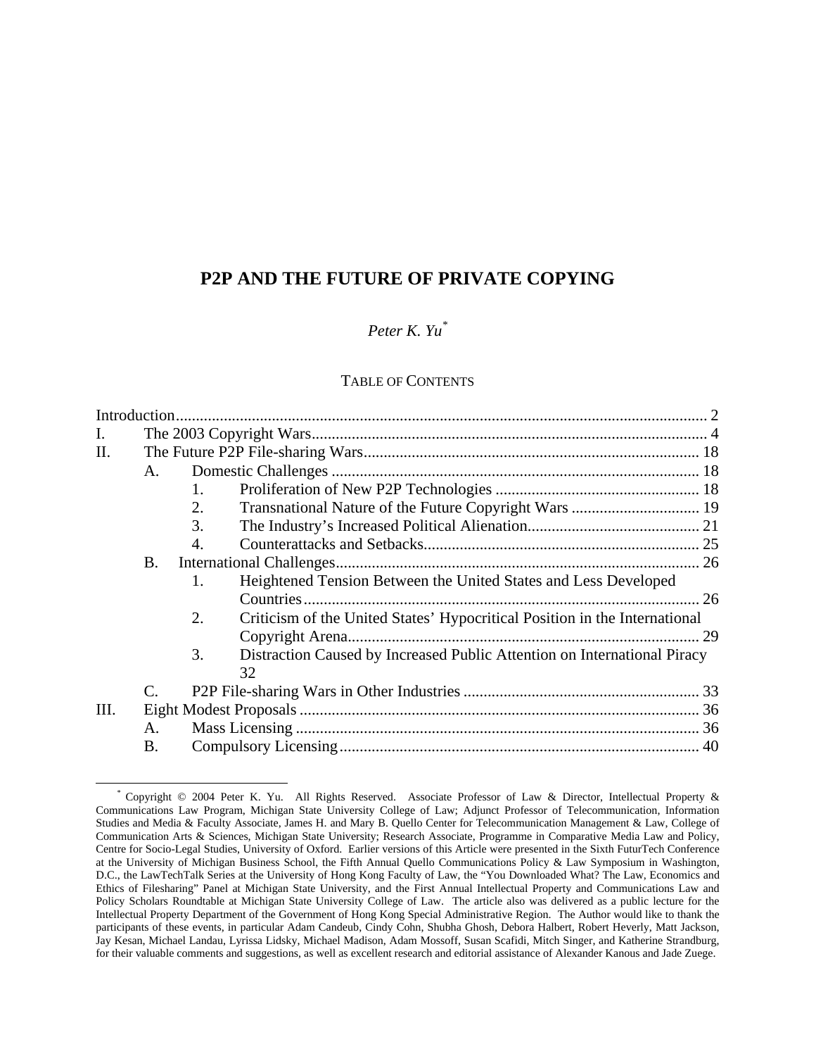# P2P AND THE FUTURE OF PRIVATE COPYING

*Peter K. Yu*[*]

TABLE OF CONTENTS

Introduction .......... 2

I. The 2003 Copyright Wars .......... 4

II. The Future P2P File-sharing Wars .......... 18

- A. Domestic Challenges .......... 18
  1. Proliferation of New P2P Technologies .......... 18
  2. Transnational Nature of the Future Copyright Wars .......... 19
  3. The Industry's Increased Political Alienation .......... 21
  4. Counterattacks and Setbacks .......... 25
- B. International Challenges .......... 26
  1. Heightened Tension Between the United States and Less Developed Countries .......... 26
  2. Criticism of the United States' Hypocritical Position in the International Copyright Arena .......... 29
  3. Distraction Caused by Increased Public Attention on International Piracy 32
- C. P2P File-sharing Wars in Other Industries .......... 33

III. Eight Modest Proposals .......... 36

- A. Mass Licensing .......... 36
- B. Compulsory Licensing .......... 40

[*] Copyright © 2004 Peter K. Yu. All Rights Reserved. Associate Professor of Law & Director, Intellectual Property & Communications Law Program, Michigan State University College of Law; Adjunct Professor of Telecommunication, Information Studies and Media & Faculty Associate, James H. and Mary B. Quello Center for Telecommunication Management & Law, College of Communication Arts & Sciences, Michigan State University; Research Associate, Programme in Comparative Media Law and Policy, Centre for Socio-Legal Studies, University of Oxford. Earlier versions of this Article were presented in the Sixth FuturTech Conference at the University of Michigan Business School, the Fifth Annual Quello Communications Policy & Law Symposium in Washington, D.C., the LawTechTalk Series at the University of Hong Kong Faculty of Law, the "You Downloaded What? The Law, Economics and Ethics of Filesharing" Panel at Michigan State University, and the First Annual Intellectual Property and Communications Law and Policy Scholars Roundtable at Michigan State University College of Law. The article also was delivered as a public lecture for the Intellectual Property Department of the Government of Hong Kong Special Administrative Region. The Author would like to thank the participants of these events, in particular Adam Candeub, Cindy Cohn, Shubha Ghosh, Debora Halbert, Robert Heverly, Matt Jackson, Jay Kesan, Michael Landau, Lyrissa Lidsky, Michael Madison, Adam Mossoff, Susan Scafidi, Mitch Singer, and Katherine Strandburg, for their valuable comments and suggestions, as well as excellent research and editorial assistance of Alexander Kanous and Jade Zuege.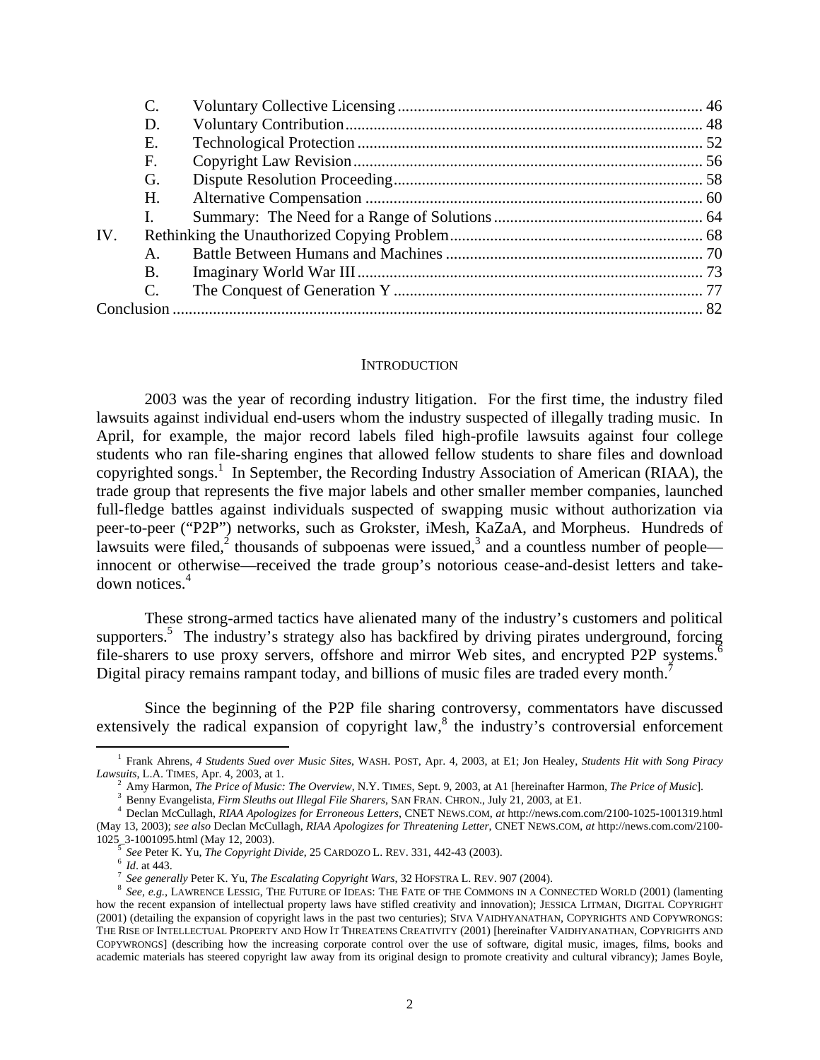| | | | |
|---|---|---|---|
| | C. | Voluntary Collective Licensing | 46 |
| | D. | Voluntary Contribution | 48 |
| | E. | Technological Protection | 52 |
| | F. | Copyright Law Revision | 56 |
| | G. | Dispute Resolution Proceeding | 58 |
| | H. | Alternative Compensation | 60 |
| | I. | Summary: The Need for a Range of Solutions | 64 |
| IV. | Rethinking the Unauthorized Copying Problem | | 68 |
| | A. | Battle Between Humans and Machines | 70 |
| | B. | Imaginary World War III | 73 |
| | C. | The Conquest of Generation Y | 77 |
| Conclusion | | | 82 |

## INTRODUCTION

2003 was the year of recording industry litigation. For the first time, the industry filed lawsuits against individual end-users whom the industry suspected of illegally trading music. In April, for example, the major record labels filed high-profile lawsuits against four college students who ran file-sharing engines that allowed fellow students to share files and download copyrighted songs.[1] In September, the Recording Industry Association of American (RIAA), the trade group that represents the five major labels and other smaller member companies, launched full-fledge battles against individuals suspected of swapping music without authorization via peer-to-peer ("P2P") networks, such as Grokster, iMesh, KaZaA, and Morpheus. Hundreds of lawsuits were filed,[2] thousands of subpoenas were issued,[3] and a countless number of people—innocent or otherwise—received the trade group's notorious cease-and-desist letters and take-down notices.[4]

These strong-armed tactics have alienated many of the industry's customers and political supporters.[5] The industry's strategy also has backfired by driving pirates underground, forcing file-sharers to use proxy servers, offshore and mirror Web sites, and encrypted P2P systems.[6] Digital piracy remains rampant today, and billions of music files are traded every month.[7]

Since the beginning of the P2P file sharing controversy, commentators have discussed extensively the radical expansion of copyright law,[8] the industry's controversial enforcement

---

[1] Frank Ahrens, *4 Students Sued over Music Sites*, WASH. POST, Apr. 4, 2003, at E1; Jon Healey, *Students Hit with Song Piracy Lawsuits*, L.A. TIMES, Apr. 4, 2003, at 1.

[2] Amy Harmon, *The Price of Music: The Overview*, N.Y. TIMES, Sept. 9, 2003, at A1 [hereinafter Harmon, *The Price of Music*].

[3] Benny Evangelista, *Firm Sleuths out Illegal File Sharers*, SAN FRAN. CHRON., July 21, 2003, at E1.

[4] Declan McCullagh, *RIAA Apologizes for Erroneous Letters*, CNET NEWS.COM, *at* http://news.com.com/2100-1025-1001319.html (May 13, 2003); *see also* Declan McCullagh, *RIAA Apologizes for Threatening Letter*, CNET NEWS.COM, *at* http://news.com.com/2100-1025_3-1001095.html (May 12, 2003).

[5] *See* Peter K. Yu, *The Copyright Divide*, 25 CARDOZO L. REV. 331, 442-43 (2003).

[6] *Id*. at 443.

[7] *See generally* Peter K. Yu, *The Escalating Copyright Wars*, 32 HOFSTRA L. REV. 907 (2004).

[8] *See, e.g.*, LAWRENCE LESSIG, THE FUTURE OF IDEAS: THE FATE OF THE COMMONS IN A CONNECTED WORLD (2001) (lamenting how the recent expansion of intellectual property laws have stifled creativity and innovation); JESSICA LITMAN, DIGITAL COPYRIGHT (2001) (detailing the expansion of copyright laws in the past two centuries); SIVA VAIDHYANATHAN, COPYRIGHTS AND COPYWRONGS: THE RISE OF INTELLECTUAL PROPERTY AND HOW IT THREATENS CREATIVITY (2001) [hereinafter VAIDHYANATHAN, COPYRIGHTS AND COPYWRONGS] (describing how the increasing corporate control over the use of software, digital music, images, films, books and academic materials has steered copyright law away from its original design to promote creativity and cultural vibrancy); James Boyle,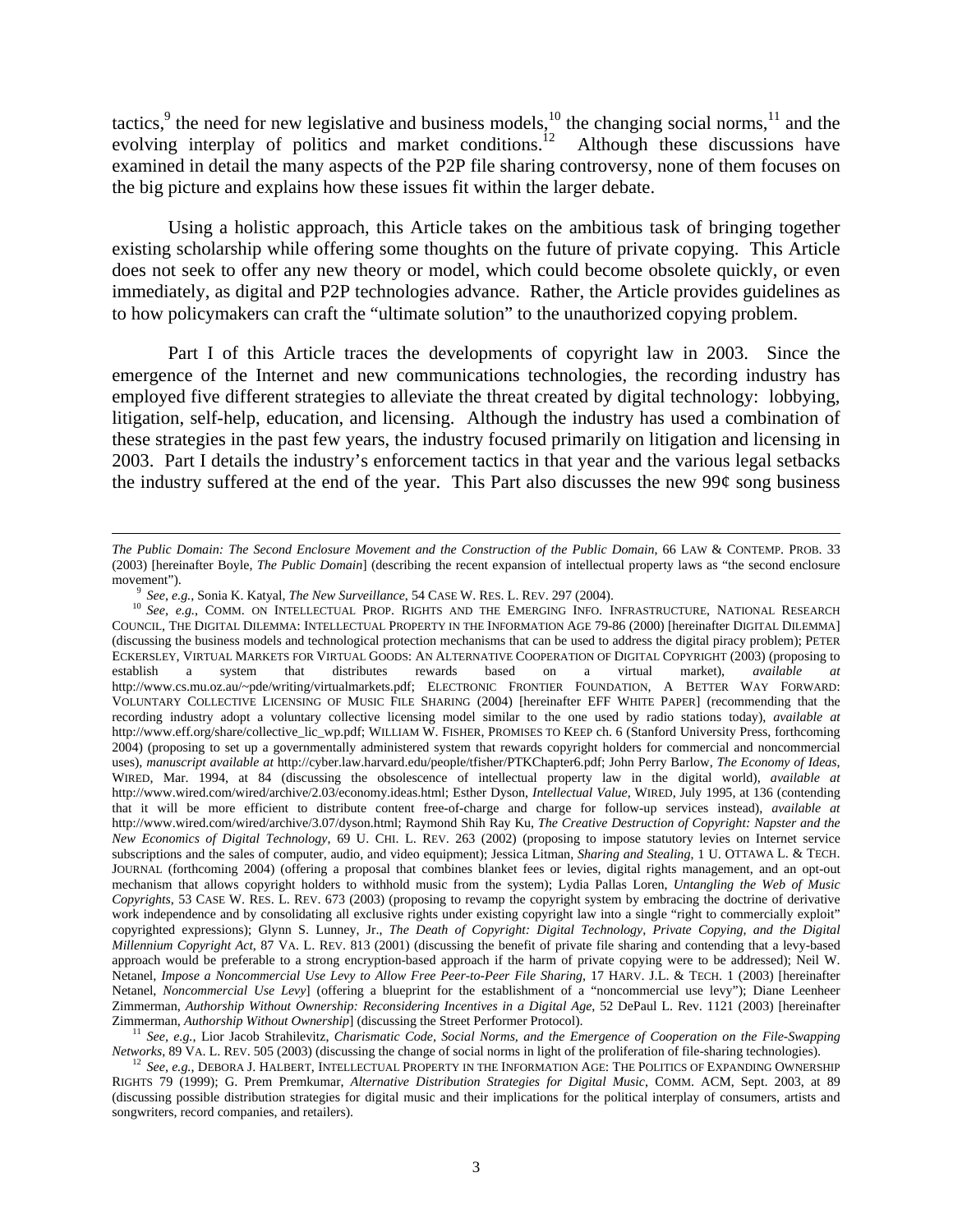tactics,[9] the need for new legislative and business models,[10] the changing social norms,[11] and the evolving interplay of politics and market conditions.[12] Although these discussions have examined in detail the many aspects of the P2P file sharing controversy, none of them focuses on the big picture and explains how these issues fit within the larger debate.

Using a holistic approach, this Article takes on the ambitious task of bringing together existing scholarship while offering some thoughts on the future of private copying. This Article does not seek to offer any new theory or model, which could become obsolete quickly, or even immediately, as digital and P2P technologies advance. Rather, the Article provides guidelines as to how policymakers can craft the "ultimate solution" to the unauthorized copying problem.

Part I of this Article traces the developments of copyright law in 2003. Since the emergence of the Internet and new communications technologies, the recording industry has employed five different strategies to alleviate the threat created by digital technology: lobbying, litigation, self-help, education, and licensing. Although the industry has used a combination of these strategies in the past few years, the industry focused primarily on litigation and licensing in 2003. Part I details the industry's enforcement tactics in that year and the various legal setbacks the industry suffered at the end of the year. This Part also discusses the new 99¢ song business

---

*The Public Domain: The Second Enclosure Movement and the Construction of the Public Domain*, 66 LAW & CONTEMP. PROB. 33 (2003) [hereinafter Boyle, *The Public Domain*] (describing the recent expansion of intellectual property laws as "the second enclosure movement").

[9] *See, e.g.*, Sonia K. Katyal, *The New Surveillance*, 54 CASE W. RES. L. REV. 297 (2004).

[10] *See, e.g.*, COMM. ON INTELLECTUAL PROP. RIGHTS AND THE EMERGING INFO. INFRASTRUCTURE, NATIONAL RESEARCH COUNCIL, THE DIGITAL DILEMMA: INTELLECTUAL PROPERTY IN THE INFORMATION AGE 79-86 (2000) [hereinafter DIGITAL DILEMMA] (discussing the business models and technological protection mechanisms that can be used to address the digital piracy problem); PETER ECKERSLEY, VIRTUAL MARKETS FOR VIRTUAL GOODS: AN ALTERNATIVE COOPERATION OF DIGITAL COPYRIGHT (2003) (proposing to establish a system that distributes rewards based on a virtual market), *available at* http://www.cs.mu.oz.au/~pde/writing/virtualmarkets.pdf; ELECTRONIC FRONTIER FOUNDATION, A BETTER WAY FORWARD: VOLUNTARY COLLECTIVE LICENSING OF MUSIC FILE SHARING (2004) [hereinafter EFF WHITE PAPER] (recommending that the recording industry adopt a voluntary collective licensing model similar to the one used by radio stations today), *available at* http://www.eff.org/share/collective_lic_wp.pdf; WILLIAM W. FISHER, PROMISES TO KEEP ch. 6 (Stanford University Press, forthcoming 2004) (proposing to set up a governmentally administered system that rewards copyright holders for commercial and noncommercial uses), *manuscript available at* http://cyber.law.harvard.edu/people/tfisher/PTKChapter6.pdf; John Perry Barlow, *The Economy of Ideas*, WIRED, Mar. 1994, at 84 (discussing the obsolescence of intellectual property law in the digital world), *available at* http://www.wired.com/wired/archive/2.03/economy.ideas.html; Esther Dyson, *Intellectual Value*, WIRED, July 1995, at 136 (contending that it will be more efficient to distribute content free-of-charge and charge for follow-up services instead), *available at* http://www.wired.com/wired/archive/3.07/dyson.html; Raymond Shih Ray Ku, *The Creative Destruction of Copyright: Napster and the New Economics of Digital Technology*, 69 U. CHI. L. REV. 263 (2002) (proposing to impose statutory levies on Internet service subscriptions and the sales of computer, audio, and video equipment); Jessica Litman, *Sharing and Stealing*, 1 U. OTTAWA L. & TECH. JOURNAL (forthcoming 2004) (offering a proposal that combines blanket fees or levies, digital rights management, and an opt-out mechanism that allows copyright holders to withhold music from the system); Lydia Pallas Loren, *Untangling the Web of Music Copyrights*, 53 CASE W. RES. L. REV. 673 (2003) (proposing to revamp the copyright system by embracing the doctrine of derivative work independence and by consolidating all exclusive rights under existing copyright law into a single "right to commercially exploit" copyrighted expressions); Glynn S. Lunney, Jr., *The Death of Copyright: Digital Technology, Private Copying, and the Digital Millennium Copyright Act*, 87 VA. L. REV. 813 (2001) (discussing the benefit of private file sharing and contending that a levy-based approach would be preferable to a strong encryption-based approach if the harm of private copying were to be addressed); Neil W. Netanel, *Impose a Noncommercial Use Levy to Allow Free Peer-to-Peer File Sharing*, 17 HARV. J.L. & TECH. 1 (2003) [hereinafter Netanel, *Noncommercial Use Levy*] (offering a blueprint for the establishment of a "noncommercial use levy"); Diane Leenheer Zimmerman, *Authorship Without Ownership: Reconsidering Incentives in a Digital Age*, 52 DePaul L. Rev. 1121 (2003) [hereinafter Zimmerman, *Authorship Without Ownership*] (discussing the Street Performer Protocol).

[11] *See, e.g.*, Lior Jacob Strahilevitz, *Charismatic Code, Social Norms, and the Emergence of Cooperation on the File-Swapping Networks*, 89 VA. L. REV. 505 (2003) (discussing the change of social norms in light of the proliferation of file-sharing technologies).

[12] *See, e.g.*, DEBORA J. HALBERT, INTELLECTUAL PROPERTY IN THE INFORMATION AGE: THE POLITICS OF EXPANDING OWNERSHIP RIGHTS 79 (1999); G. Prem Premkumar, *Alternative Distribution Strategies for Digital Music*, COMM. ACM, Sept. 2003, at 89 (discussing possible distribution strategies for digital music and their implications for the political interplay of consumers, artists and songwriters, record companies, and retailers).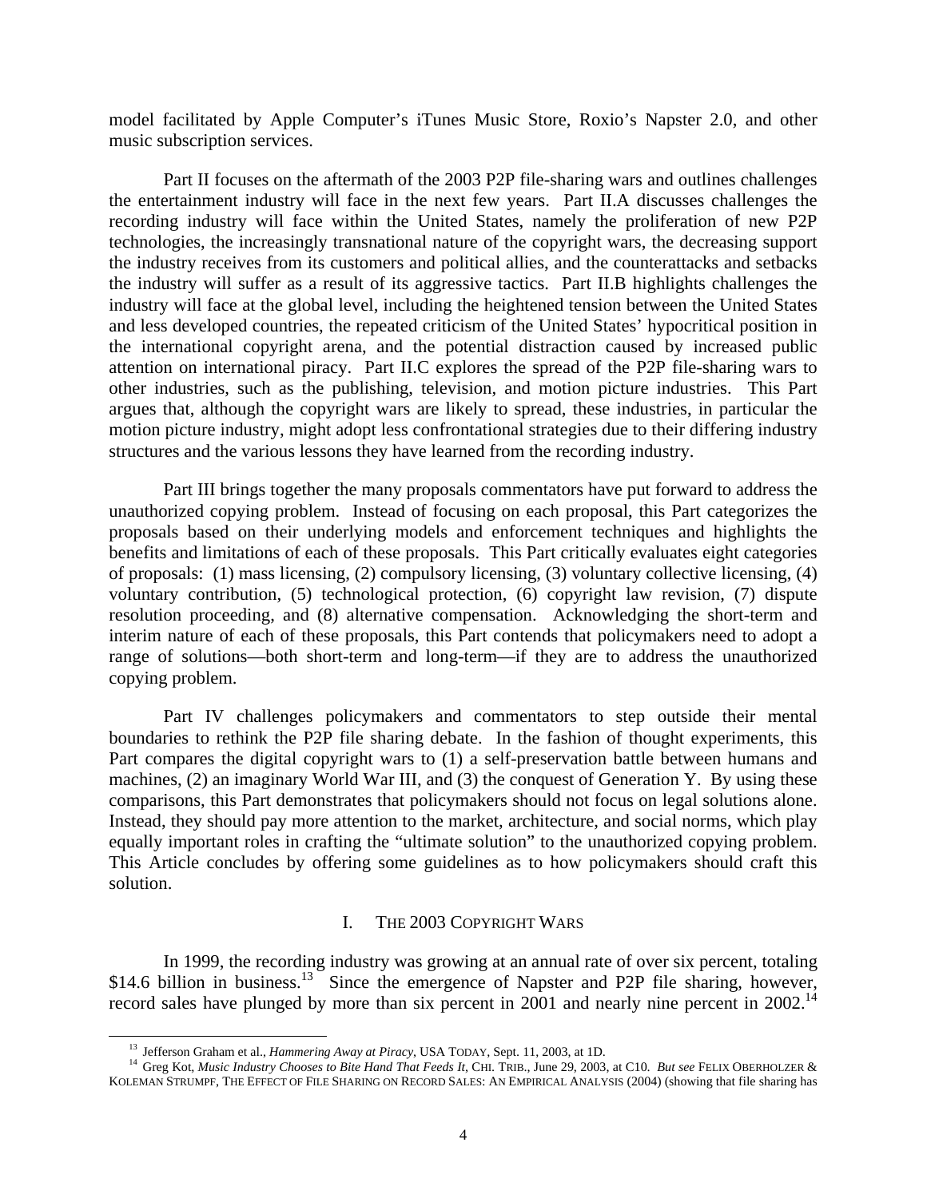model facilitated by Apple Computer's iTunes Music Store, Roxio's Napster 2.0, and other music subscription services.

Part II focuses on the aftermath of the 2003 P2P file-sharing wars and outlines challenges the entertainment industry will face in the next few years. Part II.A discusses challenges the recording industry will face within the United States, namely the proliferation of new P2P technologies, the increasingly transnational nature of the copyright wars, the decreasing support the industry receives from its customers and political allies, and the counterattacks and setbacks the industry will suffer as a result of its aggressive tactics. Part II.B highlights challenges the industry will face at the global level, including the heightened tension between the United States and less developed countries, the repeated criticism of the United States' hypocritical position in the international copyright arena, and the potential distraction caused by increased public attention on international piracy. Part II.C explores the spread of the P2P file-sharing wars to other industries, such as the publishing, television, and motion picture industries. This Part argues that, although the copyright wars are likely to spread, these industries, in particular the motion picture industry, might adopt less confrontational strategies due to their differing industry structures and the various lessons they have learned from the recording industry.

Part III brings together the many proposals commentators have put forward to address the unauthorized copying problem. Instead of focusing on each proposal, this Part categorizes the proposals based on their underlying models and enforcement techniques and highlights the benefits and limitations of each of these proposals. This Part critically evaluates eight categories of proposals: (1) mass licensing, (2) compulsory licensing, (3) voluntary collective licensing, (4) voluntary contribution, (5) technological protection, (6) copyright law revision, (7) dispute resolution proceeding, and (8) alternative compensation. Acknowledging the short-term and interim nature of each of these proposals, this Part contends that policymakers need to adopt a range of solutions—both short-term and long-term—if they are to address the unauthorized copying problem.

Part IV challenges policymakers and commentators to step outside their mental boundaries to rethink the P2P file sharing debate. In the fashion of thought experiments, this Part compares the digital copyright wars to (1) a self-preservation battle between humans and machines, (2) an imaginary World War III, and (3) the conquest of Generation Y. By using these comparisons, this Part demonstrates that policymakers should not focus on legal solutions alone. Instead, they should pay more attention to the market, architecture, and social norms, which play equally important roles in crafting the "ultimate solution" to the unauthorized copying problem. This Article concludes by offering some guidelines as to how policymakers should craft this solution.

## I. THE 2003 COPYRIGHT WARS

In 1999, the recording industry was growing at an annual rate of over six percent, totaling \$14.6 billion in business.[13] Since the emergence of Napster and P2P file sharing, however, record sales have plunged by more than six percent in 2001 and nearly nine percent in 2002.[14]

---

[13] Jefferson Graham et al., *Hammering Away at Piracy*, USA TODAY, Sept. 11, 2003, at 1D.

[14] Greg Kot, *Music Industry Chooses to Bite Hand That Feeds It*, CHI. TRIB., June 29, 2003, at C10. *But see* FELIX OBERHOLZER & KOLEMAN STRUMPF, THE EFFECT OF FILE SHARING ON RECORD SALES: AN EMPIRICAL ANALYSIS (2004) (showing that file sharing has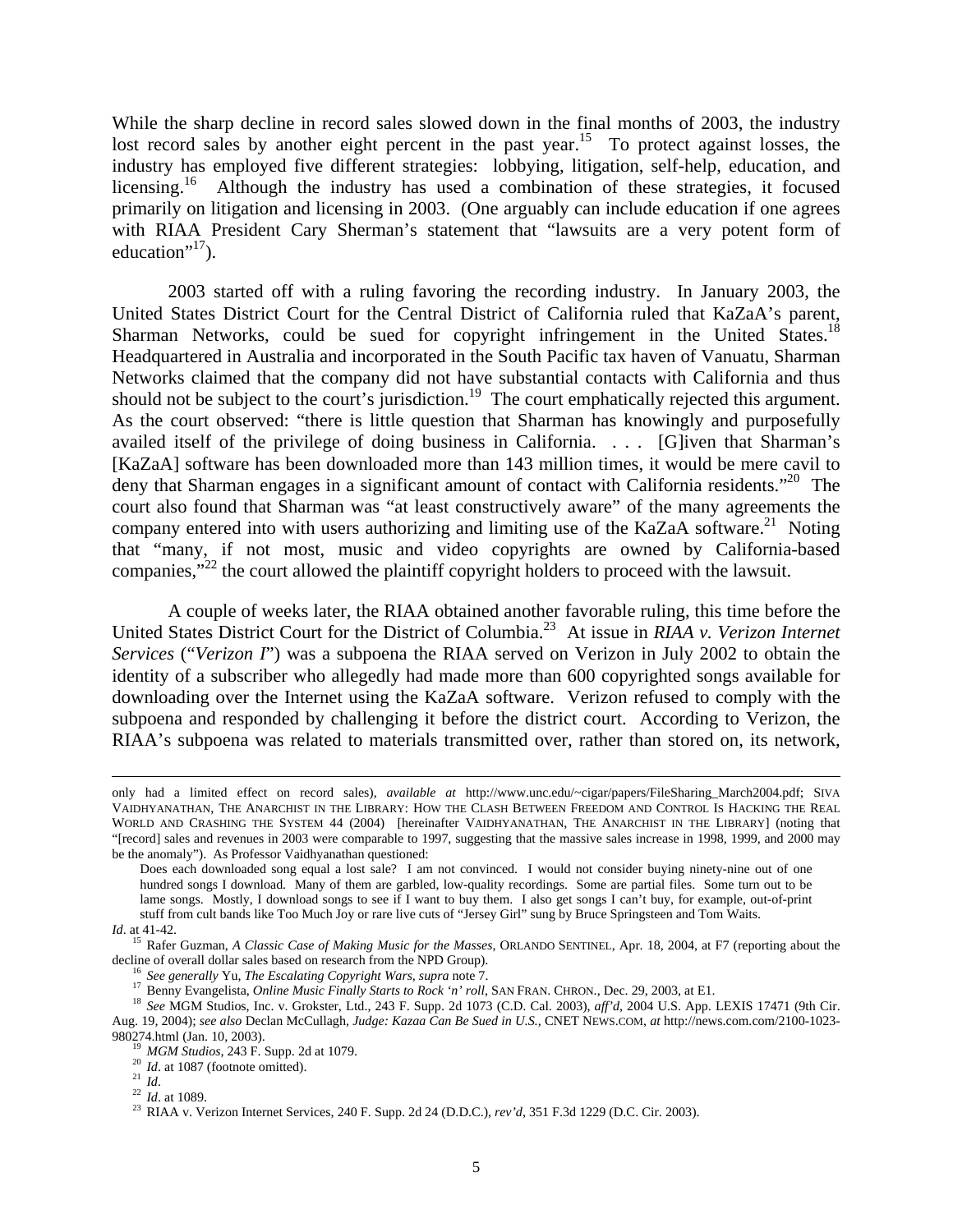While the sharp decline in record sales slowed down in the final months of 2003, the industry lost record sales by another eight percent in the past year.[15] To protect against losses, the industry has employed five different strategies: lobbying, litigation, self-help, education, and licensing.[16] Although the industry has used a combination of these strategies, it focused primarily on litigation and licensing in 2003. (One arguably can include education if one agrees with RIAA President Cary Sherman's statement that "lawsuits are a very potent form of education"[17]).

2003 started off with a ruling favoring the recording industry. In January 2003, the United States District Court for the Central District of California ruled that KaZaA's parent, Sharman Networks, could be sued for copyright infringement in the United States.[18] Headquartered in Australia and incorporated in the South Pacific tax haven of Vanuatu, Sharman Networks claimed that the company did not have substantial contacts with California and thus should not be subject to the court's jurisdiction.[19] The court emphatically rejected this argument. As the court observed: "there is little question that Sharman has knowingly and purposefully availed itself of the privilege of doing business in California. . . . [G]iven that Sharman's [KaZaA] software has been downloaded more than 143 million times, it would be mere cavil to deny that Sharman engages in a significant amount of contact with California residents."[20] The court also found that Sharman was "at least constructively aware" of the many agreements the company entered into with users authorizing and limiting use of the KaZaA software.[21] Noting that "many, if not most, music and video copyrights are owned by California-based companies,"[22] the court allowed the plaintiff copyright holders to proceed with the lawsuit.

A couple of weeks later, the RIAA obtained another favorable ruling, this time before the United States District Court for the District of Columbia.[23] At issue in *RIAA v. Verizon Internet Services* ("*Verizon I*") was a subpoena the RIAA served on Verizon in July 2002 to obtain the identity of a subscriber who allegedly had made more than 600 copyrighted songs available for downloading over the Internet using the KaZaA software. Verizon refused to comply with the subpoena and responded by challenging it before the district court. According to Verizon, the RIAA's subpoena was related to materials transmitted over, rather than stored on, its network,

---

only had a limited effect on record sales), *available at* http://www.unc.edu/~cigar/papers/FileSharing_March2004.pdf; SIVA VAIDHYANATHAN, THE ANARCHIST IN THE LIBRARY: HOW THE CLASH BETWEEN FREEDOM AND CONTROL IS HACKING THE REAL WORLD AND CRASHING THE SYSTEM 44 (2004) [hereinafter VAIDHYANATHAN, THE ANARCHIST IN THE LIBRARY] (noting that "[record] sales and revenues in 2003 were comparable to 1997, suggesting that the massive sales increase in 1998, 1999, and 2000 may be the anomaly"). As Professor Vaidhyanathan questioned:

> Does each downloaded song equal a lost sale? I am not convinced. I would not consider buying ninety-nine out of one hundred songs I download. Many of them are garbled, low-quality recordings. Some are partial files. Some turn out to be lame songs. Mostly, I download songs to see if I want to buy them. I also get songs I can't buy, for example, out-of-print stuff from cult bands like Too Much Joy or rare live cuts of "Jersey Girl" sung by Bruce Springsteen and Tom Waits.

*Id*. at 41-42.

[15] Rafer Guzman, *A Classic Case of Making Music for the Masses*, ORLANDO SENTINEL, Apr. 18, 2004, at F7 (reporting about the decline of overall dollar sales based on research from the NPD Group).

[16] *See generally* Yu, *The Escalating Copyright Wars*, *supra* note 7.

[17] Benny Evangelista, *Online Music Finally Starts to Rock 'n' roll*, SAN FRAN. CHRON., Dec. 29, 2003, at E1.

[18] *See* MGM Studios, Inc. v. Grokster, Ltd., 243 F. Supp. 2d 1073 (C.D. Cal. 2003), *aff'd*, 2004 U.S. App. LEXIS 17471 (9th Cir. Aug. 19, 2004); *see also* Declan McCullagh, *Judge: Kazaa Can Be Sued in U.S.*, CNET NEWS.COM, *at* http://news.com.com/2100-1023-980274.html (Jan. 10, 2003).

[19] *MGM Studios*, 243 F. Supp. 2d at 1079.

[20] *Id*. at 1087 (footnote omitted).

[21] *Id*.

[22] *Id*. at 1089.

[23] RIAA v. Verizon Internet Services, 240 F. Supp. 2d 24 (D.D.C.), *rev'd*, 351 F.3d 1229 (D.C. Cir. 2003).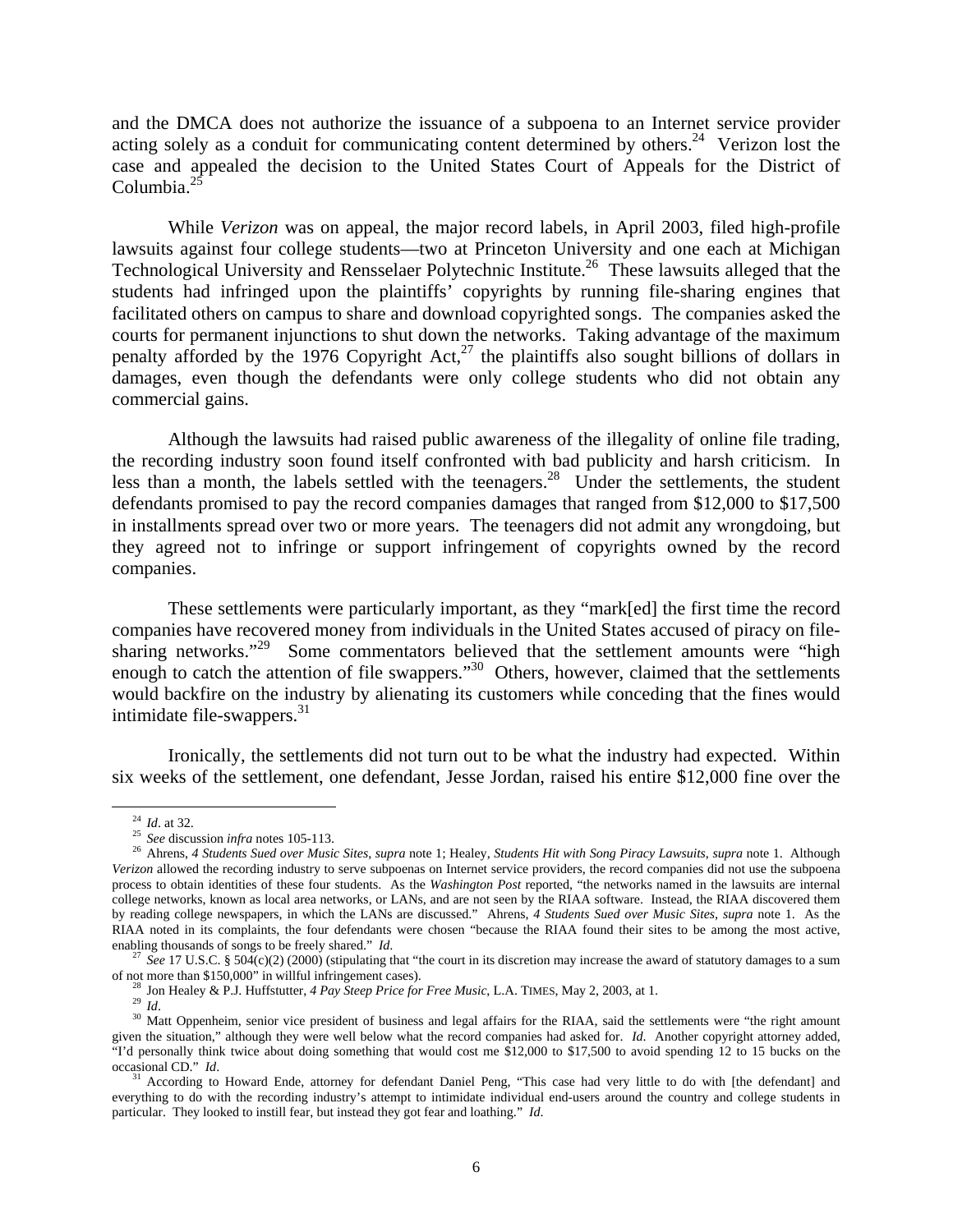and the DMCA does not authorize the issuance of a subpoena to an Internet service provider acting solely as a conduit for communicating content determined by others.[24] Verizon lost the case and appealed the decision to the United States Court of Appeals for the District of Columbia.[25]

While *Verizon* was on appeal, the major record labels, in April 2003, filed high-profile lawsuits against four college students—two at Princeton University and one each at Michigan Technological University and Rensselaer Polytechnic Institute.[26] These lawsuits alleged that the students had infringed upon the plaintiffs' copyrights by running file-sharing engines that facilitated others on campus to share and download copyrighted songs. The companies asked the courts for permanent injunctions to shut down the networks. Taking advantage of the maximum penalty afforded by the 1976 Copyright Act,[27] the plaintiffs also sought billions of dollars in damages, even though the defendants were only college students who did not obtain any commercial gains.

Although the lawsuits had raised public awareness of the illegality of online file trading, the recording industry soon found itself confronted with bad publicity and harsh criticism. In less than a month, the labels settled with the teenagers.[28] Under the settlements, the student defendants promised to pay the record companies damages that ranged from $12,000 to $17,500 in installments spread over two or more years. The teenagers did not admit any wrongdoing, but they agreed not to infringe or support infringement of copyrights owned by the record companies.

These settlements were particularly important, as they "mark[ed] the first time the record companies have recovered money from individuals in the United States accused of piracy on file-sharing networks."[29] Some commentators believed that the settlement amounts were "high enough to catch the attention of file swappers."[30] Others, however, claimed that the settlements would backfire on the industry by alienating its customers while conceding that the fines would intimidate file-swappers.[31]

Ironically, the settlements did not turn out to be what the industry had expected. Within six weeks of the settlement, one defendant, Jesse Jordan, raised his entire $12,000 fine over the

---

[24] *Id*. at 32.

[25] *See* discussion *infra* notes 105-113.

[26] Ahrens, *4 Students Sued over Music Sites*, *supra* note 1; Healey, *Students Hit with Song Piracy Lawsuits*, *supra* note 1. Although *Verizon* allowed the recording industry to serve subpoenas on Internet service providers, the record companies did not use the subpoena process to obtain identities of these four students. As the *Washington Post* reported, "the networks named in the lawsuits are internal college networks, known as local area networks, or LANs, and are not seen by the RIAA software. Instead, the RIAA discovered them by reading college newspapers, in which the LANs are discussed." Ahrens, *4 Students Sued over Music Sites*, *supra* note 1. As the RIAA noted in its complaints, the four defendants were chosen "because the RIAA found their sites to be among the most active, enabling thousands of songs to be freely shared." *Id*.

[27] *See* 17 U.S.C. § 504(c)(2) (2000) (stipulating that "the court in its discretion may increase the award of statutory damages to a sum of not more than $150,000" in willful infringement cases).

[28] Jon Healey & P.J. Huffstutter, *4 Pay Steep Price for Free Music*, L.A. TIMES, May 2, 2003, at 1.

[29] *Id*.

[30] Matt Oppenheim, senior vice president of business and legal affairs for the RIAA, said the settlements were "the right amount given the situation," although they were well below what the record companies had asked for. *Id*. Another copyright attorney added, "I'd personally think twice about doing something that would cost me $12,000 to $17,500 to avoid spending 12 to 15 bucks on the occasional CD." *Id*.

[31] According to Howard Ende, attorney for defendant Daniel Peng, "This case had very little to do with [the defendant] and everything to do with the recording industry's attempt to intimidate individual end-users around the country and college students in particular. They looked to instill fear, but instead they got fear and loathing." *Id*.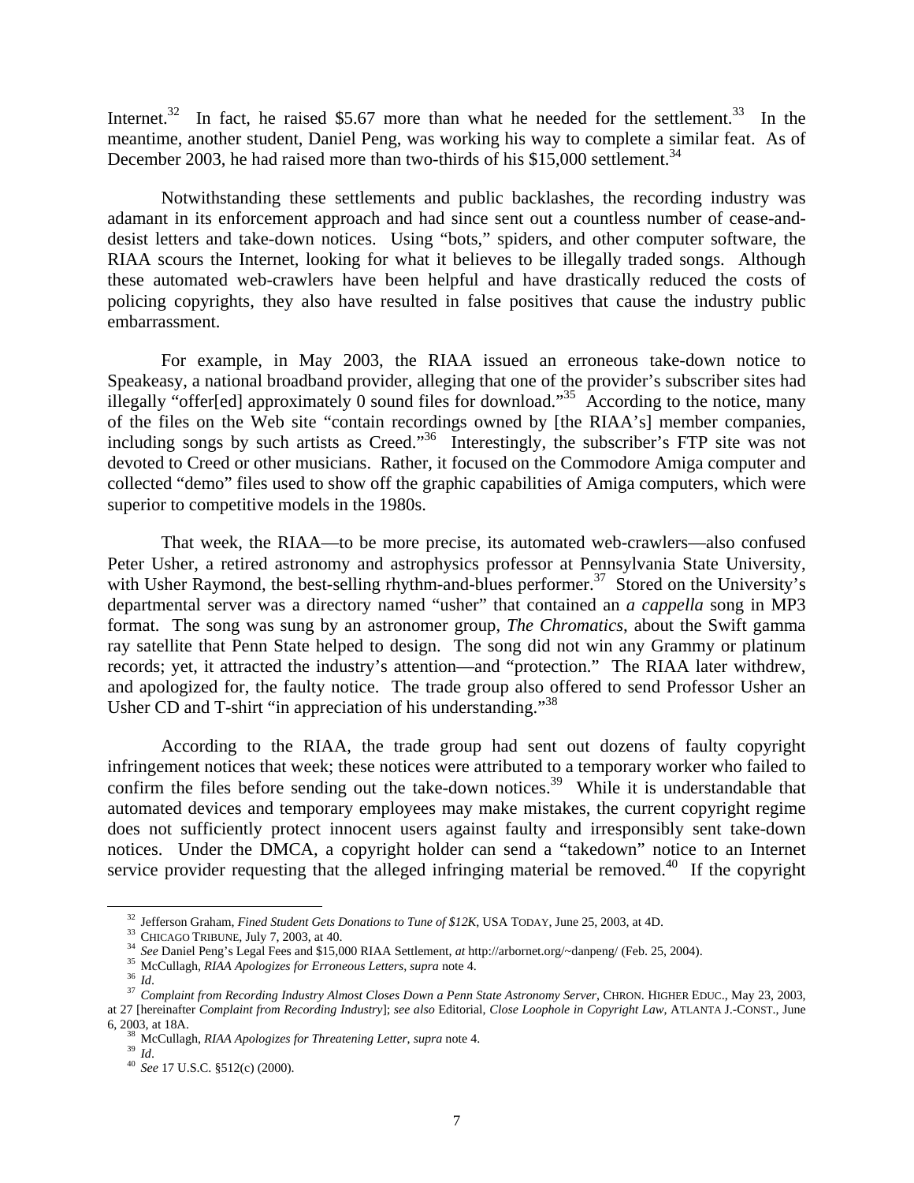Internet.[32] In fact, he raised $5.67 more than what he needed for the settlement.[33] In the meantime, another student, Daniel Peng, was working his way to complete a similar feat. As of December 2003, he had raised more than two-thirds of his $15,000 settlement.[34]

Notwithstanding these settlements and public backlashes, the recording industry was adamant in its enforcement approach and had since sent out a countless number of cease-and-desist letters and take-down notices. Using "bots," spiders, and other computer software, the RIAA scours the Internet, looking for what it believes to be illegally traded songs. Although these automated web-crawlers have been helpful and have drastically reduced the costs of policing copyrights, they also have resulted in false positives that cause the industry public embarrassment.

For example, in May 2003, the RIAA issued an erroneous take-down notice to Speakeasy, a national broadband provider, alleging that one of the provider's subscriber sites had illegally "offer[ed] approximately 0 sound files for download."[35] According to the notice, many of the files on the Web site "contain recordings owned by [the RIAA's] member companies, including songs by such artists as Creed."[36] Interestingly, the subscriber's FTP site was not devoted to Creed or other musicians. Rather, it focused on the Commodore Amiga computer and collected "demo" files used to show off the graphic capabilities of Amiga computers, which were superior to competitive models in the 1980s.

That week, the RIAA—to be more precise, its automated web-crawlers—also confused Peter Usher, a retired astronomy and astrophysics professor at Pennsylvania State University, with Usher Raymond, the best-selling rhythm-and-blues performer.[37] Stored on the University's departmental server was a directory named "usher" that contained an *a cappella* song in MP3 format. The song was sung by an astronomer group, *The Chromatics*, about the Swift gamma ray satellite that Penn State helped to design. The song did not win any Grammy or platinum records; yet, it attracted the industry's attention—and "protection." The RIAA later withdrew, and apologized for, the faulty notice. The trade group also offered to send Professor Usher an Usher CD and T-shirt "in appreciation of his understanding."[38]

According to the RIAA, the trade group had sent out dozens of faulty copyright infringement notices that week; these notices were attributed to a temporary worker who failed to confirm the files before sending out the take-down notices.[39] While it is understandable that automated devices and temporary employees may make mistakes, the current copyright regime does not sufficiently protect innocent users against faulty and irresponsibly sent take-down notices. Under the DMCA, a copyright holder can send a "takedown" notice to an Internet service provider requesting that the alleged infringing material be removed.[40] If the copyright

---

[32] Jefferson Graham, *Fined Student Gets Donations to Tune of $12K*, USA TODAY, June 25, 2003, at 4D.

[33] CHICAGO TRIBUNE, July 7, 2003, at 40.

[34] *See* Daniel Peng's Legal Fees and $15,000 RIAA Settlement, *at* http://arbornet.org/~danpeng/ (Feb. 25, 2004).

[35] McCullagh, *RIAA Apologizes for Erroneous Letters*, *supra* note 4.

[36] *Id*.

[37] *Complaint from Recording Industry Almost Closes Down a Penn State Astronomy Server*, CHRON. HIGHER EDUC., May 23, 2003, at 27 [hereinafter *Complaint from Recording Industry*]; *see also* Editorial, *Close Loophole in Copyright Law*, ATLANTA J.-CONST., June 6, 2003, at 18A.

[38] McCullagh, *RIAA Apologizes for Threatening Letter*, *supra* note 4.

[39] *Id*.

[40] *See* 17 U.S.C. §512(c) (2000).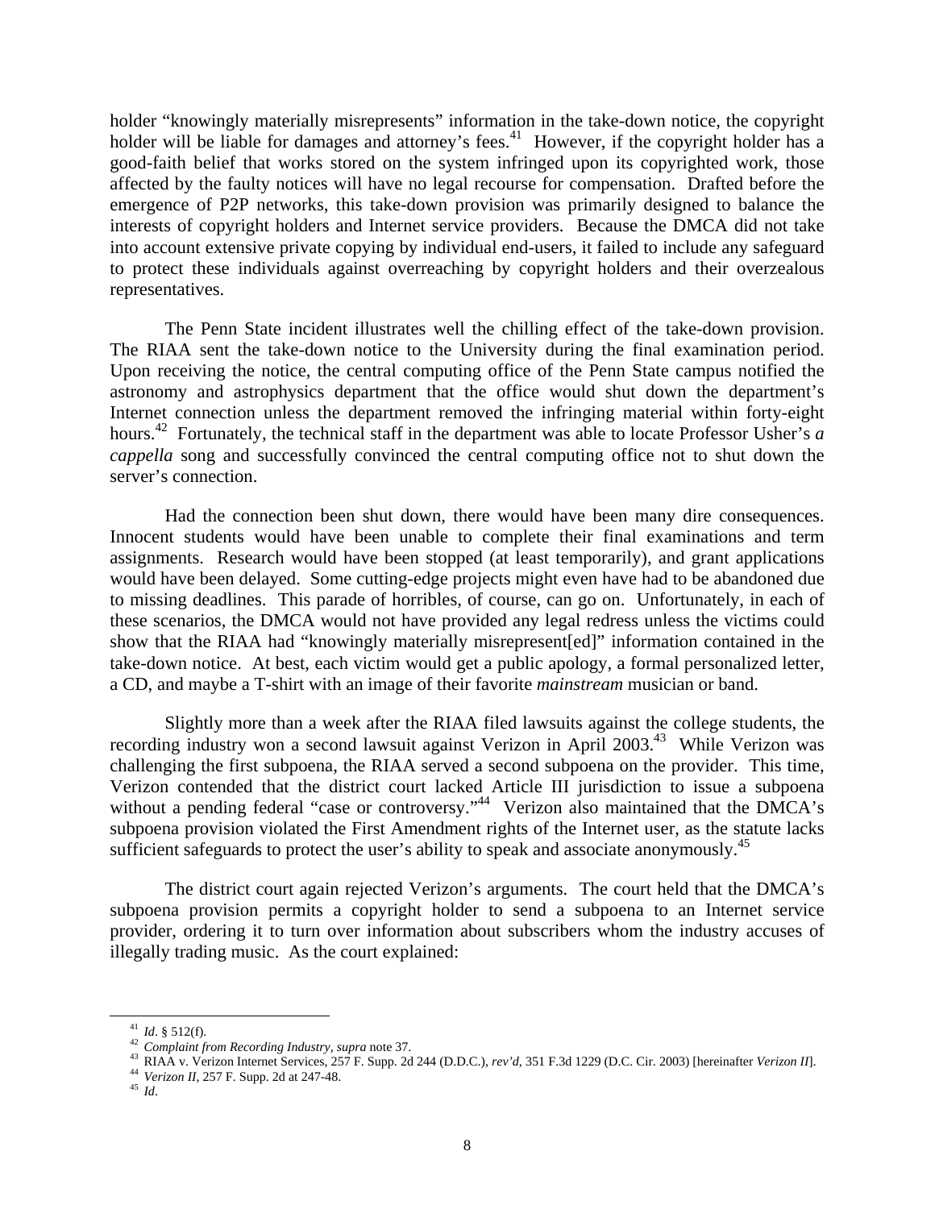holder "knowingly materially misrepresents" information in the take-down notice, the copyright holder will be liable for damages and attorney's fees.[41] However, if the copyright holder has a good-faith belief that works stored on the system infringed upon its copyrighted work, those affected by the faulty notices will have no legal recourse for compensation. Drafted before the emergence of P2P networks, this take-down provision was primarily designed to balance the interests of copyright holders and Internet service providers. Because the DMCA did not take into account extensive private copying by individual end-users, it failed to include any safeguard to protect these individuals against overreaching by copyright holders and their overzealous representatives.

The Penn State incident illustrates well the chilling effect of the take-down provision. The RIAA sent the take-down notice to the University during the final examination period. Upon receiving the notice, the central computing office of the Penn State campus notified the astronomy and astrophysics department that the office would shut down the department's Internet connection unless the department removed the infringing material within forty-eight hours.[42] Fortunately, the technical staff in the department was able to locate Professor Usher's *a cappella* song and successfully convinced the central computing office not to shut down the server's connection.

Had the connection been shut down, there would have been many dire consequences. Innocent students would have been unable to complete their final examinations and term assignments. Research would have been stopped (at least temporarily), and grant applications would have been delayed. Some cutting-edge projects might even have had to be abandoned due to missing deadlines. This parade of horribles, of course, can go on. Unfortunately, in each of these scenarios, the DMCA would not have provided any legal redress unless the victims could show that the RIAA had "knowingly materially misrepresent[ed]" information contained in the take-down notice. At best, each victim would get a public apology, a formal personalized letter, a CD, and maybe a T-shirt with an image of their favorite *mainstream* musician or band.

Slightly more than a week after the RIAA filed lawsuits against the college students, the recording industry won a second lawsuit against Verizon in April 2003.[43] While Verizon was challenging the first subpoena, the RIAA served a second subpoena on the provider. This time, Verizon contended that the district court lacked Article III jurisdiction to issue a subpoena without a pending federal "case or controversy."[44] Verizon also maintained that the DMCA's subpoena provision violated the First Amendment rights of the Internet user, as the statute lacks sufficient safeguards to protect the user's ability to speak and associate anonymously.[45]

The district court again rejected Verizon's arguments. The court held that the DMCA's subpoena provision permits a copyright holder to send a subpoena to an Internet service provider, ordering it to turn over information about subscribers whom the industry accuses of illegally trading music. As the court explained:

---

[41] *Id*. § 512(f).

[42] *Complaint from Recording Industry*, *supra* note 37.

[43] RIAA v. Verizon Internet Services, 257 F. Supp. 2d 244 (D.D.C.), *rev'd*, 351 F.3d 1229 (D.C. Cir. 2003) [hereinafter *Verizon II*].

[44] *Verizon II*, 257 F. Supp. 2d at 247-48.

[45] *Id*.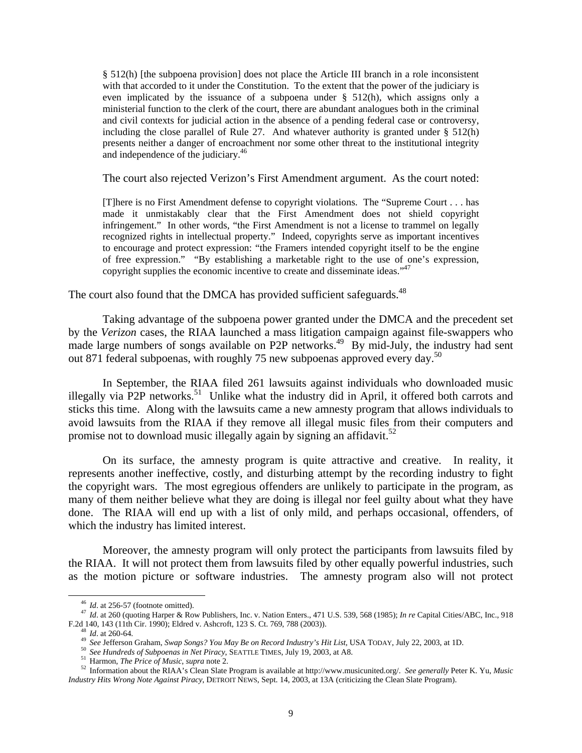> § 512(h) [the subpoena provision] does not place the Article III branch in a role inconsistent with that accorded to it under the Constitution. To the extent that the power of the judiciary is even implicated by the issuance of a subpoena under § 512(h), which assigns only a ministerial function to the clerk of the court, there are abundant analogues both in the criminal and civil contexts for judicial action in the absence of a pending federal case or controversy, including the close parallel of Rule 27. And whatever authority is granted under § 512(h) presents neither a danger of encroachment nor some other threat to the institutional integrity and independence of the judiciary.[46]

The court also rejected Verizon's First Amendment argument. As the court noted:

> [T]here is no First Amendment defense to copyright violations. The "Supreme Court . . . has made it unmistakably clear that the First Amendment does not shield copyright infringement." In other words, "the First Amendment is not a license to trammel on legally recognized rights in intellectual property." Indeed, copyrights serve as important incentives to encourage and protect expression: "the Framers intended copyright itself to be the engine of free expression." "By establishing a marketable right to the use of one's expression, copyright supplies the economic incentive to create and disseminate ideas."[47]

The court also found that the DMCA has provided sufficient safeguards.[48]

Taking advantage of the subpoena power granted under the DMCA and the precedent set by the *Verizon* cases, the RIAA launched a mass litigation campaign against file-swappers who made large numbers of songs available on P2P networks.[49] By mid-July, the industry had sent out 871 federal subpoenas, with roughly 75 new subpoenas approved every day.[50]

In September, the RIAA filed 261 lawsuits against individuals who downloaded music illegally via P2P networks.[51] Unlike what the industry did in April, it offered both carrots and sticks this time. Along with the lawsuits came a new amnesty program that allows individuals to avoid lawsuits from the RIAA if they remove all illegal music files from their computers and promise not to download music illegally again by signing an affidavit.[52]

On its surface, the amnesty program is quite attractive and creative. In reality, it represents another ineffective, costly, and disturbing attempt by the recording industry to fight the copyright wars. The most egregious offenders are unlikely to participate in the program, as many of them neither believe what they are doing is illegal nor feel guilty about what they have done. The RIAA will end up with a list of only mild, and perhaps occasional, offenders, of which the industry has limited interest.

Moreover, the amnesty program will only protect the participants from lawsuits filed by the RIAA. It will not protect them from lawsuits filed by other equally powerful industries, such as the motion picture or software industries. The amnesty program also will not protect

---

[46] *Id*. at 256-57 (footnote omitted).

[47] *Id*. at 260 (quoting Harper & Row Publishers, Inc. v. Nation Enters., 471 U.S. 539, 568 (1985); *In re* Capital Cities/ABC, Inc., 918 F.2d 140, 143 (11th Cir. 1990); Eldred v. Ashcroft, 123 S. Ct. 769, 788 (2003)).

[48] *Id*. at 260-64.

[49] *See* Jefferson Graham, *Swap Songs? You May Be on Record Industry's Hit List*, USA TODAY, July 22, 2003, at 1D.

[50] *See Hundreds of Subpoenas in Net Piracy*, SEATTLE TIMES, July 19, 2003, at A8.

[51] Harmon, *The Price of Music*, *supra* note 2.

[52] Information about the RIAA's Clean Slate Program is available at http://www.musicunited.org/. *See generally* Peter K. Yu, *Music Industry Hits Wrong Note Against Piracy*, DETROIT NEWS, Sept. 14, 2003, at 13A (criticizing the Clean Slate Program).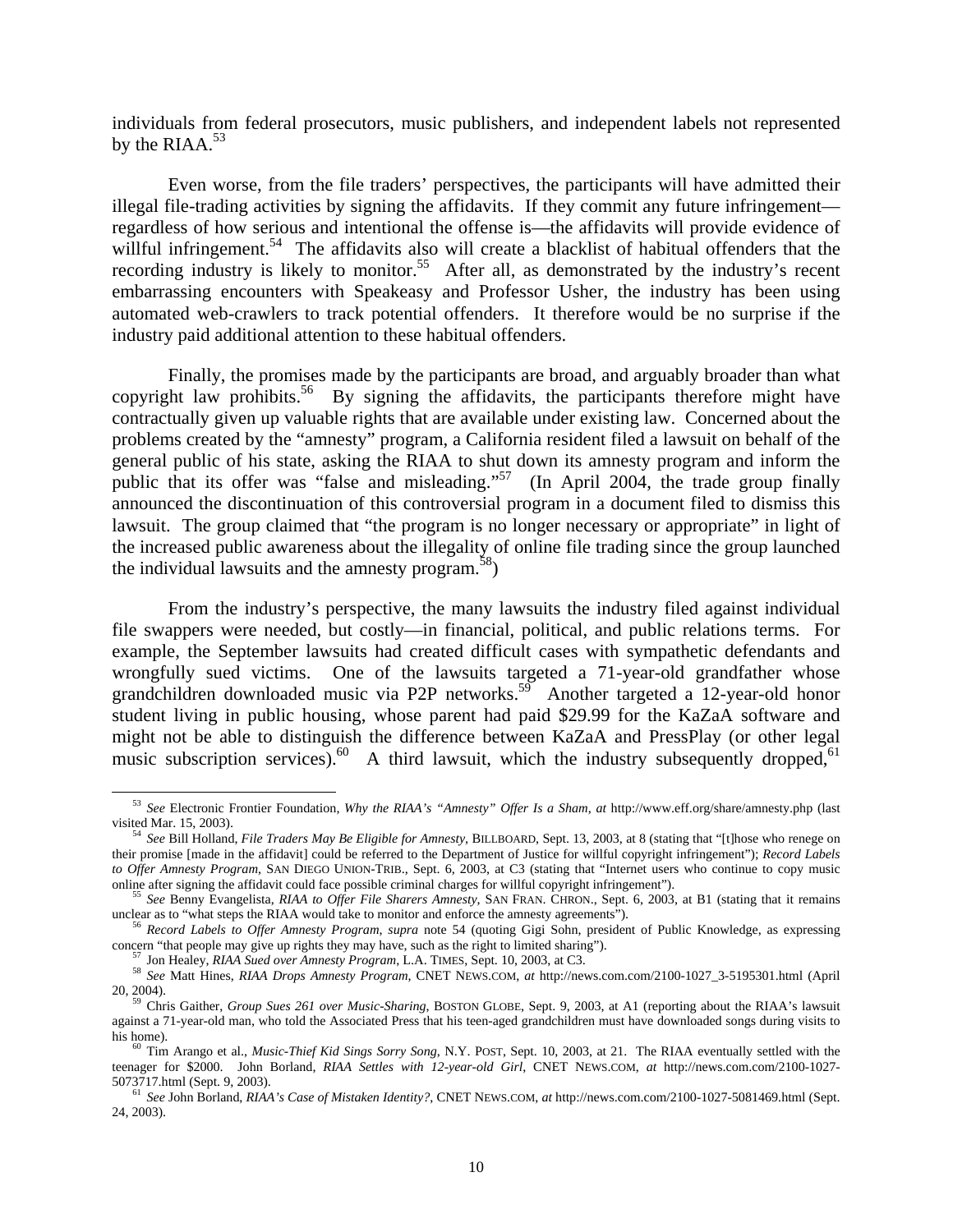individuals from federal prosecutors, music publishers, and independent labels not represented by the RIAA.[53]

Even worse, from the file traders' perspectives, the participants will have admitted their illegal file-trading activities by signing the affidavits. If they commit any future infringement—regardless of how serious and intentional the offense is—the affidavits will provide evidence of willful infringement.[54] The affidavits also will create a blacklist of habitual offenders that the recording industry is likely to monitor.[55] After all, as demonstrated by the industry's recent embarrassing encounters with Speakeasy and Professor Usher, the industry has been using automated web-crawlers to track potential offenders. It therefore would be no surprise if the industry paid additional attention to these habitual offenders.

Finally, the promises made by the participants are broad, and arguably broader than what copyright law prohibits.[56] By signing the affidavits, the participants therefore might have contractually given up valuable rights that are available under existing law. Concerned about the problems created by the "amnesty" program, a California resident filed a lawsuit on behalf of the general public of his state, asking the RIAA to shut down its amnesty program and inform the public that its offer was "false and misleading."[57] (In April 2004, the trade group finally announced the discontinuation of this controversial program in a document filed to dismiss this lawsuit. The group claimed that "the program is no longer necessary or appropriate" in light of the increased public awareness about the illegality of online file trading since the group launched the individual lawsuits and the amnesty program.[58])

From the industry's perspective, the many lawsuits the industry filed against individual file swappers were needed, but costly—in financial, political, and public relations terms. For example, the September lawsuits had created difficult cases with sympathetic defendants and wrongfully sued victims. One of the lawsuits targeted a 71-year-old grandfather whose grandchildren downloaded music via P2P networks.[59] Another targeted a 12-year-old honor student living in public housing, whose parent had paid $29.99 for the KaZaA software and might not be able to distinguish the difference between KaZaA and PressPlay (or other legal music subscription services).[60] A third lawsuit, which the industry subsequently dropped,[61]

---

[53] *See* Electronic Frontier Foundation, *Why the RIAA's "Amnesty" Offer Is a Sham*, *at* http://www.eff.org/share/amnesty.php (last visited Mar. 15, 2003).

[54] *See* Bill Holland, *File Traders May Be Eligible for Amnesty*, BILLBOARD, Sept. 13, 2003, at 8 (stating that "[t]hose who renege on their promise [made in the affidavit] could be referred to the Department of Justice for willful copyright infringement"); *Record Labels to Offer Amnesty Program*, SAN DIEGO UNION-TRIB., Sept. 6, 2003, at C3 (stating that "Internet users who continue to copy music online after signing the affidavit could face possible criminal charges for willful copyright infringement").

[55] *See* Benny Evangelista, *RIAA to Offer File Sharers Amnesty*, SAN FRAN. CHRON., Sept. 6, 2003, at B1 (stating that it remains unclear as to "what steps the RIAA would take to monitor and enforce the amnesty agreements").

[56] *Record Labels to Offer Amnesty Program*, *supra* note 54 (quoting Gigi Sohn, president of Public Knowledge, as expressing concern "that people may give up rights they may have, such as the right to limited sharing").

[57] Jon Healey, *RIAA Sued over Amnesty Program*, L.A. TIMES, Sept. 10, 2003, at C3.

[58] *See* Matt Hines, *RIAA Drops Amnesty Program*, CNET NEWS.COM, *at* http://news.com.com/2100-1027_3-5195301.html (April 20, 2004).

[59] Chris Gaither, *Group Sues 261 over Music-Sharing*, BOSTON GLOBE, Sept. 9, 2003, at A1 (reporting about the RIAA's lawsuit against a 71-year-old man, who told the Associated Press that his teen-aged grandchildren must have downloaded songs during visits to his home).

[60] Tim Arango et al., *Music-Thief Kid Sings Sorry Song*, N.Y. POST, Sept. 10, 2003, at 21. The RIAA eventually settled with the teenager for $2000. John Borland, *RIAA Settles with 12-year-old Girl*, CNET NEWS.COM, *at* http://news.com.com/2100-1027-5073717.html (Sept. 9, 2003).

[61] *See* John Borland, *RIAA's Case of Mistaken Identity?*, CNET NEWS.COM, *at* http://news.com.com/2100-1027-5081469.html (Sept. 24, 2003).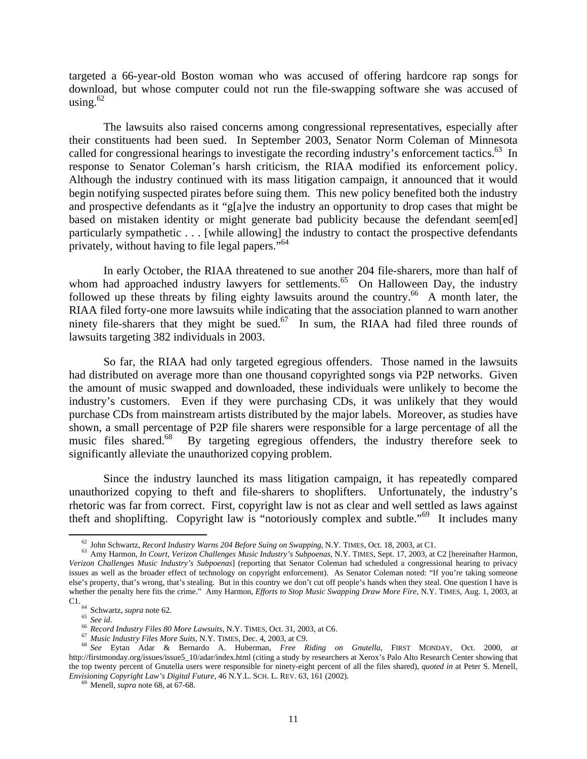targeted a 66-year-old Boston woman who was accused of offering hardcore rap songs for download, but whose computer could not run the file-swapping software she was accused of using.[62]

The lawsuits also raised concerns among congressional representatives, especially after their constituents had been sued. In September 2003, Senator Norm Coleman of Minnesota called for congressional hearings to investigate the recording industry's enforcement tactics.[63] In response to Senator Coleman's harsh criticism, the RIAA modified its enforcement policy. Although the industry continued with its mass litigation campaign, it announced that it would begin notifying suspected pirates before suing them. This new policy benefited both the industry and prospective defendants as it "g[a]ve the industry an opportunity to drop cases that might be based on mistaken identity or might generate bad publicity because the defendant seem[ed] particularly sympathetic . . . [while allowing] the industry to contact the prospective defendants privately, without having to file legal papers."[64]

In early October, the RIAA threatened to sue another 204 file-sharers, more than half of whom had approached industry lawyers for settlements.[65] On Halloween Day, the industry followed up these threats by filing eighty lawsuits around the country.[66] A month later, the RIAA filed forty-one more lawsuits while indicating that the association planned to warn another ninety file-sharers that they might be sued.[67] In sum, the RIAA had filed three rounds of lawsuits targeting 382 individuals in 2003.

So far, the RIAA had only targeted egregious offenders. Those named in the lawsuits had distributed on average more than one thousand copyrighted songs via P2P networks. Given the amount of music swapped and downloaded, these individuals were unlikely to become the industry's customers. Even if they were purchasing CDs, it was unlikely that they would purchase CDs from mainstream artists distributed by the major labels. Moreover, as studies have shown, a small percentage of P2P file sharers were responsible for a large percentage of all the music files shared.[68] By targeting egregious offenders, the industry therefore seek to significantly alleviate the unauthorized copying problem.

Since the industry launched its mass litigation campaign, it has repeatedly compared unauthorized copying to theft and file-sharers to shoplifters. Unfortunately, the industry's rhetoric was far from correct. First, copyright law is not as clear and well settled as laws against theft and shoplifting. Copyright law is "notoriously complex and subtle."[69] It includes many

---

[62] John Schwartz, *Record Industry Warns 204 Before Suing on Swapping*, N.Y. TIMES, Oct. 18, 2003, at C1.

[63] Amy Harmon, *In Court, Verizon Challenges Music Industry's Subpoenas*, N.Y. TIMES, Sept. 17, 2003, at C2 [hereinafter Harmon, *Verizon Challenges Music Industry's Subpoenas*] (reporting that Senator Coleman had scheduled a congressional hearing to privacy issues as well as the broader effect of technology on copyright enforcement). As Senator Coleman noted: "If you're taking someone else's property, that's wrong, that's stealing. But in this country we don't cut off people's hands when they steal. One question I have is whether the penalty here fits the crime." Amy Harmon, *Efforts to Stop Music Swapping Draw More Fire*, N.Y. TIMES, Aug. 1, 2003, at C1.

[64] Schwartz, *supra* note 62.

[65] *See id*.

[66] *Record Industry Files 80 More Lawsuits*, N.Y. TIMES, Oct. 31, 2003, at C6.

[67] *Music Industry Files More Suits*, N.Y. TIMES, Dec. 4, 2003, at C9.

[68] *See* Eytan Adar & Bernardo A. Huberman, *Free Riding on Gnutella*, FIRST MONDAY, Oct. 2000, *at* http://firstmonday.org/issues/issue5_10/adar/index.html (citing a study by researchers at Xerox's Palo Alto Research Center showing that the top twenty percent of Gnutella users were responsible for ninety-eight percent of all the files shared), *quoted in* at Peter S. Menell, *Envisioning Copyright Law's Digital Future*, 46 N.Y.L. SCH. L. REV. 63, 161 (2002).

[69] Menell, *supra* note 68, at 67-68.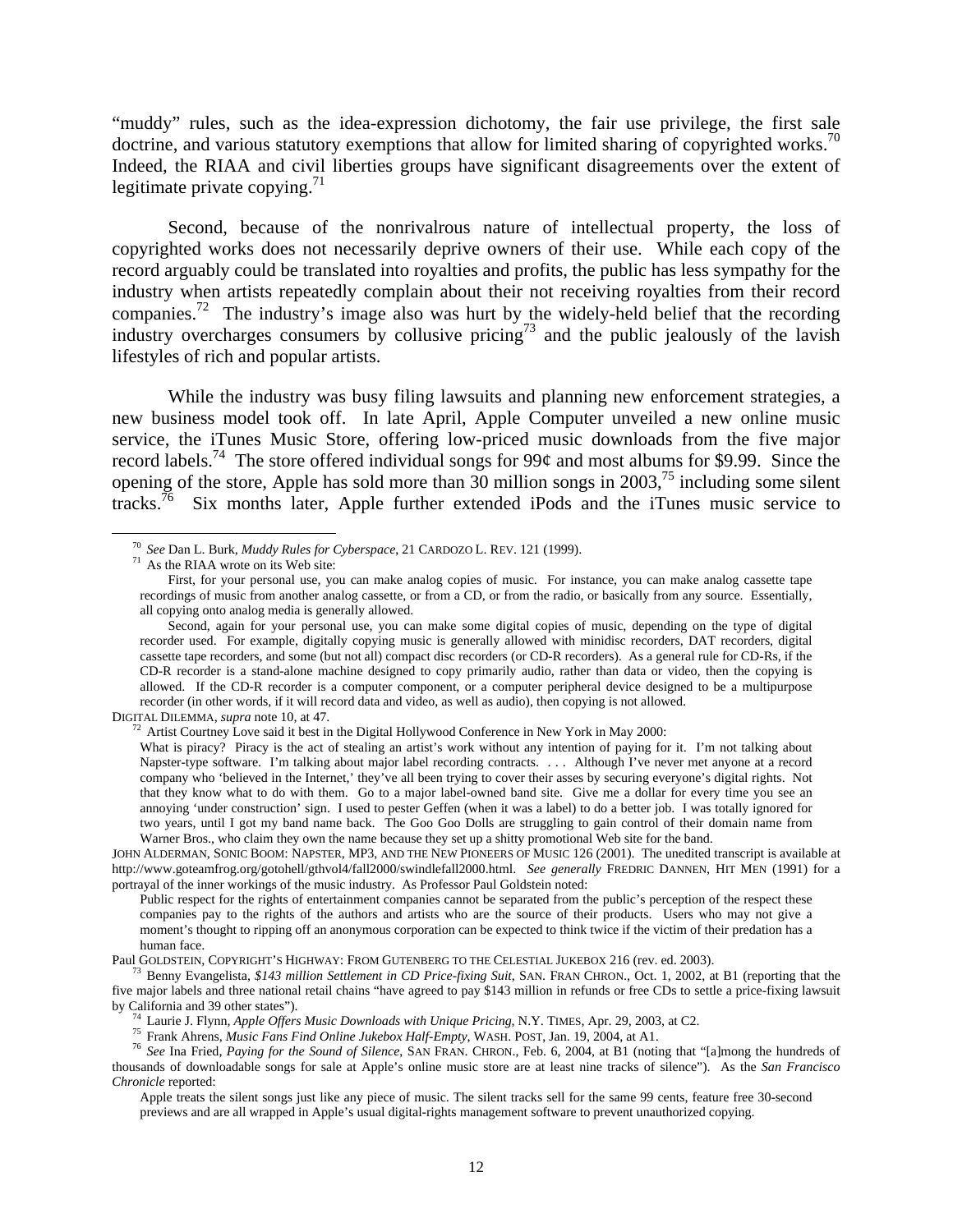"muddy" rules, such as the idea-expression dichotomy, the fair use privilege, the first sale doctrine, and various statutory exemptions that allow for limited sharing of copyrighted works.[70] Indeed, the RIAA and civil liberties groups have significant disagreements over the extent of legitimate private copying.[71]

Second, because of the nonrivalrous nature of intellectual property, the loss of copyrighted works does not necessarily deprive owners of their use. While each copy of the record arguably could be translated into royalties and profits, the public has less sympathy for the industry when artists repeatedly complain about their not receiving royalties from their record companies.[72] The industry's image also was hurt by the widely-held belief that the recording industry overcharges consumers by collusive pricing[73] and the public jealously of the lavish lifestyles of rich and popular artists.

While the industry was busy filing lawsuits and planning new enforcement strategies, a new business model took off. In late April, Apple Computer unveiled a new online music service, the iTunes Music Store, offering low-priced music downloads from the five major record labels.[74] The store offered individual songs for 99¢ and most albums for $9.99. Since the opening of the store, Apple has sold more than 30 million songs in 2003,[75] including some silent tracks.[76] Six months later, Apple further extended iPods and the iTunes music service to

---

[70] *See* Dan L. Burk, *Muddy Rules for Cyberspace*, 21 CARDOZO L. REV. 121 (1999).

[71] As the RIAA wrote on its Web site:

> First, for your personal use, you can make analog copies of music. For instance, you can make analog cassette tape recordings of music from another analog cassette, or from a CD, or from the radio, or basically from any source. Essentially, all copying onto analog media is generally allowed.
>
> Second, again for your personal use, you can make some digital copies of music, depending on the type of digital recorder used. For example, digitally copying music is generally allowed with minidisc recorders, DAT recorders, digital cassette tape recorders, and some (but not all) compact disc recorders (or CD-R recorders). As a general rule for CD-Rs, if the CD-R recorder is a stand-alone machine designed to copy primarily audio, rather than data or video, then the copying is allowed. If the CD-R recorder is a computer component, or a computer peripheral device designed to be a multipurpose recorder (in other words, if it will record data and video, as well as audio), then copying is not allowed.

DIGITAL DILEMMA, *supra* note 10, at 47.

[72] Artist Courtney Love said it best in the Digital Hollywood Conference in New York in May 2000:

> What is piracy? Piracy is the act of stealing an artist's work without any intention of paying for it. I'm not talking about Napster-type software. I'm talking about major label recording contracts. . . . Although I've never met anyone at a record company who 'believed in the Internet,' they've all been trying to cover their asses by securing everyone's digital rights. Not that they know what to do with them. Go to a major label-owned band site. Give me a dollar for every time you see an annoying 'under construction' sign. I used to pester Geffen (when it was a label) to do a better job. I was totally ignored for two years, until I got my band name back. The Goo Goo Dolls are struggling to gain control of their domain name from Warner Bros., who claim they own the name because they set up a shitty promotional Web site for the band.

JOHN ALDERMAN, SONIC BOOM: NAPSTER, MP3, AND THE NEW PIONEERS OF MUSIC 126 (2001). The unedited transcript is available at http://www.goteamfrog.org/gotohell/gthvol4/fall2000/swindlefall2000.html. *See generally* FREDRIC DANNEN, HIT MEN (1991) for a portrayal of the inner workings of the music industry. As Professor Paul Goldstein noted:

> Public respect for the rights of entertainment companies cannot be separated from the public's perception of the respect these companies pay to the rights of the authors and artists who are the source of their products. Users who may not give a moment's thought to ripping off an anonymous corporation can be expected to think twice if the victim of their predation has a human face.

Paul GOLDSTEIN, COPYRIGHT'S HIGHWAY: FROM GUTENBERG TO THE CELESTIAL JUKEBOX 216 (rev. ed. 2003).

[73] Benny Evangelista, *$143 million Settlement in CD Price-fixing Suit*, SAN. FRAN CHRON., Oct. 1, 2002, at B1 (reporting that the five major labels and three national retail chains "have agreed to pay $143 million in refunds or free CDs to settle a price-fixing lawsuit by California and 39 other states").

[74] Laurie J. Flynn, *Apple Offers Music Downloads with Unique Pricing*, N.Y. TIMES, Apr. 29, 2003, at C2.

[75] Frank Ahrens, *Music Fans Find Online Jukebox Half-Empty*, WASH. POST, Jan. 19, 2004, at A1.

[76] *See* Ina Fried, *Paying for the Sound of Silence*, SAN FRAN. CHRON., Feb. 6, 2004, at B1 (noting that "[a]mong the hundreds of thousands of downloadable songs for sale at Apple's online music store are at least nine tracks of silence"). As the *San Francisco Chronicle* reported:

> Apple treats the silent songs just like any piece of music. The silent tracks sell for the same 99 cents, feature free 30-second previews and are all wrapped in Apple's usual digital-rights management software to prevent unauthorized copying.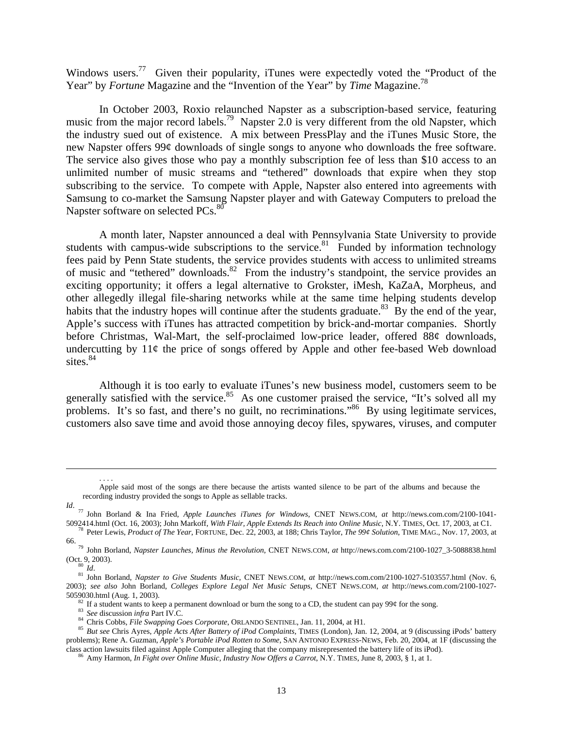Windows users.[77] Given their popularity, iTunes were expectedly voted the "Product of the Year" by *Fortune* Magazine and the "Invention of the Year" by *Time* Magazine.[78]

In October 2003, Roxio relaunched Napster as a subscription-based service, featuring music from the major record labels.[79] Napster 2.0 is very different from the old Napster, which the industry sued out of existence. A mix between PressPlay and the iTunes Music Store, the new Napster offers 99¢ downloads of single songs to anyone who downloads the free software. The service also gives those who pay a monthly subscription fee of less than $10 access to an unlimited number of music streams and "tethered" downloads that expire when they stop subscribing to the service. To compete with Apple, Napster also entered into agreements with Samsung to co-market the Samsung Napster player and with Gateway Computers to preload the Napster software on selected PCs.[80]

A month later, Napster announced a deal with Pennsylvania State University to provide students with campus-wide subscriptions to the service.[81] Funded by information technology fees paid by Penn State students, the service provides students with access to unlimited streams of music and "tethered" downloads.[82] From the industry's standpoint, the service provides an exciting opportunity; it offers a legal alternative to Grokster, iMesh, KaZaA, Morpheus, and other allegedly illegal file-sharing networks while at the same time helping students develop habits that the industry hopes will continue after the students graduate.[83] By the end of the year, Apple's success with iTunes has attracted competition by brick-and-mortar companies. Shortly before Christmas, Wal-Mart, the self-proclaimed low-price leader, offered 88¢ downloads, undercutting by 11¢ the price of songs offered by Apple and other fee-based Web download sites.[84]

Although it is too early to evaluate iTunes's new business model, customers seem to be generally satisfied with the service.[85] As one customer praised the service, "It's solved all my problems. It's so fast, and there's no guilt, no recriminations."[86] By using legitimate services, customers also save time and avoid those annoying decoy files, spywares, viruses, and computer

---

. . . .

Apple said most of the songs are there because the artists wanted silence to be part of the albums and because the recording industry provided the songs to Apple as sellable tracks.

*Id*.

[77] John Borland & Ina Fried, *Apple Launches iTunes for Windows*, CNET NEWS.COM, *at* http://news.com.com/2100-1041-5092414.html (Oct. 16, 2003); John Markoff, *With Flair, Apple Extends Its Reach into Online Music*, N.Y. TIMES, Oct. 17, 2003, at C1.

[78] Peter Lewis, *Product of The Year*, FORTUNE, Dec. 22, 2003, at 188; Chris Taylor, *The 99¢ Solution*, TIME MAG., Nov. 17, 2003, at 66.

[79] John Borland, *Napster Launches, Minus the Revolution*, CNET NEWS.COM, *at* http://news.com.com/2100-1027_3-5088838.html (Oct. 9, 2003).

[80] *Id*.

[81] John Borland, *Napster to Give Students Music*, CNET NEWS.COM, *at* http://news.com.com/2100-1027-5103557.html (Nov. 6, 2003); *see also* John Borland, *Colleges Explore Legal Net Music Setups*, CNET NEWS.COM, *at* http://news.com.com/2100-1027-5059030.html (Aug. 1, 2003).

[82] If a student wants to keep a permanent download or burn the song to a CD, the student can pay 99¢ for the song.

[83] *See* discussion *infra* Part IV.C.

[84] Chris Cobbs, *File Swapping Goes Corporate*, ORLANDO SENTINEL, Jan. 11, 2004, at H1.

[85] *But see* Chris Ayres, *Apple Acts After Battery of iPod Complaints*, TIMES (London), Jan. 12, 2004, at 9 (discussing iPods' battery problems); Rene A. Guzman, *Apple's Portable iPod Rotten to Some*, SAN ANTONIO EXPRESS-NEWS, Feb. 20, 2004, at 1F (discussing the class action lawsuits filed against Apple Computer alleging that the company misrepresented the battery life of its iPod).

[86] Amy Harmon, *In Fight over Online Music, Industry Now Offers a Carrot*, N.Y. TIMES, June 8, 2003, § 1, at 1.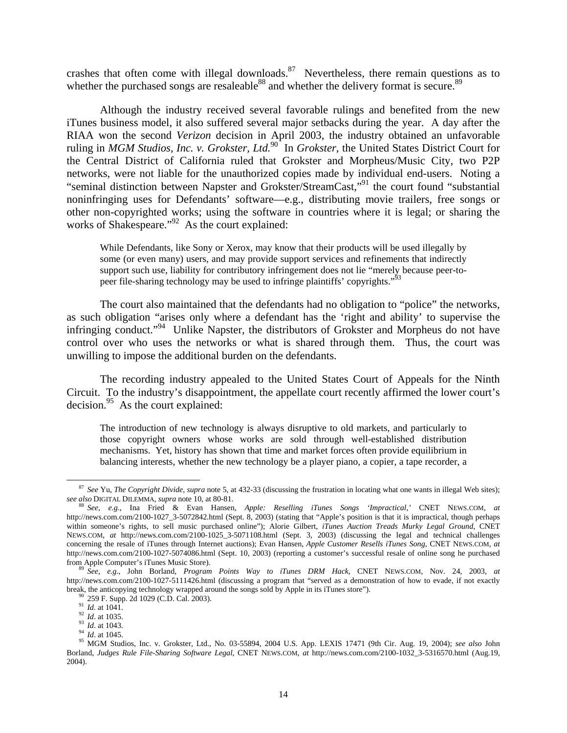crashes that often come with illegal downloads.[87] Nevertheless, there remain questions as to whether the purchased songs are resaleable[88] and whether the delivery format is secure.[89]

Although the industry received several favorable rulings and benefited from the new iTunes business model, it also suffered several major setbacks during the year. A day after the RIAA won the second *Verizon* decision in April 2003, the industry obtained an unfavorable ruling in *MGM Studios, Inc. v. Grokster, Ltd.*[90] In *Grokster*, the United States District Court for the Central District of California ruled that Grokster and Morpheus/Music City, two P2P networks, were not liable for the unauthorized copies made by individual end-users. Noting a "seminal distinction between Napster and Grokster/StreamCast,"[91] the court found "substantial noninfringing uses for Defendants' software—e.g., distributing movie trailers, free songs or other non-copyrighted works; using the software in countries where it is legal; or sharing the works of Shakespeare."[92] As the court explained:

> While Defendants, like Sony or Xerox, may know that their products will be used illegally by some (or even many) users, and may provide support services and refinements that indirectly support such use, liability for contributory infringement does not lie "merely because peer-to-peer file-sharing technology may be used to infringe plaintiffs' copyrights."[93]

The court also maintained that the defendants had no obligation to "police" the networks, as such obligation "arises only where a defendant has the 'right and ability' to supervise the infringing conduct."[94] Unlike Napster, the distributors of Grokster and Morpheus do not have control over who uses the networks or what is shared through them. Thus, the court was unwilling to impose the additional burden on the defendants.

The recording industry appealed to the United States Court of Appeals for the Ninth Circuit. To the industry's disappointment, the appellate court recently affirmed the lower court's decision.[95] As the court explained:

> The introduction of new technology is always disruptive to old markets, and particularly to those copyright owners whose works are sold through well-established distribution mechanisms. Yet, history has shown that time and market forces often provide equilibrium in balancing interests, whether the new technology be a player piano, a copier, a tape recorder, a

---

[87] *See* Yu, *The Copyright Divide*, *supra* note 5, at 432-33 (discussing the frustration in locating what one wants in illegal Web sites); *see also* DIGITAL DILEMMA, *supra* note 10, at 80-81.

[88] *See, e.g.*, Ina Fried & Evan Hansen, *Apple: Reselling iTunes Songs 'Impractical*,*'* CNET NEWS.COM, *at* http://news.com.com/2100-1027_3-5072842.html (Sept. 8, 2003) (stating that "Apple's position is that it is impractical, though perhaps within someone's rights, to sell music purchased online"); Alorie Gilbert, *iTunes Auction Treads Murky Legal Ground*, CNET NEWS.COM, *at* http://news.com.com/2100-1025_3-5071108.html (Sept. 3, 2003) (discussing the legal and technical challenges concerning the resale of iTunes through Internet auctions); Evan Hansen, *Apple Customer Resells iTunes Song*, CNET NEWS.COM, *at* http://news.com.com/2100-1027-5074086.html (Sept. 10, 2003) (reporting a customer's successful resale of online song he purchased from Apple Computer's iTunes Music Store).

[89] *See, e.g.*, John Borland, *Program Points Way to iTunes DRM Hack*, CNET NEWS.COM, Nov. 24, 2003, *at* http://news.com.com/2100-1027-5111426.html (discussing a program that "served as a demonstration of how to evade, if not exactly break, the anticopying technology wrapped around the songs sold by Apple in its iTunes store").

[90] 259 F. Supp. 2d 1029 (C.D. Cal. 2003).

[91] *Id*. at 1041.

[92] *Id*. at 1035.

[93] *Id*. at 1043.

[94] *Id*. at 1045.

[95] MGM Studios, Inc. v. Grokster, Ltd., No. 03-55894, 2004 U.S. App. LEXIS 17471 (9th Cir. Aug. 19, 2004); *see also* John Borland, *Judges Rule File-Sharing Software Legal*, CNET NEWS.COM, *at* http://news.com.com/2100-1032_3-5316570.html (Aug.19, 2004).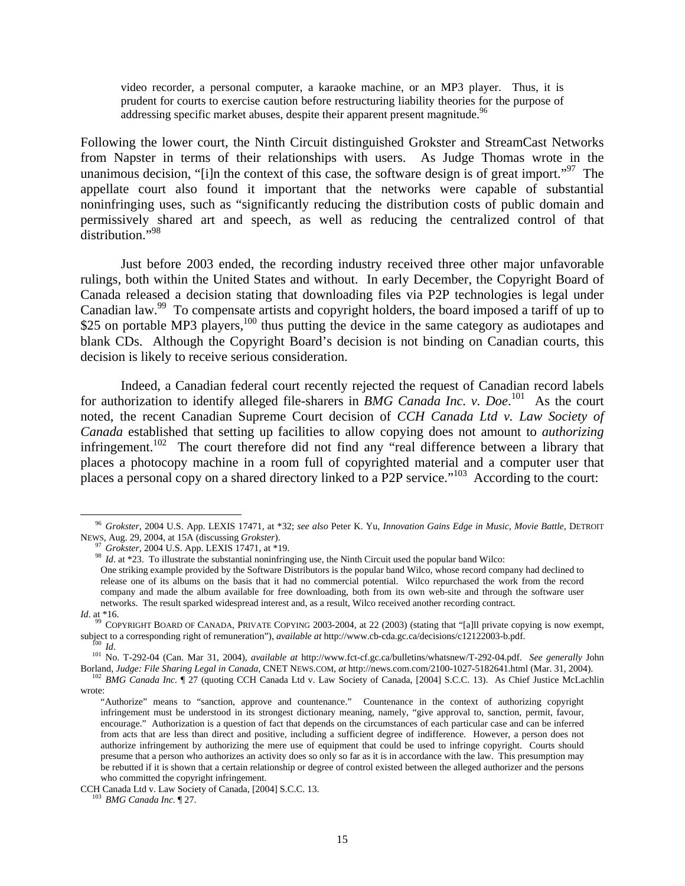> video recorder, a personal computer, a karaoke machine, or an MP3 player. Thus, it is prudent for courts to exercise caution before restructuring liability theories for the purpose of addressing specific market abuses, despite their apparent present magnitude.[96]

Following the lower court, the Ninth Circuit distinguished Grokster and StreamCast Networks from Napster in terms of their relationships with users. As Judge Thomas wrote in the unanimous decision, "[i]n the context of this case, the software design is of great import."[97] The appellate court also found it important that the networks were capable of substantial noninfringing uses, such as "significantly reducing the distribution costs of public domain and permissively shared art and speech, as well as reducing the centralized control of that distribution."[98]

Just before 2003 ended, the recording industry received three other major unfavorable rulings, both within the United States and without. In early December, the Copyright Board of Canada released a decision stating that downloading files via P2P technologies is legal under Canadian law.[99] To compensate artists and copyright holders, the board imposed a tariff of up to $25 on portable MP3 players,[100] thus putting the device in the same category as audiotapes and blank CDs. Although the Copyright Board's decision is not binding on Canadian courts, this decision is likely to receive serious consideration.

Indeed, a Canadian federal court recently rejected the request of Canadian record labels for authorization to identify alleged file-sharers in *BMG Canada Inc. v. Doe*.[101] As the court noted, the recent Canadian Supreme Court decision of *CCH Canada Ltd v. Law Society of Canada* established that setting up facilities to allow copying does not amount to *authorizing* infringement.[102] The court therefore did not find any "real difference between a library that places a photocopy machine in a room full of copyrighted material and a computer user that places a personal copy on a shared directory linked to a P2P service."[103] According to the court:

---

[96] *Grokster*, 2004 U.S. App. LEXIS 17471, at *32; *see also* Peter K. Yu, *Innovation Gains Edge in Music, Movie Battle*, DETROIT NEWS, Aug. 29, 2004, at 15A (discussing *Grokster*).

[97] *Grokster*, 2004 U.S. App. LEXIS 17471, at *19.

[98] *Id*. at *23. To illustrate the substantial noninfringing use, the Ninth Circuit used the popular band Wilco:

> One striking example provided by the Software Distributors is the popular band Wilco, whose record company had declined to release one of its albums on the basis that it had no commercial potential. Wilco repurchased the work from the record company and made the album available for free downloading, both from its own web-site and through the software user networks. The result sparked widespread interest and, as a result, Wilco received another recording contract.

*Id*. at *16.

[99] COPYRIGHT BOARD OF CANADA, PRIVATE COPYING 2003-2004, at 22 (2003) (stating that "[a]ll private copying is now exempt, subject to a corresponding right of remuneration"), *available at* http://www.cb-cda.gc.ca/decisions/c12122003-b.pdf.

[100] *Id*.

[101] No. T-292-04 (Can. Mar 31, 2004), *available at* http://www.fct-cf.gc.ca/bulletins/whatsnew/T-292-04.pdf. *See generally* John Borland, *Judge: File Sharing Legal in Canada*, CNET NEWS.COM, *at* http://news.com.com/2100-1027-5182641.html (Mar. 31, 2004).

[102] *BMG Canada Inc.* ¶ 27 (quoting CCH Canada Ltd v. Law Society of Canada, [2004] S.C.C. 13). As Chief Justice McLachlin wrote:

> "Authorize" means to "sanction, approve and countenance." Countenance in the context of authorizing copyright infringement must be understood in its strongest dictionary meaning, namely, "give approval to, sanction, permit, favour, encourage." Authorization is a question of fact that depends on the circumstances of each particular case and can be inferred from acts that are less than direct and positive, including a sufficient degree of indifference. However, a person does not authorize infringement by authorizing the mere use of equipment that could be used to infringe copyright. Courts should presume that a person who authorizes an activity does so only so far as it is in accordance with the law. This presumption may be rebutted if it is shown that a certain relationship or degree of control existed between the alleged authorizer and the persons who committed the copyright infringement.

CCH Canada Ltd v. Law Society of Canada, [2004] S.C.C. 13.

[103] *BMG Canada Inc.* ¶ 27.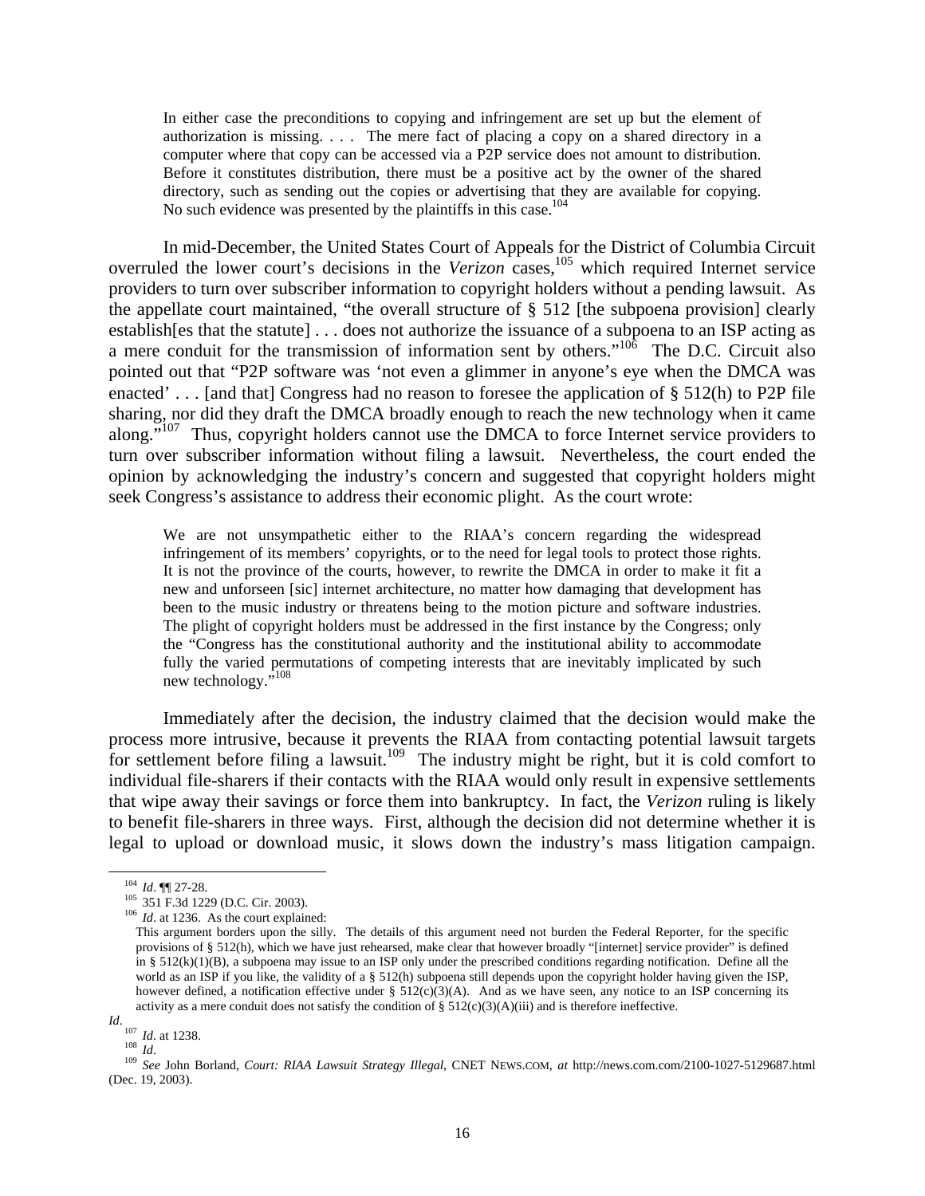> In either case the preconditions to copying and infringement are set up but the element of authorization is missing. . . . The mere fact of placing a copy on a shared directory in a computer where that copy can be accessed via a P2P service does not amount to distribution. Before it constitutes distribution, there must be a positive act by the owner of the shared directory, such as sending out the copies or advertising that they are available for copying. No such evidence was presented by the plaintiffs in this case.[104]

In mid-December, the United States Court of Appeals for the District of Columbia Circuit overruled the lower court's decisions in the *Verizon* cases,[105] which required Internet service providers to turn over subscriber information to copyright holders without a pending lawsuit. As the appellate court maintained, "the overall structure of § 512 [the subpoena provision] clearly establish[es that the statute] . . . does not authorize the issuance of a subpoena to an ISP acting as a mere conduit for the transmission of information sent by others."[106] The D.C. Circuit also pointed out that "P2P software was 'not even a glimmer in anyone's eye when the DMCA was enacted' . . . [and that] Congress had no reason to foresee the application of § 512(h) to P2P file sharing, nor did they draft the DMCA broadly enough to reach the new technology when it came along."[107] Thus, copyright holders cannot use the DMCA to force Internet service providers to turn over subscriber information without filing a lawsuit. Nevertheless, the court ended the opinion by acknowledging the industry's concern and suggested that copyright holders might seek Congress's assistance to address their economic plight. As the court wrote:

> We are not unsympathetic either to the RIAA's concern regarding the widespread infringement of its members' copyrights, or to the need for legal tools to protect those rights. It is not the province of the courts, however, to rewrite the DMCA in order to make it fit a new and unforseen [sic] internet architecture, no matter how damaging that development has been to the music industry or threatens being to the motion picture and software industries. The plight of copyright holders must be addressed in the first instance by the Congress; only the "Congress has the constitutional authority and the institutional ability to accommodate fully the varied permutations of competing interests that are inevitably implicated by such new technology."[108]

Immediately after the decision, the industry claimed that the decision would make the process more intrusive, because it prevents the RIAA from contacting potential lawsuit targets for settlement before filing a lawsuit.[109] The industry might be right, but it is cold comfort to individual file-sharers if their contacts with the RIAA would only result in expensive settlements that wipe away their savings or force them into bankruptcy. In fact, the *Verizon* ruling is likely to benefit file-sharers in three ways. First, although the decision did not determine whether it is legal to upload or download music, it slows down the industry's mass litigation campaign.

---

[104] *Id*. ¶¶ 27-28.

[105] 351 F.3d 1229 (D.C. Cir. 2003).

[106] *Id*. at 1236. As the court explained:

> This argument borders upon the silly. The details of this argument need not burden the Federal Reporter, for the specific provisions of § 512(h), which we have just rehearsed, make clear that however broadly "[internet] service provider" is defined in § 512(k)(1)(B), a subpoena may issue to an ISP only under the prescribed conditions regarding notification. Define all the world as an ISP if you like, the validity of a § 512(h) subpoena still depends upon the copyright holder having given the ISP, however defined, a notification effective under § 512(c)(3)(A). And as we have seen, any notice to an ISP concerning its activity as a mere conduit does not satisfy the condition of § 512(c)(3)(A)(iii) and is therefore ineffective.

*Id*.

[107] *Id*. at 1238.

[108] *Id*.

[109] *See* John Borland, *Court: RIAA Lawsuit Strategy Illegal*, CNET NEWS.COM, *at* http://news.com.com/2100-1027-5129687.html (Dec. 19, 2003).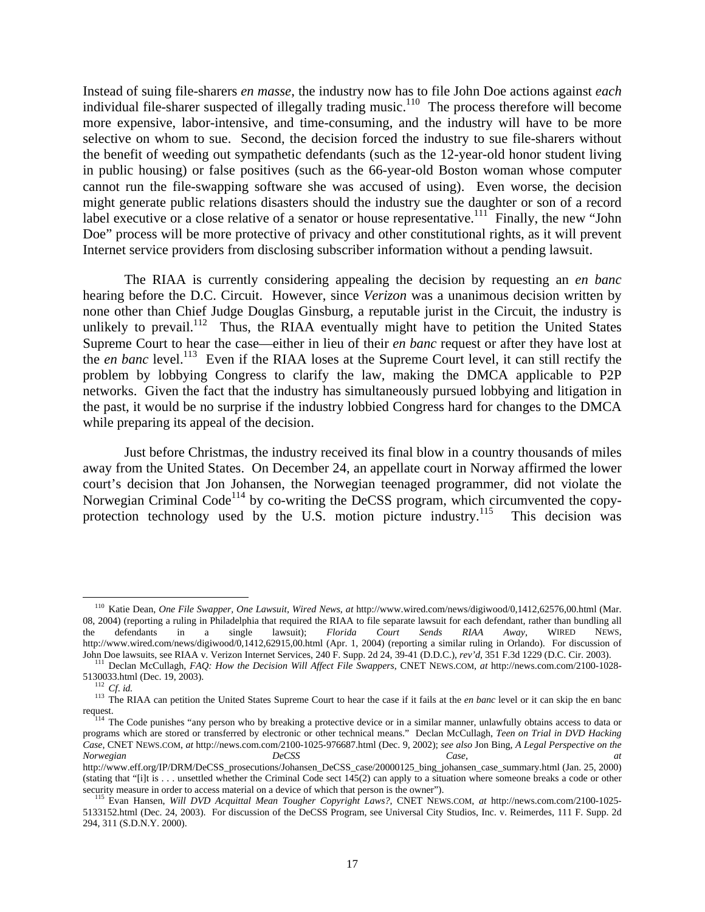Instead of suing file-sharers *en masse*, the industry now has to file John Doe actions against *each* individual file-sharer suspected of illegally trading music.[110] The process therefore will become more expensive, labor-intensive, and time-consuming, and the industry will have to be more selective on whom to sue. Second, the decision forced the industry to sue file-sharers without the benefit of weeding out sympathetic defendants (such as the 12-year-old honor student living in public housing) or false positives (such as the 66-year-old Boston woman whose computer cannot run the file-swapping software she was accused of using). Even worse, the decision might generate public relations disasters should the industry sue the daughter or son of a record label executive or a close relative of a senator or house representative.[111] Finally, the new "John Doe" process will be more protective of privacy and other constitutional rights, as it will prevent Internet service providers from disclosing subscriber information without a pending lawsuit.

The RIAA is currently considering appealing the decision by requesting an *en banc* hearing before the D.C. Circuit. However, since *Verizon* was a unanimous decision written by none other than Chief Judge Douglas Ginsburg, a reputable jurist in the Circuit, the industry is unlikely to prevail.[112] Thus, the RIAA eventually might have to petition the United States Supreme Court to hear the case—either in lieu of their *en banc* request or after they have lost at the *en banc* level.[113] Even if the RIAA loses at the Supreme Court level, it can still rectify the problem by lobbying Congress to clarify the law, making the DMCA applicable to P2P networks. Given the fact that the industry has simultaneously pursued lobbying and litigation in the past, it would be no surprise if the industry lobbied Congress hard for changes to the DMCA while preparing its appeal of the decision.

Just before Christmas, the industry received its final blow in a country thousands of miles away from the United States. On December 24, an appellate court in Norway affirmed the lower court's decision that Jon Johansen, the Norwegian teenaged programmer, did not violate the Norwegian Criminal Code[114] by co-writing the DeCSS program, which circumvented the copy-protection technology used by the U.S. motion picture industry.[115] This decision was

---

[110] Katie Dean, *One File Swapper, One Lawsuit*, *Wired News*, *at* http://www.wired.com/news/digiwood/0,1412,62576,00.html (Mar. 08, 2004) (reporting a ruling in Philadelphia that required the RIAA to file separate lawsuit for each defendant, rather than bundling all the defendants in a single lawsuit); *Florida Court Sends RIAA Away*, WIRED NEWS, http://www.wired.com/news/digiwood/0,1412,62915,00.html (Apr. 1, 2004) (reporting a similar ruling in Orlando). For discussion of John Doe lawsuits, see RIAA v. Verizon Internet Services, 240 F. Supp. 2d 24, 39-41 (D.D.C.), *rev'd*, 351 F.3d 1229 (D.C. Cir. 2003).

[111] Declan McCullagh, *FAQ: How the Decision Will Affect File Swappers*, CNET NEWS.COM, *at* http://news.com.com/2100-1028-5130033.html (Dec. 19, 2003).

[112] *Cf. id.*

[113] The RIAA can petition the United States Supreme Court to hear the case if it fails at the *en banc* level or it can skip the en banc request.

[114] The Code punishes "any person who by breaking a protective device or in a similar manner, unlawfully obtains access to data or programs which are stored or transferred by electronic or other technical means." Declan McCullagh, *Teen on Trial in DVD Hacking Case*, CNET NEWS.COM, *at* http://news.com.com/2100-1025-976687.html (Dec. 9, 2002); *see also* Jon Bing, *A Legal Perspective on the Norwegian DeCSS Case*, *at* http://www.eff.org/IP/DRM/DeCSS_prosecutions/Johansen_DeCSS_case/20000125_bing_johansen_case_summary.html (Jan. 25, 2000) (stating that "[i]t is . . . unsettled whether the Criminal Code sect 145(2) can apply to a situation where someone breaks a code or other security measure in order to access material on a device of which that person is the owner").

[115] Evan Hansen, *Will DVD Acquittal Mean Tougher Copyright Laws?*, CNET NEWS.COM, *at* http://news.com.com/2100-1025-5133152.html (Dec. 24, 2003). For discussion of the DeCSS Program, see Universal City Studios, Inc. v. Reimerdes, 111 F. Supp. 2d 294, 311 (S.D.N.Y. 2000).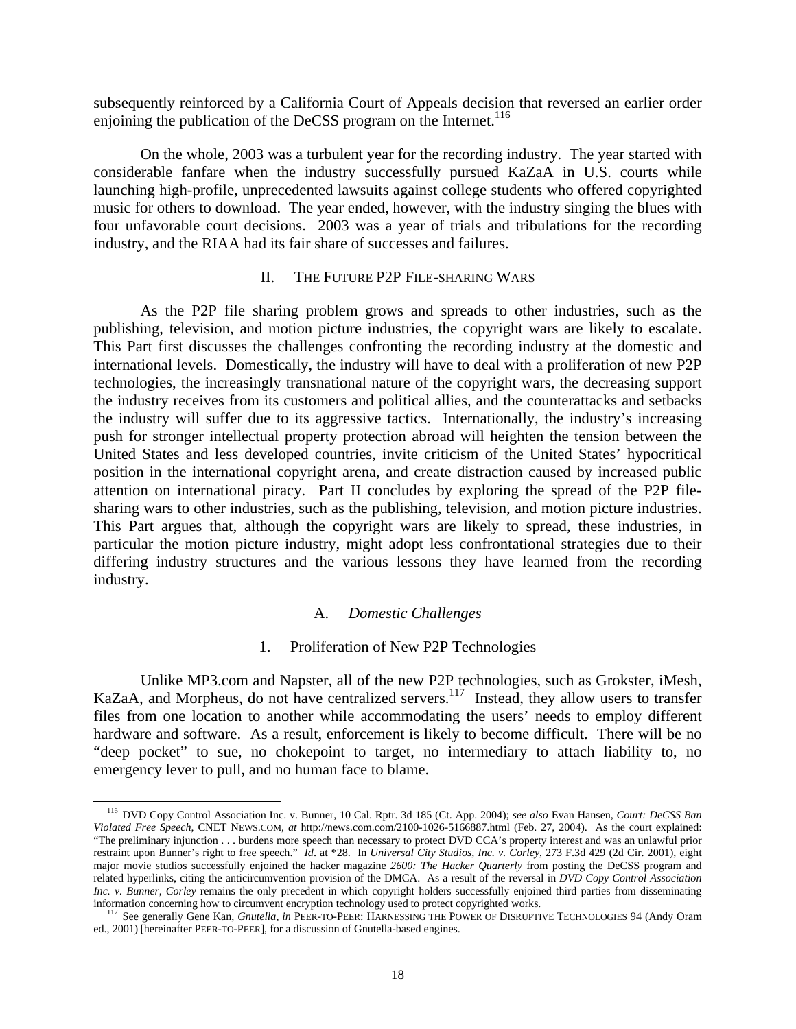subsequently reinforced by a California Court of Appeals decision that reversed an earlier order enjoining the publication of the DeCSS program on the Internet.[116]

On the whole, 2003 was a turbulent year for the recording industry. The year started with considerable fanfare when the industry successfully pursued KaZaA in U.S. courts while launching high-profile, unprecedented lawsuits against college students who offered copyrighted music for others to download. The year ended, however, with the industry singing the blues with four unfavorable court decisions. 2003 was a year of trials and tribulations for the recording industry, and the RIAA had its fair share of successes and failures.

## II. THE FUTURE P2P FILE-SHARING WARS

As the P2P file sharing problem grows and spreads to other industries, such as the publishing, television, and motion picture industries, the copyright wars are likely to escalate. This Part first discusses the challenges confronting the recording industry at the domestic and international levels. Domestically, the industry will have to deal with a proliferation of new P2P technologies, the increasingly transnational nature of the copyright wars, the decreasing support the industry receives from its customers and political allies, and the counterattacks and setbacks the industry will suffer due to its aggressive tactics. Internationally, the industry's increasing push for stronger intellectual property protection abroad will heighten the tension between the United States and less developed countries, invite criticism of the United States' hypocritical position in the international copyright arena, and create distraction caused by increased public attention on international piracy. Part II concludes by exploring the spread of the P2P file-sharing wars to other industries, such as the publishing, television, and motion picture industries. This Part argues that, although the copyright wars are likely to spread, these industries, in particular the motion picture industry, might adopt less confrontational strategies due to their differing industry structures and the various lessons they have learned from the recording industry.

### A. *Domestic Challenges*

#### 1. Proliferation of New P2P Technologies

Unlike MP3.com and Napster, all of the new P2P technologies, such as Grokster, iMesh, KaZaA, and Morpheus, do not have centralized servers.[117] Instead, they allow users to transfer files from one location to another while accommodating the users' needs to employ different hardware and software. As a result, enforcement is likely to become difficult. There will be no "deep pocket" to sue, no chokepoint to target, no intermediary to attach liability to, no emergency lever to pull, and no human face to blame.

---

[116] DVD Copy Control Association Inc. v. Bunner, 10 Cal. Rptr. 3d 185 (Ct. App. 2004); *see also* Evan Hansen, *Court: DeCSS Ban Violated Free Speech*, CNET NEWS.COM, *at* http://news.com.com/2100-1026-5166887.html (Feb. 27, 2004). As the court explained: "The preliminary injunction . . . burdens more speech than necessary to protect DVD CCA's property interest and was an unlawful prior restraint upon Bunner's right to free speech." *Id*. at *28. In *Universal City Studios, Inc. v. Corley*, 273 F.3d 429 (2d Cir. 2001), eight major movie studios successfully enjoined the hacker magazine *2600: The Hacker Quarterly* from posting the DeCSS program and related hyperlinks, citing the anticircumvention provision of the DMCA. As a result of the reversal in *DVD Copy Control Association Inc. v. Bunner*, *Corley* remains the only precedent in which copyright holders successfully enjoined third parties from disseminating information concerning how to circumvent encryption technology used to protect copyrighted works.

[117] See generally Gene Kan, *Gnutella*, *in* PEER-TO-PEER: HARNESSING THE POWER OF DISRUPTIVE TECHNOLOGIES 94 (Andy Oram ed., 2001) [hereinafter PEER-TO-PEER], for a discussion of Gnutella-based engines.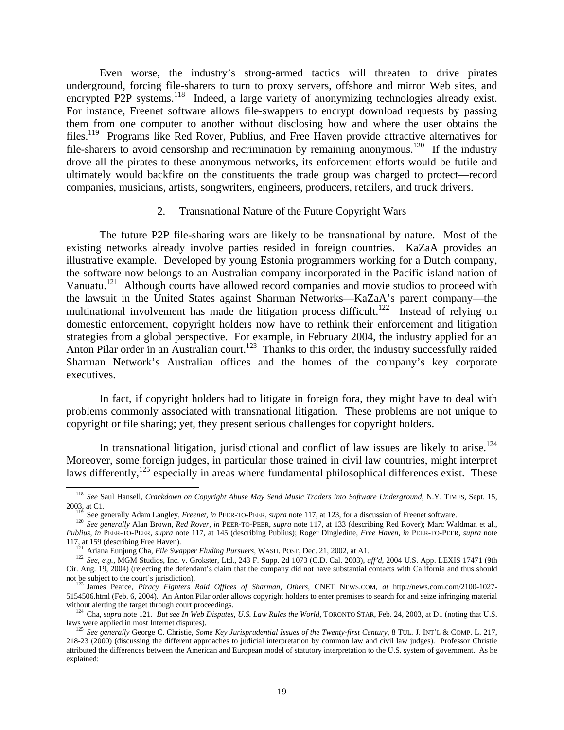Even worse, the industry's strong-armed tactics will threaten to drive pirates underground, forcing file-sharers to turn to proxy servers, offshore and mirror Web sites, and encrypted P2P systems.[118] Indeed, a large variety of anonymizing technologies already exist. For instance, Freenet software allows file-swappers to encrypt download requests by passing them from one computer to another without disclosing how and where the user obtains the files.[119] Programs like Red Rover, Publius, and Free Haven provide attractive alternatives for file-sharers to avoid censorship and recrimination by remaining anonymous.[120] If the industry drove all the pirates to these anonymous networks, its enforcement efforts would be futile and ultimately would backfire on the constituents the trade group was charged to protect—record companies, musicians, artists, songwriters, engineers, producers, retailers, and truck drivers.

### 2. Transnational Nature of the Future Copyright Wars

The future P2P file-sharing wars are likely to be transnational by nature. Most of the existing networks already involve parties resided in foreign countries. KaZaA provides an illustrative example. Developed by young Estonia programmers working for a Dutch company, the software now belongs to an Australian company incorporated in the Pacific island nation of Vanuatu.[121] Although courts have allowed record companies and movie studios to proceed with the lawsuit in the United States against Sharman Networks—KaZaA's parent company—the multinational involvement has made the litigation process difficult.[122] Instead of relying on domestic enforcement, copyright holders now have to rethink their enforcement and litigation strategies from a global perspective. For example, in February 2004, the industry applied for an Anton Pilar order in an Australian court.[123] Thanks to this order, the industry successfully raided Sharman Network's Australian offices and the homes of the company's key corporate executives.

In fact, if copyright holders had to litigate in foreign fora, they might have to deal with problems commonly associated with transnational litigation. These problems are not unique to copyright or file sharing; yet, they present serious challenges for copyright holders.

In transnational litigation, jurisdictional and conflict of law issues are likely to arise.[124] Moreover, some foreign judges, in particular those trained in civil law countries, might interpret laws differently,[125] especially in areas where fundamental philosophical differences exist. These

---

[118] *See* Saul Hansell, *Crackdown on Copyright Abuse May Send Music Traders into Software Underground*, N.Y. TIMES, Sept. 15, 2003, at C1.

[119] See generally Adam Langley, *Freenet*, *in* PEER-TO-PEER, *supra* note 117, at 123, for a discussion of Freenet software.

[120] *See generally* Alan Brown, *Red Rover*, *in* PEER-TO-PEER, *supra* note 117, at 133 (describing Red Rover); Marc Waldman et al., *Publius*, *in* PEER-TO-PEER, *supra* note 117, at 145 (describing Publius); Roger Dingledine, *Free Haven*, *in* PEER-TO-PEER, *supra* note 117, at 159 (describing Free Haven).

[121] Ariana Eunjung Cha, *File Swapper Eluding Pursuers*, WASH. POST, Dec. 21, 2002, at A1.

[122] *See, e.g.*, MGM Studios, Inc. v. Grokster, Ltd., 243 F. Supp. 2d 1073 (C.D. Cal. 2003), *aff'd*, 2004 U.S. App. LEXIS 17471 (9th Cir. Aug. 19, 2004) (rejecting the defendant's claim that the company did not have substantial contacts with California and thus should not be subject to the court's jurisdiction).

[123] James Pearce, *Piracy Fighters Raid Offices of Sharman, Others*, CNET NEWS.COM, *at* http://news.com.com/2100-1027-5154506.html (Feb. 6, 2004). An Anton Pilar order allows copyright holders to enter premises to search for and seize infringing material without alerting the target through court proceedings.

[124] Cha, *supra* note 121. *But see In Web Disputes, U.S. Law Rules the World*, TORONTO STAR, Feb. 24, 2003, at D1 (noting that U.S. laws were applied in most Internet disputes).

[125] *See generally* George C. Christie, *Some Key Jurisprudential Issues of the Twenty-first Century*, 8 TUL. J. INT'L & COMP. L. 217, 218-23 (2000) (discussing the different approaches to judicial interpretation by common law and civil law judges). Professor Christie attributed the differences between the American and European model of statutory interpretation to the U.S. system of government. As he explained: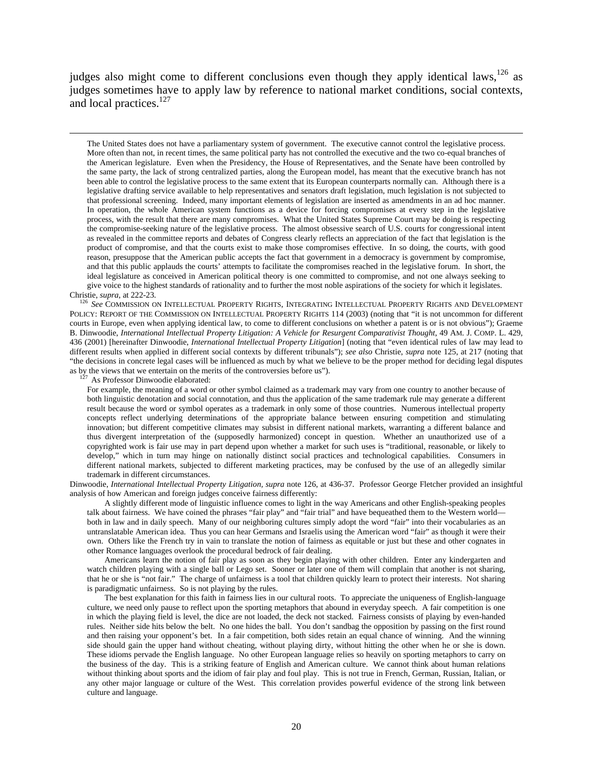judges also might come to different conclusions even though they apply identical laws,[126] as judges sometimes have to apply law by reference to national market conditions, social contexts, and local practices.[127]

---

> The United States does not have a parliamentary system of government. The executive cannot control the legislative process. More often than not, in recent times, the same political party has not controlled the executive and the two co-equal branches of the American legislature. Even when the Presidency, the House of Representatives, and the Senate have been controlled by the same party, the lack of strong centralized parties, along the European model, has meant that the executive branch has not been able to control the legislative process to the same extent that its European counterparts normally can. Although there is a legislative drafting service available to help representatives and senators draft legislation, much legislation is not subjected to that professional screening. Indeed, many important elements of legislation are inserted as amendments in an ad hoc manner. In operation, the whole American system functions as a device for forcing compromises at every step in the legislative process, with the result that there are many compromises. What the United States Supreme Court may be doing is respecting the compromise-seeking nature of the legislative process. The almost obsessive search of U.S. courts for congressional intent as revealed in the committee reports and debates of Congress clearly reflects an appreciation of the fact that legislation is the product of compromise, and that the courts exist to make those compromises effective. In so doing, the courts, with good reason, presuppose that the American public accepts the fact that government in a democracy is government by compromise, and that this public applauds the courts' attempts to facilitate the compromises reached in the legislative forum. In short, the ideal legislature as conceived in American political theory is one committed to compromise, and not one always seeking to give voice to the highest standards of rationality and to further the most noble aspirations of the society for which it legislates.

Christie, *supra*, at 222-23.

[126] *See* COMMISSION ON INTELLECTUAL PROPERTY RIGHTS, INTEGRATING INTELLECTUAL PROPERTY RIGHTS AND DEVELOPMENT POLICY: REPORT OF THE COMMISSION ON INTELLECTUAL PROPERTY RIGHTS 114 (2003) (noting that "it is not uncommon for different courts in Europe, even when applying identical law, to come to different conclusions on whether a patent is or is not obvious"); Graeme B. Dinwoodie, *International Intellectual Property Litigation: A Vehicle for Resurgent Comparativist Thought*, 49 AM. J. COMP. L. 429, 436 (2001) [hereinafter Dinwoodie, *International Intellectual Property Litigation*] (noting that "even identical rules of law may lead to different results when applied in different social contexts by different tribunals"); *see also* Christie, *supra* note 125, at 217 (noting that "the decisions in concrete legal cases will be influenced as much by what we believe to be the proper method for deciding legal disputes as by the views that we entertain on the merits of the controversies before us").

[127] As Professor Dinwoodie elaborated:

> For example, the meaning of a word or other symbol claimed as a trademark may vary from one country to another because of both linguistic denotation and social connotation, and thus the application of the same trademark rule may generate a different result because the word or symbol operates as a trademark in only some of those countries. Numerous intellectual property concepts reflect underlying determinations of the appropriate balance between ensuring competition and stimulating innovation; but different competitive climates may subsist in different national markets, warranting a different balance and thus divergent interpretation of the (supposedly harmonized) concept in question. Whether an unauthorized use of a copyrighted work is fair use may in part depend upon whether a market for such uses is "traditional, reasonable, or likely to develop," which in turn may hinge on nationally distinct social practices and technological capabilities. Consumers in different national markets, subjected to different marketing practices, may be confused by the use of an allegedly similar trademark in different circumstances.

Dinwoodie, *International Intellectual Property Litigation, supra* note 126, at 436-37. Professor George Fletcher provided an insightful analysis of how American and foreign judges conceive fairness differently:

> A slightly different mode of linguistic influence comes to light in the way Americans and other English-speaking peoples talk about fairness. We have coined the phrases "fair play" and "fair trial" and have bequeathed them to the Western world—both in law and in daily speech. Many of our neighboring cultures simply adopt the word "fair" into their vocabularies as an untranslatable American idea. Thus you can hear Germans and Israelis using the American word "fair" as though it were their own. Others like the French try in vain to translate the notion of fairness as equitable or just but these and other cognates in other Romance languages overlook the procedural bedrock of fair dealing.
>
> Americans learn the notion of fair play as soon as they begin playing with other children. Enter any kindergarten and watch children playing with a single ball or Lego set. Sooner or later one of them will complain that another is not sharing, that he or she is "not fair." The charge of unfairness is a tool that children quickly learn to protect their interests. Not sharing is paradigmatic unfairness. So is not playing by the rules.
>
> The best explanation for this faith in fairness lies in our cultural roots. To appreciate the uniqueness of English-language culture, we need only pause to reflect upon the sporting metaphors that abound in everyday speech. A fair competition is one in which the playing field is level, the dice are not loaded, the deck not stacked. Fairness consists of playing by even-handed rules. Neither side hits below the belt. No one hides the ball. You don't sandbag the opposition by passing on the first round and then raising your opponent's bet. In a fair competition, both sides retain an equal chance of winning. And the winning side should gain the upper hand without cheating, without playing dirty, without hitting the other when he or she is down. These idioms pervade the English language. No other European language relies so heavily on sporting metaphors to carry on the business of the day. This is a striking feature of English and American culture. We cannot think about human relations without thinking about sports and the idiom of fair play and foul play. This is not true in French, German, Russian, Italian, or any other major language or culture of the West. This correlation provides powerful evidence of the strong link between culture and language.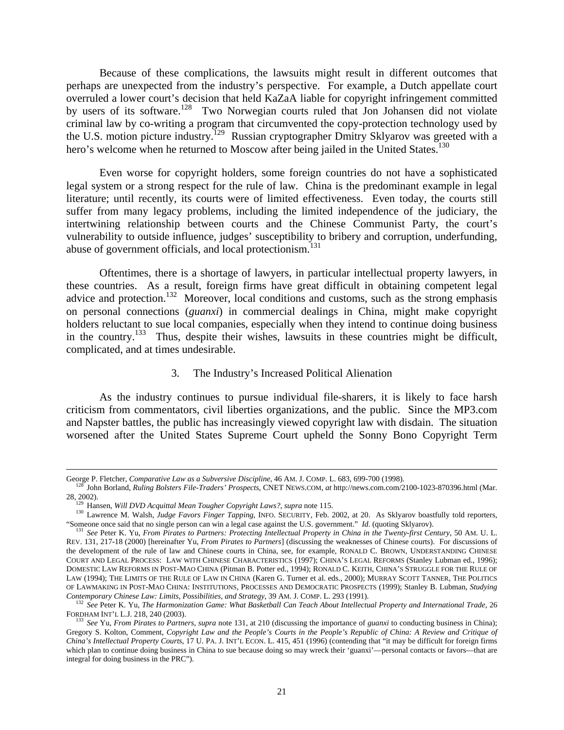Because of these complications, the lawsuits might result in different outcomes that perhaps are unexpected from the industry's perspective. For example, a Dutch appellate court overruled a lower court's decision that held KaZaA liable for copyright infringement committed by users of its software.[128] Two Norwegian courts ruled that Jon Johansen did not violate criminal law by co-writing a program that circumvented the copy-protection technology used by the U.S. motion picture industry.[129] Russian cryptographer Dmitry Sklyarov was greeted with a hero's welcome when he returned to Moscow after being jailed in the United States.[130]

Even worse for copyright holders, some foreign countries do not have a sophisticated legal system or a strong respect for the rule of law. China is the predominant example in legal literature; until recently, its courts were of limited effectiveness. Even today, the courts still suffer from many legacy problems, including the limited independence of the judiciary, the intertwining relationship between courts and the Chinese Communist Party, the court's vulnerability to outside influence, judges' susceptibility to bribery and corruption, underfunding, abuse of government officials, and local protectionism.[131]

Oftentimes, there is a shortage of lawyers, in particular intellectual property lawyers, in these countries. As a result, foreign firms have great difficult in obtaining competent legal advice and protection.[132] Moreover, local conditions and customs, such as the strong emphasis on personal connections (*guanxi*) in commercial dealings in China, might make copyright holders reluctant to sue local companies, especially when they intend to continue doing business in the country.[133] Thus, despite their wishes, lawsuits in these countries might be difficult, complicated, and at times undesirable.

### 3. The Industry's Increased Political Alienation

As the industry continues to pursue individual file-sharers, it is likely to face harsh criticism from commentators, civil liberties organizations, and the public. Since the MP3.com and Napster battles, the public has increasingly viewed copyright law with disdain. The situation worsened after the United States Supreme Court upheld the Sonny Bono Copyright Term

---

George P. Fletcher, *Comparative Law as a Subversive Discipline*, 46 AM. J. COMP. L. 683, 699-700 (1998).

[128] John Borland, *Ruling Bolsters File-Traders' Prospects*, CNET NEWS.COM, *at* http://news.com.com/2100-1023-870396.html (Mar. 28, 2002).

[129] Hansen, *Will DVD Acquittal Mean Tougher Copyright Laws?*, *supra* note 115.

[130] Lawrence M. Walsh, *Judge Favors Finger Tapping*, INFO. SECURITY, Feb. 2002, at 20. As Sklyarov boastfully told reporters, "Someone once said that no single person can win a legal case against the U.S. government." *Id.* (quoting Sklyarov).

[131] *See* Peter K. Yu, *From Pirates to Partners: Protecting Intellectual Property in China in the Twenty-first Century*, 50 AM. U. L. REV. 131, 217-18 (2000) [hereinafter Yu, *From Pirates to Partners*] (discussing the weaknesses of Chinese courts). For discussions of the development of the rule of law and Chinese courts in China, see, for example, RONALD C. BROWN, UNDERSTANDING CHINESE COURT AND LEGAL PROCESS: LAW WITH CHINESE CHARACTERISTICS (1997); CHINA'S LEGAL REFORMS (Stanley Lubman ed., 1996); DOMESTIC LAW REFORMS IN POST-MAO CHINA (Pitman B. Potter ed., 1994); RONALD C. KEITH, CHINA'S STRUGGLE FOR THE RULE OF LAW (1994); THE LIMITS OF THE RULE OF LAW IN CHINA (Karen G. Turner et al. eds., 2000); MURRAY SCOTT TANNER, THE POLITICS OF LAWMAKING IN POST-MAO CHINA: INSTITUTIONS, PROCESSES AND DEMOCRATIC PROSPECTS (1999); Stanley B. Lubman, *Studying Contemporary Chinese Law: Limits, Possibilities, and Strategy*, 39 AM. J. COMP. L. 293 (1991).

[132] *See* Peter K. Yu, *The Harmonization Game: What Basketball Can Teach About Intellectual Property and International Trade*, 26 FORDHAM INT'L L.J. 218, 240 (2003).

[133] *See* Yu, *From Pirates to Partners*, *supra* note 131, at 210 (discussing the importance of *guanxi* to conducting business in China); Gregory S. Kolton, Comment, *Copyright Law and the People's Courts in the People's Republic of China: A Review and Critique of China's Intellectual Property Courts*, 17 U. PA. J. INT'L ECON. L. 415, 451 (1996) (contending that "it may be difficult for foreign firms which plan to continue doing business in China to sue because doing so may wreck their 'guanxi'—personal contacts or favors—that are integral for doing business in the PRC").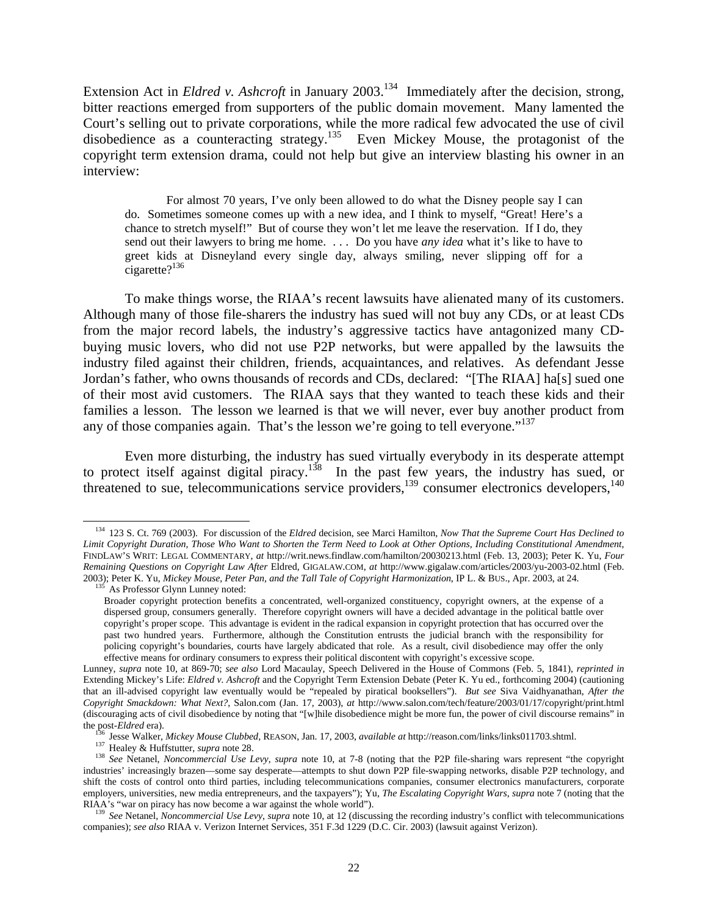Extension Act in *Eldred v. Ashcroft* in January 2003.[134] Immediately after the decision, strong, bitter reactions emerged from supporters of the public domain movement. Many lamented the Court's selling out to private corporations, while the more radical few advocated the use of civil disobedience as a counteracting strategy.[135] Even Mickey Mouse, the protagonist of the copyright term extension drama, could not help but give an interview blasting his owner in an interview:

> For almost 70 years, I've only been allowed to do what the Disney people say I can do. Sometimes someone comes up with a new idea, and I think to myself, "Great! Here's a chance to stretch myself!" But of course they won't let me leave the reservation. If I do, they send out their lawyers to bring me home. . . . Do you have *any idea* what it's like to have to greet kids at Disneyland every single day, always smiling, never slipping off for a cigarette?[136]

To make things worse, the RIAA's recent lawsuits have alienated many of its customers. Although many of those file-sharers the industry has sued will not buy any CDs, or at least CDs from the major record labels, the industry's aggressive tactics have antagonized many CD-buying music lovers, who did not use P2P networks, but were appalled by the lawsuits the industry filed against their children, friends, acquaintances, and relatives. As defendant Jesse Jordan's father, who owns thousands of records and CDs, declared: "[The RIAA] ha[s] sued one of their most avid customers. The RIAA says that they wanted to teach these kids and their families a lesson. The lesson we learned is that we will never, ever buy another product from any of those companies again. That's the lesson we're going to tell everyone."[137]

Even more disturbing, the industry has sued virtually everybody in its desperate attempt to protect itself against digital piracy.[138] In the past few years, the industry has sued, or threatened to sue, telecommunications service providers,[139] consumer electronics developers,[140]

---

[134] 123 S. Ct. 769 (2003). For discussion of the *Eldred* decision, see Marci Hamilton, *Now That the Supreme Court Has Declined to Limit Copyright Duration, Those Who Want to Shorten the Term Need to Look at Other Options, Including Constitutional Amendment*, FINDLAW'S WRIT: LEGAL COMMENTARY, *at* http://writ.news.findlaw.com/hamilton/20030213.html (Feb. 13, 2003); Peter K. Yu, *Four Remaining Questions on Copyright Law After* Eldred, GIGALAW.COM, *at* http://www.gigalaw.com/articles/2003/yu-2003-02.html (Feb. 2003); Peter K. Yu, *Mickey Mouse, Peter Pan, and the Tall Tale of Copyright Harmonization*, IP L. & BUS., Apr. 2003, at 24.

[135] As Professor Glynn Lunney noted:

> Broader copyright protection benefits a concentrated, well-organized constituency, copyright owners, at the expense of a dispersed group, consumers generally. Therefore copyright owners will have a decided advantage in the political battle over copyright's proper scope. This advantage is evident in the radical expansion in copyright protection that has occurred over the past two hundred years. Furthermore, although the Constitution entrusts the judicial branch with the responsibility for policing copyright's boundaries, courts have largely abdicated that role. As a result, civil disobedience may offer the only effective means for ordinary consumers to express their political discontent with copyright's excessive scope.

Lunney, *supra* note 10, at 869-70; *see also* Lord Macaulay, Speech Delivered in the House of Commons (Feb. 5, 1841), *reprinted in* Extending Mickey's Life: *Eldred v. Ashcroft* and the Copyright Term Extension Debate (Peter K. Yu ed., forthcoming 2004) (cautioning that an ill-advised copyright law eventually would be "repealed by piratical booksellers"). *But see* Siva Vaidhyanathan, *After the Copyright Smackdown: What Next?*, Salon.com (Jan. 17, 2003), *at* http://www.salon.com/tech/feature/2003/01/17/copyright/print.html (discouraging acts of civil disobedience by noting that "[w]hile disobedience might be more fun, the power of civil discourse remains" in the post-*Eldred* era).

[136] Jesse Walker, *Mickey Mouse Clubbed*, REASON, Jan. 17, 2003, *available at* http://reason.com/links/links011703.shtml.

[137] Healey & Huffstutter, *supra* note 28.

[138] *See* Netanel, *Noncommercial Use Levy*, *supra* note 10, at 7-8 (noting that the P2P file-sharing wars represent "the copyright industries' increasingly brazen—some say desperate—attempts to shut down P2P file-swapping networks, disable P2P technology, and shift the costs of control onto third parties, including telecommunications companies, consumer electronics manufacturers, corporate employers, universities, new media entrepreneurs, and the taxpayers"); Yu, *The Escalating Copyright Wars*, *supra* note 7 (noting that the RIAA's "war on piracy has now become a war against the whole world").

[139] *See* Netanel, *Noncommercial Use Levy*, *supra* note 10, at 12 (discussing the recording industry's conflict with telecommunications companies); *see also* RIAA v. Verizon Internet Services, 351 F.3d 1229 (D.C. Cir. 2003) (lawsuit against Verizon).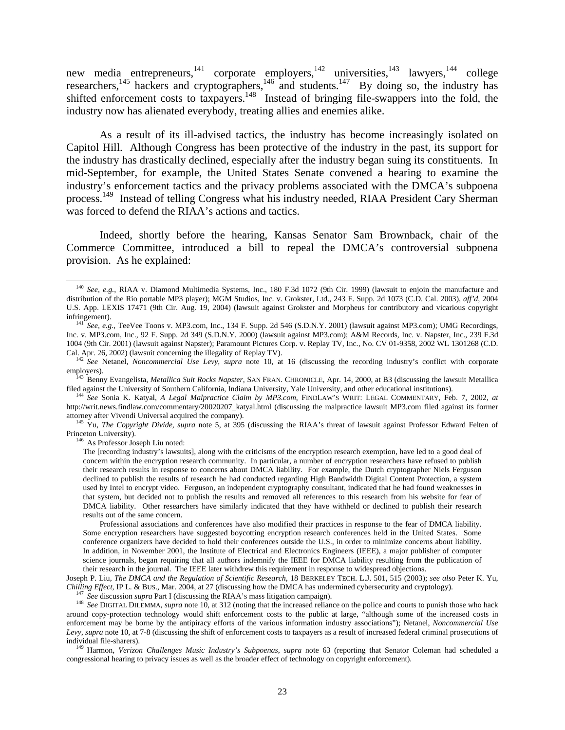new media entrepreneurs,[141] corporate employers,[142] universities,[143] lawyers,[144] college researchers,[145] hackers and cryptographers,[146] and students.[147] By doing so, the industry has shifted enforcement costs to taxpayers.[148] Instead of bringing file-swappers into the fold, the industry now has alienated everybody, treating allies and enemies alike.

As a result of its ill-advised tactics, the industry has become increasingly isolated on Capitol Hill. Although Congress has been protective of the industry in the past, its support for the industry has drastically declined, especially after the industry began suing its constituents. In mid-September, for example, the United States Senate convened a hearing to examine the industry's enforcement tactics and the privacy problems associated with the DMCA's subpoena process.[149] Instead of telling Congress what his industry needed, RIAA President Cary Sherman was forced to defend the RIAA's actions and tactics.

Indeed, shortly before the hearing, Kansas Senator Sam Brownback, chair of the Commerce Committee, introduced a bill to repeal the DMCA's controversial subpoena provision. As he explained:

---

[140] *See, e.g.*, RIAA v. Diamond Multimedia Systems, Inc., 180 F.3d 1072 (9th Cir. 1999) (lawsuit to enjoin the manufacture and distribution of the Rio portable MP3 player); MGM Studios, Inc. v. Grokster, Ltd., 243 F. Supp. 2d 1073 (C.D. Cal. 2003), *aff'd*, 2004 U.S. App. LEXIS 17471 (9th Cir. Aug. 19, 2004) (lawsuit against Grokster and Morpheus for contributory and vicarious copyright infringement).

[141] *See, e.g.*, TeeVee Toons v. MP3.com, Inc., 134 F. Supp. 2d 546 (S.D.N.Y. 2001) (lawsuit against MP3.com); UMG Recordings, Inc. v. MP3.com, Inc., 92 F. Supp. 2d 349 (S.D.N.Y. 2000) (lawsuit against MP3.com); A&M Records, Inc. v. Napster, Inc., 239 F.3d 1004 (9th Cir. 2001) (lawsuit against Napster); Paramount Pictures Corp. v. Replay TV, Inc., No. CV 01-9358, 2002 WL 1301268 (C.D. Cal. Apr. 26, 2002) (lawsuit concerning the illegality of Replay TV).

[142] *See* Netanel, *Noncommercial Use Levy*, *supra* note 10, at 16 (discussing the recording industry's conflict with corporate employers).

[143] Benny Evangelista, *Metallica Suit Rocks Napster*, SAN FRAN. CHRONICLE, Apr. 14, 2000, at B3 (discussing the lawsuit Metallica filed against the University of Southern California, Indiana University, Yale University, and other educational institutions).

[144] *See* Sonia K. Katyal, *A Legal Malpractice Claim by MP3.com*, FINDLAW'S WRIT: LEGAL COMMENTARY, Feb. 7, 2002, *at* http://writ.news.findlaw.com/commentary/20020207_katyal.html (discussing the malpractice lawsuit MP3.com filed against its former attorney after Vivendi Universal acquired the company).

[145] Yu, *The Copyright Divide*, *supra* note 5, at 395 (discussing the RIAA's threat of lawsuit against Professor Edward Felten of Princeton University).

[146] As Professor Joseph Liu noted:

> The [recording industry's lawsuits], along with the criticisms of the encryption research exemption, have led to a good deal of concern within the encryption research community. In particular, a number of encryption researchers have refused to publish their research results in response to concerns about DMCA liability. For example, the Dutch cryptographer Niels Ferguson declined to publish the results of research he had conducted regarding High Bandwidth Digital Content Protection, a system used by Intel to encrypt video. Ferguson, an independent cryptography consultant, indicated that he had found weaknesses in that system, but decided not to publish the results and removed all references to this research from his website for fear of DMCA liability. Other researchers have similarly indicated that they have withheld or declined to publish their research results out of the same concern.
>
> Professional associations and conferences have also modified their practices in response to the fear of DMCA liability. Some encryption researchers have suggested boycotting encryption research conferences held in the United States. Some conference organizers have decided to hold their conferences outside the U.S., in order to minimize concerns about liability. In addition, in November 2001, the Institute of Electrical and Electronics Engineers (IEEE), a major publisher of computer science journals, began requiring that all authors indemnify the IEEE for DMCA liability resulting from the publication of their research in the journal. The IEEE later withdrew this requirement in response to widespread objections.

Joseph P. Liu, *The DMCA and the Regulation of Scientific Research*, 18 BERKELEY TECH. L.J. 501, 515 (2003); *see also* Peter K. Yu, *Chilling Effect*, IP L. & BUS., Mar. 2004, at 27 (discussing how the DMCA has undermined cybersecurity and cryptology).

[147] *See* discussion *supra* Part I (discussing the RIAA's mass litigation campaign).

[148] *See* DIGITAL DILEMMA, *supra* note 10, at 312 (noting that the increased reliance on the police and courts to punish those who hack around copy-protection technology would shift enforcement costs to the public at large, "although some of the increased costs in enforcement may be borne by the antipiracy efforts of the various information industry associations"); Netanel, *Noncommercial Use Levy*, *supra* note 10, at 7-8 (discussing the shift of enforcement costs to taxpayers as a result of increased federal criminal prosecutions of individual file-sharers).

[149] Harmon, *Verizon Challenges Music Industry's Subpoenas*, *supra* note 63 (reporting that Senator Coleman had scheduled a congressional hearing to privacy issues as well as the broader effect of technology on copyright enforcement).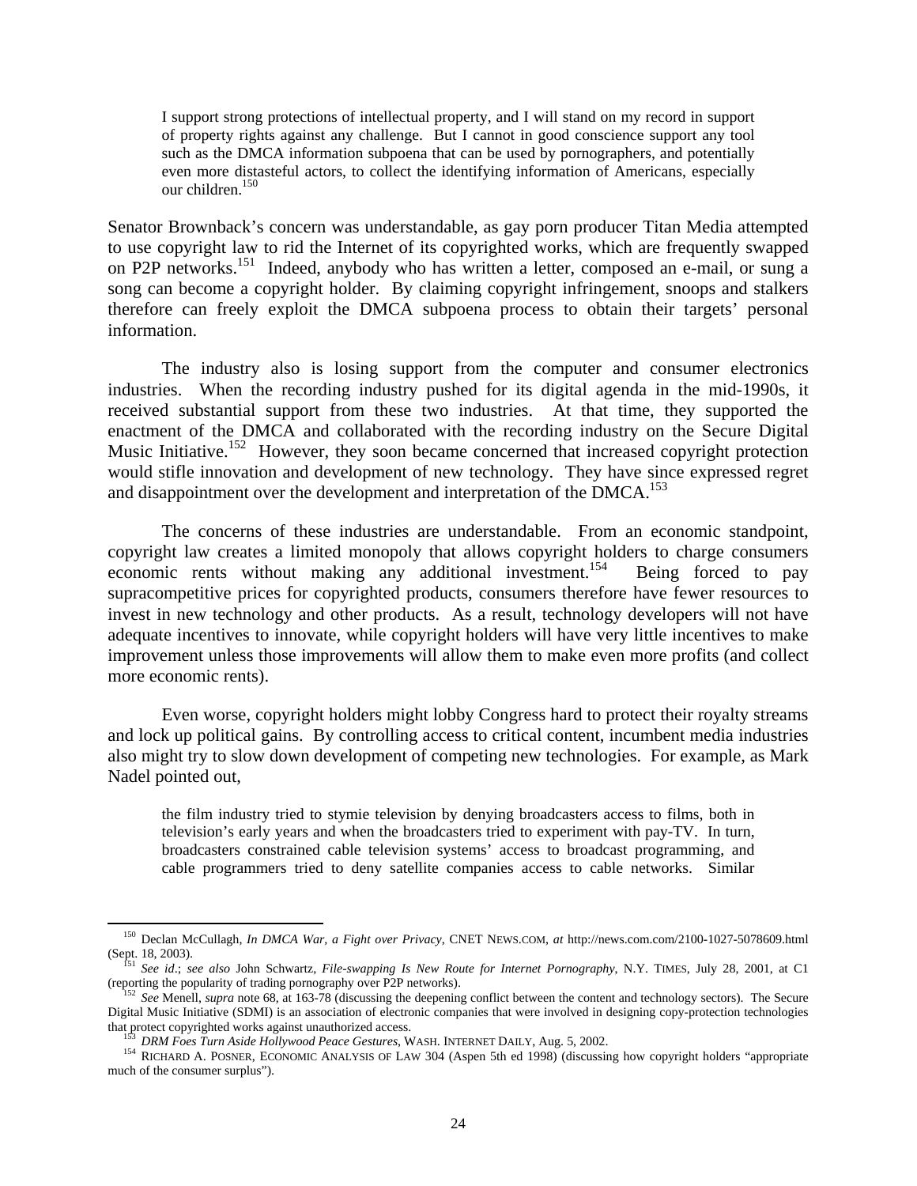> I support strong protections of intellectual property, and I will stand on my record in support of property rights against any challenge. But I cannot in good conscience support any tool such as the DMCA information subpoena that can be used by pornographers, and potentially even more distasteful actors, to collect the identifying information of Americans, especially our children.[150]

Senator Brownback's concern was understandable, as gay porn producer Titan Media attempted to use copyright law to rid the Internet of its copyrighted works, which are frequently swapped on P2P networks.[151] Indeed, anybody who has written a letter, composed an e-mail, or sung a song can become a copyright holder. By claiming copyright infringement, snoops and stalkers therefore can freely exploit the DMCA subpoena process to obtain their targets' personal information.

The industry also is losing support from the computer and consumer electronics industries. When the recording industry pushed for its digital agenda in the mid-1990s, it received substantial support from these two industries. At that time, they supported the enactment of the DMCA and collaborated with the recording industry on the Secure Digital Music Initiative.[152] However, they soon became concerned that increased copyright protection would stifle innovation and development of new technology. They have since expressed regret and disappointment over the development and interpretation of the DMCA.[153]

The concerns of these industries are understandable. From an economic standpoint, copyright law creates a limited monopoly that allows copyright holders to charge consumers economic rents without making any additional investment.[154] Being forced to pay supracompetitive prices for copyrighted products, consumers therefore have fewer resources to invest in new technology and other products. As a result, technology developers will not have adequate incentives to innovate, while copyright holders will have very little incentives to make improvement unless those improvements will allow them to make even more profits (and collect more economic rents).

Even worse, copyright holders might lobby Congress hard to protect their royalty streams and lock up political gains. By controlling access to critical content, incumbent media industries also might try to slow down development of competing new technologies. For example, as Mark Nadel pointed out,

> the film industry tried to stymie television by denying broadcasters access to films, both in television's early years and when the broadcasters tried to experiment with pay-TV. In turn, broadcasters constrained cable television systems' access to broadcast programming, and cable programmers tried to deny satellite companies access to cable networks. Similar

---

[150] Declan McCullagh, *In DMCA War, a Fight over Privacy*, CNET NEWS.COM, *at* http://news.com.com/2100-1027-5078609.html (Sept. 18, 2003).

[151] *See id*.; *see also* John Schwartz, *File-swapping Is New Route for Internet Pornography*, N.Y. TIMES, July 28, 2001, at C1 (reporting the popularity of trading pornography over P2P networks).

[152] *See* Menell, *supra* note 68, at 163-78 (discussing the deepening conflict between the content and technology sectors). The Secure Digital Music Initiative (SDMI) is an association of electronic companies that were involved in designing copy-protection technologies that protect copyrighted works against unauthorized access.

[153] *DRM Foes Turn Aside Hollywood Peace Gestures*, WASH. INTERNET DAILY, Aug. 5, 2002.

[154] RICHARD A. POSNER, ECONOMIC ANALYSIS OF LAW 304 (Aspen 5th ed 1998) (discussing how copyright holders "appropriate much of the consumer surplus").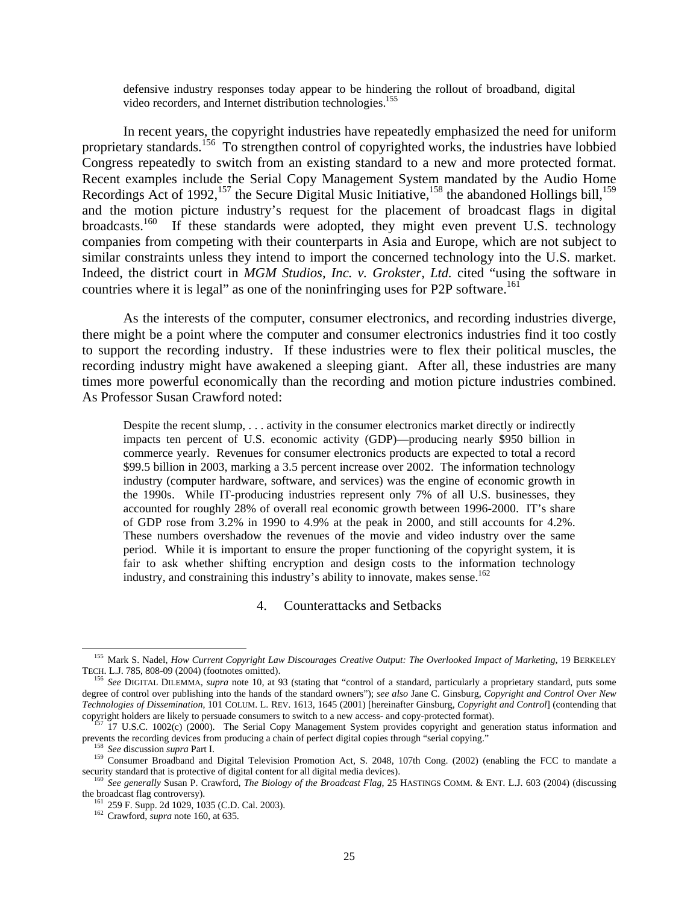> defensive industry responses today appear to be hindering the rollout of broadband, digital video recorders, and Internet distribution technologies.[155]

In recent years, the copyright industries have repeatedly emphasized the need for uniform proprietary standards.[156] To strengthen control of copyrighted works, the industries have lobbied Congress repeatedly to switch from an existing standard to a new and more protected format. Recent examples include the Serial Copy Management System mandated by the Audio Home Recordings Act of 1992,[157] the Secure Digital Music Initiative,[158] the abandoned Hollings bill,[159] and the motion picture industry's request for the placement of broadcast flags in digital broadcasts.[160] If these standards were adopted, they might even prevent U.S. technology companies from competing with their counterparts in Asia and Europe, which are not subject to similar constraints unless they intend to import the concerned technology into the U.S. market. Indeed, the district court in *MGM Studios, Inc. v. Grokster, Ltd.* cited "using the software in countries where it is legal" as one of the noninfringing uses for P2P software.[161]

As the interests of the computer, consumer electronics, and recording industries diverge, there might be a point where the computer and consumer electronics industries find it too costly to support the recording industry. If these industries were to flex their political muscles, the recording industry might have awakened a sleeping giant. After all, these industries are many times more powerful economically than the recording and motion picture industries combined. As Professor Susan Crawford noted:

> Despite the recent slump, . . . activity in the consumer electronics market directly or indirectly impacts ten percent of U.S. economic activity (GDP)—producing nearly $950 billion in commerce yearly. Revenues for consumer electronics products are expected to total a record $99.5 billion in 2003, marking a 3.5 percent increase over 2002. The information technology industry (computer hardware, software, and services) was the engine of economic growth in the 1990s. While IT-producing industries represent only 7% of all U.S. businesses, they accounted for roughly 28% of overall real economic growth between 1996-2000. IT's share of GDP rose from 3.2% in 1990 to 4.9% at the peak in 2000, and still accounts for 4.2%. These numbers overshadow the revenues of the movie and video industry over the same period. While it is important to ensure the proper functioning of the copyright system, it is fair to ask whether shifting encryption and design costs to the information technology industry, and constraining this industry's ability to innovate, makes sense.[162]

### 4. Counterattacks and Setbacks

---

[155] Mark S. Nadel, *How Current Copyright Law Discourages Creative Output: The Overlooked Impact of Marketing*, 19 BERKELEY TECH. L.J. 785, 808-09 (2004) (footnotes omitted).

[156] *See* DIGITAL DILEMMA, *supra* note 10, at 93 (stating that "control of a standard, particularly a proprietary standard, puts some degree of control over publishing into the hands of the standard owners"); *see also* Jane C. Ginsburg, *Copyright and Control Over New Technologies of Dissemination*, 101 COLUM. L. REV. 1613, 1645 (2001) [hereinafter Ginsburg, *Copyright and Control*] (contending that copyright holders are likely to persuade consumers to switch to a new access- and copy-protected format).

[157] 17 U.S.C. 1002(c) (2000). The Serial Copy Management System provides copyright and generation status information and prevents the recording devices from producing a chain of perfect digital copies through "serial copying."

[158] *See* discussion *supra* Part I.

[159] Consumer Broadband and Digital Television Promotion Act, S. 2048, 107th Cong. (2002) (enabling the FCC to mandate a security standard that is protective of digital content for all digital media devices).

[160] *See generally* Susan P. Crawford, *The Biology of the Broadcast Flag*, 25 HASTINGS COMM. & ENT. L.J. 603 (2004) (discussing the broadcast flag controversy).

[161] 259 F. Supp. 2d 1029, 1035 (C.D. Cal. 2003).

[162] Crawford, *supra* note 160, at 635.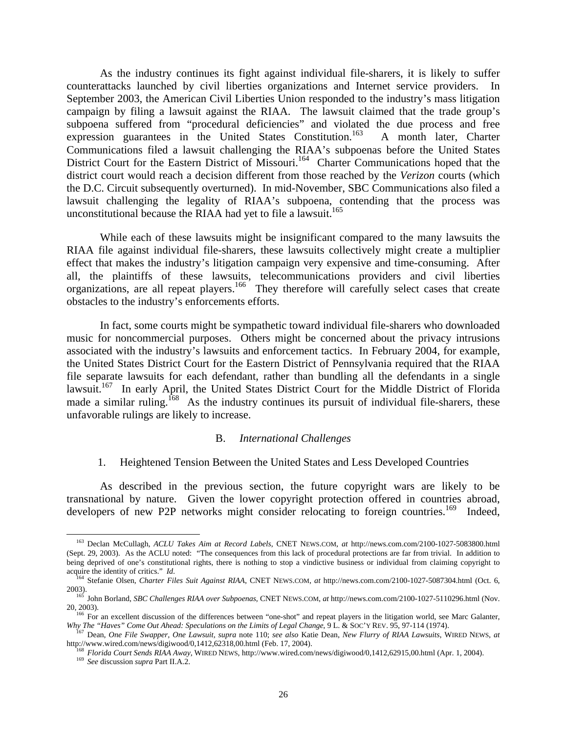As the industry continues its fight against individual file-sharers, it is likely to suffer counterattacks launched by civil liberties organizations and Internet service providers. In September 2003, the American Civil Liberties Union responded to the industry's mass litigation campaign by filing a lawsuit against the RIAA. The lawsuit claimed that the trade group's subpoena suffered from "procedural deficiencies" and violated the due process and free expression guarantees in the United States Constitution.[163] A month later, Charter Communications filed a lawsuit challenging the RIAA's subpoenas before the United States District Court for the Eastern District of Missouri.[164] Charter Communications hoped that the district court would reach a decision different from those reached by the *Verizon* courts (which the D.C. Circuit subsequently overturned). In mid-November, SBC Communications also filed a lawsuit challenging the legality of RIAA's subpoena, contending that the process was unconstitutional because the RIAA had yet to file a lawsuit.[165]

While each of these lawsuits might be insignificant compared to the many lawsuits the RIAA file against individual file-sharers, these lawsuits collectively might create a multiplier effect that makes the industry's litigation campaign very expensive and time-consuming. After all, the plaintiffs of these lawsuits, telecommunications providers and civil liberties organizations, are all repeat players.[166] They therefore will carefully select cases that create obstacles to the industry's enforcements efforts.

In fact, some courts might be sympathetic toward individual file-sharers who downloaded music for noncommercial purposes. Others might be concerned about the privacy intrusions associated with the industry's lawsuits and enforcement tactics. In February 2004, for example, the United States District Court for the Eastern District of Pennsylvania required that the RIAA file separate lawsuits for each defendant, rather than bundling all the defendants in a single lawsuit.[167] In early April, the United States District Court for the Middle District of Florida made a similar ruling.[168] As the industry continues its pursuit of individual file-sharers, these unfavorable rulings are likely to increase.

### B. *International Challenges*

#### 1. Heightened Tension Between the United States and Less Developed Countries

As described in the previous section, the future copyright wars are likely to be transnational by nature. Given the lower copyright protection offered in countries abroad, developers of new P2P networks might consider relocating to foreign countries.[169] Indeed,

---

[163] Declan McCullagh, *ACLU Takes Aim at Record Labels*, CNET NEWS.COM, *at* http://news.com.com/2100-1027-5083800.html (Sept. 29, 2003). As the ACLU noted: "The consequences from this lack of procedural protections are far from trivial. In addition to being deprived of one's constitutional rights, there is nothing to stop a vindictive business or individual from claiming copyright to acquire the identity of critics." *Id.*

[164] Stefanie Olsen, *Charter Files Suit Against RIAA*, CNET NEWS.COM, *at* http://news.com.com/2100-1027-5087304.html (Oct. 6, 2003).

[165] John Borland, *SBC Challenges RIAA over Subpoenas*, CNET NEWS.COM, *at* http://news.com.com/2100-1027-5110296.html (Nov. 20, 2003).

[166] For an excellent discussion of the differences between "one-shot" and repeat players in the litigation world, see Marc Galanter, *Why The "Haves" Come Out Ahead: Speculations on the Limits of Legal Change*, 9 L. & SOC'Y REV. 95, 97-114 (1974).

[167] Dean, *One File Swapper, One Lawsuit*, *supra* note 110; *see also* Katie Dean, *New Flurry of RIAA Lawsuits*, WIRED NEWS, *at* http://www.wired.com/news/digiwood/0,1412,62318,00.html (Feb. 17, 2004).

[168] *Florida Court Sends RIAA Away*, WIRED NEWS, http://www.wired.com/news/digiwood/0,1412,62915,00.html (Apr. 1, 2004).

[169] *See* discussion *supra* Part II.A.2.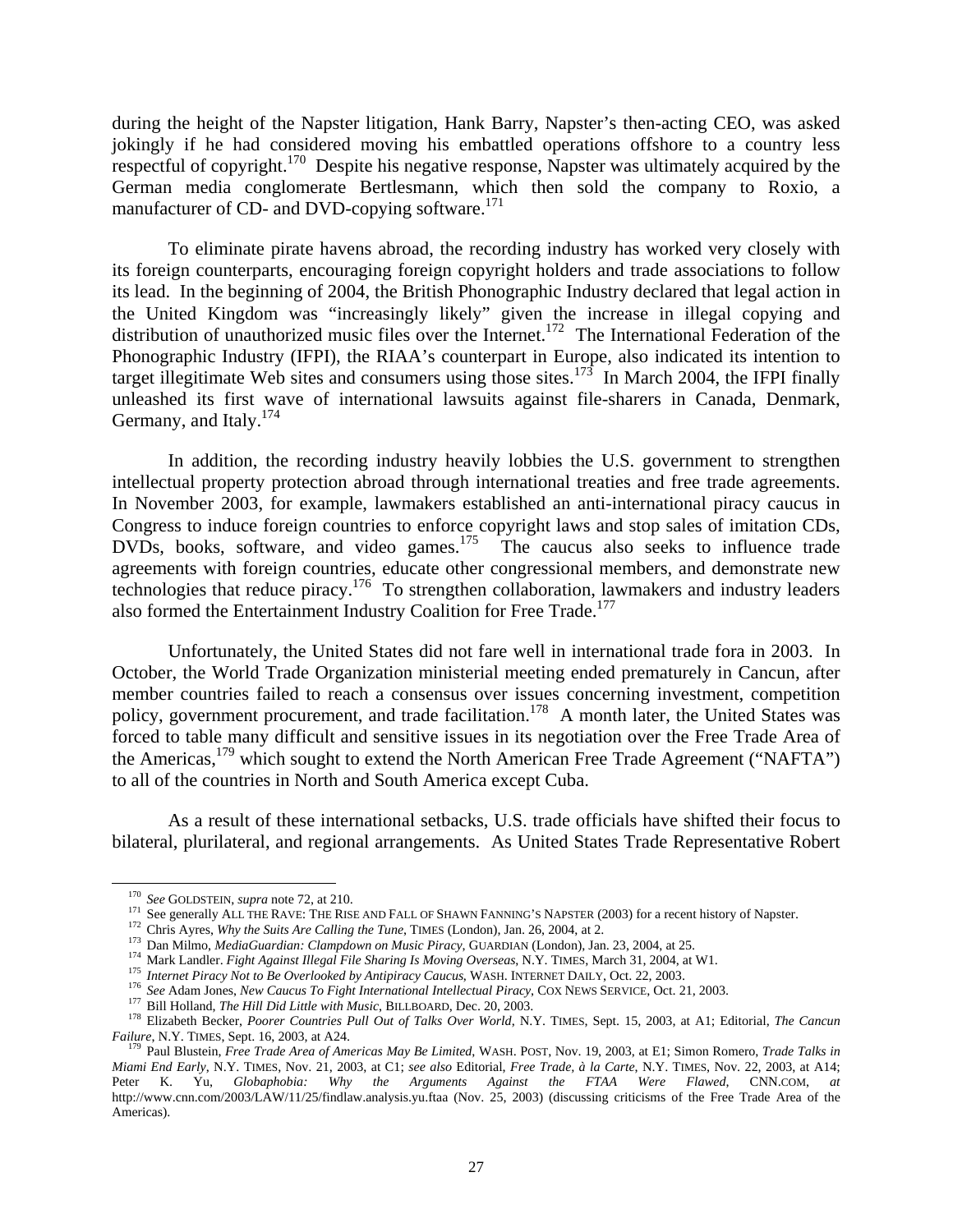during the height of the Napster litigation, Hank Barry, Napster's then-acting CEO, was asked jokingly if he had considered moving his embattled operations offshore to a country less respectful of copyright.[170] Despite his negative response, Napster was ultimately acquired by the German media conglomerate Bertlesmann, which then sold the company to Roxio, a manufacturer of CD- and DVD-copying software.[171]

To eliminate pirate havens abroad, the recording industry has worked very closely with its foreign counterparts, encouraging foreign copyright holders and trade associations to follow its lead. In the beginning of 2004, the British Phonographic Industry declared that legal action in the United Kingdom was "increasingly likely" given the increase in illegal copying and distribution of unauthorized music files over the Internet.[172] The International Federation of the Phonographic Industry (IFPI), the RIAA's counterpart in Europe, also indicated its intention to target illegitimate Web sites and consumers using those sites.[173] In March 2004, the IFPI finally unleashed its first wave of international lawsuits against file-sharers in Canada, Denmark, Germany, and Italy.[174]

In addition, the recording industry heavily lobbies the U.S. government to strengthen intellectual property protection abroad through international treaties and free trade agreements. In November 2003, for example, lawmakers established an anti-international piracy caucus in Congress to induce foreign countries to enforce copyright laws and stop sales of imitation CDs, DVDs, books, software, and video games.[175] The caucus also seeks to influence trade agreements with foreign countries, educate other congressional members, and demonstrate new technologies that reduce piracy.[176] To strengthen collaboration, lawmakers and industry leaders also formed the Entertainment Industry Coalition for Free Trade.[177]

Unfortunately, the United States did not fare well in international trade fora in 2003. In October, the World Trade Organization ministerial meeting ended prematurely in Cancun, after member countries failed to reach a consensus over issues concerning investment, competition policy, government procurement, and trade facilitation.[178] A month later, the United States was forced to table many difficult and sensitive issues in its negotiation over the Free Trade Area of the Americas,[179] which sought to extend the North American Free Trade Agreement ("NAFTA") to all of the countries in North and South America except Cuba.

As a result of these international setbacks, U.S. trade officials have shifted their focus to bilateral, plurilateral, and regional arrangements. As United States Trade Representative Robert

---

[170] *See* GOLDSTEIN, *supra* note 72, at 210.

[171] See generally ALL THE RAVE: THE RISE AND FALL OF SHAWN FANNING'S NAPSTER (2003) for a recent history of Napster.

[172] Chris Ayres, *Why the Suits Are Calling the Tune*, TIMES (London), Jan. 26, 2004, at 2.

[173] Dan Milmo, *MediaGuardian: Clampdown on Music Piracy*, GUARDIAN (London), Jan. 23, 2004, at 25.

[174] Mark Landler. *Fight Against Illegal File Sharing Is Moving Overseas*, N.Y. TIMES, March 31, 2004, at W1.

[175] *Internet Piracy Not to Be Overlooked by Antipiracy Caucus*, WASH. INTERNET DAILY, Oct. 22, 2003.

[176] *See* Adam Jones, *New Caucus To Fight International Intellectual Piracy*, COX NEWS SERVICE, Oct. 21, 2003.

[177] Bill Holland, *The Hill Did Little with Music*, BILLBOARD, Dec. 20, 2003.

[178] Elizabeth Becker, *Poorer Countries Pull Out of Talks Over World*, N.Y. TIMES, Sept. 15, 2003, at A1; Editorial, *The Cancun Failure*, N.Y. TIMES, Sept. 16, 2003, at A24.

[179] Paul Blustein, *Free Trade Area of Americas May Be Limited*, WASH. POST, Nov. 19, 2003, at E1; Simon Romero, *Trade Talks in Miami End Early*, N.Y. TIMES, Nov. 21, 2003, at C1; *see also* Editorial, *Free Trade, à la Carte*, N.Y. TIMES, Nov. 22, 2003, at A14; Peter K. Yu, *Globaphobia: Why the Arguments Against the FTAA Were Flawed*, CNN.COM, *at* http://www.cnn.com/2003/LAW/11/25/findlaw.analysis.yu.ftaa (Nov. 25, 2003) (discussing criticisms of the Free Trade Area of the Americas).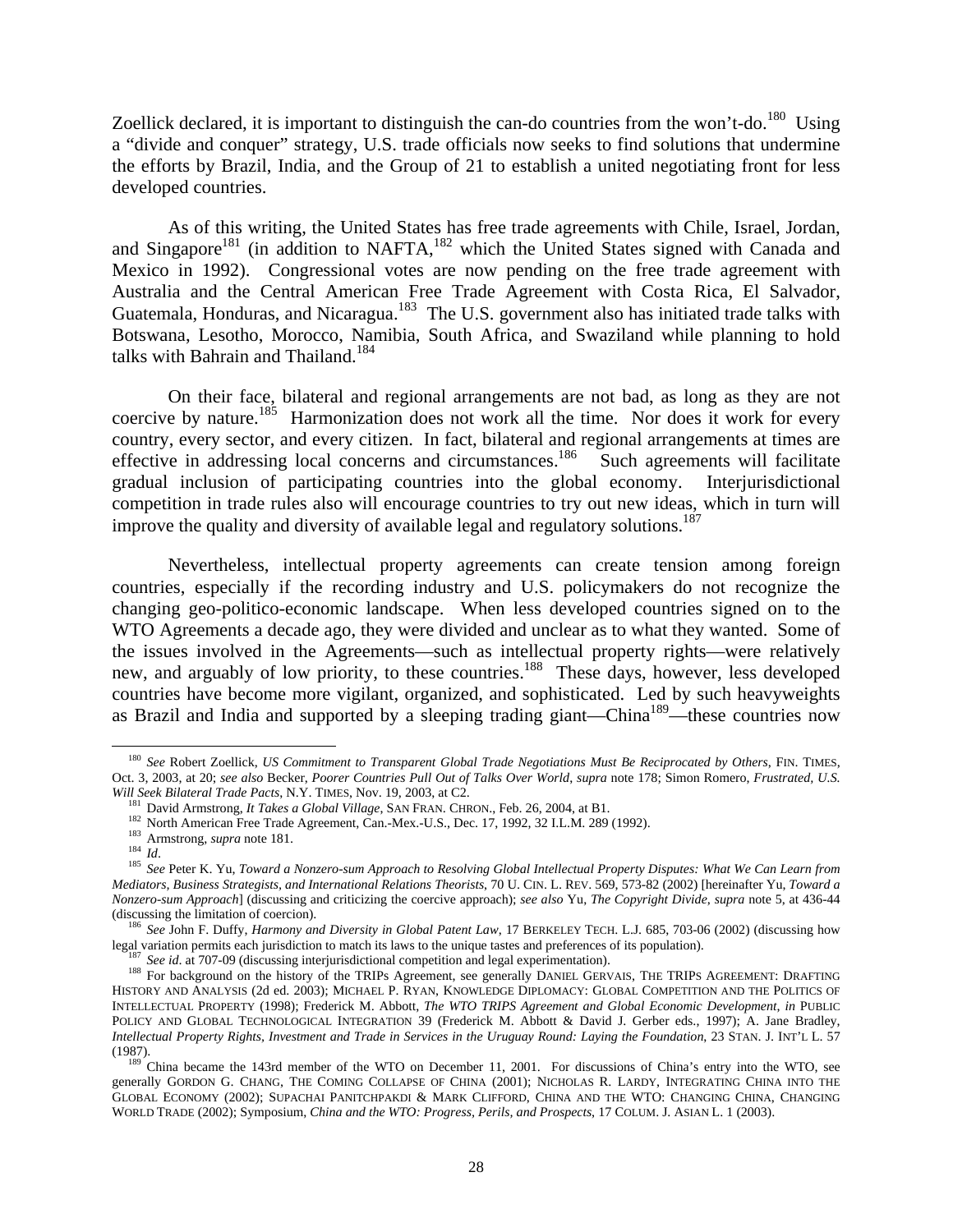Zoellick declared, it is important to distinguish the can-do countries from the won't-do.[180] Using a "divide and conquer" strategy, U.S. trade officials now seeks to find solutions that undermine the efforts by Brazil, India, and the Group of 21 to establish a united negotiating front for less developed countries.

As of this writing, the United States has free trade agreements with Chile, Israel, Jordan, and Singapore[181] (in addition to NAFTA,[182] which the United States signed with Canada and Mexico in 1992). Congressional votes are now pending on the free trade agreement with Australia and the Central American Free Trade Agreement with Costa Rica, El Salvador, Guatemala, Honduras, and Nicaragua.[183] The U.S. government also has initiated trade talks with Botswana, Lesotho, Morocco, Namibia, South Africa, and Swaziland while planning to hold talks with Bahrain and Thailand.[184]

On their face, bilateral and regional arrangements are not bad, as long as they are not coercive by nature.[185] Harmonization does not work all the time. Nor does it work for every country, every sector, and every citizen. In fact, bilateral and regional arrangements at times are effective in addressing local concerns and circumstances.[186] Such agreements will facilitate gradual inclusion of participating countries into the global economy. Interjurisdictional competition in trade rules also will encourage countries to try out new ideas, which in turn will improve the quality and diversity of available legal and regulatory solutions.[187]

Nevertheless, intellectual property agreements can create tension among foreign countries, especially if the recording industry and U.S. policymakers do not recognize the changing geo-politico-economic landscape. When less developed countries signed on to the WTO Agreements a decade ago, they were divided and unclear as to what they wanted. Some of the issues involved in the Agreements—such as intellectual property rights—were relatively new, and arguably of low priority, to these countries.[188] These days, however, less developed countries have become more vigilant, organized, and sophisticated. Led by such heavyweights as Brazil and India and supported by a sleeping trading giant—China[189]—these countries now

---

[180] *See* Robert Zoellick, *US Commitment to Transparent Global Trade Negotiations Must Be Reciprocated by Others*, FIN. TIMES, Oct. 3, 2003, at 20; *see also* Becker, *Poorer Countries Pull Out of Talks Over World*, *supra* note 178; Simon Romero, *Frustrated, U.S. Will Seek Bilateral Trade Pacts*, N.Y. TIMES, Nov. 19, 2003, at C2.

[181] David Armstrong, *It Takes a Global Village*, SAN FRAN. CHRON., Feb. 26, 2004, at B1.

[182] North American Free Trade Agreement, Can.-Mex.-U.S., Dec. 17, 1992, 32 I.L.M. 289 (1992).

[183] Armstrong, *supra* note 181.

[184] *Id*.

[185] *See* Peter K. Yu, *Toward a Nonzero-sum Approach to Resolving Global Intellectual Property Disputes: What We Can Learn from Mediators, Business Strategists, and International Relations Theorists*, 70 U. CIN. L. REV. 569, 573-82 (2002) [hereinafter Yu, *Toward a Nonzero-sum Approach*] (discussing and criticizing the coercive approach); *see also* Yu, *The Copyright Divide*, *supra* note 5, at 436-44 (discussing the limitation of coercion).

[186] *See* John F. Duffy, *Harmony and Diversity in Global Patent Law*, 17 BERKELEY TECH. L.J. 685, 703-06 (2002) (discussing how legal variation permits each jurisdiction to match its laws to the unique tastes and preferences of its population).

[187] *See id*. at 707-09 (discussing interjurisdictional competition and legal experimentation).

[188] For background on the history of the TRIPs Agreement, see generally DANIEL GERVAIS, THE TRIPS AGREEMENT: DRAFTING HISTORY AND ANALYSIS (2d ed. 2003); MICHAEL P. RYAN, KNOWLEDGE DIPLOMACY: GLOBAL COMPETITION AND THE POLITICS OF INTELLECTUAL PROPERTY (1998); Frederick M. Abbott, *The WTO TRIPS Agreement and Global Economic Development*, *in* PUBLIC POLICY AND GLOBAL TECHNOLOGICAL INTEGRATION 39 (Frederick M. Abbott & David J. Gerber eds., 1997); A. Jane Bradley, *Intellectual Property Rights, Investment and Trade in Services in the Uruguay Round: Laying the Foundation*, 23 STAN. J. INT'L L. 57 (1987).

[189] China became the 143rd member of the WTO on December 11, 2001. For discussions of China's entry into the WTO, see generally GORDON G. CHANG, THE COMING COLLAPSE OF CHINA (2001); NICHOLAS R. LARDY, INTEGRATING CHINA INTO THE GLOBAL ECONOMY (2002); SUPACHAI PANITCHPAKDI & MARK CLIFFORD, CHINA AND THE WTO: CHANGING CHINA, CHANGING WORLD TRADE (2002); Symposium, *China and the WTO: Progress, Perils, and Prospects*, 17 COLUM. J. ASIAN L. 1 (2003).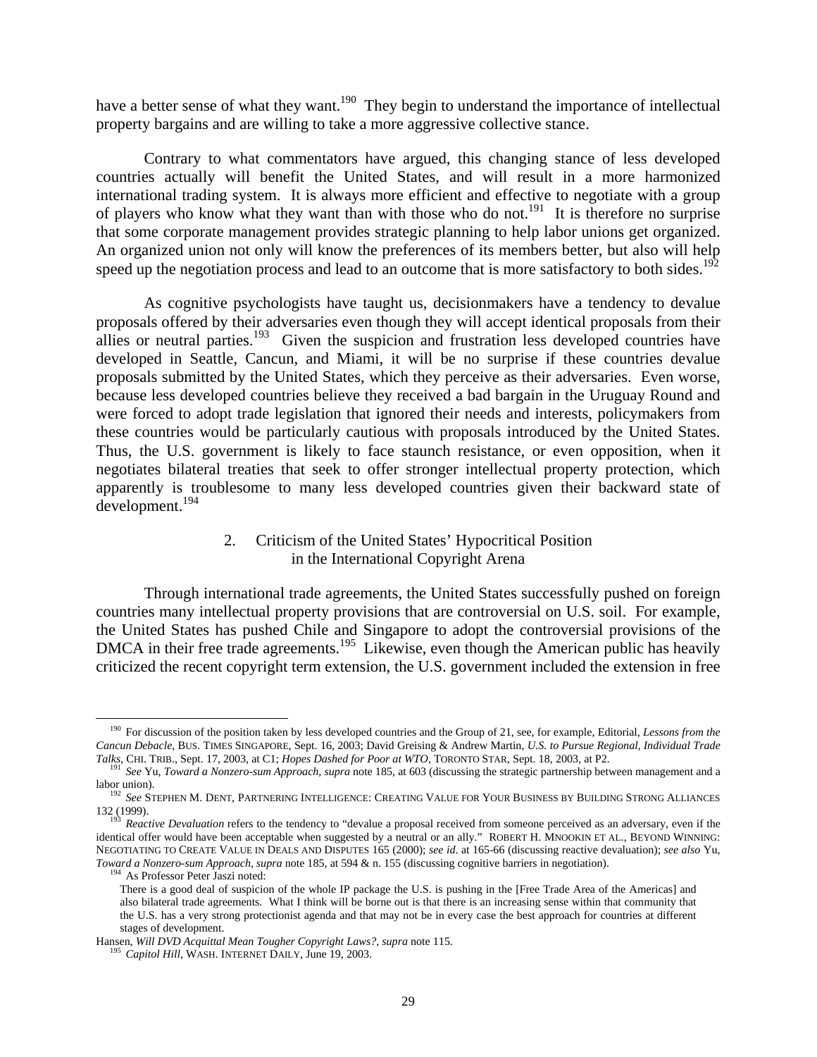have a better sense of what they want.[190] They begin to understand the importance of intellectual property bargains and are willing to take a more aggressive collective stance.

Contrary to what commentators have argued, this changing stance of less developed countries actually will benefit the United States, and will result in a more harmonized international trading system. It is always more efficient and effective to negotiate with a group of players who know what they want than with those who do not.[191] It is therefore no surprise that some corporate management provides strategic planning to help labor unions get organized. An organized union not only will know the preferences of its members better, but also will help speed up the negotiation process and lead to an outcome that is more satisfactory to both sides.[192]

As cognitive psychologists have taught us, decisionmakers have a tendency to devalue proposals offered by their adversaries even though they will accept identical proposals from their allies or neutral parties.[193] Given the suspicion and frustration less developed countries have developed in Seattle, Cancun, and Miami, it will be no surprise if these countries devalue proposals submitted by the United States, which they perceive as their adversaries. Even worse, because less developed countries believe they received a bad bargain in the Uruguay Round and were forced to adopt trade legislation that ignored their needs and interests, policymakers from these countries would be particularly cautious with proposals introduced by the United States. Thus, the U.S. government is likely to face staunch resistance, or even opposition, when it negotiates bilateral treaties that seek to offer stronger intellectual property protection, which apparently is troublesome to many less developed countries given their backward state of development.[194]

### 2. Criticism of the United States' Hypocritical Position in the International Copyright Arena

Through international trade agreements, the United States successfully pushed on foreign countries many intellectual property provisions that are controversial on U.S. soil. For example, the United States has pushed Chile and Singapore to adopt the controversial provisions of the DMCA in their free trade agreements.[195] Likewise, even though the American public has heavily criticized the recent copyright term extension, the U.S. government included the extension in free

---

[190] For discussion of the position taken by less developed countries and the Group of 21, see, for example, Editorial, *Lessons from the Cancun Debacle*, BUS. TIMES SINGAPORE, Sept. 16, 2003; David Greising & Andrew Martin, *U.S. to Pursue Regional, Individual Trade Talks*, CHI. TRIB., Sept. 17, 2003, at C1; *Hopes Dashed for Poor at WTO*, TORONTO STAR, Sept. 18, 2003, at P2.

[191] *See* Yu, *Toward a Nonzero-sum Approach*, *supra* note 185, at 603 (discussing the strategic partnership between management and a labor union).

[192] *See* STEPHEN M. DENT, PARTNERING INTELLIGENCE: CREATING VALUE FOR YOUR BUSINESS BY BUILDING STRONG ALLIANCES 132 (1999).

[193] *Reactive Devaluation* refers to the tendency to "devalue a proposal received from someone perceived as an adversary, even if the identical offer would have been acceptable when suggested by a neutral or an ally." ROBERT H. MNOOKIN ET AL., BEYOND WINNING: NEGOTIATING TO CREATE VALUE IN DEALS AND DISPUTES 165 (2000); *see id.* at 165-66 (discussing reactive devaluation); *see also* Yu, *Toward a Nonzero-sum Approach*, *supra* note 185, at 594 & n. 155 (discussing cognitive barriers in negotiation).

[194] As Professor Peter Jaszi noted:

> There is a good deal of suspicion of the whole IP package the U.S. is pushing in the [Free Trade Area of the Americas] and also bilateral trade agreements. What I think will be borne out is that there is an increasing sense within that community that the U.S. has a very strong protectionist agenda and that may not be in every case the best approach for countries at different stages of development.

Hansen, *Will DVD Acquittal Mean Tougher Copyright Laws?*, *supra* note 115.

[195] *Capitol Hill*, WASH. INTERNET DAILY, June 19, 2003.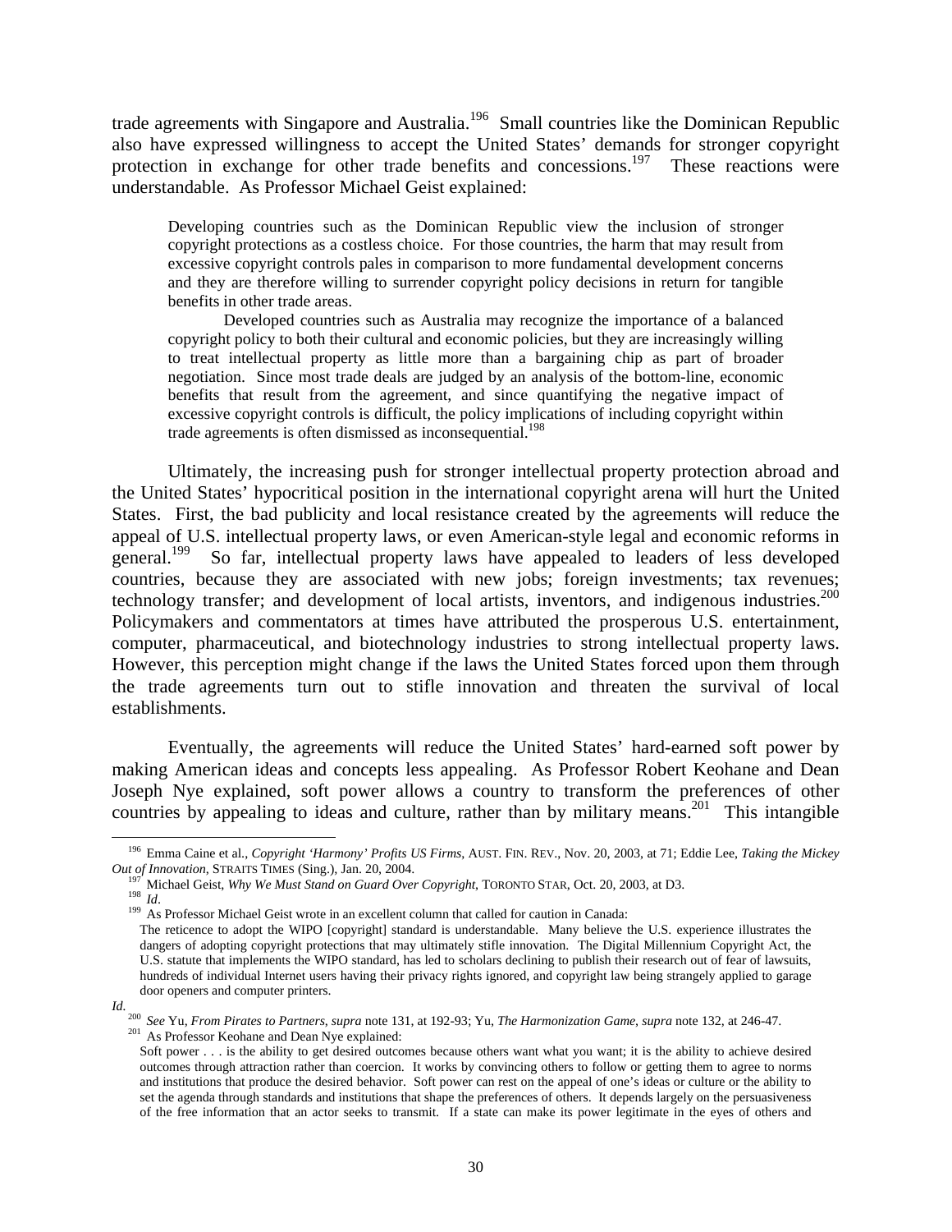trade agreements with Singapore and Australia.[196] Small countries like the Dominican Republic also have expressed willingness to accept the United States' demands for stronger copyright protection in exchange for other trade benefits and concessions.[197] These reactions were understandable. As Professor Michael Geist explained:

> Developing countries such as the Dominican Republic view the inclusion of stronger copyright protections as a costless choice. For those countries, the harm that may result from excessive copyright controls pales in comparison to more fundamental development concerns and they are therefore willing to surrender copyright policy decisions in return for tangible benefits in other trade areas.
>
> Developed countries such as Australia may recognize the importance of a balanced copyright policy to both their cultural and economic policies, but they are increasingly willing to treat intellectual property as little more than a bargaining chip as part of broader negotiation. Since most trade deals are judged by an analysis of the bottom-line, economic benefits that result from the agreement, and since quantifying the negative impact of excessive copyright controls is difficult, the policy implications of including copyright within trade agreements is often dismissed as inconsequential.[198]

Ultimately, the increasing push for stronger intellectual property protection abroad and the United States' hypocritical position in the international copyright arena will hurt the United States. First, the bad publicity and local resistance created by the agreements will reduce the appeal of U.S. intellectual property laws, or even American-style legal and economic reforms in general.[199] So far, intellectual property laws have appealed to leaders of less developed countries, because they are associated with new jobs; foreign investments; tax revenues; technology transfer; and development of local artists, inventors, and indigenous industries.[200] Policymakers and commentators at times have attributed the prosperous U.S. entertainment, computer, pharmaceutical, and biotechnology industries to strong intellectual property laws. However, this perception might change if the laws the United States forced upon them through the trade agreements turn out to stifle innovation and threaten the survival of local establishments.

Eventually, the agreements will reduce the United States' hard-earned soft power by making American ideas and concepts less appealing. As Professor Robert Keohane and Dean Joseph Nye explained, soft power allows a country to transform the preferences of other countries by appealing to ideas and culture, rather than by military means.[201] This intangible

---

[196] Emma Caine et al., *Copyright 'Harmony' Profits US Firms*, AUST. FIN. REV., Nov. 20, 2003, at 71; Eddie Lee, *Taking the Mickey Out of Innovation*, STRAITS TIMES (Sing.), Jan. 20, 2004.

[197] Michael Geist, *Why We Must Stand on Guard Over Copyright*, TORONTO STAR, Oct. 20, 2003, at D3.

[198] *Id*.

[199] As Professor Michael Geist wrote in an excellent column that called for caution in Canada:

> The reticence to adopt the WIPO [copyright] standard is understandable. Many believe the U.S. experience illustrates the dangers of adopting copyright protections that may ultimately stifle innovation. The Digital Millennium Copyright Act, the U.S. statute that implements the WIPO standard, has led to scholars declining to publish their research out of fear of lawsuits, hundreds of individual Internet users having their privacy rights ignored, and copyright law being strangely applied to garage door openers and computer printers.

*Id.*

[200] *See* Yu, *From Pirates to Partners*, *supra* note 131, at 192-93; Yu, *The Harmonization Game*, *supra* note 132, at 246-47.

[201] As Professor Keohane and Dean Nye explained:

> Soft power . . . is the ability to get desired outcomes because others want what you want; it is the ability to achieve desired outcomes through attraction rather than coercion. It works by convincing others to follow or getting them to agree to norms and institutions that produce the desired behavior. Soft power can rest on the appeal of one's ideas or culture or the ability to set the agenda through standards and institutions that shape the preferences of others. It depends largely on the persuasiveness of the free information that an actor seeks to transmit. If a state can make its power legitimate in the eyes of others and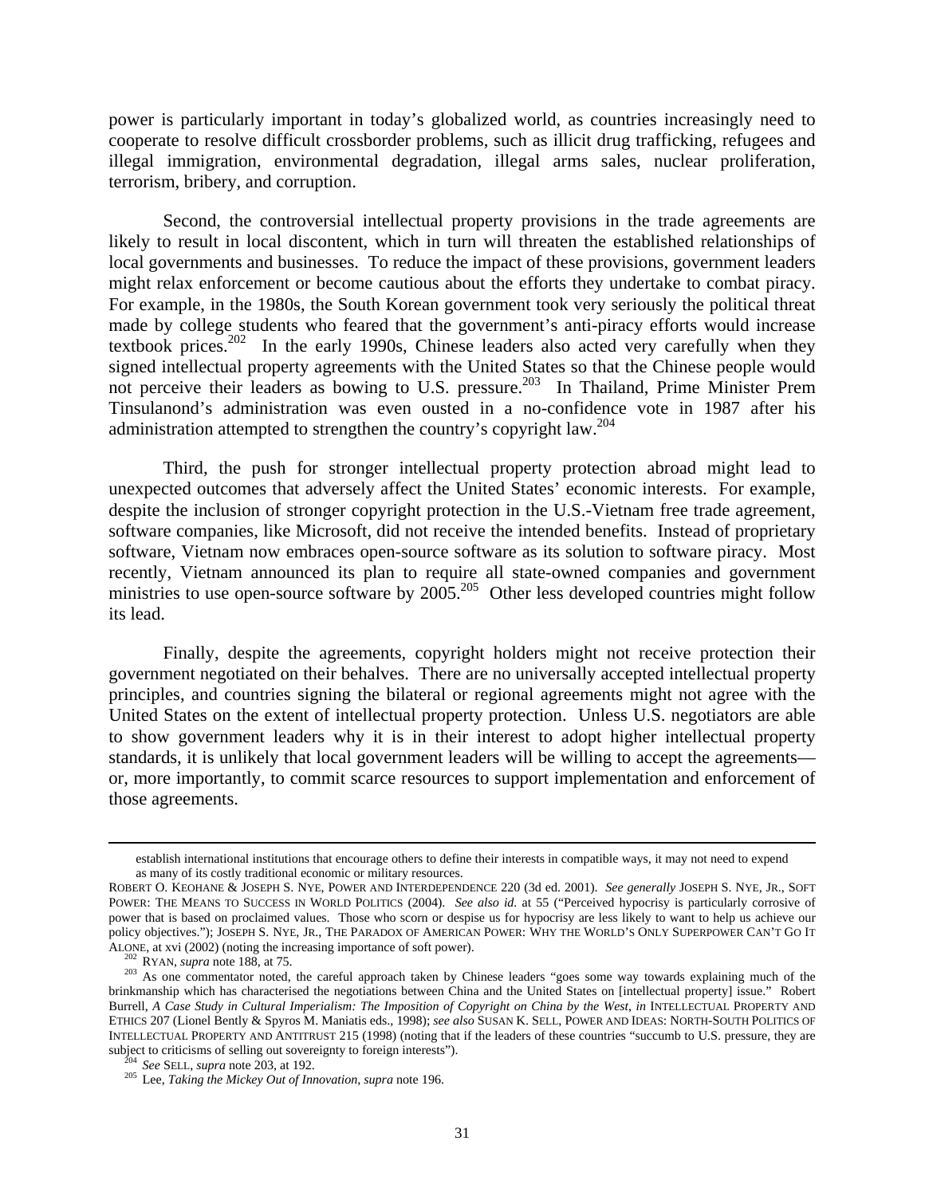power is particularly important in today's globalized world, as countries increasingly need to cooperate to resolve difficult crossborder problems, such as illicit drug trafficking, refugees and illegal immigration, environmental degradation, illegal arms sales, nuclear proliferation, terrorism, bribery, and corruption.

Second, the controversial intellectual property provisions in the trade agreements are likely to result in local discontent, which in turn will threaten the established relationships of local governments and businesses. To reduce the impact of these provisions, government leaders might relax enforcement or become cautious about the efforts they undertake to combat piracy. For example, in the 1980s, the South Korean government took very seriously the political threat made by college students who feared that the government's anti-piracy efforts would increase textbook prices.[202] In the early 1990s, Chinese leaders also acted very carefully when they signed intellectual property agreements with the United States so that the Chinese people would not perceive their leaders as bowing to U.S. pressure.[203] In Thailand, Prime Minister Prem Tinsulanond's administration was even ousted in a no-confidence vote in 1987 after his administration attempted to strengthen the country's copyright law.[204]

Third, the push for stronger intellectual property protection abroad might lead to unexpected outcomes that adversely affect the United States' economic interests. For example, despite the inclusion of stronger copyright protection in the U.S.-Vietnam free trade agreement, software companies, like Microsoft, did not receive the intended benefits. Instead of proprietary software, Vietnam now embraces open-source software as its solution to software piracy. Most recently, Vietnam announced its plan to require all state-owned companies and government ministries to use open-source software by 2005.[205] Other less developed countries might follow its lead.

Finally, despite the agreements, copyright holders might not receive protection their government negotiated on their behalves. There are no universally accepted intellectual property principles, and countries signing the bilateral or regional agreements might not agree with the United States on the extent of intellectual property protection. Unless U.S. negotiators are able to show government leaders why it is in their interest to adopt higher intellectual property standards, it is unlikely that local government leaders will be willing to accept the agreements—or, more importantly, to commit scarce resources to support implementation and enforcement of those agreements.

---

> establish international institutions that encourage others to define their interests in compatible ways, it may not need to expend as many of its costly traditional economic or military resources.

ROBERT O. KEOHANE & JOSEPH S. NYE, POWER AND INTERDEPENDENCE 220 (3d ed. 2001). *See generally* JOSEPH S. NYE, JR., SOFT POWER: THE MEANS TO SUCCESS IN WORLD POLITICS (2004). *See also id.* at 55 ("Perceived hypocrisy is particularly corrosive of power that is based on proclaimed values. Those who scorn or despise us for hypocrisy are less likely to want to help us achieve our policy objectives."); JOSEPH S. NYE, JR., THE PARADOX OF AMERICAN POWER: WHY THE WORLD'S ONLY SUPERPOWER CAN'T GO IT ALONE, at xvi (2002) (noting the increasing importance of soft power).

[202] RYAN, *supra* note 188, at 75.

[203] As one commentator noted, the careful approach taken by Chinese leaders "goes some way towards explaining much of the brinkmanship which has characterised the negotiations between China and the United States on [intellectual property] issue." Robert Burrell, *A Case Study in Cultural Imperialism: The Imposition of Copyright on China by the West*, *in* INTELLECTUAL PROPERTY AND ETHICS 207 (Lionel Bently & Spyros M. Maniatis eds., 1998); *see also* SUSAN K. SELL, POWER AND IDEAS: NORTH-SOUTH POLITICS OF INTELLECTUAL PROPERTY AND ANTITRUST 215 (1998) (noting that if the leaders of these countries "succumb to U.S. pressure, they are subject to criticisms of selling out sovereignty to foreign interests").

[204] *See* SELL, *supra* note 203, at 192.

[205] Lee, *Taking the Mickey Out of Innovation*, *supra* note 196.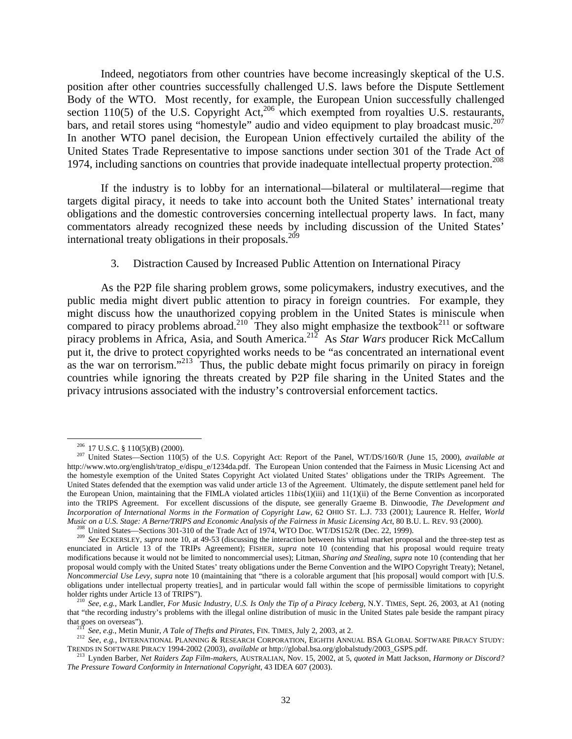Indeed, negotiators from other countries have become increasingly skeptical of the U.S. position after other countries successfully challenged U.S. laws before the Dispute Settlement Body of the WTO. Most recently, for example, the European Union successfully challenged section 110(5) of the U.S. Copyright Act,[206] which exempted from royalties U.S. restaurants, bars, and retail stores using "homestyle" audio and video equipment to play broadcast music.[207] In another WTO panel decision, the European Union effectively curtailed the ability of the United States Trade Representative to impose sanctions under section 301 of the Trade Act of 1974, including sanctions on countries that provide inadequate intellectual property protection.[208]

If the industry is to lobby for an international—bilateral or multilateral—regime that targets digital piracy, it needs to take into account both the United States' international treaty obligations and the domestic controversies concerning intellectual property laws. In fact, many commentators already recognized these needs by including discussion of the United States' international treaty obligations in their proposals.[209]

### 3. Distraction Caused by Increased Public Attention on International Piracy

As the P2P file sharing problem grows, some policymakers, industry executives, and the public media might divert public attention to piracy in foreign countries. For example, they might discuss how the unauthorized copying problem in the United States is miniscule when compared to piracy problems abroad.[210] They also might emphasize the textbook[211] or software piracy problems in Africa, Asia, and South America.[212] As *Star Wars* producer Rick McCallum put it, the drive to protect copyrighted works needs to be "as concentrated an international event as the war on terrorism."[213] Thus, the public debate might focus primarily on piracy in foreign countries while ignoring the threats created by P2P file sharing in the United States and the privacy intrusions associated with the industry's controversial enforcement tactics.

---

[206] 17 U.S.C. § 110(5)(B) (2000).

[207] United States—Section 110(5) of the U.S. Copyright Act: Report of the Panel, WT/DS/160/R (June 15, 2000), *available at* http://www.wto.org/english/tratop_e/dispu_e/1234da.pdf. The European Union contended that the Fairness in Music Licensing Act and the homestyle exemption of the United States Copyright Act violated United States' obligations under the TRIPs Agreement. The United States defended that the exemption was valid under article 13 of the Agreement. Ultimately, the dispute settlement panel held for the European Union, maintaining that the FIMLA violated articles 11*bis*(1)(iii) and 11(1)(ii) of the Berne Convention as incorporated into the TRIPS Agreement. For excellent discussions of the dispute, see generally Graeme B. Dinwoodie, *The Development and Incorporation of International Norms in the Formation of Copyright Law*, 62 OHIO ST. L.J. 733 (2001); Laurence R. Helfer, *World Music on a U.S. Stage: A Berne/TRIPS and Economic Analysis of the Fairness in Music Licensing Act*, 80 B.U. L. REV. 93 (2000).

[208] United States—Sections 301-310 of the Trade Act of 1974, WTO Doc. WT/DS152/R (Dec. 22, 1999).

[209] *See* ECKERSLEY, *supra* note 10, at 49-53 (discussing the interaction between his virtual market proposal and the three-step test as enunciated in Article 13 of the TRIPs Agreement); FISHER, *supra* note 10 (contending that his proposal would require treaty modifications because it would not be limited to noncommercial uses); Litman, *Sharing and Stealing*, *supra* note 10 (contending that her proposal would comply with the United States' treaty obligations under the Berne Convention and the WIPO Copyright Treaty); Netanel, *Noncommercial Use Levy*, *supra* note 10 (maintaining that "there is a colorable argument that [his proposal] would comport with [U.S. obligations under intellectual property treaties], and in particular would fall within the scope of permissible limitations to copyright holder rights under Article 13 of TRIPS").

[210] *See, e.g.*, Mark Landler, *For Music Industry, U.S. Is Only the Tip of a Piracy Iceberg*, N.Y. TIMES, Sept. 26, 2003, at A1 (noting that "the recording industry's problems with the illegal online distribution of music in the United States pale beside the rampant piracy that goes on overseas").

[211] *See, e.g.*, Metin Munir, *A Tale of Thefts and Pirates*, FIN. TIMES, July 2, 2003, at 2.

[212] *See, e.g.*, INTERNATIONAL PLANNING & RESEARCH CORPORATION, EIGHTH ANNUAL BSA GLOBAL SOFTWARE PIRACY STUDY: TRENDS IN SOFTWARE PIRACY 1994-2002 (2003), *available at* http://global.bsa.org/globalstudy/2003_GSPS.pdf.

[213] Lynden Barber, *Net Raiders Zap Film-makers*, AUSTRALIAN, Nov. 15, 2002, at 5, *quoted in* Matt Jackson, *Harmony or Discord? The Pressure Toward Conformity in International Copyright*, 43 IDEA 607 (2003).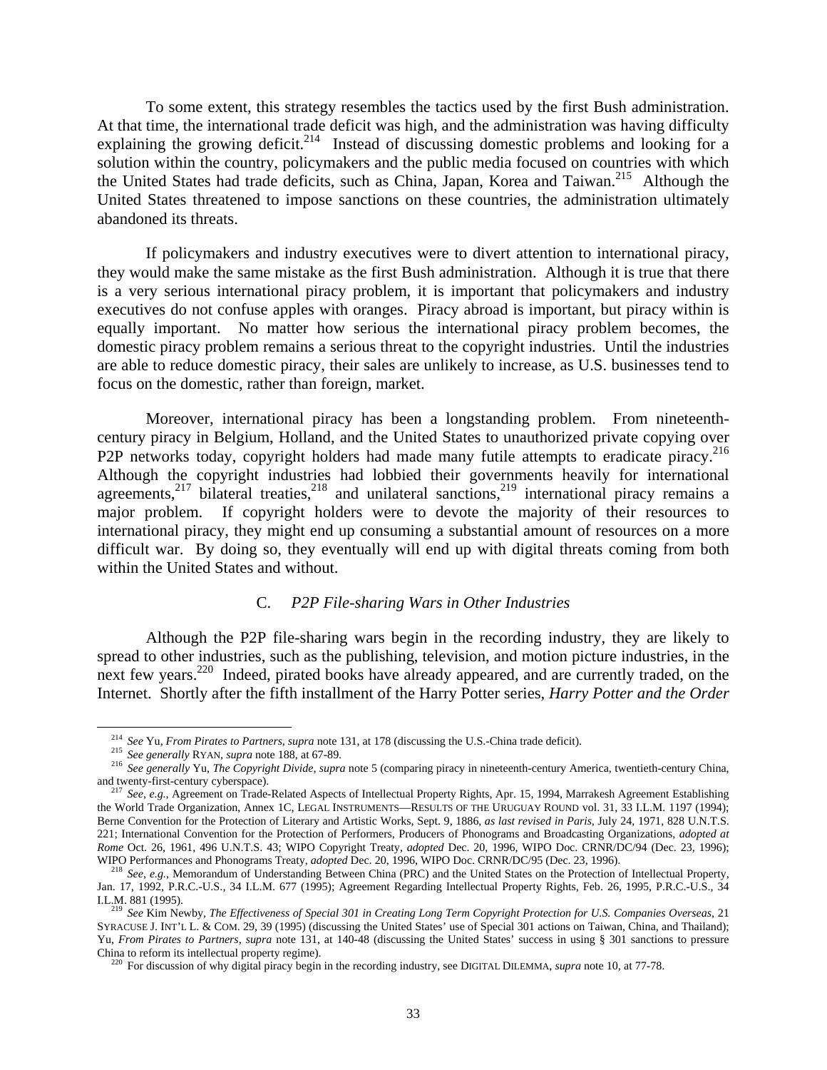To some extent, this strategy resembles the tactics used by the first Bush administration. At that time, the international trade deficit was high, and the administration was having difficulty explaining the growing deficit.[214] Instead of discussing domestic problems and looking for a solution within the country, policymakers and the public media focused on countries with which the United States had trade deficits, such as China, Japan, Korea and Taiwan.[215] Although the United States threatened to impose sanctions on these countries, the administration ultimately abandoned its threats.

If policymakers and industry executives were to divert attention to international piracy, they would make the same mistake as the first Bush administration. Although it is true that there is a very serious international piracy problem, it is important that policymakers and industry executives do not confuse apples with oranges. Piracy abroad is important, but piracy within is equally important. No matter how serious the international piracy problem becomes, the domestic piracy problem remains a serious threat to the copyright industries. Until the industries are able to reduce domestic piracy, their sales are unlikely to increase, as U.S. businesses tend to focus on the domestic, rather than foreign, market.

Moreover, international piracy has been a longstanding problem. From nineteenth-century piracy in Belgium, Holland, and the United States to unauthorized private copying over P2P networks today, copyright holders had made many futile attempts to eradicate piracy.[216] Although the copyright industries had lobbied their governments heavily for international agreements,[217] bilateral treaties,[218] and unilateral sanctions,[219] international piracy remains a major problem. If copyright holders were to devote the majority of their resources to international piracy, they might end up consuming a substantial amount of resources on a more difficult war. By doing so, they eventually will end up with digital threats coming from both within the United States and without.

### C. *P2P File-sharing Wars in Other Industries*

Although the P2P file-sharing wars begin in the recording industry, they are likely to spread to other industries, such as the publishing, television, and motion picture industries, in the next few years.[220] Indeed, pirated books have already appeared, and are currently traded, on the Internet. Shortly after the fifth installment of the Harry Potter series, *Harry Potter and the Order*

---

[214] *See* Yu, *From Pirates to Partners*, *supra* note 131, at 178 (discussing the U.S.-China trade deficit).

[215] *See generally* RYAN, *supra* note 188, at 67-89.

[216] *See generally* Yu, *The Copyright Divide*, *supra* note 5 (comparing piracy in nineteenth-century America, twentieth-century China, and twenty-first-century cyberspace).

[217] *See, e.g.*, Agreement on Trade-Related Aspects of Intellectual Property Rights, Apr. 15, 1994, Marrakesh Agreement Establishing the World Trade Organization, Annex 1C, LEGAL INSTRUMENTS—RESULTS OF THE URUGUAY ROUND vol. 31, 33 I.L.M. 1197 (1994); Berne Convention for the Protection of Literary and Artistic Works, Sept. 9, 1886, *as last revised in Paris*, July 24, 1971, 828 U.N.T.S. 221; International Convention for the Protection of Performers, Producers of Phonograms and Broadcasting Organizations, *adopted at Rome* Oct. 26, 1961, 496 U.N.T.S. 43; WIPO Copyright Treaty, *adopted* Dec. 20, 1996, WIPO Doc. CRNR/DC/94 (Dec. 23, 1996); WIPO Performances and Phonograms Treaty, *adopted* Dec. 20, 1996, WIPO Doc. CRNR/DC/95 (Dec. 23, 1996).

[218] *See, e.g.*, Memorandum of Understanding Between China (PRC) and the United States on the Protection of Intellectual Property, Jan. 17, 1992, P.R.C.-U.S., 34 I.L.M. 677 (1995); Agreement Regarding Intellectual Property Rights, Feb. 26, 1995, P.R.C.-U.S., 34 I.L.M. 881 (1995).

[219] *See* Kim Newby, *The Effectiveness of Special 301 in Creating Long Term Copyright Protection for U.S. Companies Overseas*, 21 SYRACUSE J. INT'L L. & COM. 29, 39 (1995) (discussing the United States' use of Special 301 actions on Taiwan, China, and Thailand); Yu, *From Pirates to Partners*, *supra* note 131, at 140-48 (discussing the United States' success in using § 301 sanctions to pressure China to reform its intellectual property regime).

[220] For discussion of why digital piracy begin in the recording industry, see DIGITAL DILEMMA, *supra* note 10, at 77-78.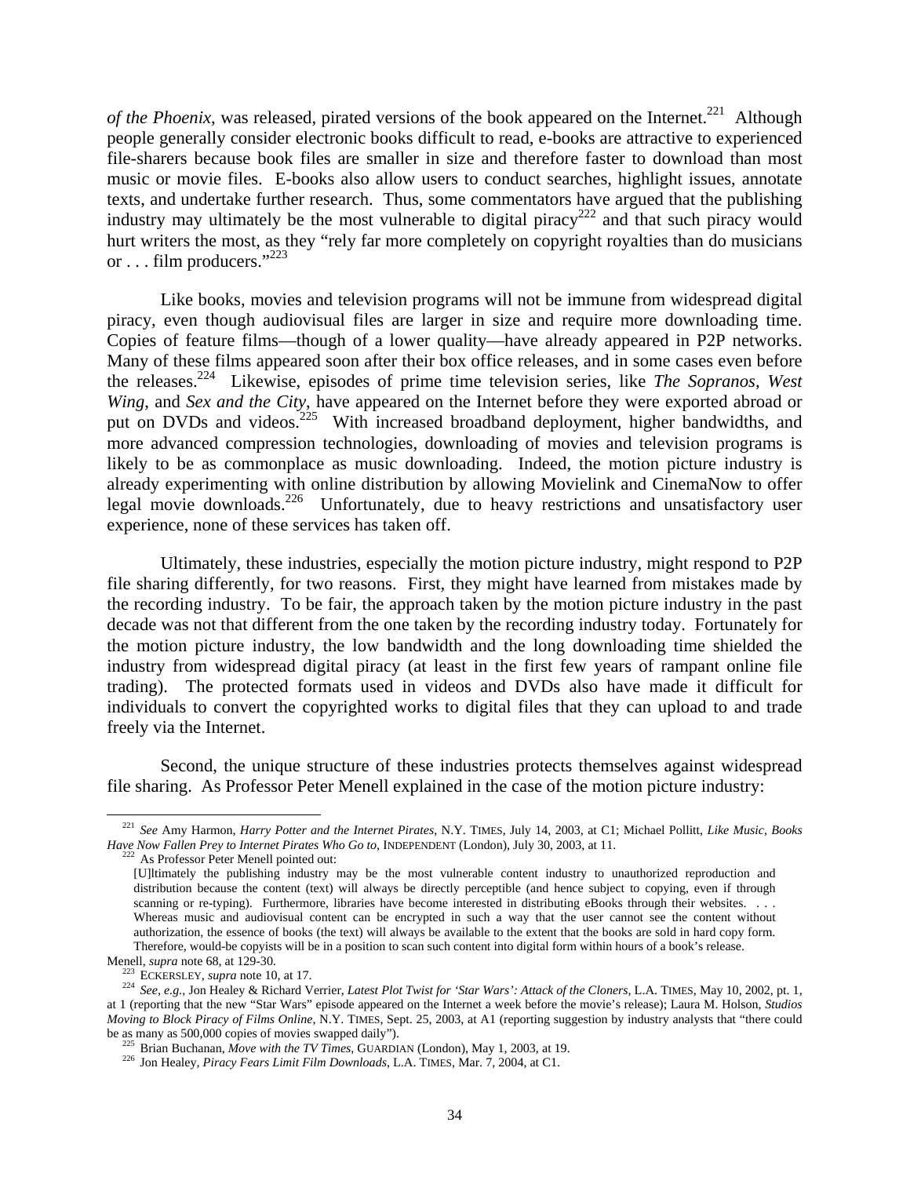*of the Phoenix*, was released, pirated versions of the book appeared on the Internet.[221] Although people generally consider electronic books difficult to read, e-books are attractive to experienced file-sharers because book files are smaller in size and therefore faster to download than most music or movie files. E-books also allow users to conduct searches, highlight issues, annotate texts, and undertake further research. Thus, some commentators have argued that the publishing industry may ultimately be the most vulnerable to digital piracy[222] and that such piracy would hurt writers the most, as they "rely far more completely on copyright royalties than do musicians or . . . film producers."[223]

Like books, movies and television programs will not be immune from widespread digital piracy, even though audiovisual files are larger in size and require more downloading time. Copies of feature films—though of a lower quality—have already appeared in P2P networks. Many of these films appeared soon after their box office releases, and in some cases even before the releases.[224] Likewise, episodes of prime time television series, like *The Sopranos*, *West Wing*, and *Sex and the City*, have appeared on the Internet before they were exported abroad or put on DVDs and videos.[225] With increased broadband deployment, higher bandwidths, and more advanced compression technologies, downloading of movies and television programs is likely to be as commonplace as music downloading. Indeed, the motion picture industry is already experimenting with online distribution by allowing Movielink and CinemaNow to offer legal movie downloads.[226] Unfortunately, due to heavy restrictions and unsatisfactory user experience, none of these services has taken off.

Ultimately, these industries, especially the motion picture industry, might respond to P2P file sharing differently, for two reasons. First, they might have learned from mistakes made by the recording industry. To be fair, the approach taken by the motion picture industry in the past decade was not that different from the one taken by the recording industry today. Fortunately for the motion picture industry, the low bandwidth and the long downloading time shielded the industry from widespread digital piracy (at least in the first few years of rampant online file trading). The protected formats used in videos and DVDs also have made it difficult for individuals to convert the copyrighted works to digital files that they can upload to and trade freely via the Internet.

Second, the unique structure of these industries protects themselves against widespread file sharing. As Professor Peter Menell explained in the case of the motion picture industry:

---

[221] *See* Amy Harmon, *Harry Potter and the Internet Pirates*, N.Y. TIMES, July 14, 2003, at C1; Michael Pollitt, *Like Music, Books Have Now Fallen Prey to Internet Pirates Who Go to*, INDEPENDENT (London), July 30, 2003, at 11.

[222] As Professor Peter Menell pointed out:

> [U]ltimately the publishing industry may be the most vulnerable content industry to unauthorized reproduction and distribution because the content (text) will always be directly perceptible (and hence subject to copying, even if through scanning or re-typing). Furthermore, libraries have become interested in distributing eBooks through their websites. . . . Whereas music and audiovisual content can be encrypted in such a way that the user cannot see the content without authorization, the essence of books (the text) will always be available to the extent that the books are sold in hard copy form. Therefore, would-be copyists will be in a position to scan such content into digital form within hours of a book's release.

Menell, *supra* note 68, at 129-30.

[223] ECKERSLEY, *supra* note 10, at 17.

[224] *See, e.g.*, Jon Healey & Richard Verrier, *Latest Plot Twist for 'Star Wars': Attack of the Cloners*, L.A. TIMES, May 10, 2002, pt. 1, at 1 (reporting that the new "Star Wars" episode appeared on the Internet a week before the movie's release); Laura M. Holson, *Studios Moving to Block Piracy of Films Online*, N.Y. TIMES, Sept. 25, 2003, at A1 (reporting suggestion by industry analysts that "there could be as many as 500,000 copies of movies swapped daily").

[225] Brian Buchanan, *Move with the TV Times*, GUARDIAN (London), May 1, 2003, at 19.

[226] Jon Healey, *Piracy Fears Limit Film Downloads*, L.A. TIMES, Mar. 7, 2004, at C1.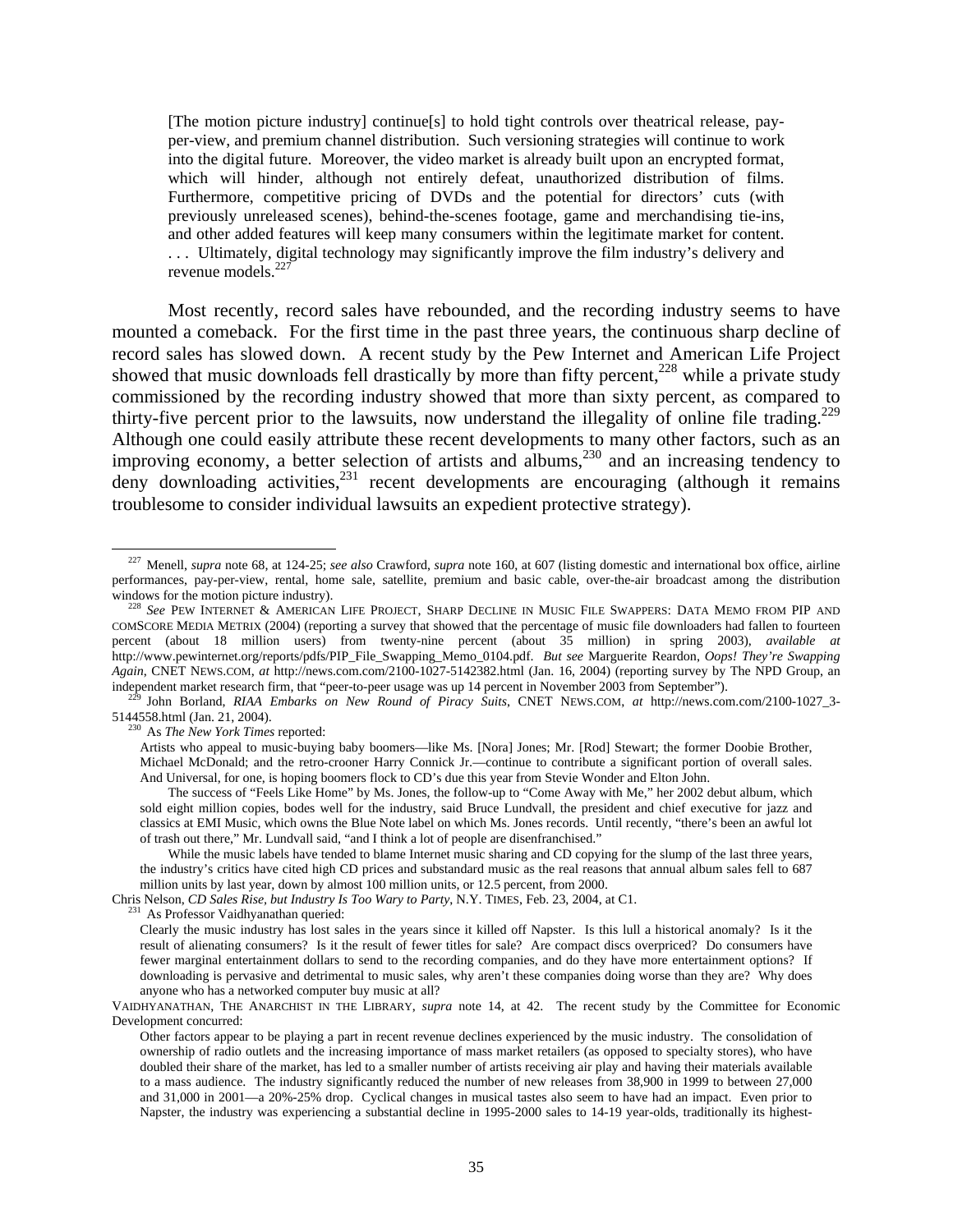> [The motion picture industry] continue[s] to hold tight controls over theatrical release, pay-per-view, and premium channel distribution. Such versioning strategies will continue to work into the digital future. Moreover, the video market is already built upon an encrypted format, which will hinder, although not entirely defeat, unauthorized distribution of films. Furthermore, competitive pricing of DVDs and the potential for directors' cuts (with previously unreleased scenes), behind-the-scenes footage, game and merchandising tie-ins, and other added features will keep many consumers within the legitimate market for content. . . . Ultimately, digital technology may significantly improve the film industry's delivery and revenue models.[227]

Most recently, record sales have rebounded, and the recording industry seems to have mounted a comeback. For the first time in the past three years, the continuous sharp decline of record sales has slowed down. A recent study by the Pew Internet and American Life Project showed that music downloads fell drastically by more than fifty percent,[228] while a private study commissioned by the recording industry showed that more than sixty percent, as compared to thirty-five percent prior to the lawsuits, now understand the illegality of online file trading.[229] Although one could easily attribute these recent developments to many other factors, such as an improving economy, a better selection of artists and albums,[230] and an increasing tendency to deny downloading activities,[231] recent developments are encouraging (although it remains troublesome to consider individual lawsuits an expedient protective strategy).

---

[227] Menell, *supra* note 68, at 124-25; *see also* Crawford, *supra* note 160, at 607 (listing domestic and international box office, airline performances, pay-per-view, rental, home sale, satellite, premium and basic cable, over-the-air broadcast among the distribution windows for the motion picture industry).

[228] *See* PEW INTERNET & AMERICAN LIFE PROJECT, SHARP DECLINE IN MUSIC FILE SWAPPERS: DATA MEMO FROM PIP AND COMSCORE MEDIA METRIX (2004) (reporting a survey that showed that the percentage of music file downloaders had fallen to fourteen percent (about 18 million users) from twenty-nine percent (about 35 million) in spring 2003), *available at* http://www.pewinternet.org/reports/pdfs/PIP_File_Swapping_Memo_0104.pdf. *But see* Marguerite Reardon, *Oops! They're Swapping Again*, CNET NEWS.COM, *at* http://news.com.com/2100-1027-5142382.html (Jan. 16, 2004) (reporting survey by The NPD Group, an independent market research firm, that "peer-to-peer usage was up 14 percent in November 2003 from September").

[229] John Borland, *RIAA Embarks on New Round of Piracy Suits*, CNET NEWS.COM, *at* http://news.com.com/2100-1027_3-5144558.html (Jan. 21, 2004).

[230] As *The New York Times* reported:

> Artists who appeal to music-buying baby boomers—like Ms. [Nora] Jones; Mr. [Rod] Stewart; the former Doobie Brother, Michael McDonald; and the retro-crooner Harry Connick Jr.—continue to contribute a significant portion of overall sales. And Universal, for one, is hoping boomers flock to CD's due this year from Stevie Wonder and Elton John.
>
> The success of "Feels Like Home" by Ms. Jones, the follow-up to "Come Away with Me," her 2002 debut album, which sold eight million copies, bodes well for the industry, said Bruce Lundvall, the president and chief executive for jazz and classics at EMI Music, which owns the Blue Note label on which Ms. Jones records. Until recently, "there's been an awful lot of trash out there," Mr. Lundvall said, "and I think a lot of people are disenfranchised."
>
> While the music labels have tended to blame Internet music sharing and CD copying for the slump of the last three years, the industry's critics have cited high CD prices and substandard music as the real reasons that annual album sales fell to 687 million units by last year, down by almost 100 million units, or 12.5 percent, from 2000.

Chris Nelson, *CD Sales Rise, but Industry Is Too Wary to Party*, N.Y. TIMES, Feb. 23, 2004, at C1.

[231] As Professor Vaidhyanathan queried:

> Clearly the music industry has lost sales in the years since it killed off Napster. Is this lull a historical anomaly? Is it the result of alienating consumers? Is it the result of fewer titles for sale? Are compact discs overpriced? Do consumers have fewer marginal entertainment dollars to send to the recording companies, and do they have more entertainment options? If downloading is pervasive and detrimental to music sales, why aren't these companies doing worse than they are? Why does anyone who has a networked computer buy music at all?

VAIDHYANATHAN, THE ANARCHIST IN THE LIBRARY, *supra* note 14, at 42. The recent study by the Committee for Economic Development concurred:

> Other factors appear to be playing a part in recent revenue declines experienced by the music industry. The consolidation of ownership of radio outlets and the increasing importance of mass market retailers (as opposed to specialty stores), who have doubled their share of the market, has led to a smaller number of artists receiving air play and having their materials available to a mass audience. The industry significantly reduced the number of new releases from 38,900 in 1999 to between 27,000 and 31,000 in 2001—a 20%-25% drop. Cyclical changes in musical tastes also seem to have had an impact. Even prior to Napster, the industry was experiencing a substantial decline in 1995-2000 sales to 14-19 year-olds, traditionally its highest-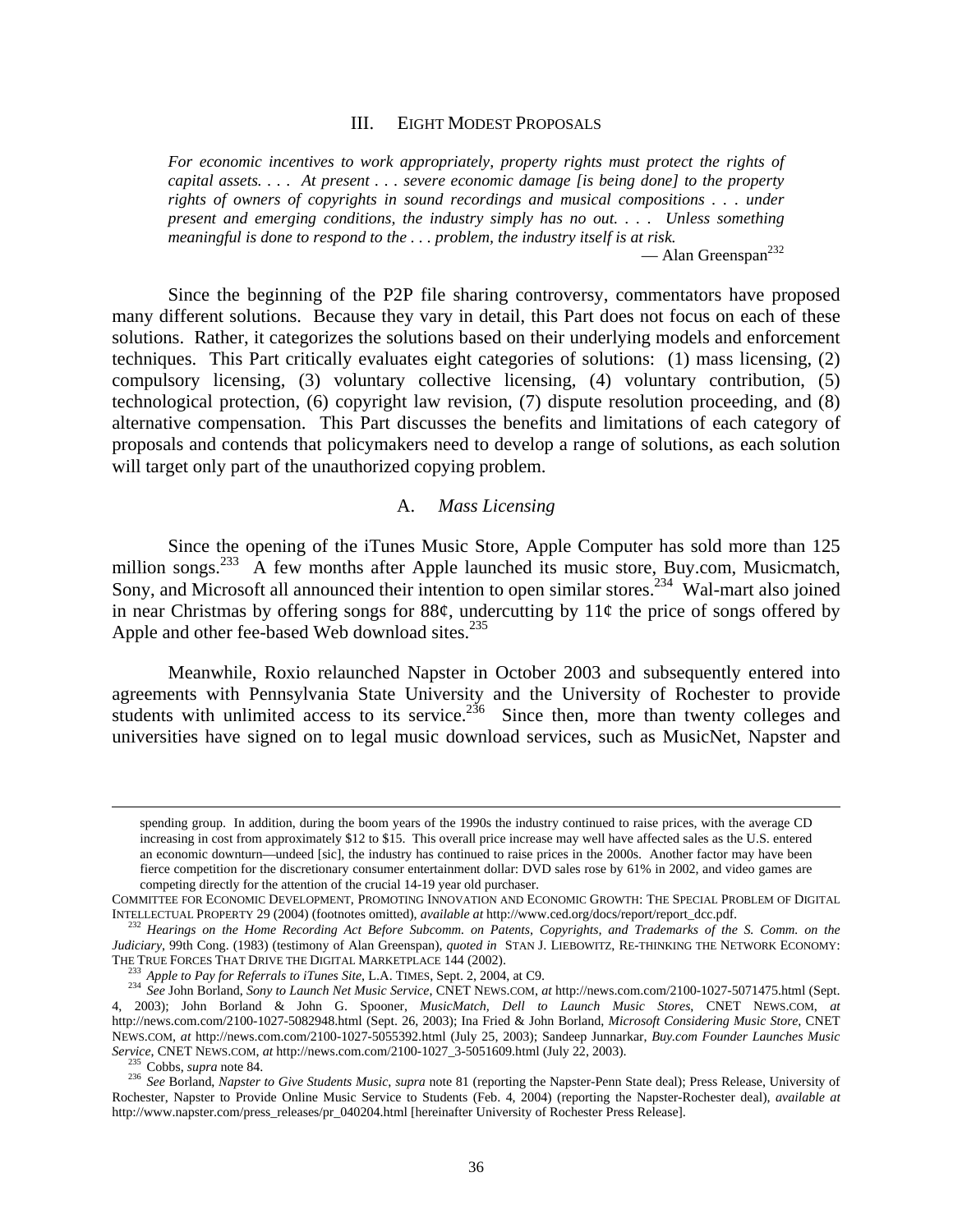## III. EIGHT MODEST PROPOSALS

> *For economic incentives to work appropriately, property rights must protect the rights of capital assets. . . . At present . . . severe economic damage [is being done] to the property rights of owners of copyrights in sound recordings and musical compositions . . . under present and emerging conditions, the industry simply has no out. . . . Unless something meaningful is done to respond to the . . . problem, the industry itself is at risk.*
>
> — Alan Greenspan[232]

Since the beginning of the P2P file sharing controversy, commentators have proposed many different solutions. Because they vary in detail, this Part does not focus on each of these solutions. Rather, it categorizes the solutions based on their underlying models and enforcement techniques. This Part critically evaluates eight categories of solutions: (1) mass licensing, (2) compulsory licensing, (3) voluntary collective licensing, (4) voluntary contribution, (5) technological protection, (6) copyright law revision, (7) dispute resolution proceeding, and (8) alternative compensation. This Part discusses the benefits and limitations of each category of proposals and contends that policymakers need to develop a range of solutions, as each solution will target only part of the unauthorized copying problem.

### A. *Mass Licensing*

Since the opening of the iTunes Music Store, Apple Computer has sold more than 125 million songs.[233] A few months after Apple launched its music store, Buy.com, Musicmatch, Sony, and Microsoft all announced their intention to open similar stores.[234] Wal-mart also joined in near Christmas by offering songs for 88¢, undercutting by 11¢ the price of songs offered by Apple and other fee-based Web download sites.[235]

Meanwhile, Roxio relaunched Napster in October 2003 and subsequently entered into agreements with Pennsylvania State University and the University of Rochester to provide students with unlimited access to its service.[236] Since then, more than twenty colleges and universities have signed on to legal music download services, such as MusicNet, Napster and

---

> spending group. In addition, during the boom years of the 1990s the industry continued to raise prices, with the average CD increasing in cost from approximately $12 to $15. This overall price increase may well have affected sales as the U.S. entered an economic downturn—undeed [sic], the industry has continued to raise prices in the 2000s. Another factor may have been fierce competition for the discretionary consumer entertainment dollar: DVD sales rose by 61% in 2002, and video games are competing directly for the attention of the crucial 14-19 year old purchaser.

COMMITTEE FOR ECONOMIC DEVELOPMENT, PROMOTING INNOVATION AND ECONOMIC GROWTH: THE SPECIAL PROBLEM OF DIGITAL INTELLECTUAL PROPERTY 29 (2004) (footnotes omitted), *available at* http://www.ced.org/docs/report/report_dcc.pdf.

[232] *Hearings on the Home Recording Act Before Subcomm. on Patents, Copyrights, and Trademarks of the S. Comm. on the Judiciary*, 99th Cong. (1983) (testimony of Alan Greenspan), *quoted in* STAN J. LIEBOWITZ, RE-THINKING THE NETWORK ECONOMY: THE TRUE FORCES THAT DRIVE THE DIGITAL MARKETPLACE 144 (2002).

[233] *Apple to Pay for Referrals to iTunes Site*, L.A. TIMES, Sept. 2, 2004, at C9.

[234] *See* John Borland, *Sony to Launch Net Music Service*, CNET NEWS.COM, *at* http://news.com.com/2100-1027-5071475.html (Sept. 4, 2003); John Borland & John G. Spooner, *MusicMatch, Dell to Launch Music Stores*, CNET NEWS.COM, *at* http://news.com.com/2100-1027-5082948.html (Sept. 26, 2003); Ina Fried & John Borland, *Microsoft Considering Music Store*, CNET NEWS.COM, *at* http://news.com.com/2100-1027-5055392.html (July 25, 2003); Sandeep Junnarkar, *Buy.com Founder Launches Music Service*, CNET NEWS.COM, *at* http://news.com.com/2100-1027_3-5051609.html (July 22, 2003).

[235] Cobbs, *supra* note 84.

[236] *See* Borland, *Napster to Give Students Music*, *supra* note 81 (reporting the Napster-Penn State deal); Press Release, University of Rochester, Napster to Provide Online Music Service to Students (Feb. 4, 2004) (reporting the Napster-Rochester deal), *available at* http://www.napster.com/press_releases/pr_040204.html [hereinafter University of Rochester Press Release].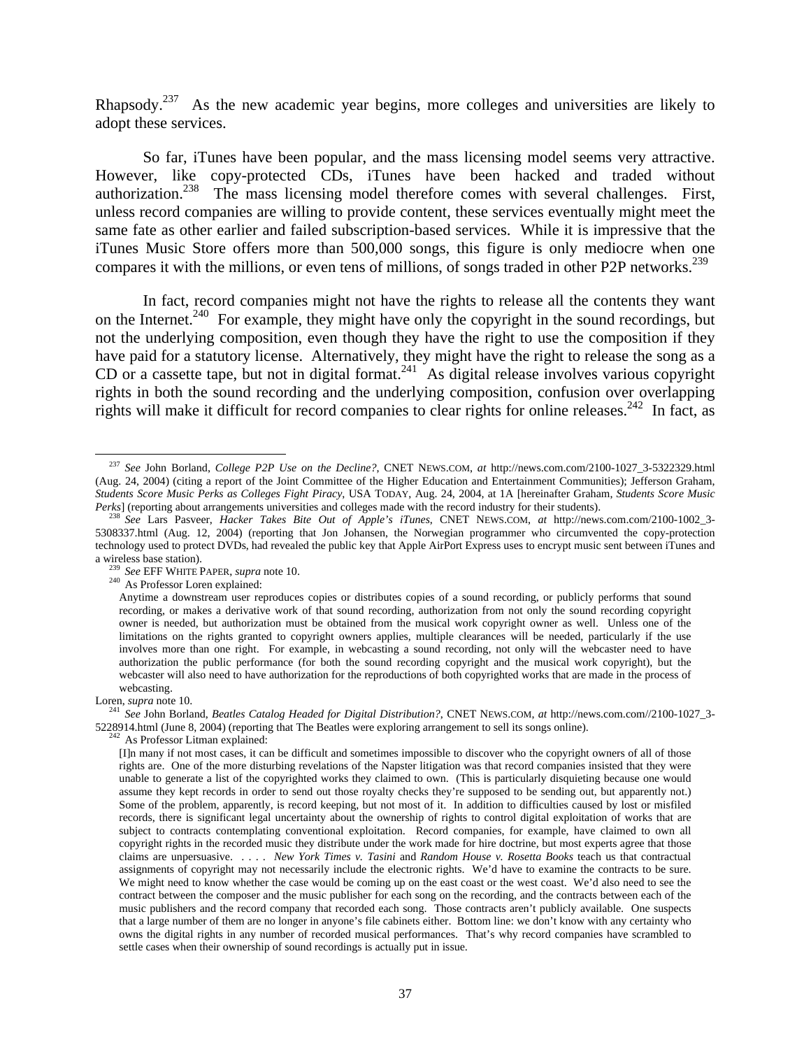Rhapsody.[237] As the new academic year begins, more colleges and universities are likely to adopt these services.

So far, iTunes have been popular, and the mass licensing model seems very attractive. However, like copy-protected CDs, iTunes have been hacked and traded without authorization.[238] The mass licensing model therefore comes with several challenges. First, unless record companies are willing to provide content, these services eventually might meet the same fate as other earlier and failed subscription-based services. While it is impressive that the iTunes Music Store offers more than 500,000 songs, this figure is only mediocre when one compares it with the millions, or even tens of millions, of songs traded in other P2P networks.[239]

In fact, record companies might not have the rights to release all the contents they want on the Internet.[240] For example, they might have only the copyright in the sound recordings, but not the underlying composition, even though they have the right to use the composition if they have paid for a statutory license. Alternatively, they might have the right to release the song as a CD or a cassette tape, but not in digital format.[241] As digital release involves various copyright rights in both the sound recording and the underlying composition, confusion over overlapping rights will make it difficult for record companies to clear rights for online releases.[242] In fact, as

---

[237] *See* John Borland, *College P2P Use on the Decline?*, CNET NEWS.COM, *at* http://news.com.com/2100-1027_3-5322329.html (Aug. 24, 2004) (citing a report of the Joint Committee of the Higher Education and Entertainment Communities); Jefferson Graham, *Students Score Music Perks as Colleges Fight Piracy*, USA TODAY, Aug. 24, 2004, at 1A [hereinafter Graham, *Students Score Music Perks*] (reporting about arrangements universities and colleges made with the record industry for their students).

[238] *See* Lars Pasveer, *Hacker Takes Bite Out of Apple's iTunes*, CNET NEWS.COM, *at* http://news.com.com/2100-1002_3-5308337.html (Aug. 12, 2004) (reporting that Jon Johansen, the Norwegian programmer who circumvented the copy-protection technology used to protect DVDs, had revealed the public key that Apple AirPort Express uses to encrypt music sent between iTunes and a wireless base station).

[239] *See* EFF WHITE PAPER, *supra* note 10.

[240] As Professor Loren explained:

> Anytime a downstream user reproduces copies or distributes copies of a sound recording, or publicly performs that sound recording, or makes a derivative work of that sound recording, authorization from not only the sound recording copyright owner is needed, but authorization must be obtained from the musical work copyright owner as well. Unless one of the limitations on the rights granted to copyright owners applies, multiple clearances will be needed, particularly if the use involves more than one right. For example, in webcasting a sound recording, not only will the webcaster need to have authorization the public performance (for both the sound recording copyright and the musical work copyright), but the webcaster will also need to have authorization for the reproductions of both copyrighted works that are made in the process of webcasting.

Loren, *supra* note 10.

[241] *See* John Borland, *Beatles Catalog Headed for Digital Distribution?*, CNET NEWS.COM, *at* http://news.com.com//2100-1027_3-5228914.html (June 8, 2004) (reporting that The Beatles were exploring arrangement to sell its songs online).

[242] As Professor Litman explained:

> [I]n many if not most cases, it can be difficult and sometimes impossible to discover who the copyright owners of all of those rights are. One of the more disturbing revelations of the Napster litigation was that record companies insisted that they were unable to generate a list of the copyrighted works they claimed to own. (This is particularly disquieting because one would assume they kept records in order to send out those royalty checks they're supposed to be sending out, but apparently not.) Some of the problem, apparently, is record keeping, but not most of it. In addition to difficulties caused by lost or misfiled records, there is significant legal uncertainty about the ownership of rights to control digital exploitation of works that are subject to contracts contemplating conventional exploitation. Record companies, for example, have claimed to own all copyright rights in the recorded music they distribute under the work made for hire doctrine, but most experts agree that those claims are unpersuasive. . . . . *New York Times v. Tasini* and *Random House v. Rosetta Books* teach us that contractual assignments of copyright may not necessarily include the electronic rights. We'd have to examine the contracts to be sure. We might need to know whether the case would be coming up on the east coast or the west coast. We'd also need to see the contract between the composer and the music publisher for each song on the recording, and the contracts between each of the music publishers and the record company that recorded each song. Those contracts aren't publicly available. One suspects that a large number of them are no longer in anyone's file cabinets either. Bottom line: we don't know with any certainty who owns the digital rights in any number of recorded musical performances. That's why record companies have scrambled to settle cases when their ownership of sound recordings is actually put in issue.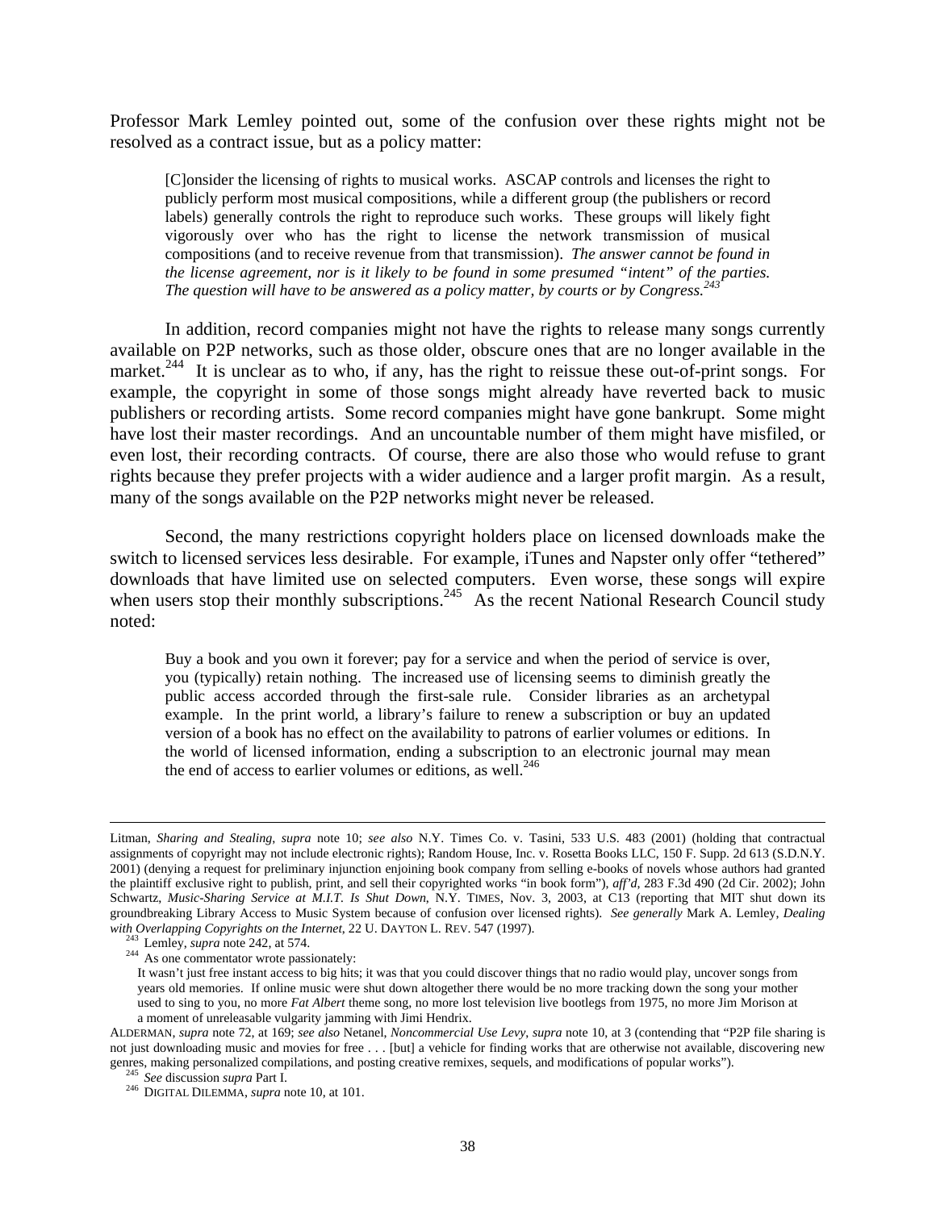Professor Mark Lemley pointed out, some of the confusion over these rights might not be resolved as a contract issue, but as a policy matter:

> [C]onsider the licensing of rights to musical works. ASCAP controls and licenses the right to publicly perform most musical compositions, while a different group (the publishers or record labels) generally controls the right to reproduce such works. These groups will likely fight vigorously over who has the right to license the network transmission of musical compositions (and to receive revenue from that transmission). *The answer cannot be found in the license agreement, nor is it likely to be found in some presumed "intent" of the parties. The question will have to be answered as a policy matter, by courts or by Congress.*[243]

In addition, record companies might not have the rights to release many songs currently available on P2P networks, such as those older, obscure ones that are no longer available in the market.[244] It is unclear as to who, if any, has the right to reissue these out-of-print songs. For example, the copyright in some of those songs might already have reverted back to music publishers or recording artists. Some record companies might have gone bankrupt. Some might have lost their master recordings. And an uncountable number of them might have misfiled, or even lost, their recording contracts. Of course, there are also those who would refuse to grant rights because they prefer projects with a wider audience and a larger profit margin. As a result, many of the songs available on the P2P networks might never be released.

Second, the many restrictions copyright holders place on licensed downloads make the switch to licensed services less desirable. For example, iTunes and Napster only offer "tethered" downloads that have limited use on selected computers. Even worse, these songs will expire when users stop their monthly subscriptions.[245] As the recent National Research Council study noted:

> Buy a book and you own it forever; pay for a service and when the period of service is over, you (typically) retain nothing. The increased use of licensing seems to diminish greatly the public access accorded through the first-sale rule. Consider libraries as an archetypal example. In the print world, a library's failure to renew a subscription or buy an updated version of a book has no effect on the availability to patrons of earlier volumes or editions. In the world of licensed information, ending a subscription to an electronic journal may mean the end of access to earlier volumes or editions, as well.[246]

---

Litman, *Sharing and Stealing*, *supra* note 10; *see also* N.Y. Times Co. v. Tasini, 533 U.S. 483 (2001) (holding that contractual assignments of copyright may not include electronic rights); Random House, Inc. v. Rosetta Books LLC, 150 F. Supp. 2d 613 (S.D.N.Y. 2001) (denying a request for preliminary injunction enjoining book company from selling e-books of novels whose authors had granted the plaintiff exclusive right to publish, print, and sell their copyrighted works "in book form"), *aff'd*, 283 F.3d 490 (2d Cir. 2002); John Schwartz, *Music-Sharing Service at M.I.T. Is Shut Down*, N.Y. TIMES, Nov. 3, 2003, at C13 (reporting that MIT shut down its groundbreaking Library Access to Music System because of confusion over licensed rights). *See generally* Mark A. Lemley, *Dealing with Overlapping Copyrights on the Internet*, 22 U. DAYTON L. REV. 547 (1997).

[243] Lemley, *supra* note 242, at 574.

[244] As one commentator wrote passionately:

> It wasn't just free instant access to big hits; it was that you could discover things that no radio would play, uncover songs from years old memories. If online music were shut down altogether there would be no more tracking down the song your mother used to sing to you, no more *Fat Albert* theme song, no more lost television live bootlegs from 1975, no more Jim Morison at a moment of unreleasable vulgarity jamming with Jimi Hendrix.

ALDERMAN, *supra* note 72, at 169; *see also* Netanel, *Noncommercial Use Levy*, *supra* note 10, at 3 (contending that "P2P file sharing is not just downloading music and movies for free . . . [but] a vehicle for finding works that are otherwise not available, discovering new genres, making personalized compilations, and posting creative remixes, sequels, and modifications of popular works").

[245] *See* discussion *supra* Part I.

[246] DIGITAL DILEMMA, *supra* note 10, at 101.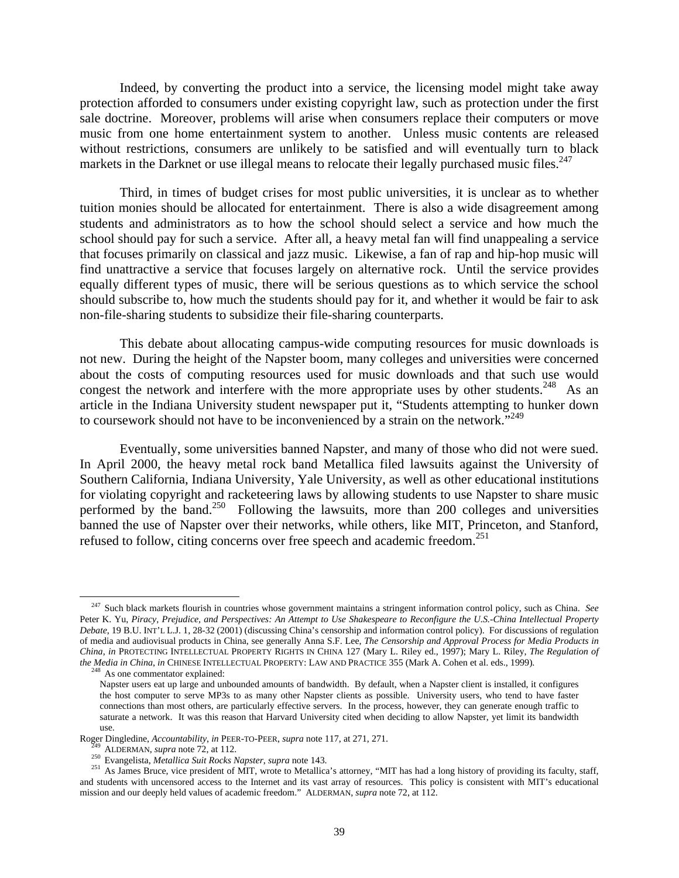Indeed, by converting the product into a service, the licensing model might take away protection afforded to consumers under existing copyright law, such as protection under the first sale doctrine. Moreover, problems will arise when consumers replace their computers or move music from one home entertainment system to another. Unless music contents are released without restrictions, consumers are unlikely to be satisfied and will eventually turn to black markets in the Darknet or use illegal means to relocate their legally purchased music files.[247]

Third, in times of budget crises for most public universities, it is unclear as to whether tuition monies should be allocated for entertainment. There is also a wide disagreement among students and administrators as to how the school should select a service and how much the school should pay for such a service. After all, a heavy metal fan will find unappealing a service that focuses primarily on classical and jazz music. Likewise, a fan of rap and hip-hop music will find unattractive a service that focuses largely on alternative rock. Until the service provides equally different types of music, there will be serious questions as to which service the school should subscribe to, how much the students should pay for it, and whether it would be fair to ask non-file-sharing students to subsidize their file-sharing counterparts.

This debate about allocating campus-wide computing resources for music downloads is not new. During the height of the Napster boom, many colleges and universities were concerned about the costs of computing resources used for music downloads and that such use would congest the network and interfere with the more appropriate uses by other students.[248] As an article in the Indiana University student newspaper put it, "Students attempting to hunker down to coursework should not have to be inconvenienced by a strain on the network."[249]

Eventually, some universities banned Napster, and many of those who did not were sued. In April 2000, the heavy metal rock band Metallica filed lawsuits against the University of Southern California, Indiana University, Yale University, as well as other educational institutions for violating copyright and racketeering laws by allowing students to use Napster to share music performed by the band.[250] Following the lawsuits, more than 200 colleges and universities banned the use of Napster over their networks, while others, like MIT, Princeton, and Stanford, refused to follow, citing concerns over free speech and academic freedom.[251]

---

[247] Such black markets flourish in countries whose government maintains a stringent information control policy, such as China. *See* Peter K. Yu, *Piracy, Prejudice, and Perspectives: An Attempt to Use Shakespeare to Reconfigure the U.S.-China Intellectual Property Debate*, 19 B.U. INT'L L.J. 1, 28-32 (2001) (discussing China's censorship and information control policy). For discussions of regulation of media and audiovisual products in China, see generally Anna S.F. Lee, *The Censorship and Approval Process for Media Products in China*, *in* PROTECTING INTELLECTUAL PROPERTY RIGHTS IN CHINA 127 (Mary L. Riley ed., 1997); Mary L. Riley, *The Regulation of the Media in China*, *in* CHINESE INTELLECTUAL PROPERTY: LAW AND PRACTICE 355 (Mark A. Cohen et al. eds., 1999).

[248] As one commentator explained:

> Napster users eat up large and unbounded amounts of bandwidth. By default, when a Napster client is installed, it configures the host computer to serve MP3s to as many other Napster clients as possible. University users, who tend to have faster connections than most others, are particularly effective servers. In the process, however, they can generate enough traffic to saturate a network. It was this reason that Harvard University cited when deciding to allow Napster, yet limit its bandwidth use.

Roger Dingledine, *Accountability*, *in* PEER-TO-PEER, *supra* note 117, at 271, 271.

[249] ALDERMAN, *supra* note 72, at 112.

[250] Evangelista, *Metallica Suit Rocks Napster*, *supra* note 143.

[251] As James Bruce, vice president of MIT, wrote to Metallica's attorney, "MIT has had a long history of providing its faculty, staff, and students with uncensored access to the Internet and its vast array of resources. This policy is consistent with MIT's educational mission and our deeply held values of academic freedom." ALDERMAN, *supra* note 72, at 112.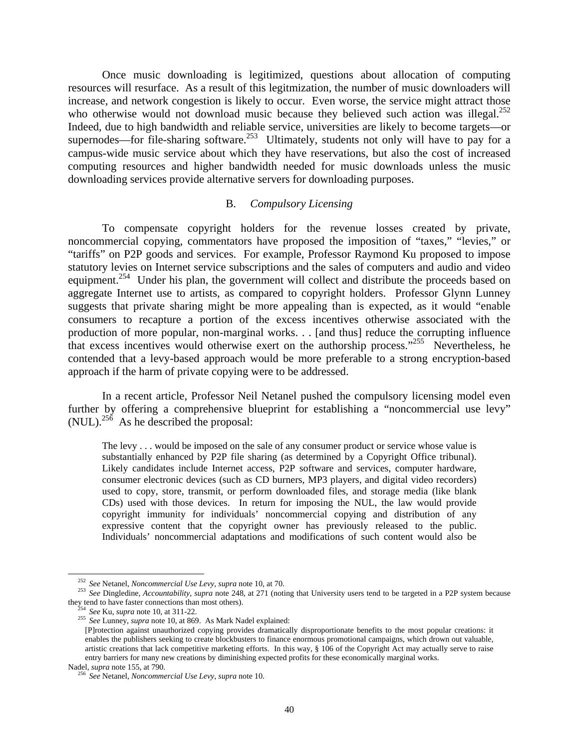Once music downloading is legitimized, questions about allocation of computing resources will resurface. As a result of this legitmization, the number of music downloaders will increase, and network congestion is likely to occur. Even worse, the service might attract those who otherwise would not download music because they believed such action was illegal.[252] Indeed, due to high bandwidth and reliable service, universities are likely to become targets—or supernodes—for file-sharing software.[253] Ultimately, students not only will have to pay for a campus-wide music service about which they have reservations, but also the cost of increased computing resources and higher bandwidth needed for music downloads unless the music downloading services provide alternative servers for downloading purposes.

### B. *Compulsory Licensing*

To compensate copyright holders for the revenue losses created by private, noncommercial copying, commentators have proposed the imposition of "taxes," "levies," or "tariffs" on P2P goods and services. For example, Professor Raymond Ku proposed to impose statutory levies on Internet service subscriptions and the sales of computers and audio and video equipment.[254] Under his plan, the government will collect and distribute the proceeds based on aggregate Internet use to artists, as compared to copyright holders. Professor Glynn Lunney suggests that private sharing might be more appealing than is expected, as it would "enable consumers to recapture a portion of the excess incentives otherwise associated with the production of more popular, non-marginal works. . . [and thus] reduce the corrupting influence that excess incentives would otherwise exert on the authorship process."[255] Nevertheless, he contended that a levy-based approach would be more preferable to a strong encryption-based approach if the harm of private copying were to be addressed.

In a recent article, Professor Neil Netanel pushed the compulsory licensing model even further by offering a comprehensive blueprint for establishing a "noncommercial use levy" (NUL).[256] As he described the proposal:

> The levy . . . would be imposed on the sale of any consumer product or service whose value is substantially enhanced by P2P file sharing (as determined by a Copyright Office tribunal). Likely candidates include Internet access, P2P software and services, computer hardware, consumer electronic devices (such as CD burners, MP3 players, and digital video recorders) used to copy, store, transmit, or perform downloaded files, and storage media (like blank CDs) used with those devices. In return for imposing the NUL, the law would provide copyright immunity for individuals' noncommercial copying and distribution of any expressive content that the copyright owner has previously released to the public. Individuals' noncommercial adaptations and modifications of such content would also be

---

[252] *See* Netanel, *Noncommercial Use Levy*, *supra* note 10, at 70.

[253] *See* Dingledine, *Accountability*, *supra* note 248, at 271 (noting that University users tend to be targeted in a P2P system because they tend to have faster connections than most others).

[254] *See* Ku, *supra* note 10, at 311-22.

[255] *See* Lunney, *supra* note 10, at 869. As Mark Nadel explained:

> [P]rotection against unauthorized copying provides dramatically disproportionate benefits to the most popular creations: it enables the publishers seeking to create blockbusters to finance enormous promotional campaigns, which drown out valuable, artistic creations that lack competitive marketing efforts. In this way, § 106 of the Copyright Act may actually serve to raise entry barriers for many new creations by diminishing expected profits for these economically marginal works.

Nadel, *supra* note 155, at 790.

[256] *See* Netanel, *Noncommercial Use Levy*, *supra* note 10.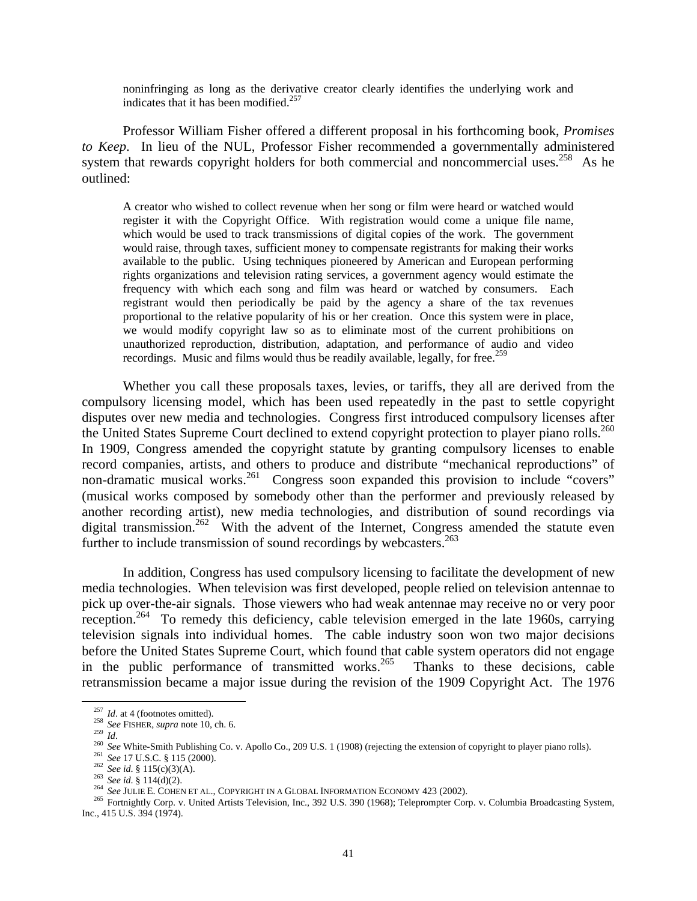> noninfringing as long as the derivative creator clearly identifies the underlying work and indicates that it has been modified.[257]

Professor William Fisher offered a different proposal in his forthcoming book, *Promises to Keep*. In lieu of the NUL, Professor Fisher recommended a governmentally administered system that rewards copyright holders for both commercial and noncommercial uses.[258] As he outlined:

> A creator who wished to collect revenue when her song or film were heard or watched would register it with the Copyright Office. With registration would come a unique file name, which would be used to track transmissions of digital copies of the work. The government would raise, through taxes, sufficient money to compensate registrants for making their works available to the public. Using techniques pioneered by American and European performing rights organizations and television rating services, a government agency would estimate the frequency with which each song and film was heard or watched by consumers. Each registrant would then periodically be paid by the agency a share of the tax revenues proportional to the relative popularity of his or her creation. Once this system were in place, we would modify copyright law so as to eliminate most of the current prohibitions on unauthorized reproduction, distribution, adaptation, and performance of audio and video recordings. Music and films would thus be readily available, legally, for free.[259]

Whether you call these proposals taxes, levies, or tariffs, they all are derived from the compulsory licensing model, which has been used repeatedly in the past to settle copyright disputes over new media and technologies. Congress first introduced compulsory licenses after the United States Supreme Court declined to extend copyright protection to player piano rolls.[260] In 1909, Congress amended the copyright statute by granting compulsory licenses to enable record companies, artists, and others to produce and distribute "mechanical reproductions" of non-dramatic musical works.[261] Congress soon expanded this provision to include "covers" (musical works composed by somebody other than the performer and previously released by another recording artist), new media technologies, and distribution of sound recordings via digital transmission.[262] With the advent of the Internet, Congress amended the statute even further to include transmission of sound recordings by webcasters.[263]

In addition, Congress has used compulsory licensing to facilitate the development of new media technologies. When television was first developed, people relied on television antennae to pick up over-the-air signals. Those viewers who had weak antennae may receive no or very poor reception.[264] To remedy this deficiency, cable television emerged in the late 1960s, carrying television signals into individual homes. The cable industry soon won two major decisions before the United States Supreme Court, which found that cable system operators did not engage in the public performance of transmitted works.[265] Thanks to these decisions, cable retransmission became a major issue during the revision of the 1909 Copyright Act. The 1976

---

[257] *Id*. at 4 (footnotes omitted).

[258] *See* FISHER, *supra* note 10, ch. 6.

[259] *Id*.

[260] *See* White-Smith Publishing Co. v. Apollo Co., 209 U.S. 1 (1908) (rejecting the extension of copyright to player piano rolls).

[261] *See* 17 U.S.C. § 115 (2000).

[262] *See id*. § 115(c)(3)(A).

[263] *See id*. § 114(d)(2).

[264] *See* JULIE E. COHEN ET AL., COPYRIGHT IN A GLOBAL INFORMATION ECONOMY 423 (2002).

[265] Fortnightly Corp. v. United Artists Television, Inc., 392 U.S. 390 (1968); Teleprompter Corp. v. Columbia Broadcasting System, Inc., 415 U.S. 394 (1974).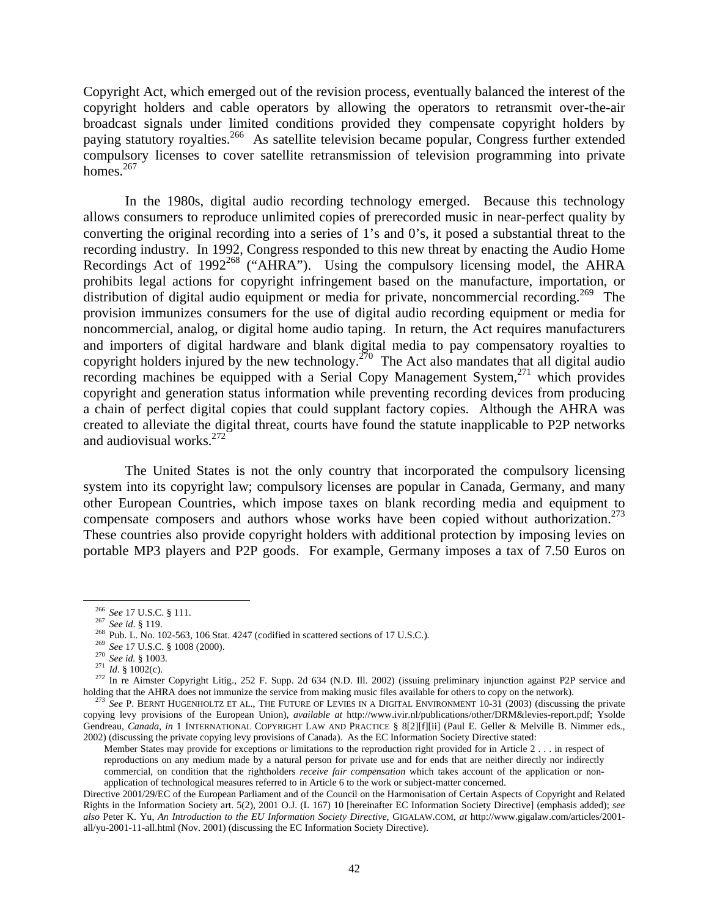Copyright Act, which emerged out of the revision process, eventually balanced the interest of the copyright holders and cable operators by allowing the operators to retransmit over-the-air broadcast signals under limited conditions provided they compensate copyright holders by paying statutory royalties.[266] As satellite television became popular, Congress further extended compulsory licenses to cover satellite retransmission of television programming into private homes.[267]

In the 1980s, digital audio recording technology emerged. Because this technology allows consumers to reproduce unlimited copies of prerecorded music in near-perfect quality by converting the original recording into a series of 1's and 0's, it posed a substantial threat to the recording industry. In 1992, Congress responded to this new threat by enacting the Audio Home Recordings Act of 1992[268] ("AHRA"). Using the compulsory licensing model, the AHRA prohibits legal actions for copyright infringement based on the manufacture, importation, or distribution of digital audio equipment or media for private, noncommercial recording.[269] The provision immunizes consumers for the use of digital audio recording equipment or media for noncommercial, analog, or digital home audio taping. In return, the Act requires manufacturers and importers of digital hardware and blank digital media to pay compensatory royalties to copyright holders injured by the new technology.[270] The Act also mandates that all digital audio recording machines be equipped with a Serial Copy Management System,[271] which provides copyright and generation status information while preventing recording devices from producing a chain of perfect digital copies that could supplant factory copies. Although the AHRA was created to alleviate the digital threat, courts have found the statute inapplicable to P2P networks and audiovisual works.[272]

The United States is not the only country that incorporated the compulsory licensing system into its copyright law; compulsory licenses are popular in Canada, Germany, and many other European Countries, which impose taxes on blank recording media and equipment to compensate composers and authors whose works have been copied without authorization.[273] These countries also provide copyright holders with additional protection by imposing levies on portable MP3 players and P2P goods. For example, Germany imposes a tax of 7.50 Euros on

---

[266] *See* 17 U.S.C. § 111.

[267] *See id*. § 119.

[268] Pub. L. No. 102-563, 106 Stat. 4247 (codified in scattered sections of 17 U.S.C.).

[269] *See* 17 U.S.C. § 1008 (2000).

[270] *See id.* § 1003.

[271] *Id*. § 1002(c).

[272] In re Aimster Copyright Litig., 252 F. Supp. 2d 634 (N.D. Ill. 2002) (issuing preliminary injunction against P2P service and holding that the AHRA does not immunize the service from making music files available for others to copy on the network).

[273] *See* P. BERNT HUGENHOLTZ ET AL., THE FUTURE OF LEVIES IN A DIGITAL ENVIRONMENT 10-31 (2003) (discussing the private copying levy provisions of the European Union), *available at* http://www.ivir.nl/publications/other/DRM&levies-report.pdf; Ysolde Gendreau, *Canada*, *in* 1 INTERNATIONAL COPYRIGHT LAW AND PRACTICE § 8[2][f][ii] (Paul E. Geller & Melville B. Nimmer eds., 2002) (discussing the private copying levy provisions of Canada). As the EC Information Society Directive stated:

> Member States may provide for exceptions or limitations to the reproduction right provided for in Article 2 . . . in respect of reproductions on any medium made by a natural person for private use and for ends that are neither directly nor indirectly commercial, on condition that the rightholders *receive fair compensation* which takes account of the application or non-application of technological measures referred to in Article 6 to the work or subject-matter concerned.

Directive 2001/29/EC of the European Parliament and of the Council on the Harmonisation of Certain Aspects of Copyright and Related Rights in the Information Society art. 5(2), 2001 O.J. (L 167) 10 [hereinafter EC Information Society Directive] (emphasis added); *see also* Peter K. Yu, *An Introduction to the EU Information Society Directive*, GIGALAW.COM, *at* http://www.gigalaw.com/articles/2001-all/yu-2001-11-all.html (Nov. 2001) (discussing the EC Information Society Directive).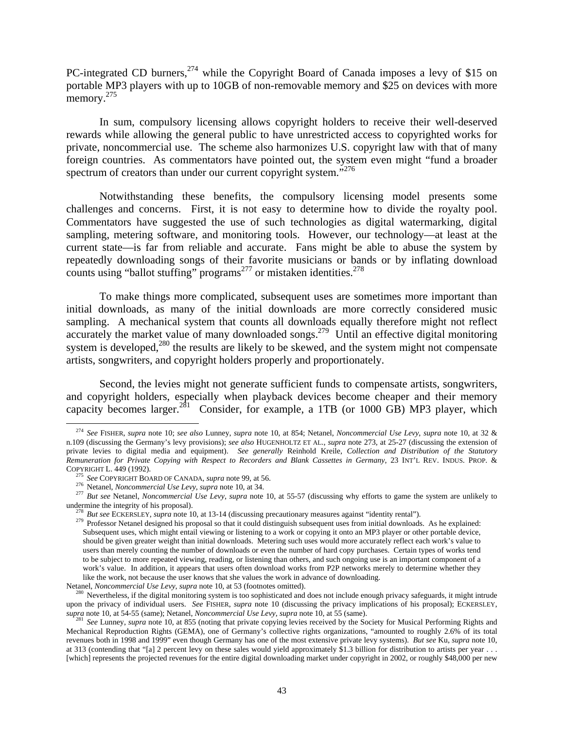PC-integrated CD burners,[274] while the Copyright Board of Canada imposes a levy of $15 on portable MP3 players with up to 10GB of non-removable memory and $25 on devices with more memory.[275]

In sum, compulsory licensing allows copyright holders to receive their well-deserved rewards while allowing the general public to have unrestricted access to copyrighted works for private, noncommercial use. The scheme also harmonizes U.S. copyright law with that of many foreign countries. As commentators have pointed out, the system even might "fund a broader spectrum of creators than under our current copyright system."[276]

Notwithstanding these benefits, the compulsory licensing model presents some challenges and concerns. First, it is not easy to determine how to divide the royalty pool. Commentators have suggested the use of such technologies as digital watermarking, digital sampling, metering software, and monitoring tools. However, our technology—at least at the current state—is far from reliable and accurate. Fans might be able to abuse the system by repeatedly downloading songs of their favorite musicians or bands or by inflating download counts using "ballot stuffing" programs[277] or mistaken identities.[278]

To make things more complicated, subsequent uses are sometimes more important than initial downloads, as many of the initial downloads are more correctly considered music sampling. A mechanical system that counts all downloads equally therefore might not reflect accurately the market value of many downloaded songs.[279] Until an effective digital monitoring system is developed,[280] the results are likely to be skewed, and the system might not compensate artists, songwriters, and copyright holders properly and proportionately.

Second, the levies might not generate sufficient funds to compensate artists, songwriters, and copyright holders, especially when playback devices become cheaper and their memory capacity becomes larger.[281] Consider, for example, a 1TB (or 1000 GB) MP3 player, which

---

[274] *See* FISHER, *supra* note 10; *see also* Lunney, *supra* note 10, at 854; Netanel, *Noncommercial Use Levy*, *supra* note 10, at 32 & n.109 (discussing the Germany's levy provisions); *see also* HUGENHOLTZ ET AL., *supra* note 273, at 25-27 (discussing the extension of private levies to digital media and equipment). *See generally* Reinhold Kreile, *Collection and Distribution of the Statutory Remuneration for Private Copying with Respect to Recorders and Blank Cassettes in Germany*, 23 INT'L REV. INDUS. PROP. & COPYRIGHT L. 449 (1992).

[275] *See* COPYRIGHT BOARD OF CANADA, *supra* note 99, at 56.

[276] Netanel, *Noncommercial Use Levy*, *supra* note 10, at 34.

[277] *But see* Netanel, *Noncommercial Use Levy*, *supra* note 10, at 55-57 (discussing why efforts to game the system are unlikely to undermine the integrity of his proposal).

[278] *But see* ECKERSLEY, *supra* note 10, at 13-14 (discussing precautionary measures against "identity rental").

[279] Professor Netanel designed his proposal so that it could distinguish subsequent uses from initial downloads. As he explained:

> Subsequent uses, which might entail viewing or listening to a work or copying it onto an MP3 player or other portable device, should be given greater weight than initial downloads. Metering such uses would more accurately reflect each work's value to users than merely counting the number of downloads or even the number of hard copy purchases. Certain types of works tend to be subject to more repeated viewing, reading, or listening than others, and such ongoing use is an important component of a work's value. In addition, it appears that users often download works from P2P networks merely to determine whether they like the work, not because the user knows that she values the work in advance of downloading.

Netanel, *Noncommercial Use Levy*, *supra* note 10, at 53 (footnotes omitted).

[280] Nevertheless, if the digital monitoring system is too sophisticated and does not include enough privacy safeguards, it might intrude upon the privacy of individual users. *See* FISHER, *supra* note 10 (discussing the privacy implications of his proposal); ECKERSLEY, *supra* note 10, at 54-55 (same); Netanel, *Noncommercial Use Levy*, *supra* note 10, at 55 (same).

[281] *See* Lunney, *supra* note 10, at 855 (noting that private copying levies received by the Society for Musical Performing Rights and Mechanical Reproduction Rights (GEMA), one of Germany's collective rights organizations, "amounted to roughly 2.6% of its total revenues both in 1998 and 1999" even though Germany has one of the most extensive private levy systems). *But see* Ku, *supra* note 10, at 313 (contending that "[a] 2 percent levy on these sales would yield approximately $1.3 billion for distribution to artists per year . . . [which] represents the projected revenues for the entire digital downloading market under copyright in 2002, or roughly $48,000 per new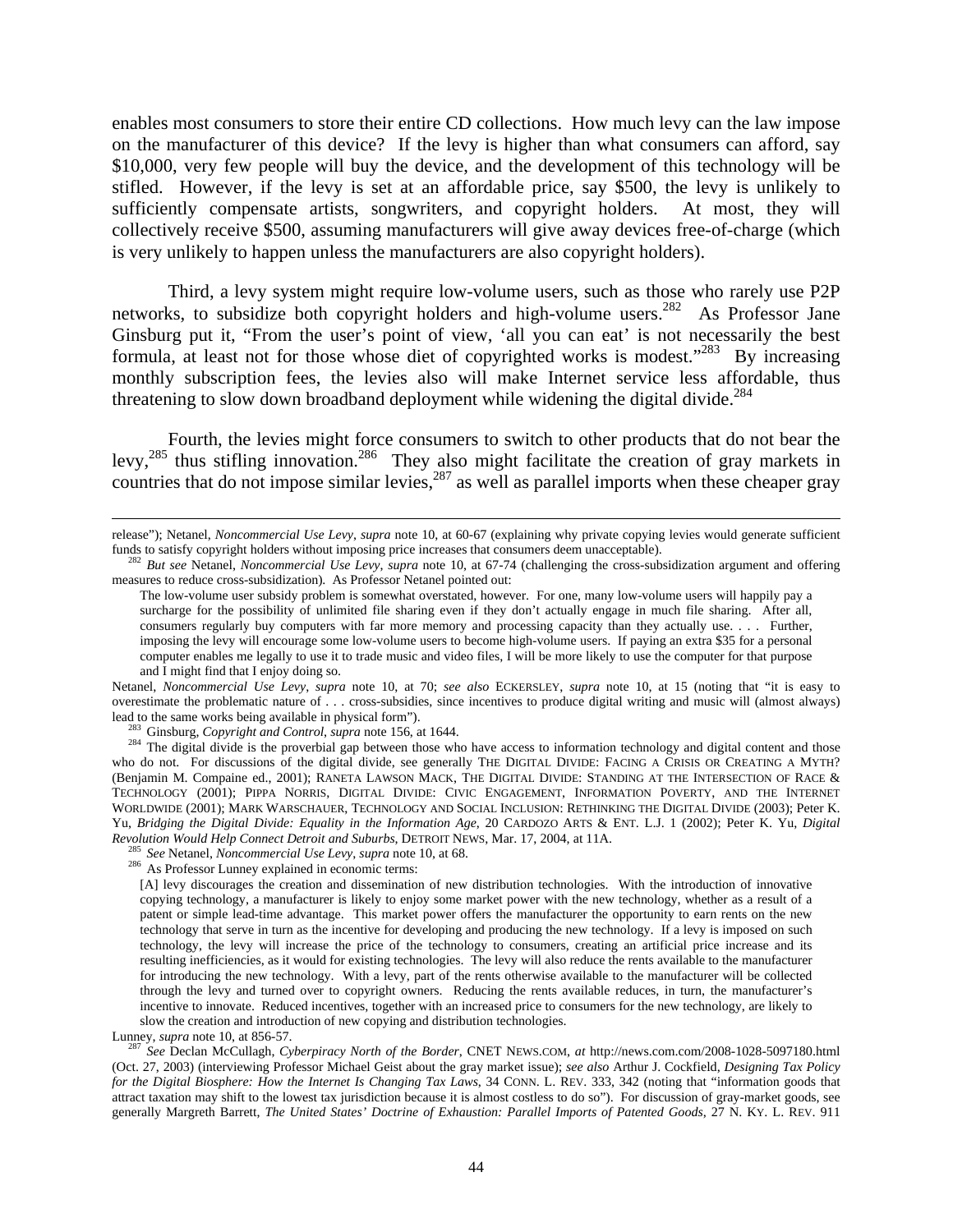enables most consumers to store their entire CD collections. How much levy can the law impose on the manufacturer of this device? If the levy is higher than what consumers can afford, say $10,000, very few people will buy the device, and the development of this technology will be stifled. However, if the levy is set at an affordable price, say $500, the levy is unlikely to sufficiently compensate artists, songwriters, and copyright holders. At most, they will collectively receive $500, assuming manufacturers will give away devices free-of-charge (which is very unlikely to happen unless the manufacturers are also copyright holders).

Third, a levy system might require low-volume users, such as those who rarely use P2P networks, to subsidize both copyright holders and high-volume users.[282] As Professor Jane Ginsburg put it, "From the user's point of view, 'all you can eat' is not necessarily the best formula, at least not for those whose diet of copyrighted works is modest."[283] By increasing monthly subscription fees, the levies also will make Internet service less affordable, thus threatening to slow down broadband deployment while widening the digital divide.[284]

Fourth, the levies might force consumers to switch to other products that do not bear the levy,[285] thus stifling innovation.[286] They also might facilitate the creation of gray markets in countries that do not impose similar levies,[287] as well as parallel imports when these cheaper gray

---

release"); Netanel, *Noncommercial Use Levy*, *supra* note 10, at 60-67 (explaining why private copying levies would generate sufficient funds to satisfy copyright holders without imposing price increases that consumers deem unacceptable).

[282] *But see* Netanel, *Noncommercial Use Levy*, *supra* note 10, at 67-74 (challenging the cross-subsidization argument and offering measures to reduce cross-subsidization). As Professor Netanel pointed out:

> The low-volume user subsidy problem is somewhat overstated, however. For one, many low-volume users will happily pay a surcharge for the possibility of unlimited file sharing even if they don't actually engage in much file sharing. After all, consumers regularly buy computers with far more memory and processing capacity than they actually use. . . . Further, imposing the levy will encourage some low-volume users to become high-volume users. If paying an extra $35 for a personal computer enables me legally to use it to trade music and video files, I will be more likely to use the computer for that purpose and I might find that I enjoy doing so.

Netanel, *Noncommercial Use Levy*, *supra* note 10, at 70; *see also* ECKERSLEY, *supra* note 10, at 15 (noting that "it is easy to overestimate the problematic nature of . . . cross-subsidies, since incentives to produce digital writing and music will (almost always) lead to the same works being available in physical form").

[283] Ginsburg, *Copyright and Control*, *supra* note 156, at 1644.

[284] The digital divide is the proverbial gap between those who have access to information technology and digital content and those who do not. For discussions of the digital divide, see generally THE DIGITAL DIVIDE: FACING A CRISIS OR CREATING A MYTH? (Benjamin M. Compaine ed., 2001); RANETA LAWSON MACK, THE DIGITAL DIVIDE: STANDING AT THE INTERSECTION OF RACE & TECHNOLOGY (2001); PIPPA NORRIS, DIGITAL DIVIDE: CIVIC ENGAGEMENT, INFORMATION POVERTY, AND THE INTERNET WORLDWIDE (2001); MARK WARSCHAUER, TECHNOLOGY AND SOCIAL INCLUSION: RETHINKING THE DIGITAL DIVIDE (2003); Peter K. Yu, *Bridging the Digital Divide: Equality in the Information Age*, 20 CARDOZO ARTS & ENT. L.J. 1 (2002); Peter K. Yu, *Digital Revolution Would Help Connect Detroit and Suburbs*, DETROIT NEWS, Mar. 17, 2004, at 11A.

[285] *See* Netanel, *Noncommercial Use Levy*, *supra* note 10, at 68.

[286] As Professor Lunney explained in economic terms:

> [A] levy discourages the creation and dissemination of new distribution technologies. With the introduction of innovative copying technology, a manufacturer is likely to enjoy some market power with the new technology, whether as a result of a patent or simple lead-time advantage. This market power offers the manufacturer the opportunity to earn rents on the new technology that serve in turn as the incentive for developing and producing the new technology. If a levy is imposed on such technology, the levy will increase the price of the technology to consumers, creating an artificial price increase and its resulting inefficiencies, as it would for existing technologies. The levy will also reduce the rents available to the manufacturer for introducing the new technology. With a levy, part of the rents otherwise available to the manufacturer will be collected through the levy and turned over to copyright owners. Reducing the rents available reduces, in turn, the manufacturer's incentive to innovate. Reduced incentives, together with an increased price to consumers for the new technology, are likely to slow the creation and introduction of new copying and distribution technologies.

Lunney, *supra* note 10, at 856-57.

[287] *See* Declan McCullagh, *Cyberpiracy North of the Border*, CNET NEWS.COM, *at* http://news.com.com/2008-1028-5097180.html (Oct. 27, 2003) (interviewing Professor Michael Geist about the gray market issue); *see also* Arthur J. Cockfield, *Designing Tax Policy for the Digital Biosphere: How the Internet Is Changing Tax Laws*, 34 CONN. L. REV. 333, 342 (noting that "information goods that attract taxation may shift to the lowest tax jurisdiction because it is almost costless to do so"). For discussion of gray-market goods, see generally Margreth Barrett, *The United States' Doctrine of Exhaustion: Parallel Imports of Patented Goods*, 27 N. KY. L. REV. 911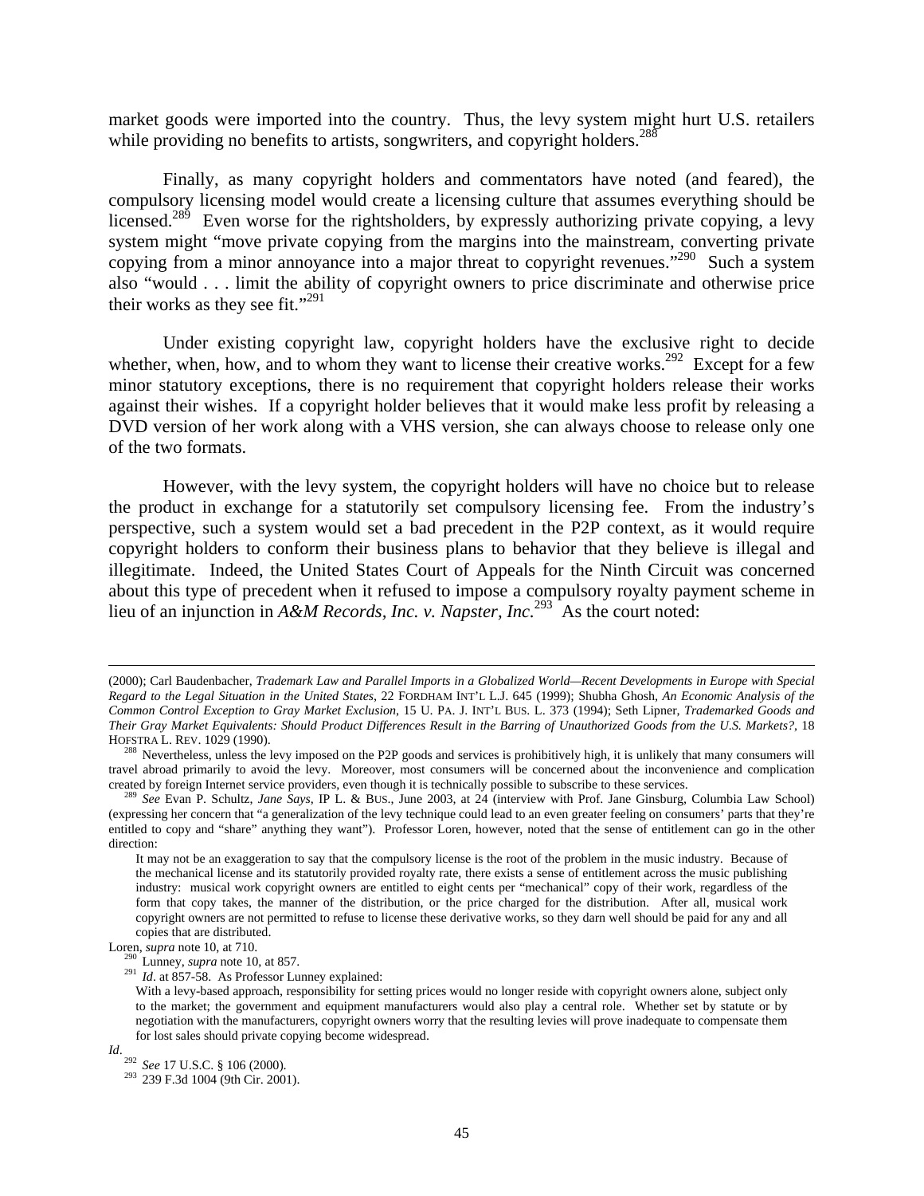market goods were imported into the country. Thus, the levy system might hurt U.S. retailers while providing no benefits to artists, songwriters, and copyright holders.[288]

Finally, as many copyright holders and commentators have noted (and feared), the compulsory licensing model would create a licensing culture that assumes everything should be licensed.[289] Even worse for the rightsholders, by expressly authorizing private copying, a levy system might "move private copying from the margins into the mainstream, converting private copying from a minor annoyance into a major threat to copyright revenues."[290] Such a system also "would . . . limit the ability of copyright owners to price discriminate and otherwise price their works as they see fit."[291]

Under existing copyright law, copyright holders have the exclusive right to decide whether, when, how, and to whom they want to license their creative works.[292] Except for a few minor statutory exceptions, there is no requirement that copyright holders release their works against their wishes. If a copyright holder believes that it would make less profit by releasing a DVD version of her work along with a VHS version, she can always choose to release only one of the two formats.

However, with the levy system, the copyright holders will have no choice but to release the product in exchange for a statutorily set compulsory licensing fee. From the industry's perspective, such a system would set a bad precedent in the P2P context, as it would require copyright holders to conform their business plans to behavior that they believe is illegal and illegitimate. Indeed, the United States Court of Appeals for the Ninth Circuit was concerned about this type of precedent when it refused to impose a compulsory royalty payment scheme in lieu of an injunction in *A&M Records, Inc. v. Napster, Inc.*[293] As the court noted:

---

(2000); Carl Baudenbacher, *Trademark Law and Parallel Imports in a Globalized World—Recent Developments in Europe with Special Regard to the Legal Situation in the United States*, 22 FORDHAM INT'L L.J. 645 (1999); Shubha Ghosh, *An Economic Analysis of the Common Control Exception to Gray Market Exclusion*, 15 U. PA. J. INT'L BUS. L. 373 (1994); Seth Lipner, *Trademarked Goods and Their Gray Market Equivalents: Should Product Differences Result in the Barring of Unauthorized Goods from the U.S. Markets?*, 18 HOFSTRA L. REV. 1029 (1990).

[288] Nevertheless, unless the levy imposed on the P2P goods and services is prohibitively high, it is unlikely that many consumers will travel abroad primarily to avoid the levy. Moreover, most consumers will be concerned about the inconvenience and complication created by foreign Internet service providers, even though it is technically possible to subscribe to these services.

[289] *See* Evan P. Schultz, *Jane Says*, IP L. & BUS., June 2003, at 24 (interview with Prof. Jane Ginsburg, Columbia Law School) (expressing her concern that "a generalization of the levy technique could lead to an even greater feeling on consumers' parts that they're entitled to copy and "share" anything they want"). Professor Loren, however, noted that the sense of entitlement can go in the other direction:

> It may not be an exaggeration to say that the compulsory license is the root of the problem in the music industry. Because of the mechanical license and its statutorily provided royalty rate, there exists a sense of entitlement across the music publishing industry: musical work copyright owners are entitled to eight cents per "mechanical" copy of their work, regardless of the form that copy takes, the manner of the distribution, or the price charged for the distribution. After all, musical work copyright owners are not permitted to refuse to license these derivative works, so they darn well should be paid for any and all copies that are distributed.

Loren, *supra* note 10, at 710.

[290] Lunney, *supra* note 10, at 857.

[291] *Id*. at 857-58. As Professor Lunney explained:

> With a levy-based approach, responsibility for setting prices would no longer reside with copyright owners alone, subject only to the market; the government and equipment manufacturers would also play a central role. Whether set by statute or by negotiation with the manufacturers, copyright owners worry that the resulting levies will prove inadequate to compensate them for lost sales should private copying become widespread.

*Id*.

[292] *See* 17 U.S.C. § 106 (2000).

[293] 239 F.3d 1004 (9th Cir. 2001).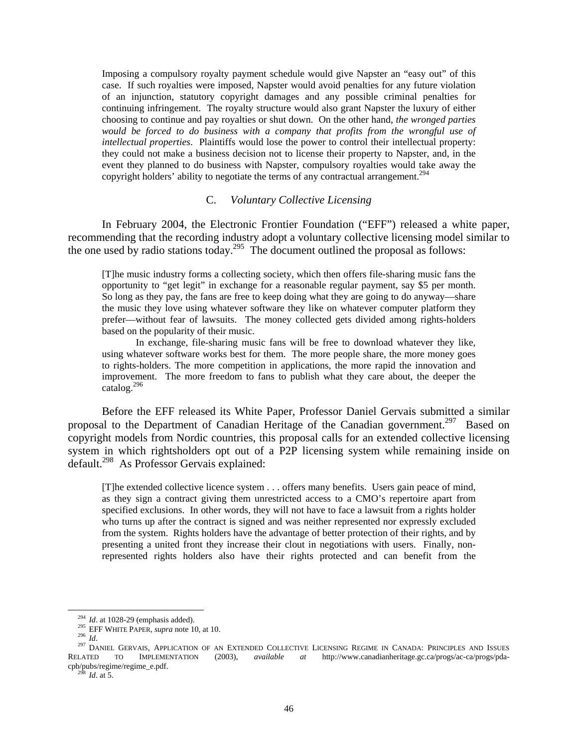> Imposing a compulsory royalty payment schedule would give Napster an "easy out" of this case. If such royalties were imposed, Napster would avoid penalties for any future violation of an injunction, statutory copyright damages and any possible criminal penalties for continuing infringement. The royalty structure would also grant Napster the luxury of either choosing to continue and pay royalties or shut down. On the other hand, *the wronged parties would be forced to do business with a company that profits from the wrongful use of intellectual properties*. Plaintiffs would lose the power to control their intellectual property: they could not make a business decision not to license their property to Napster, and, in the event they planned to do business with Napster, compulsory royalties would take away the copyright holders' ability to negotiate the terms of any contractual arrangement.[294]

### C. *Voluntary Collective Licensing*

In February 2004, the Electronic Frontier Foundation ("EFF") released a white paper, recommending that the recording industry adopt a voluntary collective licensing model similar to the one used by radio stations today.[295] The document outlined the proposal as follows:

> [T]he music industry forms a collecting society, which then offers file-sharing music fans the opportunity to "get legit" in exchange for a reasonable regular payment, say $5 per month. So long as they pay, the fans are free to keep doing what they are going to do anyway—share the music they love using whatever software they like on whatever computer platform they prefer—without fear of lawsuits. The money collected gets divided among rights-holders based on the popularity of their music.
>
> In exchange, file-sharing music fans will be free to download whatever they like, using whatever software works best for them. The more people share, the more money goes to rights-holders. The more competition in applications, the more rapid the innovation and improvement. The more freedom to fans to publish what they care about, the deeper the catalog.[296]

Before the EFF released its White Paper, Professor Daniel Gervais submitted a similar proposal to the Department of Canadian Heritage of the Canadian government.[297] Based on copyright models from Nordic countries, this proposal calls for an extended collective licensing system in which rightsholders opt out of a P2P licensing system while remaining inside on default.[298] As Professor Gervais explained:

> [T]he extended collective licence system . . . offers many benefits. Users gain peace of mind, as they sign a contract giving them unrestricted access to a CMO's repertoire apart from specified exclusions. In other words, they will not have to face a lawsuit from a rights holder who turns up after the contract is signed and was neither represented nor expressly excluded from the system. Rights holders have the advantage of better protection of their rights, and by presenting a united front they increase their clout in negotiations with users. Finally, non-represented rights holders also have their rights protected and can benefit from the

---

[294] *Id*. at 1028-29 (emphasis added).

[295] EFF White Paper, *supra* note 10, at 10.

[296] *Id*.

[297] Daniel Gervais, Application of an Extended Collective Licensing Regime in Canada: Principles and Issues Related to Implementation (2003), *available at* http://www.canadianheritage.gc.ca/progs/ac-ca/progs/pda-cpb/pubs/regime/regime_e.pdf.

[298] *Id*. at 5.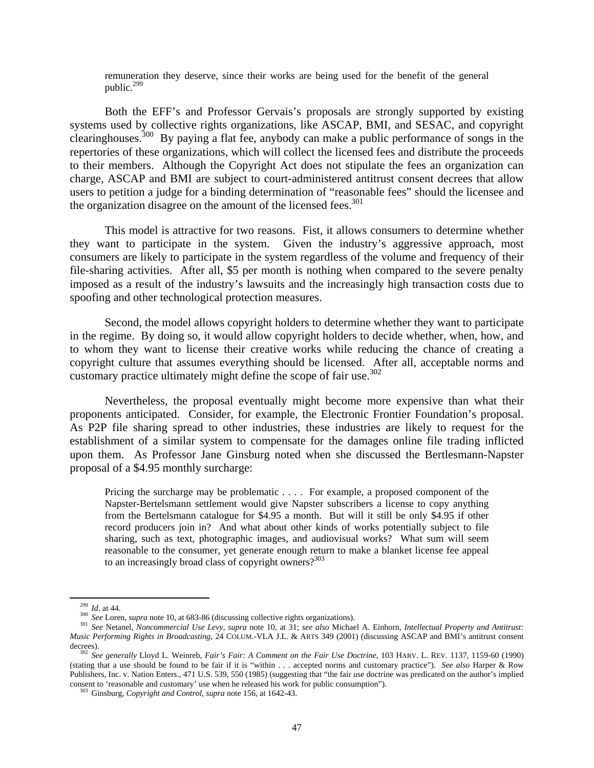> remuneration they deserve, since their works are being used for the benefit of the general public.[299]

Both the EFF's and Professor Gervais's proposals are strongly supported by existing systems used by collective rights organizations, like ASCAP, BMI, and SESAC, and copyright clearinghouses.[300] By paying a flat fee, anybody can make a public performance of songs in the repertories of these organizations, which will collect the licensed fees and distribute the proceeds to their members. Although the Copyright Act does not stipulate the fees an organization can charge, ASCAP and BMI are subject to court-administered antitrust consent decrees that allow users to petition a judge for a binding determination of "reasonable fees" should the licensee and the organization disagree on the amount of the licensed fees.[301]

This model is attractive for two reasons. Fist, it allows consumers to determine whether they want to participate in the system. Given the industry's aggressive approach, most consumers are likely to participate in the system regardless of the volume and frequency of their file-sharing activities. After all, $5 per month is nothing when compared to the severe penalty imposed as a result of the industry's lawsuits and the increasingly high transaction costs due to spoofing and other technological protection measures.

Second, the model allows copyright holders to determine whether they want to participate in the regime. By doing so, it would allow copyright holders to decide whether, when, how, and to whom they want to license their creative works while reducing the chance of creating a copyright culture that assumes everything should be licensed. After all, acceptable norms and customary practice ultimately might define the scope of fair use.[302]

Nevertheless, the proposal eventually might become more expensive than what their proponents anticipated. Consider, for example, the Electronic Frontier Foundation's proposal. As P2P file sharing spread to other industries, these industries are likely to request for the establishment of a similar system to compensate for the damages online file trading inflicted upon them. As Professor Jane Ginsburg noted when she discussed the Bertlesmann-Napster proposal of a $4.95 monthly surcharge:

> Pricing the surcharge may be problematic . . . . For example, a proposed component of the Napster-Bertelsmann settlement would give Napster subscribers a license to copy anything from the Bertelsmann catalogue for $4.95 a month. But will it still be only $4.95 if other record producers join in? And what about other kinds of works potentially subject to file sharing, such as text, photographic images, and audiovisual works? What sum will seem reasonable to the consumer, yet generate enough return to make a blanket license fee appeal to an increasingly broad class of copyright owners?[303]

---

[299] *Id*. at 44.

[300] *See* Loren, *supra* note 10, at 683-86 (discussing collective rights organizations).

[301] *See* Netanel, *Noncommercial Use Levy*, *supra* note 10, at 31; *see also* Michael A. Einhorn, *Intellectual Property and Antitrust: Music Performing Rights in Broadcasting*, 24 COLUM.-VLA J.L. & ARTS 349 (2001) (discussing ASCAP and BMI's antitrust consent decrees).

[302] *See generally* Lloyd L. Weinreb, *Fair's Fair: A Comment on the Fair Use Doctrine*, 103 HARV. L. REV. 1137, 1159-60 (1990) (stating that a use should be found to be fair if it is "within . . . accepted norms and customary practice"). *See also* Harper & Row Publishers, Inc. v. Nation Enters., 471 U.S. 539, 550 (1985) (suggesting that "the fair use doctrine was predicated on the author's implied consent to 'reasonable and customary' use when he released his work for public consumption").

[303] Ginsburg, *Copyright and Control*, *supra* note 156, at 1642-43.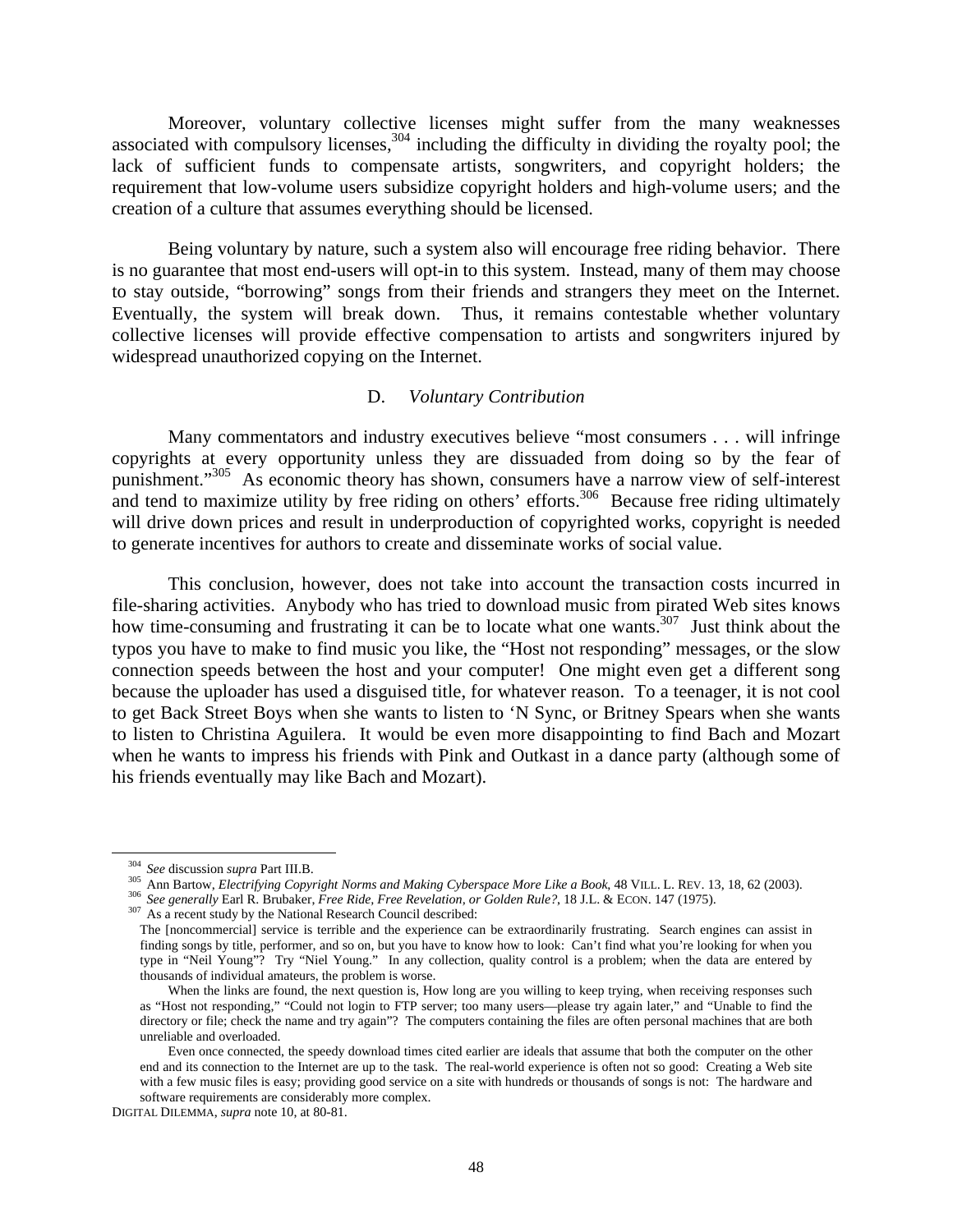Moreover, voluntary collective licenses might suffer from the many weaknesses associated with compulsory licenses,[304] including the difficulty in dividing the royalty pool; the lack of sufficient funds to compensate artists, songwriters, and copyright holders; the requirement that low-volume users subsidize copyright holders and high-volume users; and the creation of a culture that assumes everything should be licensed.

Being voluntary by nature, such a system also will encourage free riding behavior. There is no guarantee that most end-users will opt-in to this system. Instead, many of them may choose to stay outside, "borrowing" songs from their friends and strangers they meet on the Internet. Eventually, the system will break down. Thus, it remains contestable whether voluntary collective licenses will provide effective compensation to artists and songwriters injured by widespread unauthorized copying on the Internet.

### D. *Voluntary Contribution*

Many commentators and industry executives believe "most consumers . . . will infringe copyrights at every opportunity unless they are dissuaded from doing so by the fear of punishment."[305] As economic theory has shown, consumers have a narrow view of self-interest and tend to maximize utility by free riding on others' efforts.[306] Because free riding ultimately will drive down prices and result in underproduction of copyrighted works, copyright is needed to generate incentives for authors to create and disseminate works of social value.

This conclusion, however, does not take into account the transaction costs incurred in file-sharing activities. Anybody who has tried to download music from pirated Web sites knows how time-consuming and frustrating it can be to locate what one wants.[307] Just think about the typos you have to make to find music you like, the "Host not responding" messages, or the slow connection speeds between the host and your computer! One might even get a different song because the uploader has used a disguised title, for whatever reason. To a teenager, it is not cool to get Back Street Boys when she wants to listen to 'N Sync, or Britney Spears when she wants to listen to Christina Aguilera. It would be even more disappointing to find Bach and Mozart when he wants to impress his friends with Pink and Outkast in a dance party (although some of his friends eventually may like Bach and Mozart).

---

[304] *See* discussion *supra* Part III.B.

[305] Ann Bartow, *Electrifying Copyright Norms and Making Cyberspace More Like a Book*, 48 VILL. L. REV. 13, 18, 62 (2003).

[306] *See generally* Earl R. Brubaker, *Free Ride, Free Revelation, or Golden Rule?*, 18 J.L. & ECON. 147 (1975).

[307] As a recent study by the National Research Council described:

> The [noncommercial] service is terrible and the experience can be extraordinarily frustrating. Search engines can assist in finding songs by title, performer, and so on, but you have to know how to look: Can't find what you're looking for when you type in "Neil Young"? Try "Niel Young." In any collection, quality control is a problem; when the data are entered by thousands of individual amateurs, the problem is worse.
>
> When the links are found, the next question is, How long are you willing to keep trying, when receiving responses such as "Host not responding," "Could not login to FTP server; too many users—please try again later," and "Unable to find the directory or file; check the name and try again"? The computers containing the files are often personal machines that are both unreliable and overloaded.
>
> Even once connected, the speedy download times cited earlier are ideals that assume that both the computer on the other end and its connection to the Internet are up to the task. The real-world experience is often not so good: Creating a Web site with a few music files is easy; providing good service on a site with hundreds or thousands of songs is not: The hardware and software requirements are considerably more complex.

DIGITAL DILEMMA, *supra* note 10, at 80-81.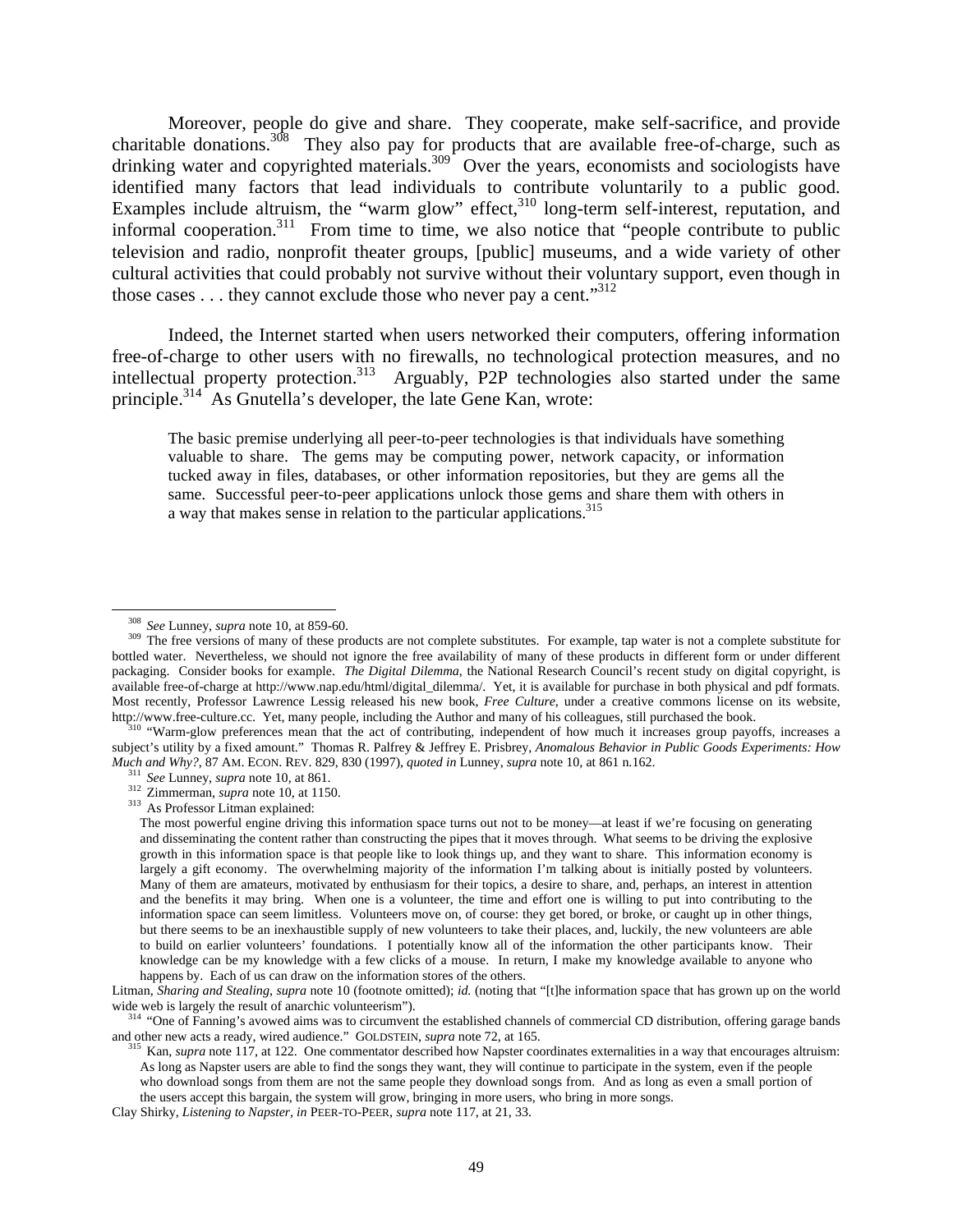Moreover, people do give and share. They cooperate, make self-sacrifice, and provide charitable donations.[308] They also pay for products that are available free-of-charge, such as drinking water and copyrighted materials.[309] Over the years, economists and sociologists have identified many factors that lead individuals to contribute voluntarily to a public good. Examples include altruism, the "warm glow" effect,[310] long-term self-interest, reputation, and informal cooperation.[311] From time to time, we also notice that "people contribute to public television and radio, nonprofit theater groups, [public] museums, and a wide variety of other cultural activities that could probably not survive without their voluntary support, even though in those cases . . . they cannot exclude those who never pay a cent."[312]

Indeed, the Internet started when users networked their computers, offering information free-of-charge to other users with no firewalls, no technological protection measures, and no intellectual property protection.[313] Arguably, P2P technologies also started under the same principle.[314] As Gnutella's developer, the late Gene Kan, wrote:

> The basic premise underlying all peer-to-peer technologies is that individuals have something valuable to share. The gems may be computing power, network capacity, or information tucked away in files, databases, or other information repositories, but they are gems all the same. Successful peer-to-peer applications unlock those gems and share them with others in a way that makes sense in relation to the particular applications.[315]

---

[308] *See* Lunney, *supra* note 10, at 859-60.

[309] The free versions of many of these products are not complete substitutes. For example, tap water is not a complete substitute for bottled water. Nevertheless, we should not ignore the free availability of many of these products in different form or under different packaging. Consider books for example. *The Digital Dilemma*, the National Research Council's recent study on digital copyright, is available free-of-charge at http://www.nap.edu/html/digital_dilemma/. Yet, it is available for purchase in both physical and pdf formats. Most recently, Professor Lawrence Lessig released his new book, *Free Culture*, under a creative commons license on its website, http://www.free-culture.cc. Yet, many people, including the Author and many of his colleagues, still purchased the book.

[310] "Warm-glow preferences mean that the act of contributing, independent of how much it increases group payoffs, increases a subject's utility by a fixed amount." Thomas R. Palfrey & Jeffrey E. Prisbrey, *Anomalous Behavior in Public Goods Experiments: How Much and Why?*, 87 AM. ECON. REV. 829, 830 (1997), *quoted in* Lunney, *supra* note 10, at 861 n.162.

[311] *See* Lunney, *supra* note 10, at 861.

[312] Zimmerman, *supra* note 10, at 1150.

[313] As Professor Litman explained:

> The most powerful engine driving this information space turns out not to be money—at least if we're focusing on generating and disseminating the content rather than constructing the pipes that it moves through. What seems to be driving the explosive growth in this information space is that people like to look things up, and they want to share. This information economy is largely a gift economy. The overwhelming majority of the information I'm talking about is initially posted by volunteers. Many of them are amateurs, motivated by enthusiasm for their topics, a desire to share, and, perhaps, an interest in attention and the benefits it may bring. When one is a volunteer, the time and effort one is willing to put into contributing to the information space can seem limitless. Volunteers move on, of course: they get bored, or broke, or caught up in other things, but there seems to be an inexhaustible supply of new volunteers to take their places, and, luckily, the new volunteers are able to build on earlier volunteers' foundations. I potentially know all of the information the other participants know. Their knowledge can be my knowledge with a few clicks of a mouse. In return, I make my knowledge available to anyone who happens by. Each of us can draw on the information stores of the others.

Litman, *Sharing and Stealing*, *supra* note 10 (footnote omitted); *id.* (noting that "[t]he information space that has grown up on the world wide web is largely the result of anarchic volunteerism").

[314] "One of Fanning's avowed aims was to circumvent the established channels of commercial CD distribution, offering garage bands and other new acts a ready, wired audience." GOLDSTEIN, *supra* note 72, at 165.

[315] Kan, *supra* note 117, at 122. One commentator described how Napster coordinates externalities in a way that encourages altruism:

> As long as Napster users are able to find the songs they want, they will continue to participate in the system, even if the people who download songs from them are not the same people they download songs from. And as long as even a small portion of the users accept this bargain, the system will grow, bringing in more users, who bring in more songs.

Clay Shirky, *Listening to Napster*, *in* PEER-TO-PEER, *supra* note 117, at 21, 33.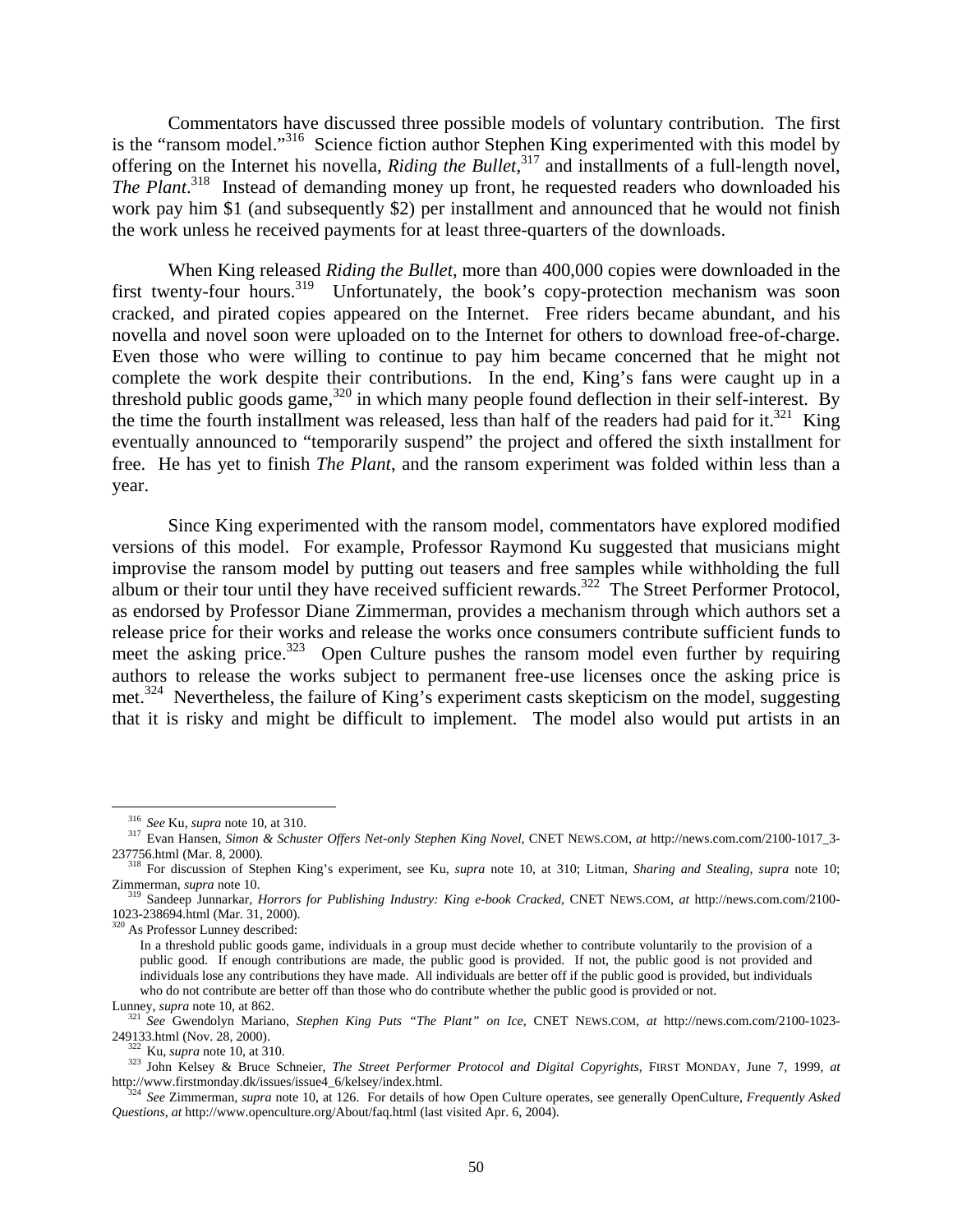Commentators have discussed three possible models of voluntary contribution. The first is the "ransom model."[316] Science fiction author Stephen King experimented with this model by offering on the Internet his novella, *Riding the Bullet*,[317] and installments of a full-length novel, *The Plant*.[318] Instead of demanding money up front, he requested readers who downloaded his work pay him $1 (and subsequently $2) per installment and announced that he would not finish the work unless he received payments for at least three-quarters of the downloads.

When King released *Riding the Bullet*, more than 400,000 copies were downloaded in the first twenty-four hours.[319] Unfortunately, the book's copy-protection mechanism was soon cracked, and pirated copies appeared on the Internet. Free riders became abundant, and his novella and novel soon were uploaded on to the Internet for others to download free-of-charge. Even those who were willing to continue to pay him became concerned that he might not complete the work despite their contributions. In the end, King's fans were caught up in a threshold public goods game,[320] in which many people found deflection in their self-interest. By the time the fourth installment was released, less than half of the readers had paid for it.[321] King eventually announced to "temporarily suspend" the project and offered the sixth installment for free. He has yet to finish *The Plant*, and the ransom experiment was folded within less than a year.

Since King experimented with the ransom model, commentators have explored modified versions of this model. For example, Professor Raymond Ku suggested that musicians might improvise the ransom model by putting out teasers and free samples while withholding the full album or their tour until they have received sufficient rewards.[322] The Street Performer Protocol, as endorsed by Professor Diane Zimmerman, provides a mechanism through which authors set a release price for their works and release the works once consumers contribute sufficient funds to meet the asking price.[323] Open Culture pushes the ransom model even further by requiring authors to release the works subject to permanent free-use licenses once the asking price is met.[324] Nevertheless, the failure of King's experiment casts skepticism on the model, suggesting that it is risky and might be difficult to implement. The model also would put artists in an

---

[316] *See* Ku, *supra* note 10, at 310.

[317] Evan Hansen, *Simon & Schuster Offers Net-only Stephen King Novel*, CNET NEWS.COM, *at* http://news.com.com/2100-1017_3-237756.html (Mar. 8, 2000).

[318] For discussion of Stephen King's experiment, see Ku, *supra* note 10, at 310; Litman, *Sharing and Stealing*, *supra* note 10; Zimmerman, *supra* note 10.

[319] Sandeep Junnarkar, *Horrors for Publishing Industry: King e-book Cracked*, CNET NEWS.COM, *at* http://news.com.com/2100-1023-238694.html (Mar. 31, 2000).

[320] As Professor Lunney described:

> In a threshold public goods game, individuals in a group must decide whether to contribute voluntarily to the provision of a public good. If enough contributions are made, the public good is provided. If not, the public good is not provided and individuals lose any contributions they have made. All individuals are better off if the public good is provided, but individuals who do not contribute are better off than those who do contribute whether the public good is provided or not.

Lunney, *supra* note 10, at 862.

[321] *See* Gwendolyn Mariano, *Stephen King Puts "The Plant" on Ice*, CNET NEWS.COM, *at* http://news.com.com/2100-1023-249133.html (Nov. 28, 2000).

[322] Ku, *supra* note 10, at 310.

[323] John Kelsey & Bruce Schneier, *The Street Performer Protocol and Digital Copyrights*, FIRST MONDAY, June 7, 1999, *at* http://www.firstmonday.dk/issues/issue4_6/kelsey/index.html.

[324] *See* Zimmerman, *supra* note 10, at 126. For details of how Open Culture operates, see generally OpenCulture, *Frequently Asked Questions*, *at* http://www.openculture.org/About/faq.html (last visited Apr. 6, 2004).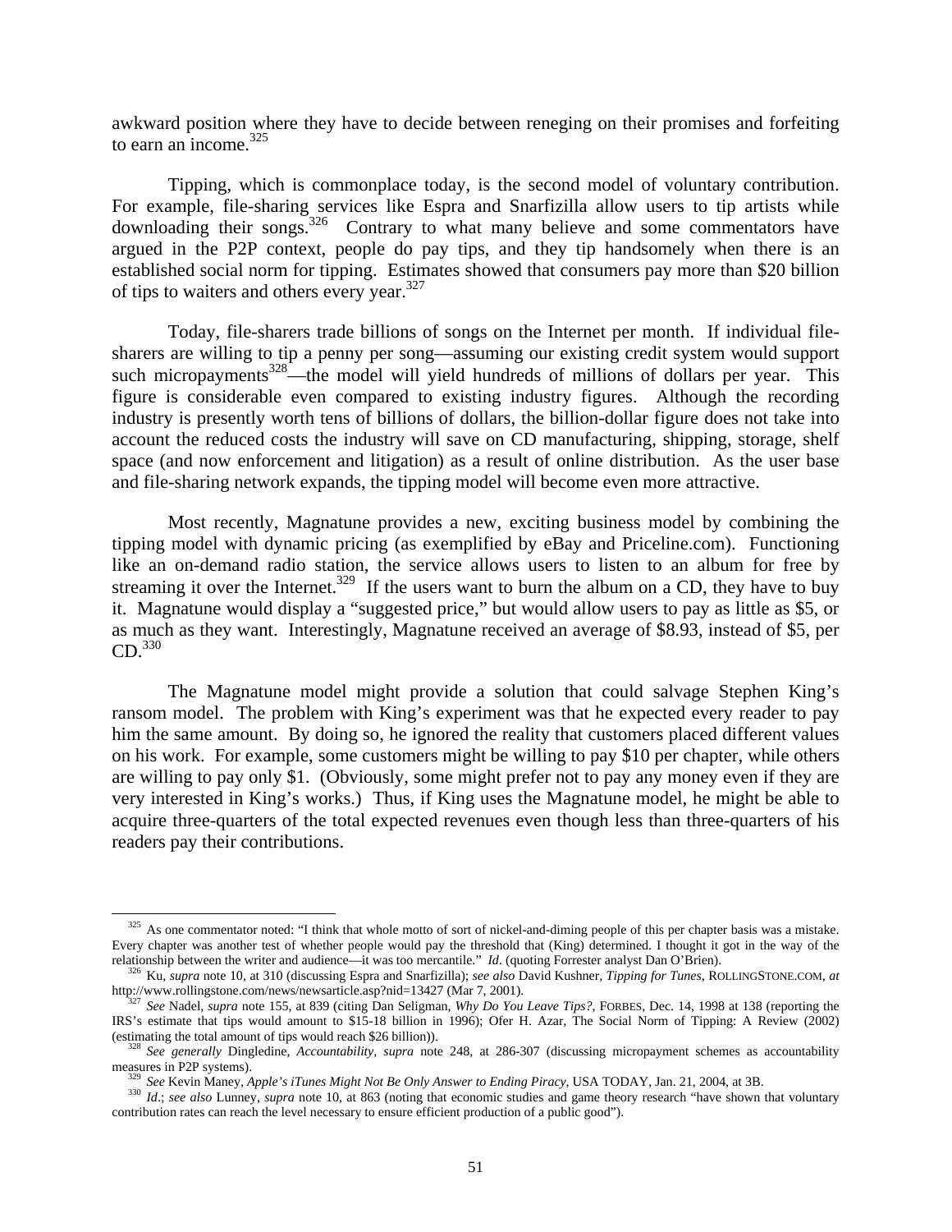awkward position where they have to decide between reneging on their promises and forfeiting to earn an income.[325]

Tipping, which is commonplace today, is the second model of voluntary contribution. For example, file-sharing services like Espra and Snarfizilla allow users to tip artists while downloading their songs.[326] Contrary to what many believe and some commentators have argued in the P2P context, people do pay tips, and they tip handsomely when there is an established social norm for tipping. Estimates showed that consumers pay more than $20 billion of tips to waiters and others every year.[327]

Today, file-sharers trade billions of songs on the Internet per month. If individual file-sharers are willing to tip a penny per song—assuming our existing credit system would support such micropayments[328]—the model will yield hundreds of millions of dollars per year. This figure is considerable even compared to existing industry figures. Although the recording industry is presently worth tens of billions of dollars, the billion-dollar figure does not take into account the reduced costs the industry will save on CD manufacturing, shipping, storage, shelf space (and now enforcement and litigation) as a result of online distribution. As the user base and file-sharing network expands, the tipping model will become even more attractive.

Most recently, Magnatune provides a new, exciting business model by combining the tipping model with dynamic pricing (as exemplified by eBay and Priceline.com). Functioning like an on-demand radio station, the service allows users to listen to an album for free by streaming it over the Internet.[329] If the users want to burn the album on a CD, they have to buy it. Magnatune would display a "suggested price," but would allow users to pay as little as $5, or as much as they want. Interestingly, Magnatune received an average of $8.93, instead of $5, per CD.[330]

The Magnatune model might provide a solution that could salvage Stephen King's ransom model. The problem with King's experiment was that he expected every reader to pay him the same amount. By doing so, he ignored the reality that customers placed different values on his work. For example, some customers might be willing to pay $10 per chapter, while others are willing to pay only $1. (Obviously, some might prefer not to pay any money even if they are very interested in King's works.) Thus, if King uses the Magnatune model, he might be able to acquire three-quarters of the total expected revenues even though less than three-quarters of his readers pay their contributions.

---

[325] As one commentator noted: "I think that whole motto of sort of nickel-and-diming people of this per chapter basis was a mistake. Every chapter was another test of whether people would pay the threshold that (King) determined. I thought it got in the way of the relationship between the writer and audience—it was too mercantile." *Id*. (quoting Forrester analyst Dan O'Brien).

[326] Ku, *supra* note 10, at 310 (discussing Espra and Snarfizilla); *see also* David Kushner, *Tipping for Tunes*, ROLLINGSTONE.COM, *at* http://www.rollingstone.com/news/newsarticle.asp?nid=13427 (Mar 7, 2001).

[327] *See* Nadel, *supra* note 155, at 839 (citing Dan Seligman, *Why Do You Leave Tips?*, FORBES, Dec. 14, 1998 at 138 (reporting the IRS's estimate that tips would amount to $15-18 billion in 1996); Ofer H. Azar, The Social Norm of Tipping: A Review (2002) (estimating the total amount of tips would reach $26 billion)).

[328] *See generally* Dingledine, *Accountability*, *supra* note 248, at 286-307 (discussing micropayment schemes as accountability measures in P2P systems).

[329] *See* Kevin Maney, *Apple's iTunes Might Not Be Only Answer to Ending Piracy*, USA TODAY, Jan. 21, 2004, at 3B.

[330] *Id*.; *see also* Lunney, *supra* note 10, at 863 (noting that economic studies and game theory research "have shown that voluntary contribution rates can reach the level necessary to ensure efficient production of a public good").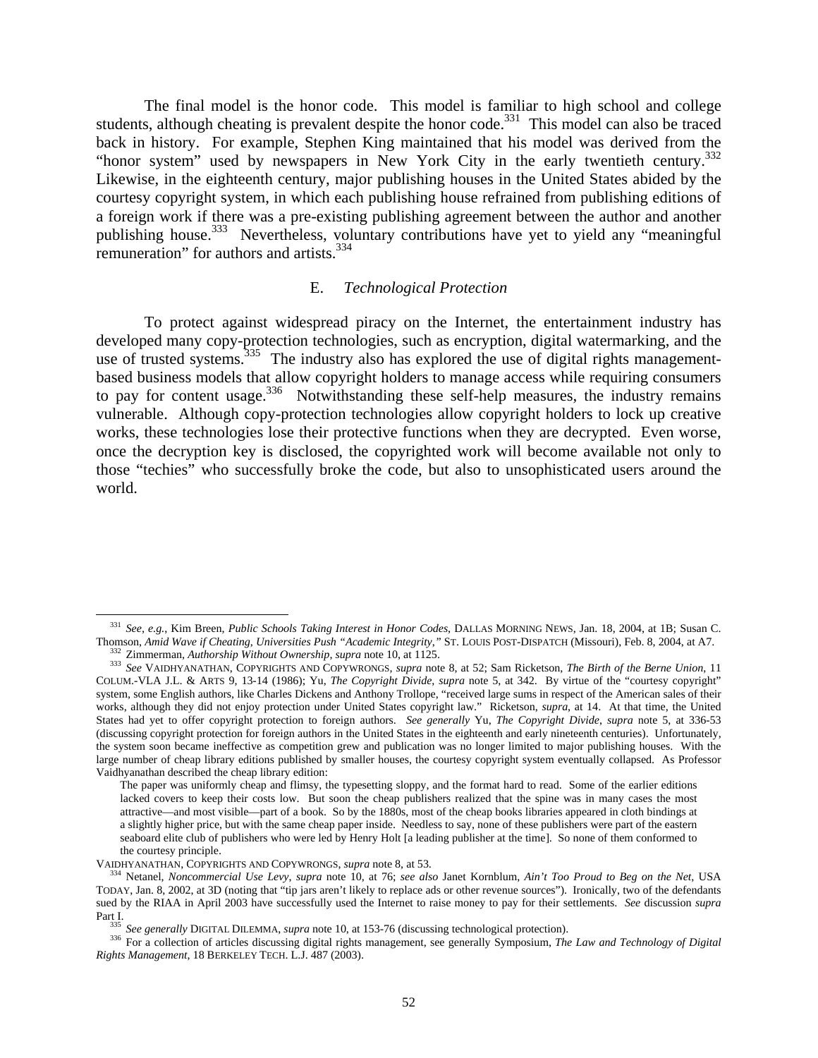The final model is the honor code. This model is familiar to high school and college students, although cheating is prevalent despite the honor code.[331] This model can also be traced back in history. For example, Stephen King maintained that his model was derived from the "honor system" used by newspapers in New York City in the early twentieth century.[332] Likewise, in the eighteenth century, major publishing houses in the United States abided by the courtesy copyright system, in which each publishing house refrained from publishing editions of a foreign work if there was a pre-existing publishing agreement between the author and another publishing house.[333] Nevertheless, voluntary contributions have yet to yield any "meaningful remuneration" for authors and artists.[334]

### E. *Technological Protection*

To protect against widespread piracy on the Internet, the entertainment industry has developed many copy-protection technologies, such as encryption, digital watermarking, and the use of trusted systems.[335] The industry also has explored the use of digital rights management-based business models that allow copyright holders to manage access while requiring consumers to pay for content usage.[336] Notwithstanding these self-help measures, the industry remains vulnerable. Although copy-protection technologies allow copyright holders to lock up creative works, these technologies lose their protective functions when they are decrypted. Even worse, once the decryption key is disclosed, the copyrighted work will become available not only to those "techies" who successfully broke the code, but also to unsophisticated users around the world.

---

[331] *See, e.g.*, Kim Breen, *Public Schools Taking Interest in Honor Codes*, DALLAS MORNING NEWS, Jan. 18, 2004, at 1B; Susan C. Thomson, *Amid Wave if Cheating, Universities Push "Academic Integrity*,*"* ST. LOUIS POST-DISPATCH (Missouri), Feb. 8, 2004, at A7.

[332] Zimmerman, *Authorship Without Ownership*, *supra* note 10, at 1125.

[333] *See* VAIDHYANATHAN, COPYRIGHTS AND COPYWRONGS, *supra* note 8, at 52; Sam Ricketson, *The Birth of the Berne Union*, 11 COLUM.-VLA J.L. & ARTS 9, 13-14 (1986); Yu, *The Copyright Divide*, *supra* note 5, at 342. By virtue of the "courtesy copyright" system, some English authors, like Charles Dickens and Anthony Trollope, "received large sums in respect of the American sales of their works, although they did not enjoy protection under United States copyright law." Ricketson, *supra*, at 14. At that time, the United States had yet to offer copyright protection to foreign authors. *See generally* Yu, *The Copyright Divide*, *supra* note 5, at 336-53 (discussing copyright protection for foreign authors in the United States in the eighteenth and early nineteenth centuries). Unfortunately, the system soon became ineffective as competition grew and publication was no longer limited to major publishing houses. With the large number of cheap library editions published by smaller houses, the courtesy copyright system eventually collapsed. As Professor Vaidhyanathan described the cheap library edition:

> The paper was uniformly cheap and flimsy, the typesetting sloppy, and the format hard to read. Some of the earlier editions lacked covers to keep their costs low. But soon the cheap publishers realized that the spine was in many cases the most attractive—and most visible—part of a book. So by the 1880s, most of the cheap books libraries appeared in cloth bindings at a slightly higher price, but with the same cheap paper inside. Needless to say, none of these publishers were part of the eastern seaboard elite club of publishers who were led by Henry Holt [a leading publisher at the time]. So none of them conformed to the courtesy principle.

VAIDHYANATHAN, COPYRIGHTS AND COPYWRONGS, *supra* note 8, at 53.

[334] Netanel, *Noncommercial Use Levy*, *supra* note 10, at 76; *see also* Janet Kornblum, *Ain't Too Proud to Beg on the Net*, USA TODAY, Jan. 8, 2002, at 3D (noting that "tip jars aren't likely to replace ads or other revenue sources"). Ironically, two of the defendants sued by the RIAA in April 2003 have successfully used the Internet to raise money to pay for their settlements. *See* discussion *supra* Part I.

[335] *See generally* DIGITAL DILEMMA, *supra* note 10, at 153-76 (discussing technological protection).

[336] For a collection of articles discussing digital rights management, see generally Symposium, *The Law and Technology of Digital Rights Management*, 18 BERKELEY TECH. L.J. 487 (2003).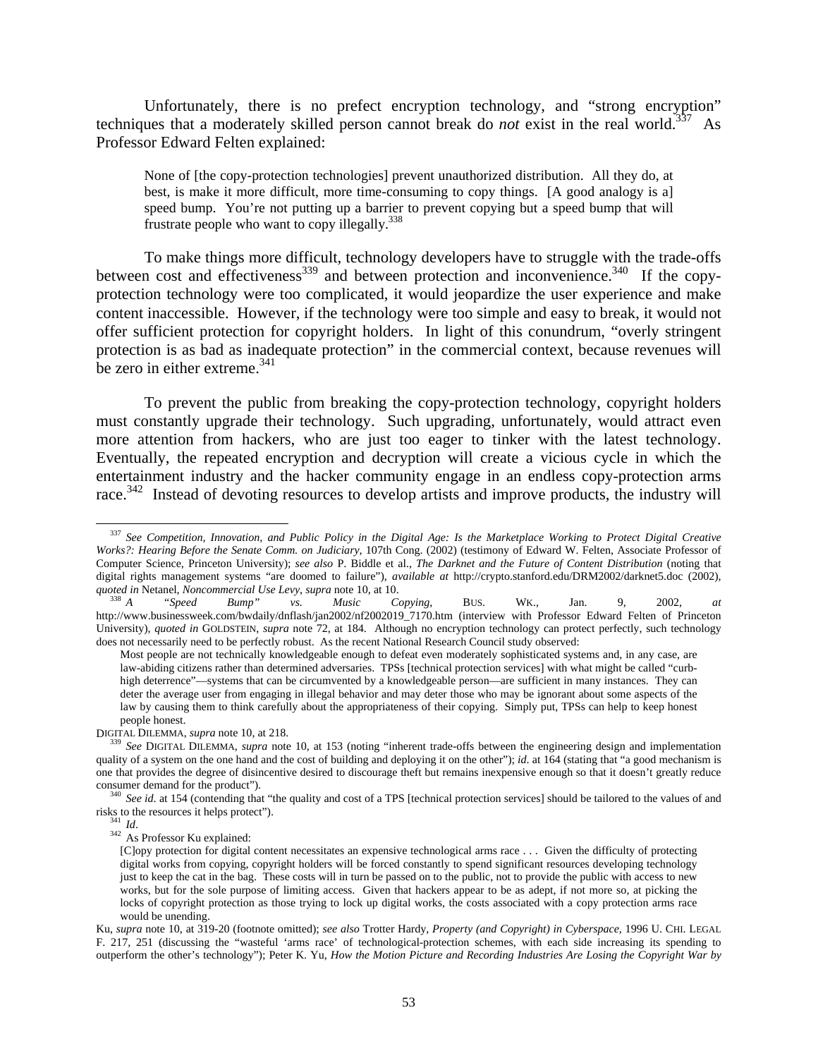Unfortunately, there is no prefect encryption technology, and "strong encryption" techniques that a moderately skilled person cannot break do *not* exist in the real world.[337] As Professor Edward Felten explained:

> None of [the copy-protection technologies] prevent unauthorized distribution. All they do, at best, is make it more difficult, more time-consuming to copy things. [A good analogy is a] speed bump. You're not putting up a barrier to prevent copying but a speed bump that will frustrate people who want to copy illegally.[338]

To make things more difficult, technology developers have to struggle with the trade-offs between cost and effectiveness[339] and between protection and inconvenience.[340] If the copy-protection technology were too complicated, it would jeopardize the user experience and make content inaccessible. However, if the technology were too simple and easy to break, it would not offer sufficient protection for copyright holders. In light of this conundrum, "overly stringent protection is as bad as inadequate protection" in the commercial context, because revenues will be zero in either extreme.[341]

To prevent the public from breaking the copy-protection technology, copyright holders must constantly upgrade their technology. Such upgrading, unfortunately, would attract even more attention from hackers, who are just too eager to tinker with the latest technology. Eventually, the repeated encryption and decryption will create a vicious cycle in which the entertainment industry and the hacker community engage in an endless copy-protection arms race.[342] Instead of devoting resources to develop artists and improve products, the industry will

---

[337] *See Competition, Innovation, and Public Policy in the Digital Age: Is the Marketplace Working to Protect Digital Creative Works?: Hearing Before the Senate Comm. on Judiciary*, 107th Cong. (2002) (testimony of Edward W. Felten, Associate Professor of Computer Science, Princeton University); *see also* P. Biddle et al., *The Darknet and the Future of Content Distribution* (noting that digital rights management systems "are doomed to failure"), *available at* http://crypto.stanford.edu/DRM2002/darknet5.doc (2002), *quoted in* Netanel, *Noncommercial Use Levy*, *supra* note 10, at 10.

[338] *A "Speed Bump" vs. Music Copying*, BUS. WK., Jan. 9, 2002, *at* http://www.businessweek.com/bwdaily/dnflash/jan2002/nf2002019_7170.htm (interview with Professor Edward Felten of Princeton University), *quoted in* GOLDSTEIN, *supra* note 72, at 184. Although no encryption technology can protect perfectly, such technology does not necessarily need to be perfectly robust. As the recent National Research Council study observed:

> Most people are not technically knowledgeable enough to defeat even moderately sophisticated systems and, in any case, are law-abiding citizens rather than determined adversaries. TPSs [technical protection services] with what might be called "curb-high deterrence"—systems that can be circumvented by a knowledgeable person—are sufficient in many instances. They can deter the average user from engaging in illegal behavior and may deter those who may be ignorant about some aspects of the law by causing them to think carefully about the appropriateness of their copying. Simply put, TPSs can help to keep honest people honest.

DIGITAL DILEMMA, *supra* note 10, at 218.

[339] *See* DIGITAL DILEMMA, *supra* note 10, at 153 (noting "inherent trade-offs between the engineering design and implementation quality of a system on the one hand and the cost of building and deploying it on the other"); *id*. at 164 (stating that "a good mechanism is one that provides the degree of disincentive desired to discourage theft but remains inexpensive enough so that it doesn't greatly reduce consumer demand for the product").

[340] *See id*. at 154 (contending that "the quality and cost of a TPS [technical protection services] should be tailored to the values of and risks to the resources it helps protect").

[341] *Id*.

[342] As Professor Ku explained:

> [C]opy protection for digital content necessitates an expensive technological arms race . . . Given the difficulty of protecting digital works from copying, copyright holders will be forced constantly to spend significant resources developing technology just to keep the cat in the bag. These costs will in turn be passed on to the public, not to provide the public with access to new works, but for the sole purpose of limiting access. Given that hackers appear to be as adept, if not more so, at picking the locks of copyright protection as those trying to lock up digital works, the costs associated with a copy protection arms race would be unending.

Ku, *supra* note 10, at 319-20 (footnote omitted); *see also* Trotter Hardy, *Property (and Copyright) in Cyberspace*, 1996 U. CHI. LEGAL F. 217, 251 (discussing the "wasteful 'arms race' of technological-protection schemes, with each side increasing its spending to outperform the other's technology"); Peter K. Yu, *How the Motion Picture and Recording Industries Are Losing the Copyright War by*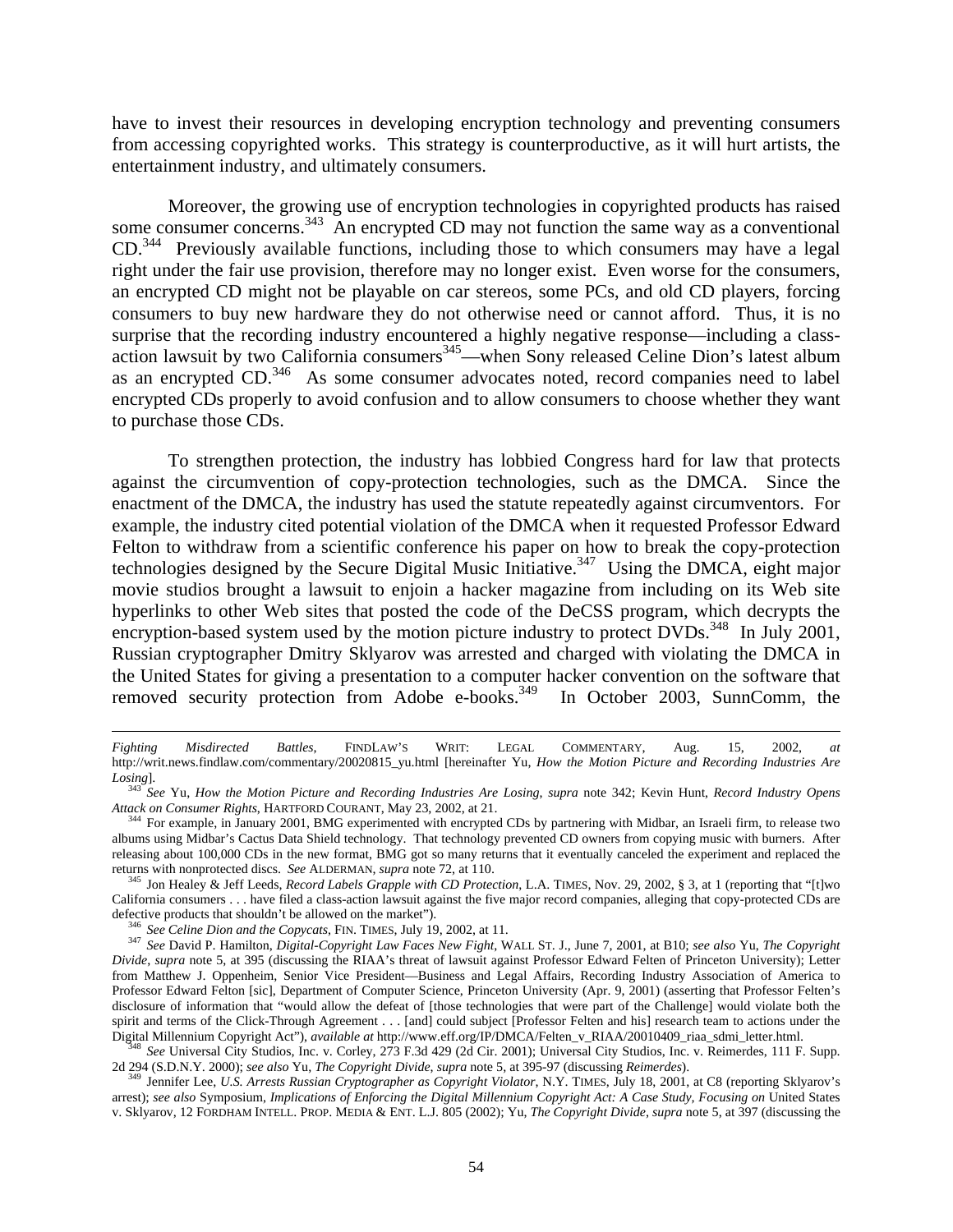have to invest their resources in developing encryption technology and preventing consumers from accessing copyrighted works. This strategy is counterproductive, as it will hurt artists, the entertainment industry, and ultimately consumers.

Moreover, the growing use of encryption technologies in copyrighted products has raised some consumer concerns.[343] An encrypted CD may not function the same way as a conventional CD.[344] Previously available functions, including those to which consumers may have a legal right under the fair use provision, therefore may no longer exist. Even worse for the consumers, an encrypted CD might not be playable on car stereos, some PCs, and old CD players, forcing consumers to buy new hardware they do not otherwise need or cannot afford. Thus, it is no surprise that the recording industry encountered a highly negative response—including a class-action lawsuit by two California consumers[345]—when Sony released Celine Dion's latest album as an encrypted CD.[346] As some consumer advocates noted, record companies need to label encrypted CDs properly to avoid confusion and to allow consumers to choose whether they want to purchase those CDs.

To strengthen protection, the industry has lobbied Congress hard for law that protects against the circumvention of copy-protection technologies, such as the DMCA. Since the enactment of the DMCA, the industry has used the statute repeatedly against circumventors. For example, the industry cited potential violation of the DMCA when it requested Professor Edward Felton to withdraw from a scientific conference his paper on how to break the copy-protection technologies designed by the Secure Digital Music Initiative.[347] Using the DMCA, eight major movie studios brought a lawsuit to enjoin a hacker magazine from including on its Web site hyperlinks to other Web sites that posted the code of the DeCSS program, which decrypts the encryption-based system used by the motion picture industry to protect DVDs.[348] In July 2001, Russian cryptographer Dmitry Sklyarov was arrested and charged with violating the DMCA in the United States for giving a presentation to a computer hacker convention on the software that removed security protection from Adobe e-books.[349] In October 2003, SunnComm, the

---

*Fighting Misdirected Battles*, FINDLAW'S WRIT: LEGAL COMMENTARY, Aug. 15, 2002, *at* http://writ.news.findlaw.com/commentary/20020815_yu.html [hereinafter Yu, *How the Motion Picture and Recording Industries Are Losing*].

[343] *See* Yu, *How the Motion Picture and Recording Industries Are Losing*, *supra* note 342; Kevin Hunt, *Record Industry Opens Attack on Consumer Rights*, HARTFORD COURANT, May 23, 2002, at 21.

[344] For example, in January 2001, BMG experimented with encrypted CDs by partnering with Midbar, an Israeli firm, to release two albums using Midbar's Cactus Data Shield technology. That technology prevented CD owners from copying music with burners. After releasing about 100,000 CDs in the new format, BMG got so many returns that it eventually canceled the experiment and replaced the returns with nonprotected discs. *See* ALDERMAN, *supra* note 72, at 110.

[345] Jon Healey & Jeff Leeds, *Record Labels Grapple with CD Protection*, L.A. TIMES, Nov. 29, 2002, § 3, at 1 (reporting that "[t]wo California consumers . . . have filed a class-action lawsuit against the five major record companies, alleging that copy-protected CDs are defective products that shouldn't be allowed on the market").

[346] *See Celine Dion and the Copycats*, FIN. TIMES, July 19, 2002, at 11.

[347] *See* David P. Hamilton, *Digital-Copyright Law Faces New Fight*, WALL ST. J., June 7, 2001, at B10; *see also* Yu, *The Copyright Divide*, *supra* note 5, at 395 (discussing the RIAA's threat of lawsuit against Professor Edward Felten of Princeton University); Letter from Matthew J. Oppenheim, Senior Vice President—Business and Legal Affairs, Recording Industry Association of America to Professor Edward Felton [sic], Department of Computer Science, Princeton University (Apr. 9, 2001) (asserting that Professor Felten's disclosure of information that "would allow the defeat of [those technologies that were part of the Challenge] would violate both the spirit and terms of the Click-Through Agreement . . . [and] could subject [Professor Felten and his] research team to actions under the Digital Millennium Copyright Act"), *available at* http://www.eff.org/IP/DMCA/Felten_v_RIAA/20010409_riaa_sdmi_letter.html.

[348] *See* Universal City Studios, Inc. v. Corley, 273 F.3d 429 (2d Cir. 2001); Universal City Studios, Inc. v. Reimerdes, 111 F. Supp. 2d 294 (S.D.N.Y. 2000); *see also* Yu, *The Copyright Divide*, *supra* note 5, at 395-97 (discussing *Reimerdes*).

[349] Jennifer Lee, *U.S. Arrests Russian Cryptographer as Copyright Violator*, N.Y. TIMES, July 18, 2001, at C8 (reporting Sklyarov's arrest); *see also* Symposium, *Implications of Enforcing the Digital Millennium Copyright Act: A Case Study, Focusing on* United States v. Sklyarov, 12 FORDHAM INTELL. PROP. MEDIA & ENT. L.J. 805 (2002); Yu, *The Copyright Divide*, *supra* note 5, at 397 (discussing the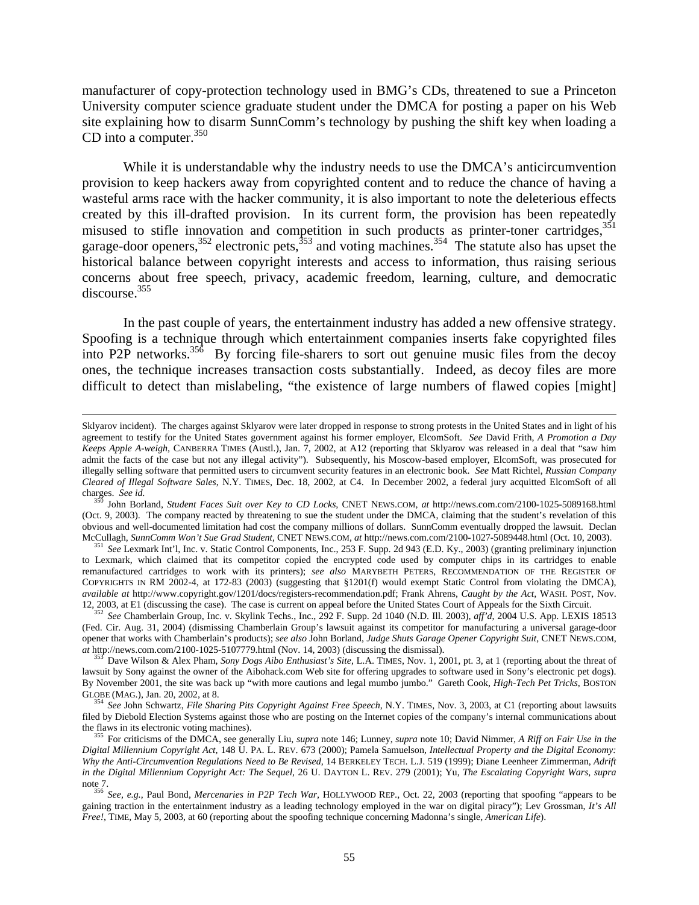manufacturer of copy-protection technology used in BMG's CDs, threatened to sue a Princeton University computer science graduate student under the DMCA for posting a paper on his Web site explaining how to disarm SunnComm's technology by pushing the shift key when loading a CD into a computer.[350]

While it is understandable why the industry needs to use the DMCA's anticircumvention provision to keep hackers away from copyrighted content and to reduce the chance of having a wasteful arms race with the hacker community, it is also important to note the deleterious effects created by this ill-drafted provision. In its current form, the provision has been repeatedly misused to stifle innovation and competition in such products as printer-toner cartridges,[351] garage-door openers,[352] electronic pets,[353] and voting machines.[354] The statute also has upset the historical balance between copyright interests and access to information, thus raising serious concerns about free speech, privacy, academic freedom, learning, culture, and democratic discourse.[355]

In the past couple of years, the entertainment industry has added a new offensive strategy. Spoofing is a technique through which entertainment companies inserts fake copyrighted files into P2P networks.[356] By forcing file-sharers to sort out genuine music files from the decoy ones, the technique increases transaction costs substantially. Indeed, as decoy files are more difficult to detect than mislabeling, "the existence of large numbers of flawed copies [might]

---

Sklyarov incident). The charges against Sklyarov were later dropped in response to strong protests in the United States and in light of his agreement to testify for the United States government against his former employer, ElcomSoft. *See* David Frith, *A Promotion a Day Keeps Apple A-weigh*, CANBERRA TIMES (Austl.), Jan. 7, 2002, at A12 (reporting that Sklyarov was released in a deal that "saw him admit the facts of the case but not any illegal activity"). Subsequently, his Moscow-based employer, ElcomSoft, was prosecuted for illegally selling software that permitted users to circumvent security features in an electronic book. *See* Matt Richtel, *Russian Company Cleared of Illegal Software Sales*, N.Y. TIMES, Dec. 18, 2002, at C4. In December 2002, a federal jury acquitted ElcomSoft of all charges. *See id.*

[350] John Borland, *Student Faces Suit over Key to CD Locks*, CNET NEWS.COM, *at* http://news.com.com/2100-1025-5089168.html (Oct. 9, 2003). The company reacted by threatening to sue the student under the DMCA, claiming that the student's revelation of this obvious and well-documented limitation had cost the company millions of dollars. SunnComm eventually dropped the lawsuit. Declan McCullagh, *SunnComm Won't Sue Grad Student*, CNET NEWS.COM, *at* http://news.com.com/2100-1027-5089448.html (Oct. 10, 2003).

[351] *See* Lexmark Int'l, Inc. v. Static Control Components, Inc., 253 F. Supp. 2d 943 (E.D. Ky., 2003) (granting preliminary injunction to Lexmark, which claimed that its competitor copied the encrypted code used by computer chips in its cartridges to enable remanufactured cartridges to work with its printers); *see also* MARYBETH PETERS, RECOMMENDATION OF THE REGISTER OF COPYRIGHTS IN RM 2002-4, at 172-83 (2003) (suggesting that §1201(f) would exempt Static Control from violating the DMCA), *available at* http://www.copyright.gov/1201/docs/registers-recommendation.pdf; Frank Ahrens, *Caught by the Act*, WASH. POST, Nov. 12, 2003, at E1 (discussing the case). The case is current on appeal before the United States Court of Appeals for the Sixth Circuit.

[352] *See* Chamberlain Group, Inc. v. Skylink Techs., Inc., 292 F. Supp. 2d 1040 (N.D. Ill. 2003), *aff'd*, 2004 U.S. App. LEXIS 18513 (Fed. Cir. Aug. 31, 2004) (dismissing Chamberlain Group's lawsuit against its competitor for manufacturing a universal garage-door opener that works with Chamberlain's products); *see also* John Borland, *Judge Shuts Garage Opener Copyright Suit*, CNET NEWS.COM, *at* http://news.com.com/2100-1025-5107779.html (Nov. 14, 2003) (discussing the dismissal).

[353] Dave Wilson & Alex Pham, *Sony Dogs Aibo Enthusiast's Site*, L.A. TIMES, Nov. 1, 2001, pt. 3, at 1 (reporting about the threat of lawsuit by Sony against the owner of the Aibohack.com Web site for offering upgrades to software used in Sony's electronic pet dogs). By November 2001, the site was back up "with more cautions and legal mumbo jumbo." Gareth Cook, *High-Tech Pet Tricks*, BOSTON GLOBE (MAG.), Jan. 20, 2002, at 8.

[354] *See* John Schwartz, *File Sharing Pits Copyright Against Free Speech*, N.Y. TIMES, Nov. 3, 2003, at C1 (reporting about lawsuits filed by Diebold Election Systems against those who are posting on the Internet copies of the company's internal communications about the flaws in its electronic voting machines).

[355] For criticisms of the DMCA, see generally Liu, *supra* note 146; Lunney, *supra* note 10; David Nimmer, *A Riff on Fair Use in the Digital Millennium Copyright Act*, 148 U. PA. L. REV. 673 (2000); Pamela Samuelson, *Intellectual Property and the Digital Economy: Why the Anti-Circumvention Regulations Need to Be Revised*, 14 BERKELEY TECH. L.J. 519 (1999); Diane Leenheer Zimmerman, *Adrift in the Digital Millennium Copyright Act: The Sequel*, 26 U. DAYTON L. REV. 279 (2001); Yu, *The Escalating Copyright Wars*, *supra* note 7.

[356] *See, e.g.*, Paul Bond, *Mercenaries in P2P Tech War*, HOLLYWOOD REP., Oct. 22, 2003 (reporting that spoofing "appears to be gaining traction in the entertainment industry as a leading technology employed in the war on digital piracy"); Lev Grossman, *It's All Free!*, TIME, May 5, 2003, at 60 (reporting about the spoofing technique concerning Madonna's single, *American Life*).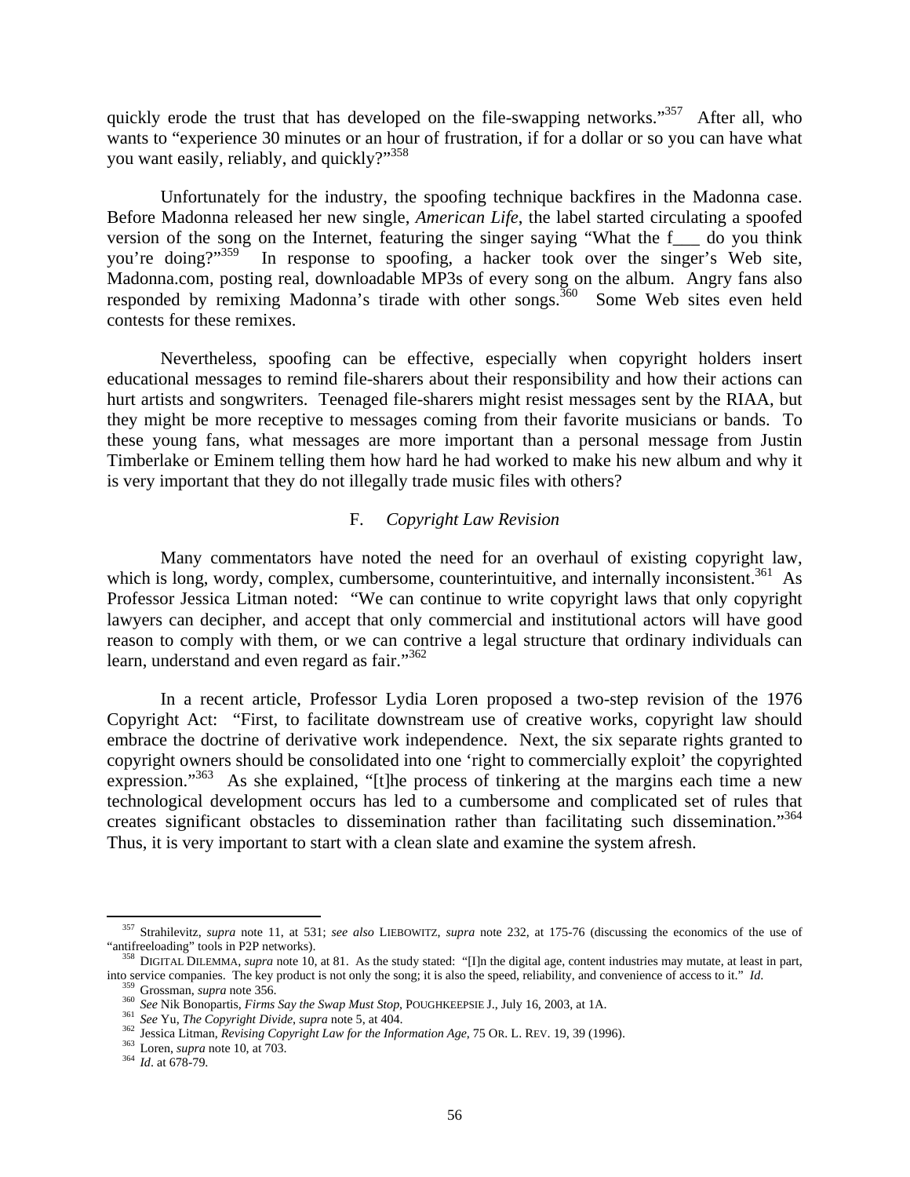quickly erode the trust that has developed on the file-swapping networks."[357] After all, who wants to "experience 30 minutes or an hour of frustration, if for a dollar or so you can have what you want easily, reliably, and quickly?"[358]

Unfortunately for the industry, the spoofing technique backfires in the Madonna case. Before Madonna released her new single, *American Life*, the label started circulating a spoofed version of the song on the Internet, featuring the singer saying "What the f___ do you think you're doing?"[359] In response to spoofing, a hacker took over the singer's Web site, Madonna.com, posting real, downloadable MP3s of every song on the album. Angry fans also responded by remixing Madonna's tirade with other songs.[360] Some Web sites even held contests for these remixes.

Nevertheless, spoofing can be effective, especially when copyright holders insert educational messages to remind file-sharers about their responsibility and how their actions can hurt artists and songwriters. Teenaged file-sharers might resist messages sent by the RIAA, but they might be more receptive to messages coming from their favorite musicians or bands. To these young fans, what messages are more important than a personal message from Justin Timberlake or Eminem telling them how hard he had worked to make his new album and why it is very important that they do not illegally trade music files with others?

### F. *Copyright Law Revision*

Many commentators have noted the need for an overhaul of existing copyright law, which is long, wordy, complex, cumbersome, counterintuitive, and internally inconsistent.[361] As Professor Jessica Litman noted: "We can continue to write copyright laws that only copyright lawyers can decipher, and accept that only commercial and institutional actors will have good reason to comply with them, or we can contrive a legal structure that ordinary individuals can learn, understand and even regard as fair."[362]

In a recent article, Professor Lydia Loren proposed a two-step revision of the 1976 Copyright Act: "First, to facilitate downstream use of creative works, copyright law should embrace the doctrine of derivative work independence. Next, the six separate rights granted to copyright owners should be consolidated into one 'right to commercially exploit' the copyrighted expression."[363] As she explained, "[t]he process of tinkering at the margins each time a new technological development occurs has led to a cumbersome and complicated set of rules that creates significant obstacles to dissemination rather than facilitating such dissemination."[364] Thus, it is very important to start with a clean slate and examine the system afresh.

---

[357] Strahilevitz, *supra* note 11, at 531; *see also* LIEBOWITZ, *supra* note 232, at 175-76 (discussing the economics of the use of "antifreeloading" tools in P2P networks).

[358] DIGITAL DILEMMA, *supra* note 10, at 81. As the study stated: "[I]n the digital age, content industries may mutate, at least in part, into service companies. The key product is not only the song; it is also the speed, reliability, and convenience of access to it." *Id*.

[359] Grossman, *supra* note 356.

[360] *See* Nik Bonopartis, *Firms Say the Swap Must Stop*, POUGHKEEPSIE J., July 16, 2003, at 1A.

[361] *See* Yu, *The Copyright Divide*, *supra* note 5, at 404.

[362] Jessica Litman, *Revising Copyright Law for the Information Age*, 75 OR. L. REV. 19, 39 (1996).

[363] Loren, *supra* note 10, at 703.

[364] *Id*. at 678-79.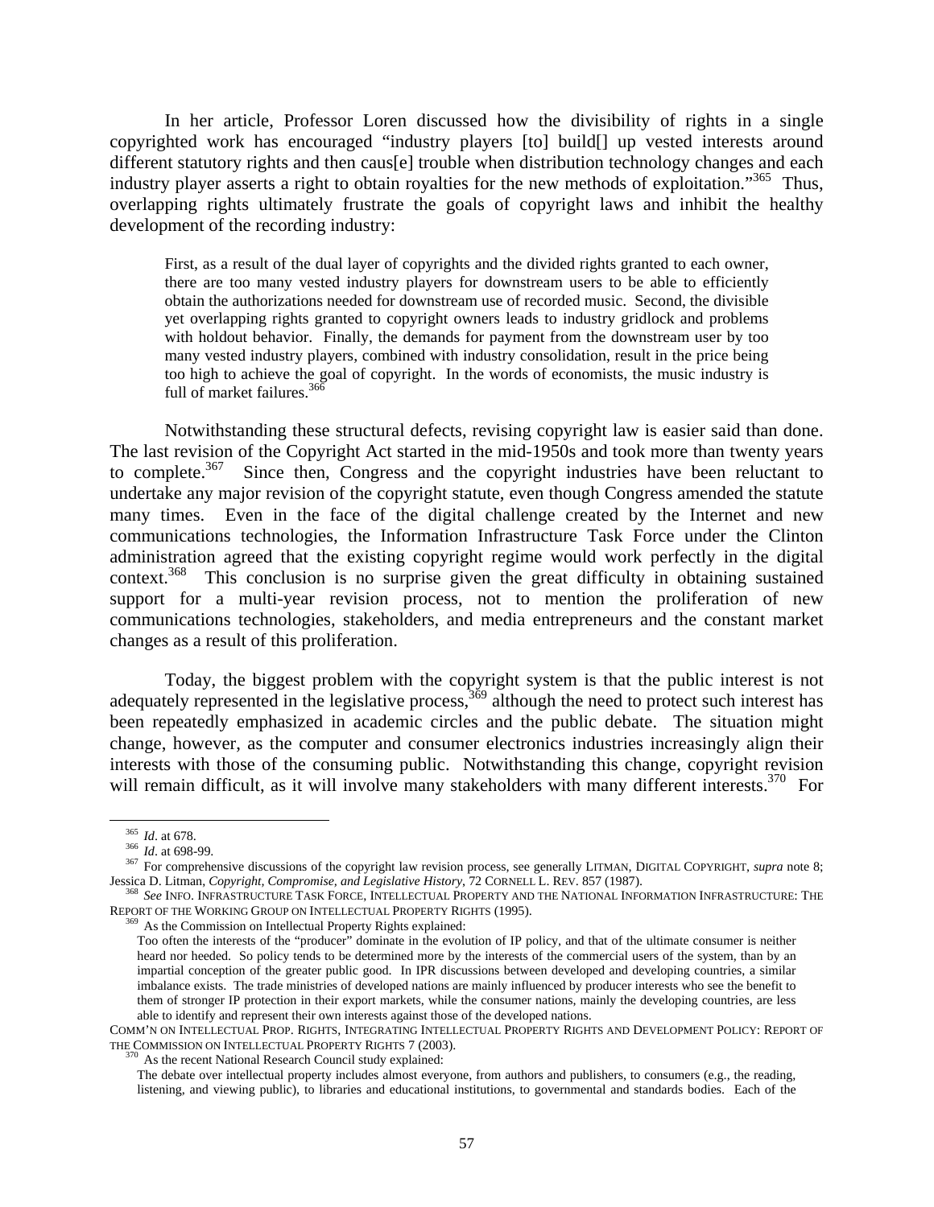In her article, Professor Loren discussed how the divisibility of rights in a single copyrighted work has encouraged "industry players [to] build[] up vested interests around different statutory rights and then caus[e] trouble when distribution technology changes and each industry player asserts a right to obtain royalties for the new methods of exploitation."[365] Thus, overlapping rights ultimately frustrate the goals of copyright laws and inhibit the healthy development of the recording industry:

> First, as a result of the dual layer of copyrights and the divided rights granted to each owner, there are too many vested industry players for downstream users to be able to efficiently obtain the authorizations needed for downstream use of recorded music. Second, the divisible yet overlapping rights granted to copyright owners leads to industry gridlock and problems with holdout behavior. Finally, the demands for payment from the downstream user by too many vested industry players, combined with industry consolidation, result in the price being too high to achieve the goal of copyright. In the words of economists, the music industry is full of market failures.[366]

Notwithstanding these structural defects, revising copyright law is easier said than done. The last revision of the Copyright Act started in the mid-1950s and took more than twenty years to complete.[367] Since then, Congress and the copyright industries have been reluctant to undertake any major revision of the copyright statute, even though Congress amended the statute many times. Even in the face of the digital challenge created by the Internet and new communications technologies, the Information Infrastructure Task Force under the Clinton administration agreed that the existing copyright regime would work perfectly in the digital context.[368] This conclusion is no surprise given the great difficulty in obtaining sustained support for a multi-year revision process, not to mention the proliferation of new communications technologies, stakeholders, and media entrepreneurs and the constant market changes as a result of this proliferation.

Today, the biggest problem with the copyright system is that the public interest is not adequately represented in the legislative process,[369] although the need to protect such interest has been repeatedly emphasized in academic circles and the public debate. The situation might change, however, as the computer and consumer electronics industries increasingly align their interests with those of the consuming public. Notwithstanding this change, copyright revision will remain difficult, as it will involve many stakeholders with many different interests.[370] For

---

[365] *Id*. at 678.

[366] *Id*. at 698-99.

[367] For comprehensive discussions of the copyright law revision process, see generally LITMAN, DIGITAL COPYRIGHT, *supra* note 8; Jessica D. Litman, *Copyright, Compromise, and Legislative History*, 72 CORNELL L. REV. 857 (1987).

[368] *See* INFO. INFRASTRUCTURE TASK FORCE, INTELLECTUAL PROPERTY AND THE NATIONAL INFORMATION INFRASTRUCTURE: THE REPORT OF THE WORKING GROUP ON INTELLECTUAL PROPERTY RIGHTS (1995).

[369] As the Commission on Intellectual Property Rights explained:

> Too often the interests of the "producer" dominate in the evolution of IP policy, and that of the ultimate consumer is neither heard nor heeded. So policy tends to be determined more by the interests of the commercial users of the system, than by an impartial conception of the greater public good. In IPR discussions between developed and developing countries, a similar imbalance exists. The trade ministries of developed nations are mainly influenced by producer interests who see the benefit to them of stronger IP protection in their export markets, while the consumer nations, mainly the developing countries, are less able to identify and represent their own interests against those of the developed nations.

COMM'N ON INTELLECTUAL PROP. RIGHTS, INTEGRATING INTELLECTUAL PROPERTY RIGHTS AND DEVELOPMENT POLICY: REPORT OF THE COMMISSION ON INTELLECTUAL PROPERTY RIGHTS 7 (2003).

[370] As the recent National Research Council study explained:

> The debate over intellectual property includes almost everyone, from authors and publishers, to consumers (e.g., the reading, listening, and viewing public), to libraries and educational institutions, to governmental and standards bodies. Each of the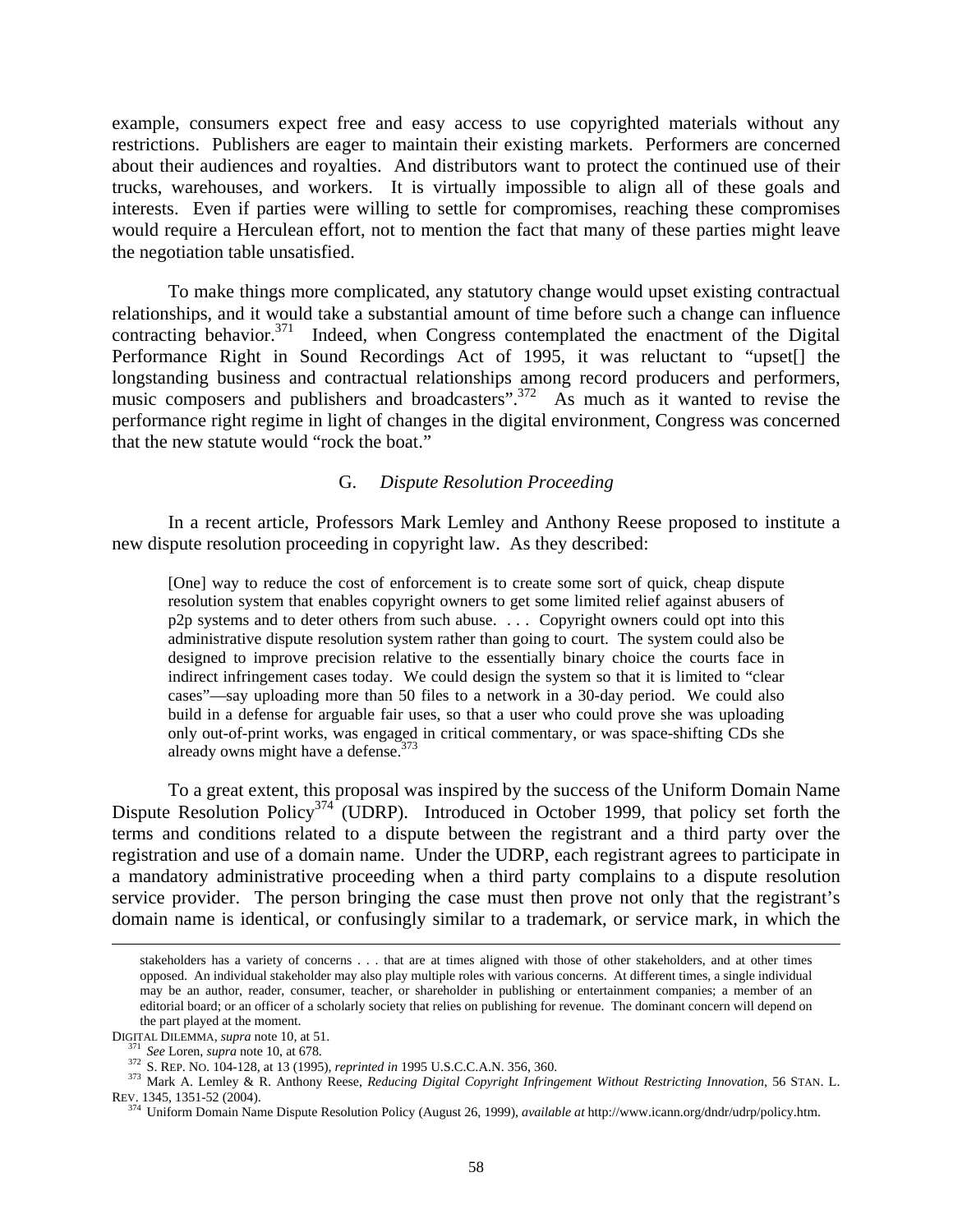example, consumers expect free and easy access to use copyrighted materials without any restrictions. Publishers are eager to maintain their existing markets. Performers are concerned about their audiences and royalties. And distributors want to protect the continued use of their trucks, warehouses, and workers. It is virtually impossible to align all of these goals and interests. Even if parties were willing to settle for compromises, reaching these compromises would require a Herculean effort, not to mention the fact that many of these parties might leave the negotiation table unsatisfied.

To make things more complicated, any statutory change would upset existing contractual relationships, and it would take a substantial amount of time before such a change can influence contracting behavior.[371] Indeed, when Congress contemplated the enactment of the Digital Performance Right in Sound Recordings Act of 1995, it was reluctant to "upset[] the longstanding business and contractual relationships among record producers and performers, music composers and publishers and broadcasters".[372] As much as it wanted to revise the performance right regime in light of changes in the digital environment, Congress was concerned that the new statute would "rock the boat."

### G. *Dispute Resolution Proceeding*

In a recent article, Professors Mark Lemley and Anthony Reese proposed to institute a new dispute resolution proceeding in copyright law. As they described:

> [One] way to reduce the cost of enforcement is to create some sort of quick, cheap dispute resolution system that enables copyright owners to get some limited relief against abusers of p2p systems and to deter others from such abuse. . . . Copyright owners could opt into this administrative dispute resolution system rather than going to court. The system could also be designed to improve precision relative to the essentially binary choice the courts face in indirect infringement cases today. We could design the system so that it is limited to "clear cases"—say uploading more than 50 files to a network in a 30-day period. We could also build in a defense for arguable fair uses, so that a user who could prove she was uploading only out-of-print works, was engaged in critical commentary, or was space-shifting CDs she already owns might have a defense.[373]

To a great extent, this proposal was inspired by the success of the Uniform Domain Name Dispute Resolution Policy[374] (UDRP). Introduced in October 1999, that policy set forth the terms and conditions related to a dispute between the registrant and a third party over the registration and use of a domain name. Under the UDRP, each registrant agrees to participate in a mandatory administrative proceeding when a third party complains to a dispute resolution service provider. The person bringing the case must then prove not only that the registrant's domain name is identical, or confusingly similar to a trademark, or service mark, in which the

---

stakeholders has a variety of concerns . . . that are at times aligned with those of other stakeholders, and at other times opposed. An individual stakeholder may also play multiple roles with various concerns. At different times, a single individual may be an author, reader, consumer, teacher, or shareholder in publishing or entertainment companies; a member of an editorial board; or an officer of a scholarly society that relies on publishing for revenue. The dominant concern will depend on the part played at the moment.

DIGITAL DILEMMA, *supra* note 10, at 51.

[371] *See* Loren, *supra* note 10, at 678.

[372] S. REP. NO. 104-128, at 13 (1995), *reprinted in* 1995 U.S.C.C.A.N. 356, 360.

[373] Mark A. Lemley & R. Anthony Reese, *Reducing Digital Copyright Infringement Without Restricting Innovation*, 56 STAN. L. REV. 1345, 1351-52 (2004).

[374] Uniform Domain Name Dispute Resolution Policy (August 26, 1999), *available at* http://www.icann.org/dndr/udrp/policy.htm.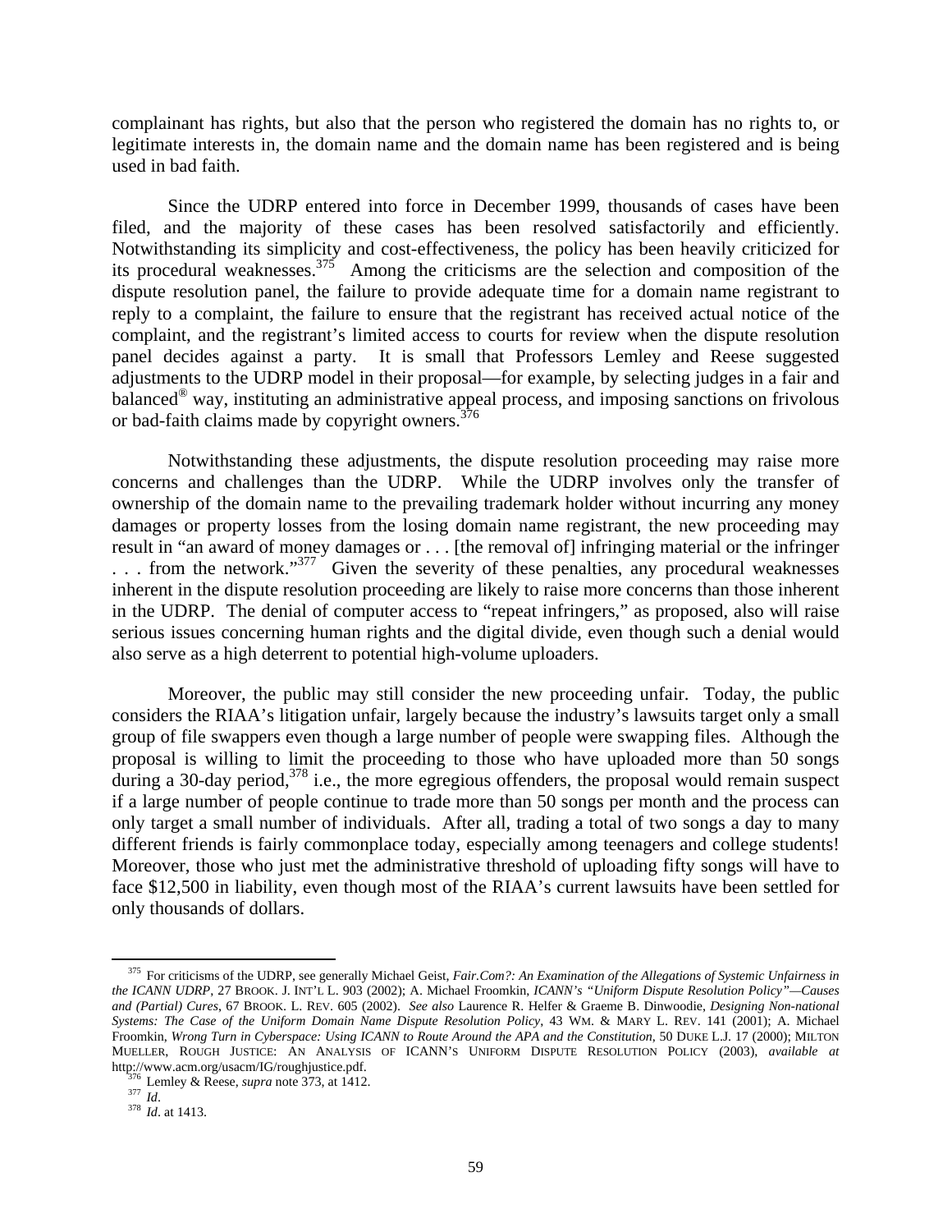complainant has rights, but also that the person who registered the domain has no rights to, or legitimate interests in, the domain name and the domain name has been registered and is being used in bad faith.

Since the UDRP entered into force in December 1999, thousands of cases have been filed, and the majority of these cases has been resolved satisfactorily and efficiently. Notwithstanding its simplicity and cost-effectiveness, the policy has been heavily criticized for its procedural weaknesses.[375] Among the criticisms are the selection and composition of the dispute resolution panel, the failure to provide adequate time for a domain name registrant to reply to a complaint, the failure to ensure that the registrant has received actual notice of the complaint, and the registrant's limited access to courts for review when the dispute resolution panel decides against a party. It is small that Professors Lemley and Reese suggested adjustments to the UDRP model in their proposal—for example, by selecting judges in a fair and balanced® way, instituting an administrative appeal process, and imposing sanctions on frivolous or bad-faith claims made by copyright owners.[376]

Notwithstanding these adjustments, the dispute resolution proceeding may raise more concerns and challenges than the UDRP. While the UDRP involves only the transfer of ownership of the domain name to the prevailing trademark holder without incurring any money damages or property losses from the losing domain name registrant, the new proceeding may result in "an award of money damages or . . . [the removal of] infringing material or the infringer . . . from the network."[377] Given the severity of these penalties, any procedural weaknesses inherent in the dispute resolution proceeding are likely to raise more concerns than those inherent in the UDRP. The denial of computer access to "repeat infringers," as proposed, also will raise serious issues concerning human rights and the digital divide, even though such a denial would also serve as a high deterrent to potential high-volume uploaders.

Moreover, the public may still consider the new proceeding unfair. Today, the public considers the RIAA's litigation unfair, largely because the industry's lawsuits target only a small group of file swappers even though a large number of people were swapping files. Although the proposal is willing to limit the proceeding to those who have uploaded more than 50 songs during a 30-day period,[378] i.e., the more egregious offenders, the proposal would remain suspect if a large number of people continue to trade more than 50 songs per month and the process can only target a small number of individuals. After all, trading a total of two songs a day to many different friends is fairly commonplace today, especially among teenagers and college students! Moreover, those who just met the administrative threshold of uploading fifty songs will have to face \$12,500 in liability, even though most of the RIAA's current lawsuits have been settled for only thousands of dollars.

---

[375] For criticisms of the UDRP, see generally Michael Geist, *Fair.Com?: An Examination of the Allegations of Systemic Unfairness in the ICANN UDRP*, 27 BROOK. J. INT'L L. 903 (2002); A. Michael Froomkin, *ICANN's "Uniform Dispute Resolution Policy"—Causes and (Partial) Cures*, 67 BROOK. L. REV. 605 (2002). *See also* Laurence R. Helfer & Graeme B. Dinwoodie, *Designing Non-national Systems: The Case of the Uniform Domain Name Dispute Resolution Policy*, 43 WM. & MARY L. REV. 141 (2001); A. Michael Froomkin, *Wrong Turn in Cyberspace: Using ICANN to Route Around the APA and the Constitution*, 50 DUKE L.J. 17 (2000); MILTON MUELLER, ROUGH JUSTICE: AN ANALYSIS OF ICANN'S UNIFORM DISPUTE RESOLUTION POLICY (2003), *available at* http://www.acm.org/usacm/IG/roughjustice.pdf.

[376] Lemley & Reese, *supra* note 373, at 1412.

[377] *Id*.

[378] *Id*. at 1413.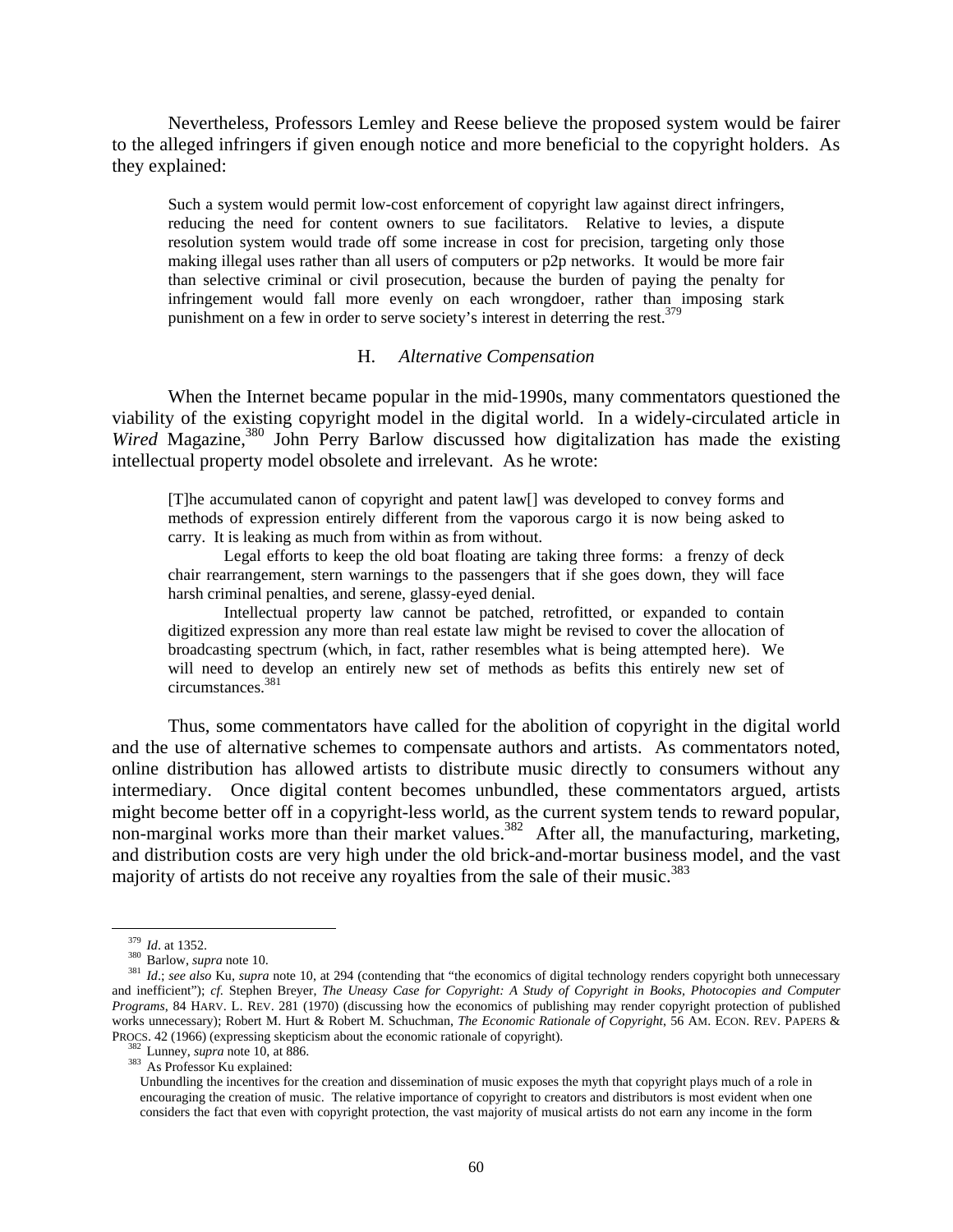Nevertheless, Professors Lemley and Reese believe the proposed system would be fairer to the alleged infringers if given enough notice and more beneficial to the copyright holders. As they explained:

> Such a system would permit low-cost enforcement of copyright law against direct infringers, reducing the need for content owners to sue facilitators. Relative to levies, a dispute resolution system would trade off some increase in cost for precision, targeting only those making illegal uses rather than all users of computers or p2p networks. It would be more fair than selective criminal or civil prosecution, because the burden of paying the penalty for infringement would fall more evenly on each wrongdoer, rather than imposing stark punishment on a few in order to serve society's interest in deterring the rest.[379]

### H. *Alternative Compensation*

When the Internet became popular in the mid-1990s, many commentators questioned the viability of the existing copyright model in the digital world. In a widely-circulated article in *Wired* Magazine,[380] John Perry Barlow discussed how digitalization has made the existing intellectual property model obsolete and irrelevant. As he wrote:

> [T]he accumulated canon of copyright and patent law[] was developed to convey forms and methods of expression entirely different from the vaporous cargo it is now being asked to carry. It is leaking as much from within as from without.
>
> Legal efforts to keep the old boat floating are taking three forms: a frenzy of deck chair rearrangement, stern warnings to the passengers that if she goes down, they will face harsh criminal penalties, and serene, glassy-eyed denial.
>
> Intellectual property law cannot be patched, retrofitted, or expanded to contain digitized expression any more than real estate law might be revised to cover the allocation of broadcasting spectrum (which, in fact, rather resembles what is being attempted here). We will need to develop an entirely new set of methods as befits this entirely new set of circumstances.[381]

Thus, some commentators have called for the abolition of copyright in the digital world and the use of alternative schemes to compensate authors and artists. As commentators noted, online distribution has allowed artists to distribute music directly to consumers without any intermediary. Once digital content becomes unbundled, these commentators argued, artists might become better off in a copyright-less world, as the current system tends to reward popular, non-marginal works more than their market values.[382] After all, the manufacturing, marketing, and distribution costs are very high under the old brick-and-mortar business model, and the vast majority of artists do not receive any royalties from the sale of their music.[383]

---

[379] *Id*. at 1352.

[380] Barlow, *supra* note 10.

[381] *Id*.; *see also* Ku, *supra* note 10, at 294 (contending that "the economics of digital technology renders copyright both unnecessary and inefficient"); *cf.* Stephen Breyer, *The Uneasy Case for Copyright: A Study of Copyright in Books, Photocopies and Computer Programs*, 84 HARV. L. REV. 281 (1970) (discussing how the economics of publishing may render copyright protection of published works unnecessary); Robert M. Hurt & Robert M. Schuchman, *The Economic Rationale of Copyright*, 56 AM. ECON. REV. PAPERS & PROCS. 42 (1966) (expressing skepticism about the economic rationale of copyright).

[382] Lunney, *supra* note 10, at 886.

[383] As Professor Ku explained:

> Unbundling the incentives for the creation and dissemination of music exposes the myth that copyright plays much of a role in encouraging the creation of music. The relative importance of copyright to creators and distributors is most evident when one considers the fact that even with copyright protection, the vast majority of musical artists do not earn any income in the form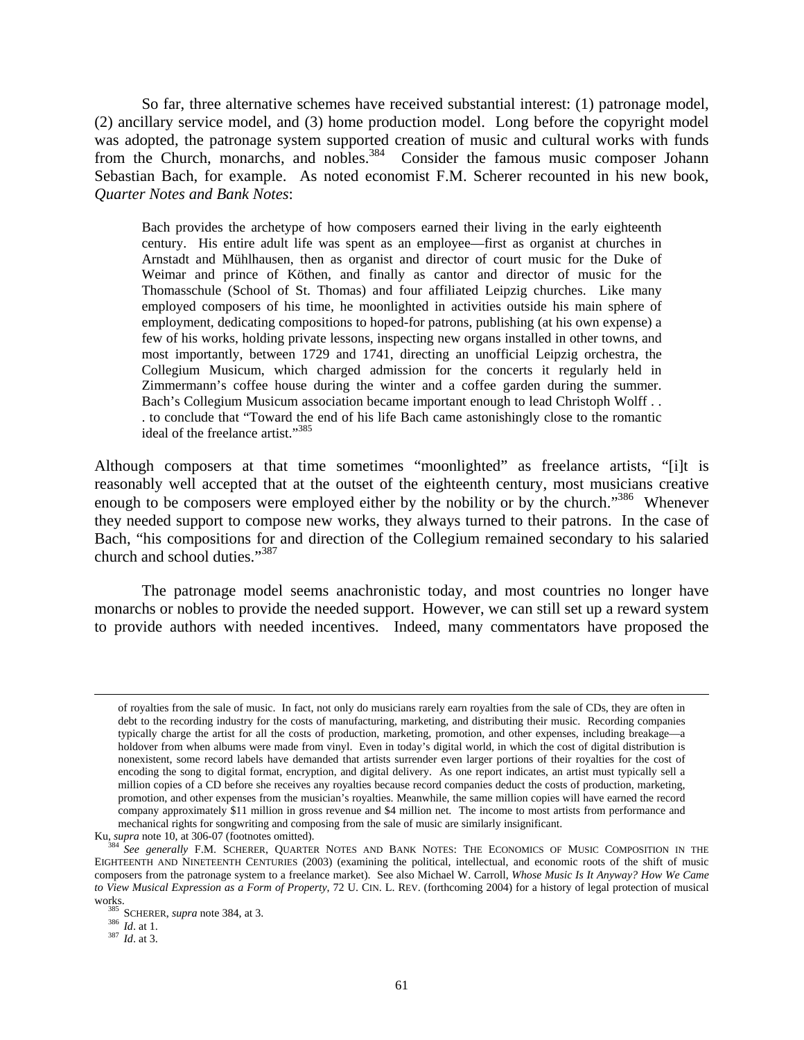So far, three alternative schemes have received substantial interest: (1) patronage model, (2) ancillary service model, and (3) home production model. Long before the copyright model was adopted, the patronage system supported creation of music and cultural works with funds from the Church, monarchs, and nobles.[384] Consider the famous music composer Johann Sebastian Bach, for example. As noted economist F.M. Scherer recounted in his new book, *Quarter Notes and Bank Notes*:

> Bach provides the archetype of how composers earned their living in the early eighteenth century. His entire adult life was spent as an employee—first as organist at churches in Arnstadt and Mühlhausen, then as organist and director of court music for the Duke of Weimar and prince of Köthen, and finally as cantor and director of music for the Thomasschule (School of St. Thomas) and four affiliated Leipzig churches. Like many employed composers of his time, he moonlighted in activities outside his main sphere of employment, dedicating compositions to hoped-for patrons, publishing (at his own expense) a few of his works, holding private lessons, inspecting new organs installed in other towns, and most importantly, between 1729 and 1741, directing an unofficial Leipzig orchestra, the Collegium Musicum, which charged admission for the concerts it regularly held in Zimmermann's coffee house during the winter and a coffee garden during the summer. Bach's Collegium Musicum association became important enough to lead Christoph Wolff . . . to conclude that "Toward the end of his life Bach came astonishingly close to the romantic ideal of the freelance artist."[385]

Although composers at that time sometimes "moonlighted" as freelance artists, "[i]t is reasonably well accepted that at the outset of the eighteenth century, most musicians creative enough to be composers were employed either by the nobility or by the church."[386] Whenever they needed support to compose new works, they always turned to their patrons. In the case of Bach, "his compositions for and direction of the Collegium remained secondary to his salaried church and school duties."[387]

The patronage model seems anachronistic today, and most countries no longer have monarchs or nobles to provide the needed support. However, we can still set up a reward system to provide authors with needed incentives. Indeed, many commentators have proposed the

---

of royalties from the sale of music. In fact, not only do musicians rarely earn royalties from the sale of CDs, they are often in debt to the recording industry for the costs of manufacturing, marketing, and distributing their music. Recording companies typically charge the artist for all the costs of production, marketing, promotion, and other expenses, including breakage—a holdover from when albums were made from vinyl. Even in today's digital world, in which the cost of digital distribution is nonexistent, some record labels have demanded that artists surrender even larger portions of their royalties for the cost of encoding the song to digital format, encryption, and digital delivery. As one report indicates, an artist must typically sell a million copies of a CD before she receives any royalties because record companies deduct the costs of production, marketing, promotion, and other expenses from the musician's royalties. Meanwhile, the same million copies will have earned the record company approximately $11 million in gross revenue and $4 million net. The income to most artists from performance and mechanical rights for songwriting and composing from the sale of music are similarly insignificant.

Ku, *supra* note 10, at 306-07 (footnotes omitted).

[384] *See generally* F.M. SCHERER, QUARTER NOTES AND BANK NOTES: THE ECONOMICS OF MUSIC COMPOSITION IN THE EIGHTEENTH AND NINETEENTH CENTURIES (2003) (examining the political, intellectual, and economic roots of the shift of music composers from the patronage system to a freelance market). See also Michael W. Carroll, *Whose Music Is It Anyway? How We Came to View Musical Expression as a Form of Property*, 72 U. CIN. L. REV. (forthcoming 2004) for a history of legal protection of musical works.

[385] SCHERER, *supra* note 384, at 3.

[386] *Id*. at 1.

[387] *Id*. at 3.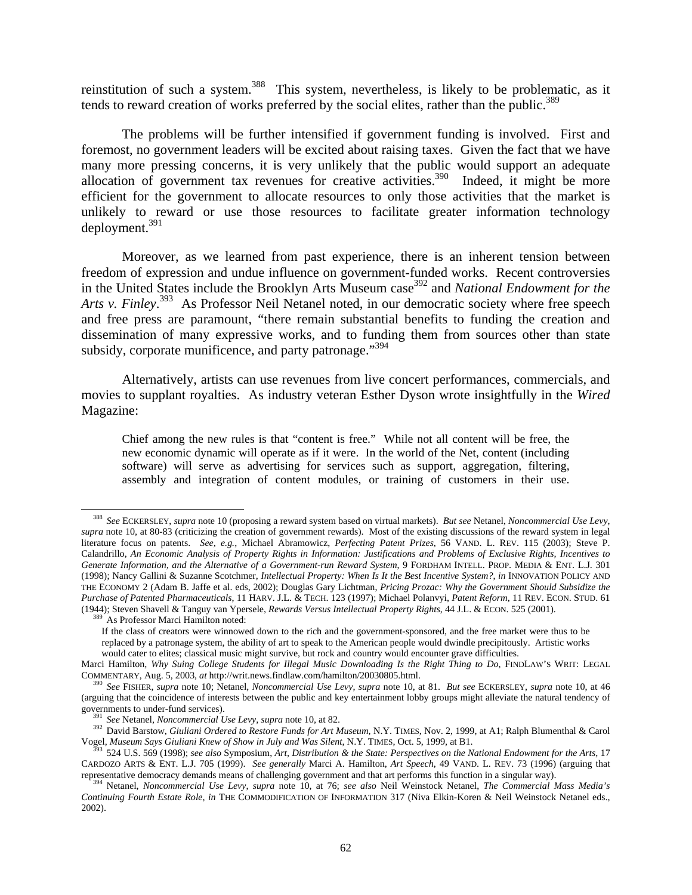reinstitution of such a system.[388] This system, nevertheless, is likely to be problematic, as it tends to reward creation of works preferred by the social elites, rather than the public.[389]

The problems will be further intensified if government funding is involved. First and foremost, no government leaders will be excited about raising taxes. Given the fact that we have many more pressing concerns, it is very unlikely that the public would support an adequate allocation of government tax revenues for creative activities.[390] Indeed, it might be more efficient for the government to allocate resources to only those activities that the market is unlikely to reward or use those resources to facilitate greater information technology deployment.[391]

Moreover, as we learned from past experience, there is an inherent tension between freedom of expression and undue influence on government-funded works. Recent controversies in the United States include the Brooklyn Arts Museum case[392] and *National Endowment for the Arts v. Finley*.[393] As Professor Neil Netanel noted, in our democratic society where free speech and free press are paramount, "there remain substantial benefits to funding the creation and dissemination of many expressive works, and to funding them from sources other than state subsidy, corporate munificence, and party patronage."[394]

Alternatively, artists can use revenues from live concert performances, commercials, and movies to supplant royalties. As industry veteran Esther Dyson wrote insightfully in the *Wired* Magazine:

> Chief among the new rules is that "content is free." While not all content will be free, the new economic dynamic will operate as if it were. In the world of the Net, content (including software) will serve as advertising for services such as support, aggregation, filtering, assembly and integration of content modules, or training of customers in their use.

---

[388] *See* ECKERSLEY, *supra* note 10 (proposing a reward system based on virtual markets). *But see* Netanel, *Noncommercial Use Levy*, *supra* note 10, at 80-83 (criticizing the creation of government rewards). Most of the existing discussions of the reward system in legal literature focus on patents. *See, e.g.*, Michael Abramowicz, *Perfecting Patent Prizes*, 56 VAND. L. REV. 115 (2003); Steve P. Calandrillo, *An Economic Analysis of Property Rights in Information: Justifications and Problems of Exclusive Rights, Incentives to Generate Information, and the Alternative of a Government-run Reward System*, 9 FORDHAM INTELL. PROP. MEDIA & ENT. L.J. 301 (1998); Nancy Gallini & Suzanne Scotchmer, *Intellectual Property: When Is It the Best Incentive System?*, *in* INNOVATION POLICY AND THE ECONOMY 2 (Adam B. Jaffe et al. eds, 2002); Douglas Gary Lichtman, *Pricing Prozac: Why the Government Should Subsidize the Purchase of Patented Pharmaceuticals*, 11 HARV. J.L. & TECH. 123 (1997); Michael Polanvyi, *Patent Reform*, 11 REV. ECON. STUD. 61 (1944); Steven Shavell & Tanguy van Ypersele, *Rewards Versus Intellectual Property Rights*, 44 J.L. & ECON. 525 (2001).

[389] As Professor Marci Hamilton noted:

> If the class of creators were winnowed down to the rich and the government-sponsored, and the free market were thus to be replaced by a patronage system, the ability of art to speak to the American people would dwindle precipitously. Artistic works would cater to elites; classical music might survive, but rock and country would encounter grave difficulties.

Marci Hamilton, *Why Suing College Students for Illegal Music Downloading Is the Right Thing to Do*, FINDLAW'S WRIT: LEGAL COMMENTARY, Aug. 5, 2003, *at* http://writ.news.findlaw.com/hamilton/20030805.html.

[390] *See* FISHER, *supra* note 10; Netanel, *Noncommercial Use Levy*, *supra* note 10, at 81. *But see* ECKERSLEY, *supra* note 10, at 46 (arguing that the coincidence of interests between the public and key entertainment lobby groups might alleviate the natural tendency of governments to under-fund services).

[391] *See* Netanel, *Noncommercial Use Levy*, *supra* note 10, at 82.

[392] David Barstow, *Giuliani Ordered to Restore Funds for Art Museum*, N.Y. TIMES, Nov. 2, 1999, at A1; Ralph Blumenthal & Carol Vogel, *Museum Says Giuliani Knew of Show in July and Was Silent*, N.Y. TIMES, Oct. 5, 1999, at B1.

[393] 524 U.S. 569 (1998); *see also* Symposium, *Art, Distribution & the State: Perspectives on the National Endowment for the Arts*, 17 CARDOZO ARTS & ENT. L.J. 705 (1999). *See generally* Marci A. Hamilton, *Art Speech*, 49 VAND. L. REV. 73 (1996) (arguing that representative democracy demands means of challenging government and that art performs this function in a singular way).

[394] Netanel, *Noncommercial Use Levy*, *supra* note 10, at 76; *see also* Neil Weinstock Netanel, *The Commercial Mass Media's Continuing Fourth Estate Role*, *in* THE COMMODIFICATION OF INFORMATION 317 (Niva Elkin-Koren & Neil Weinstock Netanel eds., 2002).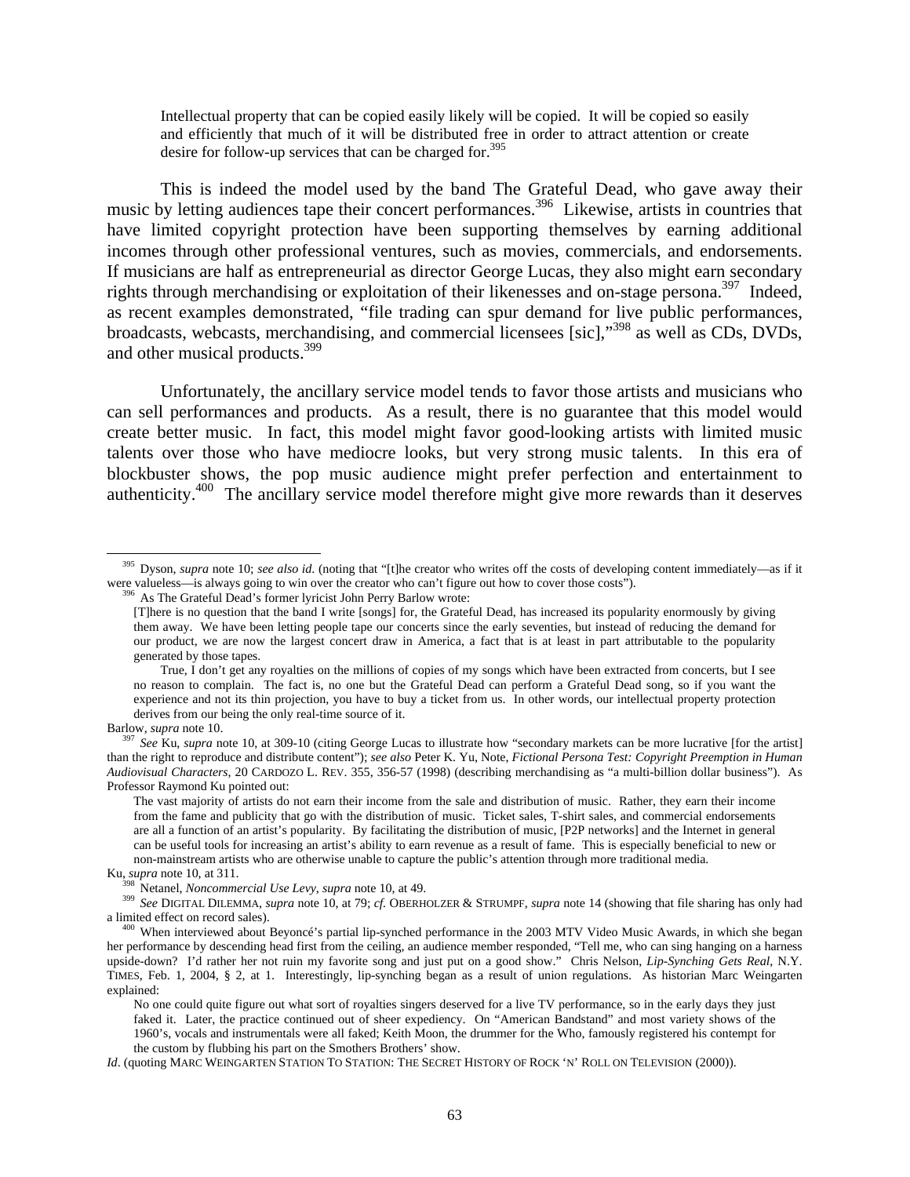> Intellectual property that can be copied easily likely will be copied. It will be copied so easily and efficiently that much of it will be distributed free in order to attract attention or create desire for follow-up services that can be charged for.[395]

This is indeed the model used by the band The Grateful Dead, who gave away their music by letting audiences tape their concert performances.[396] Likewise, artists in countries that have limited copyright protection have been supporting themselves by earning additional incomes through other professional ventures, such as movies, commercials, and endorsements. If musicians are half as entrepreneurial as director George Lucas, they also might earn secondary rights through merchandising or exploitation of their likenesses and on-stage persona.[397] Indeed, as recent examples demonstrated, "file trading can spur demand for live public performances, broadcasts, webcasts, merchandising, and commercial licensees [sic],"[398] as well as CDs, DVDs, and other musical products.[399]

Unfortunately, the ancillary service model tends to favor those artists and musicians who can sell performances and products. As a result, there is no guarantee that this model would create better music. In fact, this model might favor good-looking artists with limited music talents over those who have mediocre looks, but very strong music talents. In this era of blockbuster shows, the pop music audience might prefer perfection and entertainment to authenticity.[400] The ancillary service model therefore might give more rewards than it deserves

---

[395] Dyson, *supra* note 10; *see also id.* (noting that "[t]he creator who writes off the costs of developing content immediately—as if it were valueless—is always going to win over the creator who can't figure out how to cover those costs").

[396] As The Grateful Dead's former lyricist John Perry Barlow wrote:

> [T]here is no question that the band I write [songs] for, the Grateful Dead, has increased its popularity enormously by giving them away. We have been letting people tape our concerts since the early seventies, but instead of reducing the demand for our product, we are now the largest concert draw in America, a fact that is at least in part attributable to the popularity generated by those tapes.
>
> True, I don't get any royalties on the millions of copies of my songs which have been extracted from concerts, but I see no reason to complain. The fact is, no one but the Grateful Dead can perform a Grateful Dead song, so if you want the experience and not its thin projection, you have to buy a ticket from us. In other words, our intellectual property protection derives from our being the only real-time source of it.

Barlow, *supra* note 10.

[397] *See* Ku, *supra* note 10, at 309-10 (citing George Lucas to illustrate how "secondary markets can be more lucrative [for the artist] than the right to reproduce and distribute content"); *see also* Peter K. Yu, Note, *Fictional Persona Test: Copyright Preemption in Human Audiovisual Characters*, 20 CARDOZO L. REV. 355, 356-57 (1998) (describing merchandising as "a multi-billion dollar business"). As Professor Raymond Ku pointed out:

> The vast majority of artists do not earn their income from the sale and distribution of music. Rather, they earn their income from the fame and publicity that go with the distribution of music. Ticket sales, T-shirt sales, and commercial endorsements are all a function of an artist's popularity. By facilitating the distribution of music, [P2P networks] and the Internet in general can be useful tools for increasing an artist's ability to earn revenue as a result of fame. This is especially beneficial to new or non-mainstream artists who are otherwise unable to capture the public's attention through more traditional media.

Ku, *supra* note 10, at 311.

[398] Netanel, *Noncommercial Use Levy*, *supra* note 10, at 49.

[399] *See* DIGITAL DILEMMA, *supra* note 10, at 79; *cf.* OBERHOLZER & STRUMPF, *supra* note 14 (showing that file sharing has only had a limited effect on record sales).

[400] When interviewed about Beyoncé's partial lip-synched performance in the 2003 MTV Video Music Awards, in which she began her performance by descending head first from the ceiling, an audience member responded, "Tell me, who can sing hanging on a harness upside-down? I'd rather her not ruin my favorite song and just put on a good show." Chris Nelson, *Lip-Synching Gets Real*, N.Y. TIMES, Feb. 1, 2004, § 2, at 1. Interestingly, lip-synching began as a result of union regulations. As historian Marc Weingarten explained:

> No one could quite figure out what sort of royalties singers deserved for a live TV performance, so in the early days they just faked it. Later, the practice continued out of sheer expediency. On "American Bandstand" and most variety shows of the 1960's, vocals and instrumentals were all faked; Keith Moon, the drummer for the Who, famously registered his contempt for the custom by flubbing his part on the Smothers Brothers' show.

*Id.* (quoting MARC WEINGARTEN STATION TO STATION: THE SECRET HISTORY OF ROCK 'N' ROLL ON TELEVISION (2000)).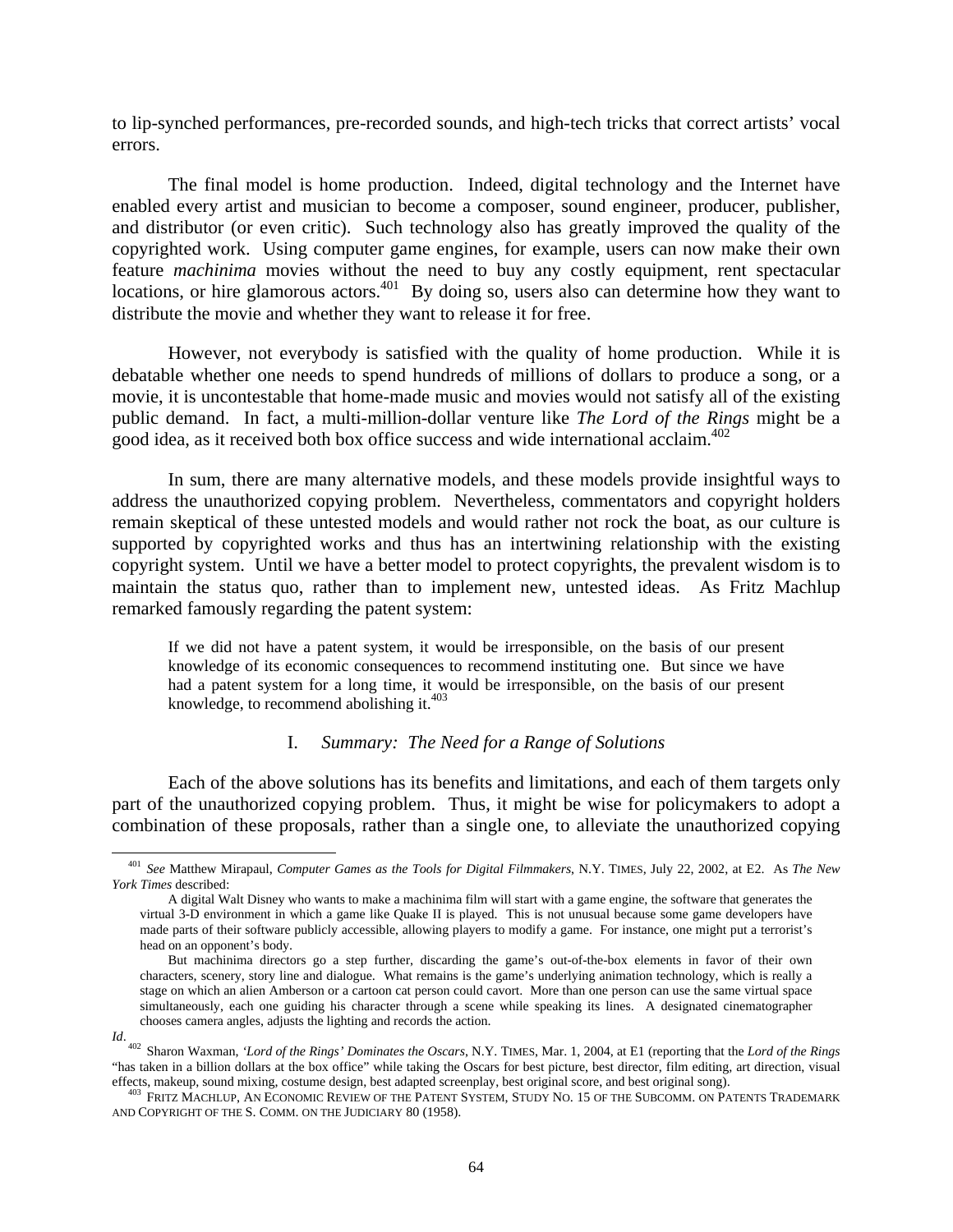to lip-synched performances, pre-recorded sounds, and high-tech tricks that correct artists' vocal errors.

The final model is home production. Indeed, digital technology and the Internet have enabled every artist and musician to become a composer, sound engineer, producer, publisher, and distributor (or even critic). Such technology also has greatly improved the quality of the copyrighted work. Using computer game engines, for example, users can now make their own feature *machinima* movies without the need to buy any costly equipment, rent spectacular locations, or hire glamorous actors.[401] By doing so, users also can determine how they want to distribute the movie and whether they want to release it for free.

However, not everybody is satisfied with the quality of home production. While it is debatable whether one needs to spend hundreds of millions of dollars to produce a song, or a movie, it is uncontestable that home-made music and movies would not satisfy all of the existing public demand. In fact, a multi-million-dollar venture like *The Lord of the Rings* might be a good idea, as it received both box office success and wide international acclaim.[402]

In sum, there are many alternative models, and these models provide insightful ways to address the unauthorized copying problem. Nevertheless, commentators and copyright holders remain skeptical of these untested models and would rather not rock the boat, as our culture is supported by copyrighted works and thus has an intertwining relationship with the existing copyright system. Until we have a better model to protect copyrights, the prevalent wisdom is to maintain the status quo, rather than to implement new, untested ideas. As Fritz Machlup remarked famously regarding the patent system:

> If we did not have a patent system, it would be irresponsible, on the basis of our present knowledge of its economic consequences to recommend instituting one. But since we have had a patent system for a long time, it would be irresponsible, on the basis of our present knowledge, to recommend abolishing it.[403]

### I. *Summary: The Need for a Range of Solutions*

Each of the above solutions has its benefits and limitations, and each of them targets only part of the unauthorized copying problem. Thus, it might be wise for policymakers to adopt a combination of these proposals, rather than a single one, to alleviate the unauthorized copying

---

[401] *See* Matthew Mirapaul, *Computer Games as the Tools for Digital Filmmakers*, N.Y. TIMES, July 22, 2002, at E2. As *The New York Times* described:

> A digital Walt Disney who wants to make a machinima film will start with a game engine, the software that generates the virtual 3-D environment in which a game like Quake II is played. This is not unusual because some game developers have made parts of their software publicly accessible, allowing players to modify a game. For instance, one might put a terrorist's head on an opponent's body.
>
> But machinima directors go a step further, discarding the game's out-of-the-box elements in favor of their own characters, scenery, story line and dialogue. What remains is the game's underlying animation technology, which is really a stage on which an alien Amberson or a cartoon cat person could cavort. More than one person can use the same virtual space simultaneously, each one guiding his character through a scene while speaking its lines. A designated cinematographer chooses camera angles, adjusts the lighting and records the action.

*Id*.

[402] Sharon Waxman, *'Lord of the Rings' Dominates the Oscars*, N.Y. TIMES, Mar. 1, 2004, at E1 (reporting that the *Lord of the Rings* "has taken in a billion dollars at the box office" while taking the Oscars for best picture, best director, film editing, art direction, visual effects, makeup, sound mixing, costume design, best adapted screenplay, best original score, and best original song).

[403] FRITZ MACHLUP, AN ECONOMIC REVIEW OF THE PATENT SYSTEM, STUDY NO. 15 OF THE SUBCOMM. ON PATENTS TRADEMARK AND COPYRIGHT OF THE S. COMM. ON THE JUDICIARY 80 (1958).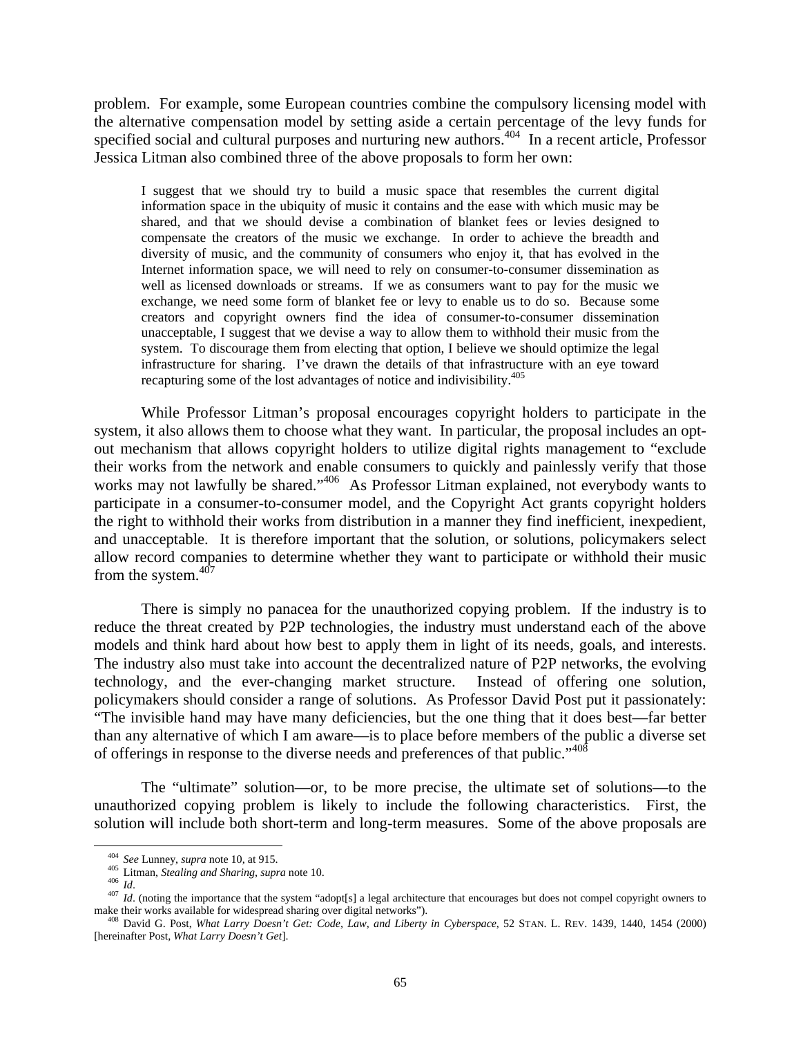problem. For example, some European countries combine the compulsory licensing model with the alternative compensation model by setting aside a certain percentage of the levy funds for specified social and cultural purposes and nurturing new authors.[404] In a recent article, Professor Jessica Litman also combined three of the above proposals to form her own:

> I suggest that we should try to build a music space that resembles the current digital information space in the ubiquity of music it contains and the ease with which music may be shared, and that we should devise a combination of blanket fees or levies designed to compensate the creators of the music we exchange. In order to achieve the breadth and diversity of music, and the community of consumers who enjoy it, that has evolved in the Internet information space, we will need to rely on consumer-to-consumer dissemination as well as licensed downloads or streams. If we as consumers want to pay for the music we exchange, we need some form of blanket fee or levy to enable us to do so. Because some creators and copyright owners find the idea of consumer-to-consumer dissemination unacceptable, I suggest that we devise a way to allow them to withhold their music from the system. To discourage them from electing that option, I believe we should optimize the legal infrastructure for sharing. I've drawn the details of that infrastructure with an eye toward recapturing some of the lost advantages of notice and indivisibility.[405]

While Professor Litman's proposal encourages copyright holders to participate in the system, it also allows them to choose what they want. In particular, the proposal includes an opt-out mechanism that allows copyright holders to utilize digital rights management to "exclude their works from the network and enable consumers to quickly and painlessly verify that those works may not lawfully be shared."[406] As Professor Litman explained, not everybody wants to participate in a consumer-to-consumer model, and the Copyright Act grants copyright holders the right to withhold their works from distribution in a manner they find inefficient, inexpedient, and unacceptable. It is therefore important that the solution, or solutions, policymakers select allow record companies to determine whether they want to participate or withhold their music from the system.[407]

There is simply no panacea for the unauthorized copying problem. If the industry is to reduce the threat created by P2P technologies, the industry must understand each of the above models and think hard about how best to apply them in light of its needs, goals, and interests. The industry also must take into account the decentralized nature of P2P networks, the evolving technology, and the ever-changing market structure. Instead of offering one solution, policymakers should consider a range of solutions. As Professor David Post put it passionately: "The invisible hand may have many deficiencies, but the one thing that it does best—far better than any alternative of which I am aware—is to place before members of the public a diverse set of offerings in response to the diverse needs and preferences of that public."[408]

The "ultimate" solution—or, to be more precise, the ultimate set of solutions—to the unauthorized copying problem is likely to include the following characteristics. First, the solution will include both short-term and long-term measures. Some of the above proposals are

---

[404] *See* Lunney, *supra* note 10, at 915.

[405] Litman, *Stealing and Sharing*, *supra* note 10.

[406] *Id*.

[407] *Id*. (noting the importance that the system "adopt[s] a legal architecture that encourages but does not compel copyright owners to make their works available for widespread sharing over digital networks").

[408] David G. Post, *What Larry Doesn't Get: Code, Law, and Liberty in Cyberspace*, 52 STAN. L. REV. 1439, 1440, 1454 (2000) [hereinafter Post, *What Larry Doesn't Get*].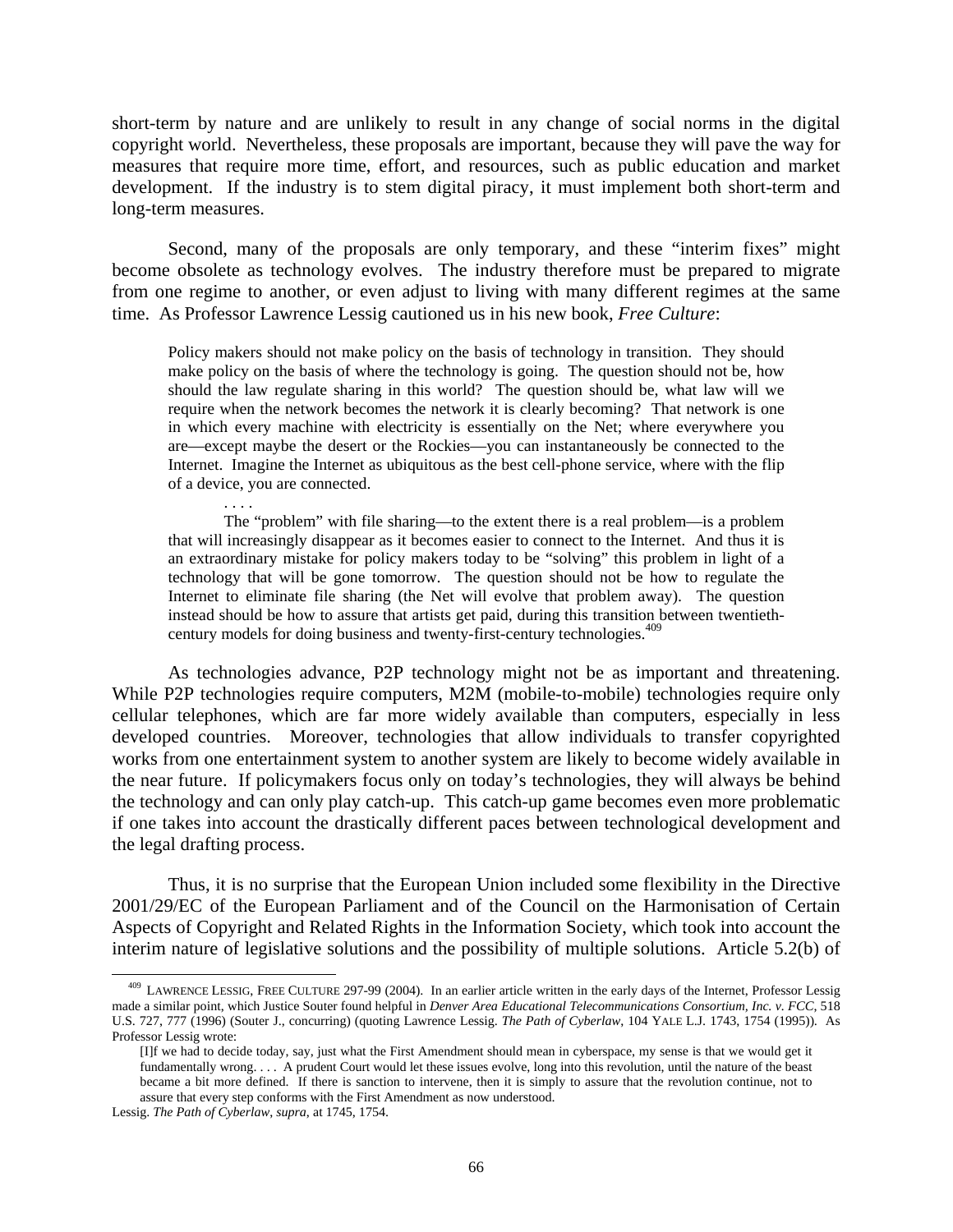short-term by nature and are unlikely to result in any change of social norms in the digital copyright world. Nevertheless, these proposals are important, because they will pave the way for measures that require more time, effort, and resources, such as public education and market development. If the industry is to stem digital piracy, it must implement both short-term and long-term measures.

Second, many of the proposals are only temporary, and these "interim fixes" might become obsolete as technology evolves. The industry therefore must be prepared to migrate from one regime to another, or even adjust to living with many different regimes at the same time. As Professor Lawrence Lessig cautioned us in his new book, *Free Culture*:

> Policy makers should not make policy on the basis of technology in transition. They should make policy on the basis of where the technology is going. The question should not be, how should the law regulate sharing in this world? The question should be, what law will we require when the network becomes the network it is clearly becoming? That network is one in which every machine with electricity is essentially on the Net; where everywhere you are—except maybe the desert or the Rockies—you can instantaneously be connected to the Internet. Imagine the Internet as ubiquitous as the best cell-phone service, where with the flip of a device, you are connected.
>
> . . . .
>
> The "problem" with file sharing—to the extent there is a real problem—is a problem that will increasingly disappear as it becomes easier to connect to the Internet. And thus it is an extraordinary mistake for policy makers today to be "solving" this problem in light of a technology that will be gone tomorrow. The question should not be how to regulate the Internet to eliminate file sharing (the Net will evolve that problem away). The question instead should be how to assure that artists get paid, during this transition between twentieth-century models for doing business and twenty-first-century technologies.[409]

As technologies advance, P2P technology might not be as important and threatening. While P2P technologies require computers, M2M (mobile-to-mobile) technologies require only cellular telephones, which are far more widely available than computers, especially in less developed countries. Moreover, technologies that allow individuals to transfer copyrighted works from one entertainment system to another system are likely to become widely available in the near future. If policymakers focus only on today's technologies, they will always be behind the technology and can only play catch-up. This catch-up game becomes even more problematic if one takes into account the drastically different paces between technological development and the legal drafting process.

Thus, it is no surprise that the European Union included some flexibility in the Directive 2001/29/EC of the European Parliament and of the Council on the Harmonisation of Certain Aspects of Copyright and Related Rights in the Information Society, which took into account the interim nature of legislative solutions and the possibility of multiple solutions. Article 5.2(b) of

---

[409] LAWRENCE LESSIG, FREE CULTURE 297-99 (2004). In an earlier article written in the early days of the Internet, Professor Lessig made a similar point, which Justice Souter found helpful in *Denver Area Educational Telecommunications Consortium, Inc. v. FCC*, 518 U.S. 727, 777 (1996) (Souter J., concurring) (quoting Lawrence Lessig. *The Path of Cyberlaw*, 104 YALE L.J. 1743, 1754 (1995)). As Professor Lessig wrote:

> [I]f we had to decide today, say, just what the First Amendment should mean in cyberspace, my sense is that we would get it fundamentally wrong. . . . A prudent Court would let these issues evolve, long into this revolution, until the nature of the beast became a bit more defined. If there is sanction to intervene, then it is simply to assure that the revolution continue, not to assure that every step conforms with the First Amendment as now understood.

Lessig. *The Path of Cyberlaw*, *supra*, at 1745, 1754.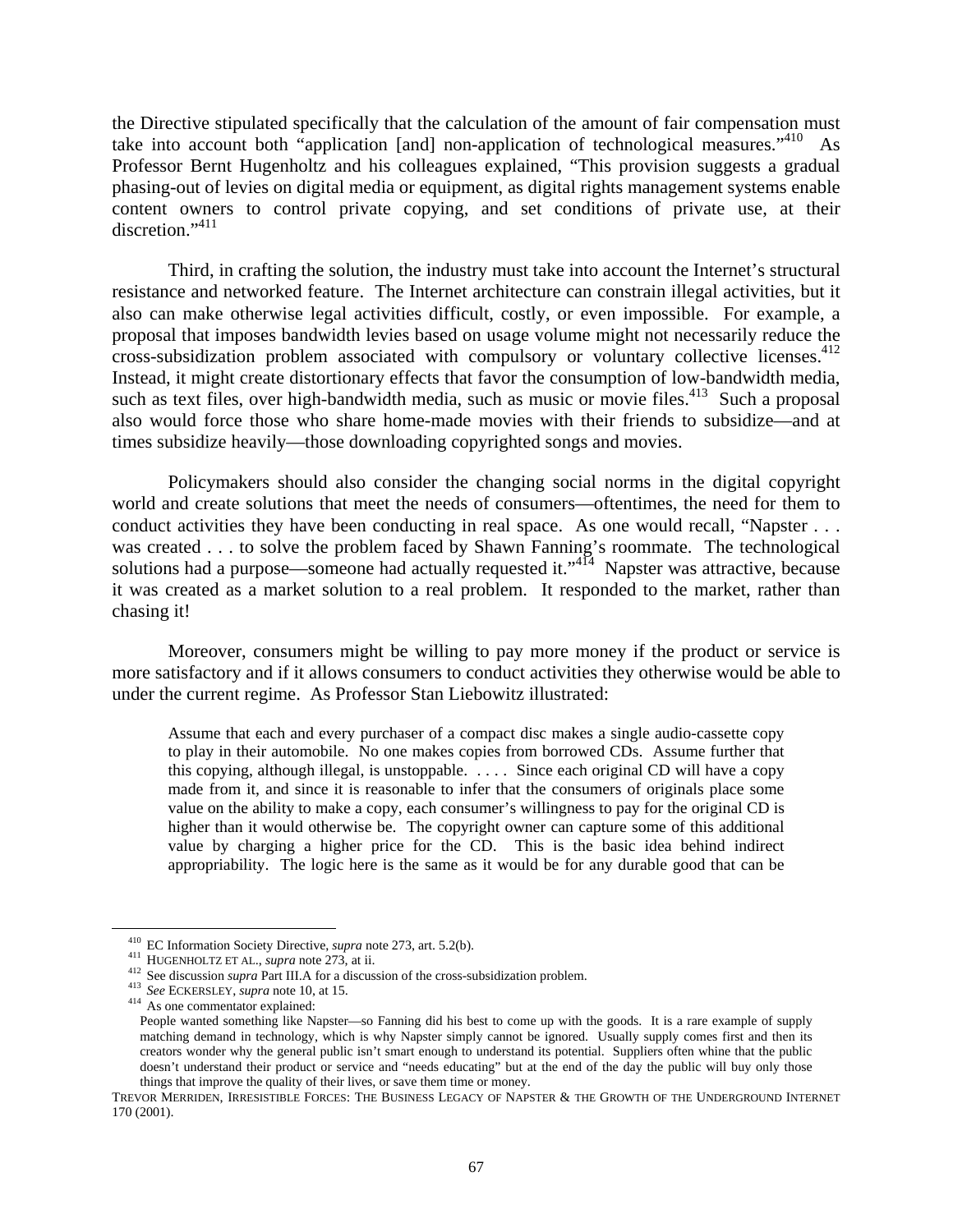the Directive stipulated specifically that the calculation of the amount of fair compensation must take into account both "application [and] non-application of technological measures."[410] As Professor Bernt Hugenholtz and his colleagues explained, "This provision suggests a gradual phasing-out of levies on digital media or equipment, as digital rights management systems enable content owners to control private copying, and set conditions of private use, at their discretion."[411]

Third, in crafting the solution, the industry must take into account the Internet's structural resistance and networked feature. The Internet architecture can constrain illegal activities, but it also can make otherwise legal activities difficult, costly, or even impossible. For example, a proposal that imposes bandwidth levies based on usage volume might not necessarily reduce the cross-subsidization problem associated with compulsory or voluntary collective licenses.[412] Instead, it might create distortionary effects that favor the consumption of low-bandwidth media, such as text files, over high-bandwidth media, such as music or movie files.[413] Such a proposal also would force those who share home-made movies with their friends to subsidize—and at times subsidize heavily—those downloading copyrighted songs and movies.

Policymakers should also consider the changing social norms in the digital copyright world and create solutions that meet the needs of consumers—oftentimes, the need for them to conduct activities they have been conducting in real space. As one would recall, "Napster . . . was created . . . to solve the problem faced by Shawn Fanning's roommate. The technological solutions had a purpose—someone had actually requested it."[414] Napster was attractive, because it was created as a market solution to a real problem. It responded to the market, rather than chasing it!

Moreover, consumers might be willing to pay more money if the product or service is more satisfactory and if it allows consumers to conduct activities they otherwise would be able to under the current regime. As Professor Stan Liebowitz illustrated:

> Assume that each and every purchaser of a compact disc makes a single audio-cassette copy to play in their automobile. No one makes copies from borrowed CDs. Assume further that this copying, although illegal, is unstoppable. . . . . Since each original CD will have a copy made from it, and since it is reasonable to infer that the consumers of originals place some value on the ability to make a copy, each consumer's willingness to pay for the original CD is higher than it would otherwise be. The copyright owner can capture some of this additional value by charging a higher price for the CD. This is the basic idea behind indirect appropriability. The logic here is the same as it would be for any durable good that can be

---

[410] EC Information Society Directive, *supra* note 273, art. 5.2(b).

[411] HUGENHOLTZ ET AL., *supra* note 273, at ii.

[412] See discussion *supra* Part III.A for a discussion of the cross-subsidization problem.

[413] *See* ECKERSLEY, *supra* note 10, at 15.

[414] As one commentator explained:

> People wanted something like Napster—so Fanning did his best to come up with the goods. It is a rare example of supply matching demand in technology, which is why Napster simply cannot be ignored. Usually supply comes first and then its creators wonder why the general public isn't smart enough to understand its potential. Suppliers often whine that the public doesn't understand their product or service and "needs educating" but at the end of the day the public will buy only those things that improve the quality of their lives, or save them time or money.

TREVOR MERRIDEN, IRRESISTIBLE FORCES: THE BUSINESS LEGACY OF NAPSTER & THE GROWTH OF THE UNDERGROUND INTERNET 170 (2001).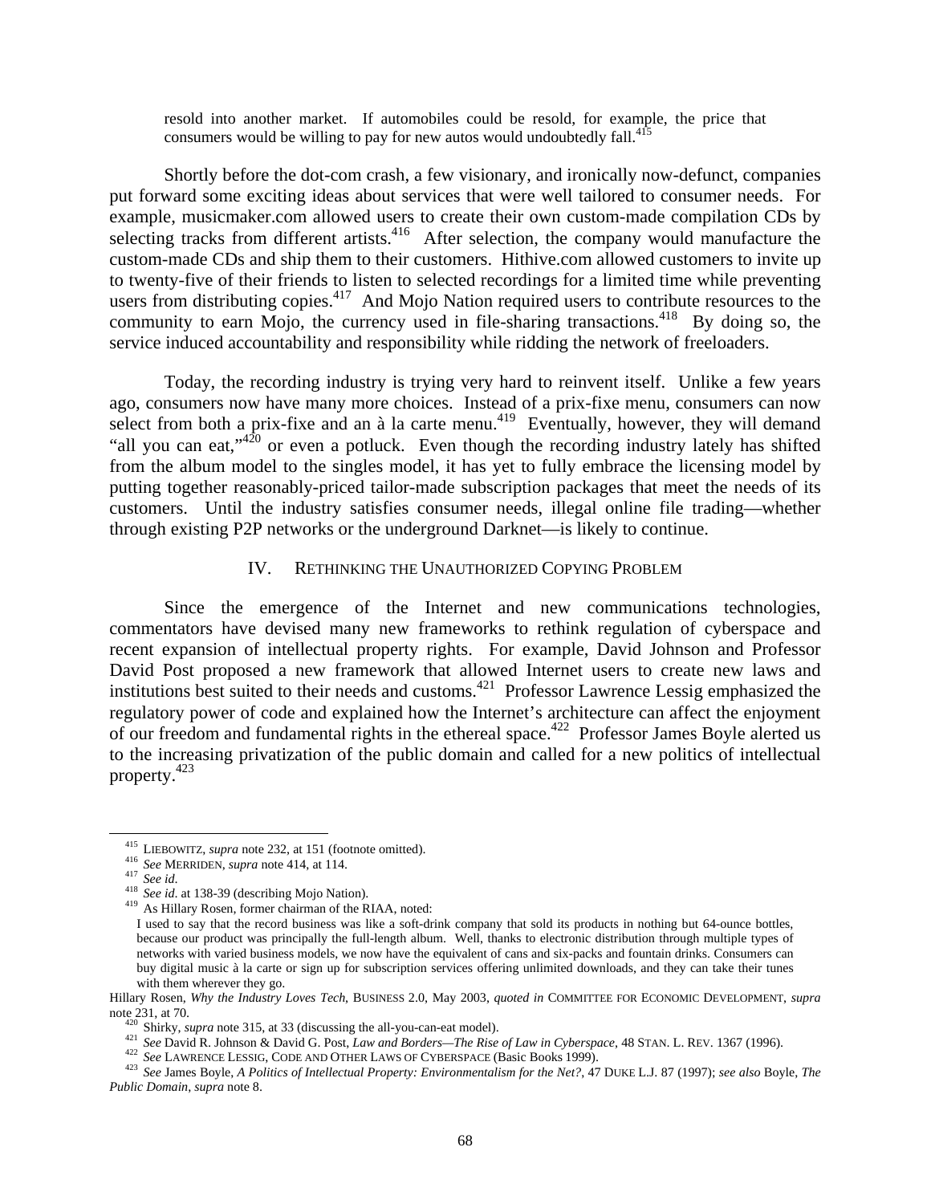resold into another market. If automobiles could be resold, for example, the price that consumers would be willing to pay for new autos would undoubtedly fall.[415]

Shortly before the dot-com crash, a few visionary, and ironically now-defunct, companies put forward some exciting ideas about services that were well tailored to consumer needs. For example, musicmaker.com allowed users to create their own custom-made compilation CDs by selecting tracks from different artists.[416] After selection, the company would manufacture the custom-made CDs and ship them to their customers. Hithive.com allowed customers to invite up to twenty-five of their friends to listen to selected recordings for a limited time while preventing users from distributing copies.[417] And Mojo Nation required users to contribute resources to the community to earn Mojo, the currency used in file-sharing transactions.[418] By doing so, the service induced accountability and responsibility while ridding the network of freeloaders.

Today, the recording industry is trying very hard to reinvent itself. Unlike a few years ago, consumers now have many more choices. Instead of a prix-fixe menu, consumers can now select from both a prix-fixe and an à la carte menu.[419] Eventually, however, they will demand "all you can eat,"[420] or even a potluck. Even though the recording industry lately has shifted from the album model to the singles model, it has yet to fully embrace the licensing model by putting together reasonably-priced tailor-made subscription packages that meet the needs of its customers. Until the industry satisfies consumer needs, illegal online file trading—whether through existing P2P networks or the underground Darknet—is likely to continue.

## IV. Rethinking the Unauthorized Copying Problem

Since the emergence of the Internet and new communications technologies, commentators have devised many new frameworks to rethink regulation of cyberspace and recent expansion of intellectual property rights. For example, David Johnson and Professor David Post proposed a new framework that allowed Internet users to create new laws and institutions best suited to their needs and customs.[421] Professor Lawrence Lessig emphasized the regulatory power of code and explained how the Internet's architecture can affect the enjoyment of our freedom and fundamental rights in the ethereal space.[422] Professor James Boyle alerted us to the increasing privatization of the public domain and called for a new politics of intellectual property.[423]

---

[415] LIEBOWITZ, *supra* note 232, at 151 (footnote omitted).

[416] *See* MERRIDEN, *supra* note 414, at 114.

[417] *See id*.

[418] *See id*. at 138-39 (describing Mojo Nation).

[419] As Hillary Rosen, former chairman of the RIAA, noted:

> I used to say that the record business was like a soft-drink company that sold its products in nothing but 64-ounce bottles, because our product was principally the full-length album. Well, thanks to electronic distribution through multiple types of networks with varied business models, we now have the equivalent of cans and six-packs and fountain drinks. Consumers can buy digital music à la carte or sign up for subscription services offering unlimited downloads, and they can take their tunes with them wherever they go.

Hillary Rosen, *Why the Industry Loves Tech*, BUSINESS 2.0, May 2003, *quoted in* COMMITTEE FOR ECONOMIC DEVELOPMENT, *supra* note 231, at 70.

[420] Shirky, *supra* note 315, at 33 (discussing the all-you-can-eat model).

[421] *See* David R. Johnson & David G. Post, *Law and Borders—The Rise of Law in Cyberspace*, 48 STAN. L. REV. 1367 (1996).

[422] *See* LAWRENCE LESSIG, CODE AND OTHER LAWS OF CYBERSPACE (Basic Books 1999).

[423] *See* James Boyle, *A Politics of Intellectual Property: Environmentalism for the Net?*, 47 DUKE L.J. 87 (1997); *see also* Boyle, *The Public Domain*, *supra* note 8.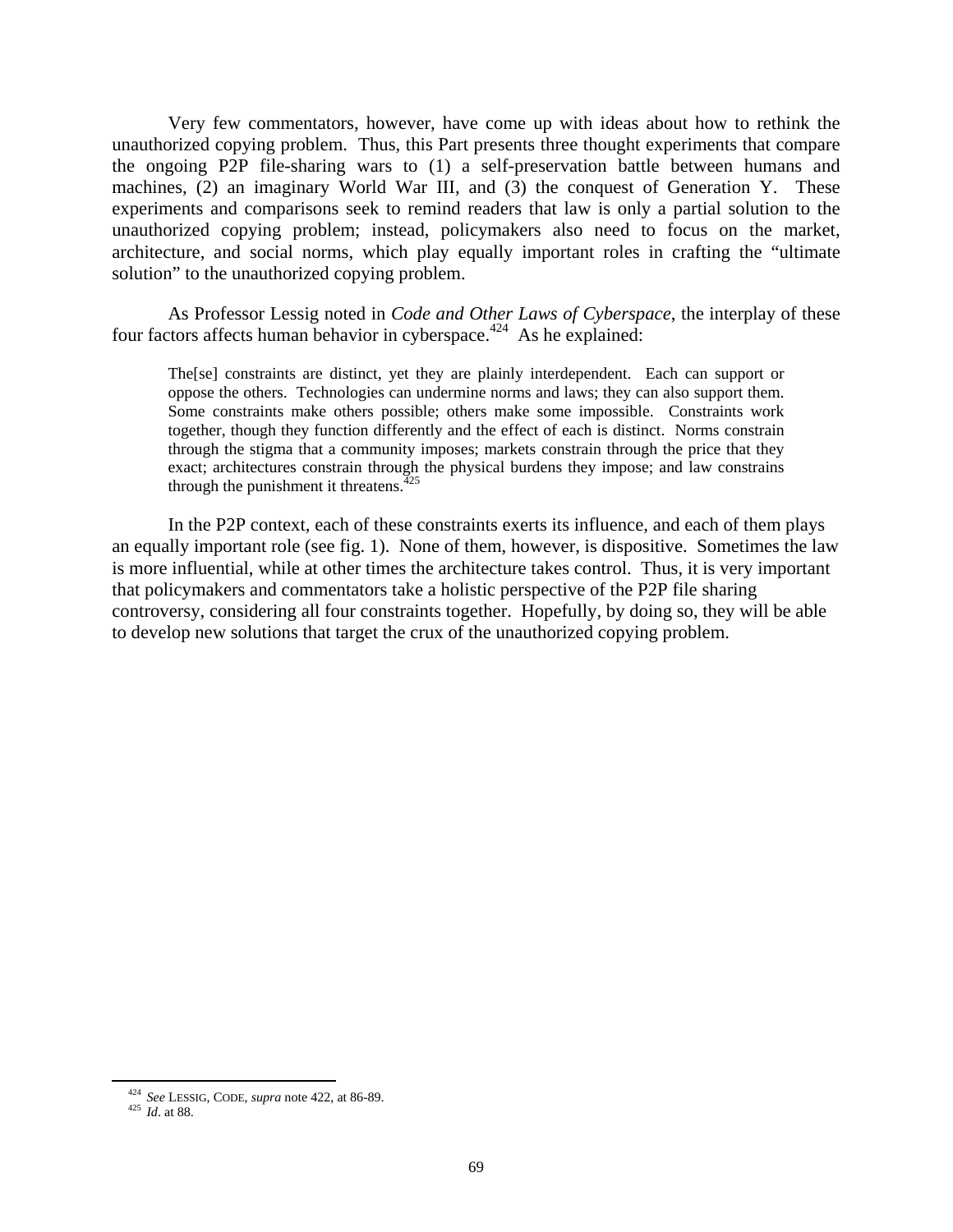Very few commentators, however, have come up with ideas about how to rethink the unauthorized copying problem. Thus, this Part presents three thought experiments that compare the ongoing P2P file-sharing wars to (1) a self-preservation battle between humans and machines, (2) an imaginary World War III, and (3) the conquest of Generation Y. These experiments and comparisons seek to remind readers that law is only a partial solution to the unauthorized copying problem; instead, policymakers also need to focus on the market, architecture, and social norms, which play equally important roles in crafting the "ultimate solution" to the unauthorized copying problem.

As Professor Lessig noted in *Code and Other Laws of Cyberspace*, the interplay of these four factors affects human behavior in cyberspace.[424] As he explained:

> The[se] constraints are distinct, yet they are plainly interdependent. Each can support or oppose the others. Technologies can undermine norms and laws; they can also support them. Some constraints make others possible; others make some impossible. Constraints work together, though they function differently and the effect of each is distinct. Norms constrain through the stigma that a community imposes; markets constrain through the price that they exact; architectures constrain through the physical burdens they impose; and law constrains through the punishment it threatens.[425]

In the P2P context, each of these constraints exerts its influence, and each of them plays an equally important role (see fig. 1). None of them, however, is dispositive. Sometimes the law is more influential, while at other times the architecture takes control. Thus, it is very important that policymakers and commentators take a holistic perspective of the P2P file sharing controversy, considering all four constraints together. Hopefully, by doing so, they will be able to develop new solutions that target the crux of the unauthorized copying problem.

---

[424] *See* LESSIG, CODE, *supra* note 422, at 86-89.

[425] *Id*. at 88.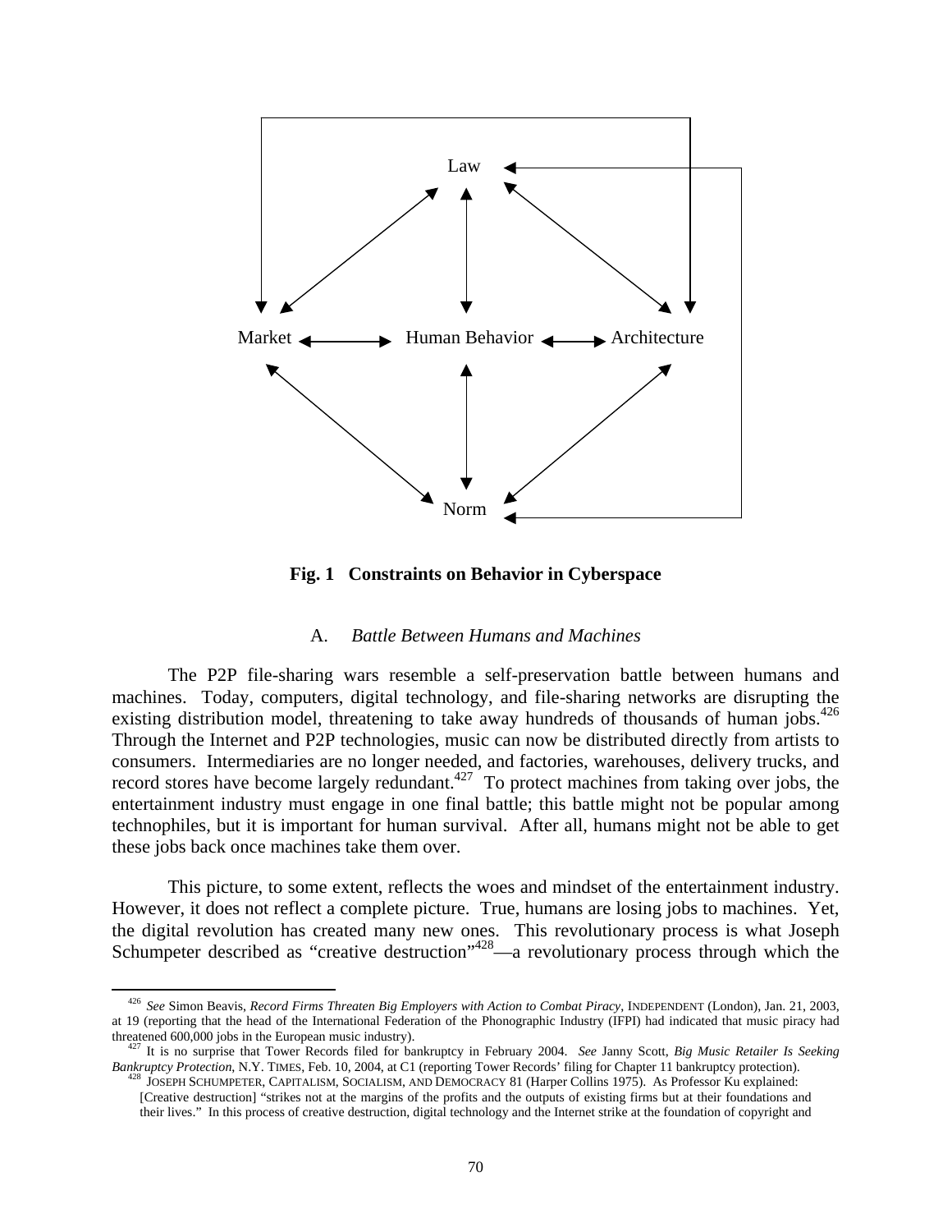Law

Market Human Behavior Architecture

Norm

**Fig. 1 Constraints on Behavior in Cyberspace**

### A. *Battle Between Humans and Machines*

The P2P file-sharing wars resemble a self-preservation battle between humans and machines. Today, computers, digital technology, and file-sharing networks are disrupting the existing distribution model, threatening to take away hundreds of thousands of human jobs.[426] Through the Internet and P2P technologies, music can now be distributed directly from artists to consumers. Intermediaries are no longer needed, and factories, warehouses, delivery trucks, and record stores have become largely redundant.[427] To protect machines from taking over jobs, the entertainment industry must engage in one final battle; this battle might not be popular among technophiles, but it is important for human survival. After all, humans might not be able to get these jobs back once machines take them over.

This picture, to some extent, reflects the woes and mindset of the entertainment industry. However, it does not reflect a complete picture. True, humans are losing jobs to machines. Yet, the digital revolution has created many new ones. This revolutionary process is what Joseph Schumpeter described as "creative destruction"[428]—a revolutionary process through which the

---

[426] *See* Simon Beavis, *Record Firms Threaten Big Employers with Action to Combat Piracy*, INDEPENDENT (London), Jan. 21, 2003, at 19 (reporting that the head of the International Federation of the Phonographic Industry (IFPI) had indicated that music piracy had threatened 600,000 jobs in the European music industry).

[427] It is no surprise that Tower Records filed for bankruptcy in February 2004. *See* Janny Scott, *Big Music Retailer Is Seeking Bankruptcy Protection*, N.Y. TIMES, Feb. 10, 2004, at C1 (reporting Tower Records' filing for Chapter 11 bankruptcy protection).

[428] JOSEPH SCHUMPETER, CAPITALISM, SOCIALISM, AND DEMOCRACY 81 (Harper Collins 1975). As Professor Ku explained:

> [Creative destruction] "strikes not at the margins of the profits and the outputs of existing firms but at their foundations and their lives." In this process of creative destruction, digital technology and the Internet strike at the foundation of copyright and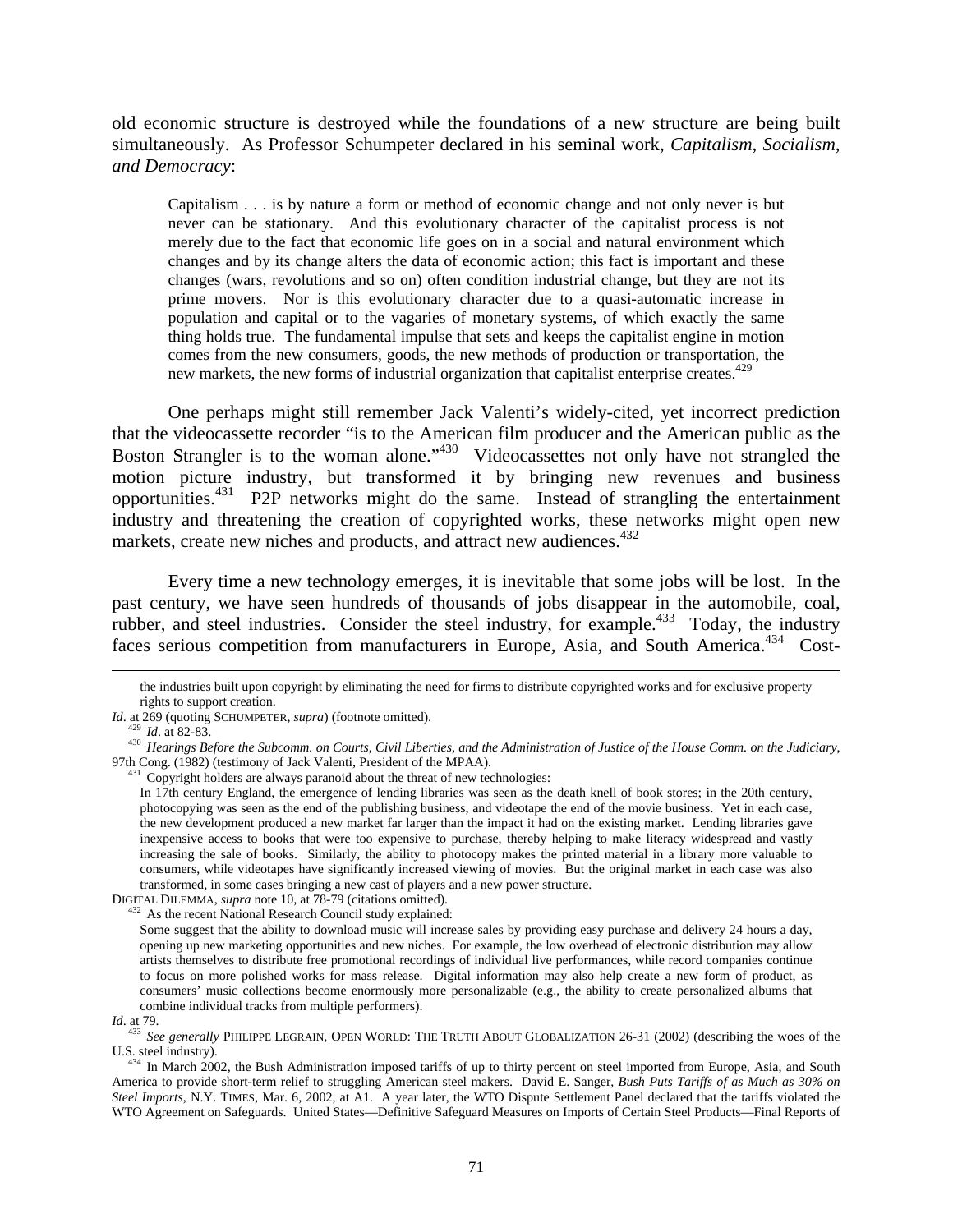old economic structure is destroyed while the foundations of a new structure are being built simultaneously. As Professor Schumpeter declared in his seminal work, *Capitalism, Socialism, and Democracy*:

> Capitalism . . . is by nature a form or method of economic change and not only never is but never can be stationary. And this evolutionary character of the capitalist process is not merely due to the fact that economic life goes on in a social and natural environment which changes and by its change alters the data of economic action; this fact is important and these changes (wars, revolutions and so on) often condition industrial change, but they are not its prime movers. Nor is this evolutionary character due to a quasi-automatic increase in population and capital or to the vagaries of monetary systems, of which exactly the same thing holds true. The fundamental impulse that sets and keeps the capitalist engine in motion comes from the new consumers, goods, the new methods of production or transportation, the new markets, the new forms of industrial organization that capitalist enterprise creates.[429]

One perhaps might still remember Jack Valenti's widely-cited, yet incorrect prediction that the videocassette recorder "is to the American film producer and the American public as the Boston Strangler is to the woman alone."[430] Videocassettes not only have not strangled the motion picture industry, but transformed it by bringing new revenues and business opportunities.[431] P2P networks might do the same. Instead of strangling the entertainment industry and threatening the creation of copyrighted works, these networks might open new markets, create new niches and products, and attract new audiences.[432]

Every time a new technology emerges, it is inevitable that some jobs will be lost. In the past century, we have seen hundreds of thousands of jobs disappear in the automobile, coal, rubber, and steel industries. Consider the steel industry, for example.[433] Today, the industry faces serious competition from manufacturers in Europe, Asia, and South America.[434] Cost-

---

> the industries built upon copyright by eliminating the need for firms to distribute copyrighted works and for exclusive property rights to support creation.

*Id*. at 269 (quoting SCHUMPETER, *supra*) (footnote omitted).

[429] *Id*. at 82-83.

[430] *Hearings Before the Subcomm. on Courts, Civil Liberties, and the Administration of Justice of the House Comm. on the Judiciary*, 97th Cong. (1982) (testimony of Jack Valenti, President of the MPAA).

[431] Copyright holders are always paranoid about the threat of new technologies:

> In 17th century England, the emergence of lending libraries was seen as the death knell of book stores; in the 20th century, photocopying was seen as the end of the publishing business, and videotape the end of the movie business. Yet in each case, the new development produced a new market far larger than the impact it had on the existing market. Lending libraries gave inexpensive access to books that were too expensive to purchase, thereby helping to make literacy widespread and vastly increasing the sale of books. Similarly, the ability to photocopy makes the printed material in a library more valuable to consumers, while videotapes have significantly increased viewing of movies. But the original market in each case was also transformed, in some cases bringing a new cast of players and a new power structure.

DIGITAL DILEMMA, *supra* note 10, at 78-79 (citations omitted).

[432] As the recent National Research Council study explained:

> Some suggest that the ability to download music will increase sales by providing easy purchase and delivery 24 hours a day, opening up new marketing opportunities and new niches. For example, the low overhead of electronic distribution may allow artists themselves to distribute free promotional recordings of individual live performances, while record companies continue to focus on more polished works for mass release. Digital information may also help create a new form of product, as consumers' music collections become enormously more personalizable (e.g., the ability to create personalized albums that combine individual tracks from multiple performers).

*Id*. at 79.

[433] *See generally* PHILIPPE LEGRAIN, OPEN WORLD: THE TRUTH ABOUT GLOBALIZATION 26-31 (2002) (describing the woes of the U.S. steel industry).

[434] In March 2002, the Bush Administration imposed tariffs of up to thirty percent on steel imported from Europe, Asia, and South America to provide short-term relief to struggling American steel makers. David E. Sanger, *Bush Puts Tariffs of as Much as 30% on Steel Imports*, N.Y. TIMES, Mar. 6, 2002, at A1. A year later, the WTO Dispute Settlement Panel declared that the tariffs violated the WTO Agreement on Safeguards. United States—Definitive Safeguard Measures on Imports of Certain Steel Products—Final Reports of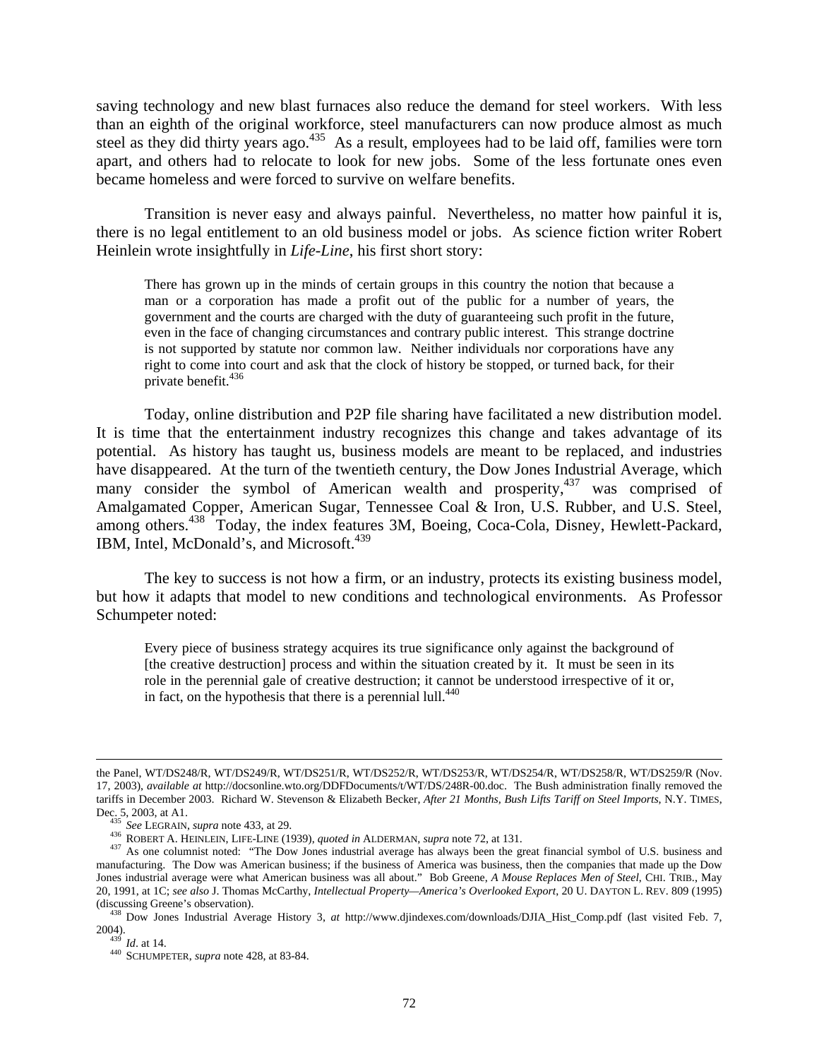saving technology and new blast furnaces also reduce the demand for steel workers. With less than an eighth of the original workforce, steel manufacturers can now produce almost as much steel as they did thirty years ago.[435] As a result, employees had to be laid off, families were torn apart, and others had to relocate to look for new jobs. Some of the less fortunate ones even became homeless and were forced to survive on welfare benefits.

Transition is never easy and always painful. Nevertheless, no matter how painful it is, there is no legal entitlement to an old business model or jobs. As science fiction writer Robert Heinlein wrote insightfully in *Life-Line*, his first short story:

> There has grown up in the minds of certain groups in this country the notion that because a man or a corporation has made a profit out of the public for a number of years, the government and the courts are charged with the duty of guaranteeing such profit in the future, even in the face of changing circumstances and contrary public interest. This strange doctrine is not supported by statute nor common law. Neither individuals nor corporations have any right to come into court and ask that the clock of history be stopped, or turned back, for their private benefit.[436]

Today, online distribution and P2P file sharing have facilitated a new distribution model. It is time that the entertainment industry recognizes this change and takes advantage of its potential. As history has taught us, business models are meant to be replaced, and industries have disappeared. At the turn of the twentieth century, the Dow Jones Industrial Average, which many consider the symbol of American wealth and prosperity,[437] was comprised of Amalgamated Copper, American Sugar, Tennessee Coal & Iron, U.S. Rubber, and U.S. Steel, among others.[438] Today, the index features 3M, Boeing, Coca-Cola, Disney, Hewlett-Packard, IBM, Intel, McDonald's, and Microsoft.[439]

The key to success is not how a firm, or an industry, protects its existing business model, but how it adapts that model to new conditions and technological environments. As Professor Schumpeter noted:

> Every piece of business strategy acquires its true significance only against the background of [the creative destruction] process and within the situation created by it. It must be seen in its role in the perennial gale of creative destruction; it cannot be understood irrespective of it or, in fact, on the hypothesis that there is a perennial lull.[440]

---

the Panel, WT/DS248/R, WT/DS249/R, WT/DS251/R, WT/DS252/R, WT/DS253/R, WT/DS254/R, WT/DS258/R, WT/DS259/R (Nov. 17, 2003), *available at* http://docsonline.wto.org/DDFDocuments/t/WT/DS/248R-00.doc. The Bush administration finally removed the tariffs in December 2003. Richard W. Stevenson & Elizabeth Becker, *After 21 Months, Bush Lifts Tariff on Steel Imports*, N.Y. TIMES, Dec. 5, 2003, at A1.

[435] *See* LEGRAIN, *supra* note 433, at 29.

[436] ROBERT A. HEINLEIN, LIFE-LINE (1939), *quoted in* ALDERMAN, *supra* note 72, at 131.

[437] As one columnist noted: "The Dow Jones industrial average has always been the great financial symbol of U.S. business and manufacturing. The Dow was American business; if the business of America was business, then the companies that made up the Dow Jones industrial average were what American business was all about." Bob Greene, *A Mouse Replaces Men of Steel*, CHI. TRIB., May 20, 1991, at 1C; *see also* J. Thomas McCarthy, *Intellectual Property—America's Overlooked Export*, 20 U. DAYTON L. REV. 809 (1995) (discussing Greene's observation).

[438] Dow Jones Industrial Average History 3, *at* http://www.djindexes.com/downloads/DJIA_Hist_Comp.pdf (last visited Feb. 7, 2004).

[439] *Id*. at 14.

[440] SCHUMPETER, *supra* note 428, at 83-84.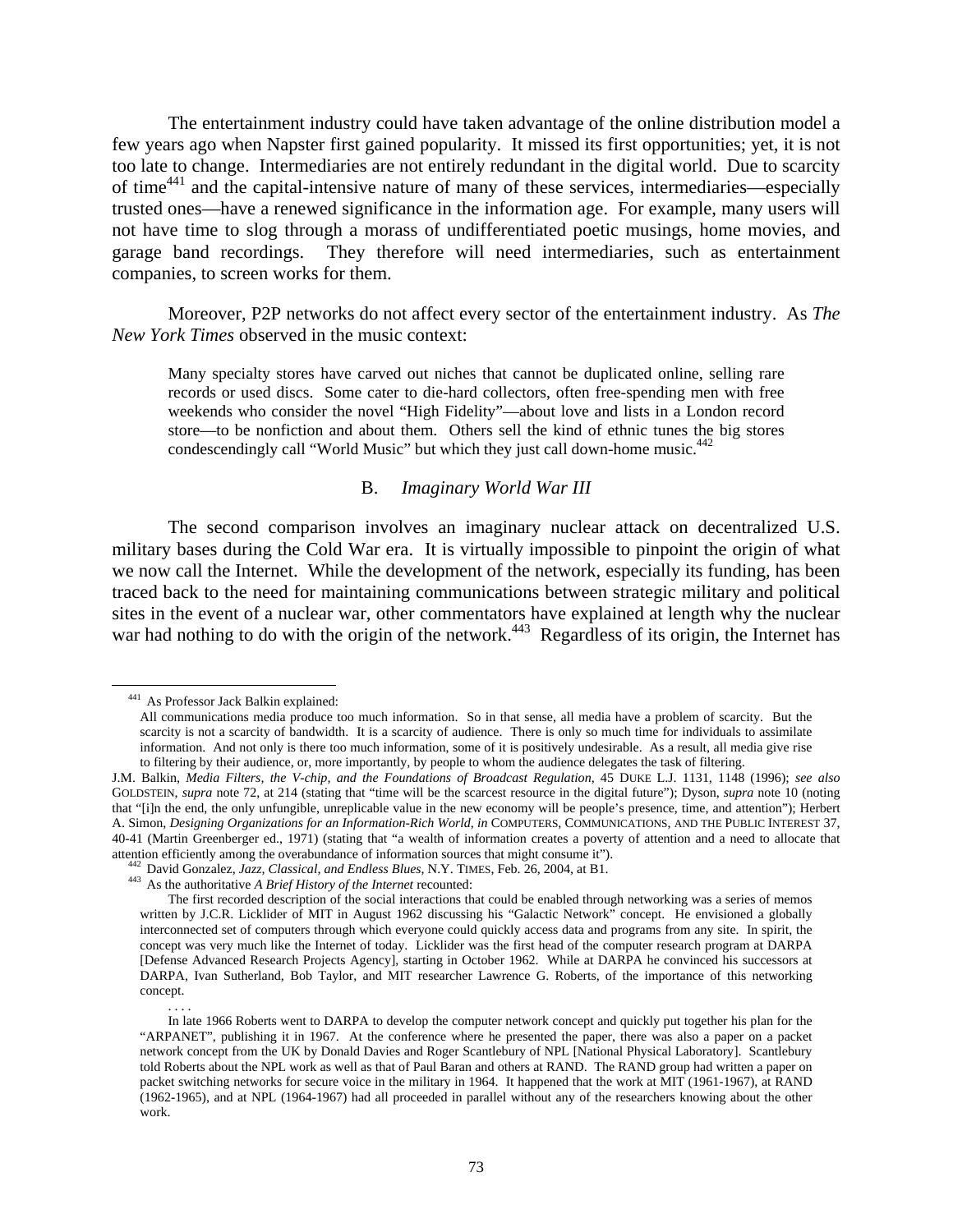The entertainment industry could have taken advantage of the online distribution model a few years ago when Napster first gained popularity. It missed its first opportunities; yet, it is not too late to change. Intermediaries are not entirely redundant in the digital world. Due to scarcity of time[441] and the capital-intensive nature of many of these services, intermediaries—especially trusted ones—have a renewed significance in the information age. For example, many users will not have time to slog through a morass of undifferentiated poetic musings, home movies, and garage band recordings. They therefore will need intermediaries, such as entertainment companies, to screen works for them.

Moreover, P2P networks do not affect every sector of the entertainment industry. As *The New York Times* observed in the music context:

> Many specialty stores have carved out niches that cannot be duplicated online, selling rare records or used discs. Some cater to die-hard collectors, often free-spending men with free weekends who consider the novel "High Fidelity"—about love and lists in a London record store—to be nonfiction and about them. Others sell the kind of ethnic tunes the big stores condescendingly call "World Music" but which they just call down-home music.[442]

### B. *Imaginary World War III*

The second comparison involves an imaginary nuclear attack on decentralized U.S. military bases during the Cold War era. It is virtually impossible to pinpoint the origin of what we now call the Internet. While the development of the network, especially its funding, has been traced back to the need for maintaining communications between strategic military and political sites in the event of a nuclear war, other commentators have explained at length why the nuclear war had nothing to do with the origin of the network.[443] Regardless of its origin, the Internet has

---

[441] As Professor Jack Balkin explained:

> All communications media produce too much information. So in that sense, all media have a problem of scarcity. But the scarcity is not a scarcity of bandwidth. It is a scarcity of audience. There is only so much time for individuals to assimilate information. And not only is there too much information, some of it is positively undesirable. As a result, all media give rise to filtering by their audience, or, more importantly, by people to whom the audience delegates the task of filtering.

J.M. Balkin, *Media Filters, the V-chip, and the Foundations of Broadcast Regulation*, 45 DUKE L.J. 1131, 1148 (1996); *see also* GOLDSTEIN, *supra* note 72, at 214 (stating that "time will be the scarcest resource in the digital future"); Dyson, *supra* note 10 (noting that "[i]n the end, the only unfungible, unreplicable value in the new economy will be people's presence, time, and attention"); Herbert A. Simon, *Designing Organizations for an Information-Rich World*, *in* COMPUTERS, COMMUNICATIONS, AND THE PUBLIC INTEREST 37, 40-41 (Martin Greenberger ed., 1971) (stating that "a wealth of information creates a poverty of attention and a need to allocate that attention efficiently among the overabundance of information sources that might consume it").

[442] David Gonzalez, *Jazz, Classical, and Endless Blues*, N.Y. TIMES, Feb. 26, 2004, at B1.

[443] As the authoritative *A Brief History of the Internet* recounted:

> The first recorded description of the social interactions that could be enabled through networking was a series of memos written by J.C.R. Licklider of MIT in August 1962 discussing his "Galactic Network" concept. He envisioned a globally interconnected set of computers through which everyone could quickly access data and programs from any site. In spirit, the concept was very much like the Internet of today. Licklider was the first head of the computer research program at DARPA [Defense Advanced Research Projects Agency], starting in October 1962. While at DARPA he convinced his successors at DARPA, Ivan Sutherland, Bob Taylor, and MIT researcher Lawrence G. Roberts, of the importance of this networking concept.
>
> . . . .
>
> In late 1966 Roberts went to DARPA to develop the computer network concept and quickly put together his plan for the "ARPANET", publishing it in 1967. At the conference where he presented the paper, there was also a paper on a packet network concept from the UK by Donald Davies and Roger Scantlebury of NPL [National Physical Laboratory]. Scantlebury told Roberts about the NPL work as well as that of Paul Baran and others at RAND. The RAND group had written a paper on packet switching networks for secure voice in the military in 1964. It happened that the work at MIT (1961-1967), at RAND (1962-1965), and at NPL (1964-1967) had all proceeded in parallel without any of the researchers knowing about the other work.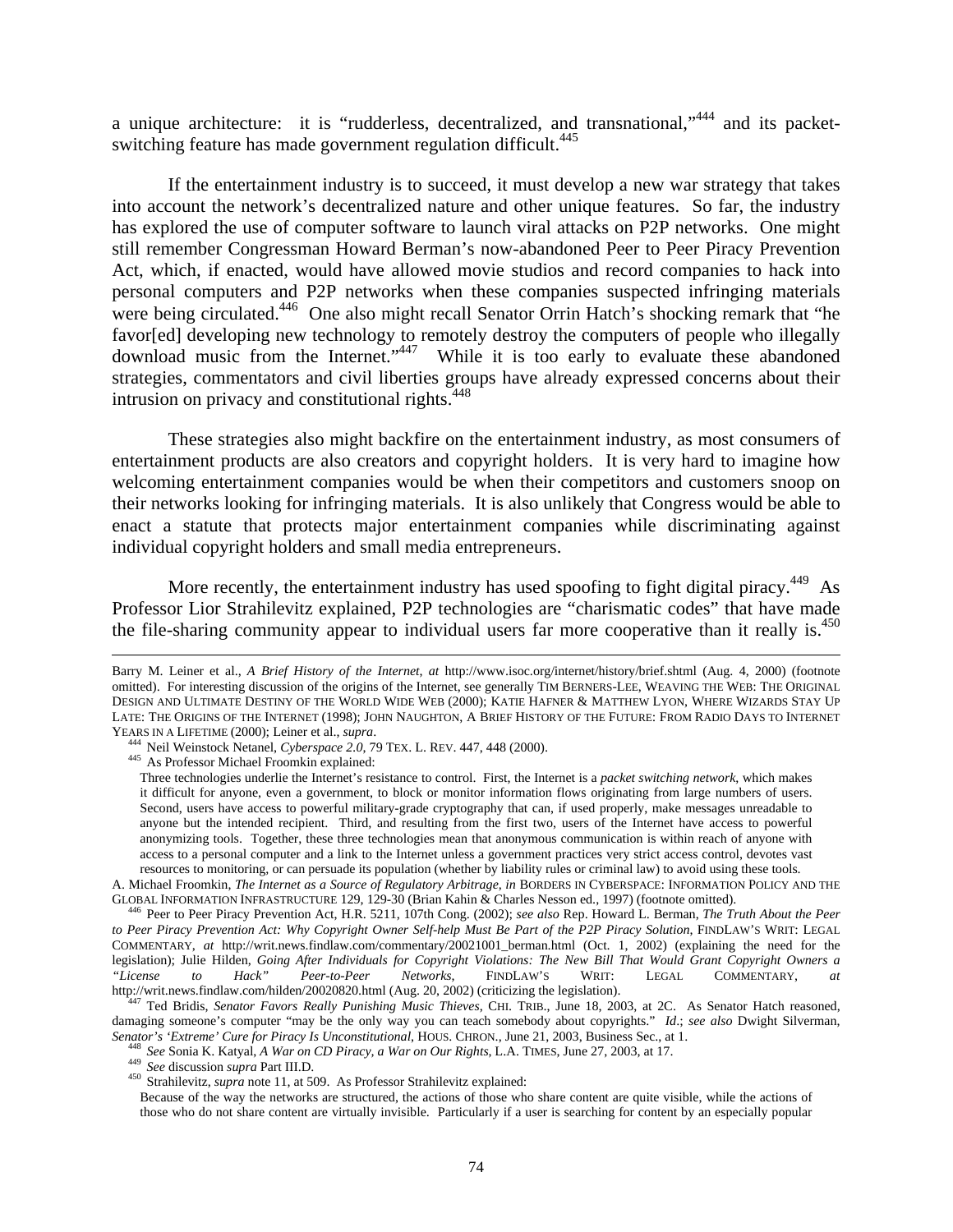a unique architecture: it is "rudderless, decentralized, and transnational,"[444] and its packet-switching feature has made government regulation difficult.[445]

If the entertainment industry is to succeed, it must develop a new war strategy that takes into account the network's decentralized nature and other unique features. So far, the industry has explored the use of computer software to launch viral attacks on P2P networks. One might still remember Congressman Howard Berman's now-abandoned Peer to Peer Piracy Prevention Act, which, if enacted, would have allowed movie studios and record companies to hack into personal computers and P2P networks when these companies suspected infringing materials were being circulated.[446] One also might recall Senator Orrin Hatch's shocking remark that "he favor[ed] developing new technology to remotely destroy the computers of people who illegally download music from the Internet."[447] While it is too early to evaluate these abandoned strategies, commentators and civil liberties groups have already expressed concerns about their intrusion on privacy and constitutional rights.[448]

These strategies also might backfire on the entertainment industry, as most consumers of entertainment products are also creators and copyright holders. It is very hard to imagine how welcoming entertainment companies would be when their competitors and customers snoop on their networks looking for infringing materials. It is also unlikely that Congress would be able to enact a statute that protects major entertainment companies while discriminating against individual copyright holders and small media entrepreneurs.

More recently, the entertainment industry has used spoofing to fight digital piracy.[449] As Professor Lior Strahilevitz explained, P2P technologies are "charismatic codes" that have made the file-sharing community appear to individual users far more cooperative than it really is.[450]

---

Barry M. Leiner et al., *A Brief History of the Internet*, *at* http://www.isoc.org/internet/history/brief.shtml (Aug. 4, 2000) (footnote omitted). For interesting discussion of the origins of the Internet, see generally TIM BERNERS-LEE, WEAVING THE WEB: THE ORIGINAL DESIGN AND ULTIMATE DESTINY OF THE WORLD WIDE WEB (2000); KATIE HAFNER & MATTHEW LYON, WHERE WIZARDS STAY UP LATE: THE ORIGINS OF THE INTERNET (1998); JOHN NAUGHTON, A BRIEF HISTORY OF THE FUTURE: FROM RADIO DAYS TO INTERNET YEARS IN A LIFETIME (2000); Leiner et al., *supra*.

[444] Neil Weinstock Netanel, *Cyberspace 2.0*, 79 TEX. L. REV. 447, 448 (2000).

[445] As Professor Michael Froomkin explained:

> Three technologies underlie the Internet's resistance to control. First, the Internet is a *packet switching network*, which makes it difficult for anyone, even a government, to block or monitor information flows originating from large numbers of users. Second, users have access to powerful military-grade cryptography that can, if used properly, make messages unreadable to anyone but the intended recipient. Third, and resulting from the first two, users of the Internet have access to powerful anonymizing tools. Together, these three technologies mean that anonymous communication is within reach of anyone with access to a personal computer and a link to the Internet unless a government practices very strict access control, devotes vast resources to monitoring, or can persuade its population (whether by liability rules or criminal law) to avoid using these tools.

A. Michael Froomkin, *The Internet as a Source of Regulatory Arbitrage*, *in* BORDERS IN CYBERSPACE: INFORMATION POLICY AND THE GLOBAL INFORMATION INFRASTRUCTURE 129, 129-30 (Brian Kahin & Charles Nesson ed., 1997) (footnote omitted).

[446] Peer to Peer Piracy Prevention Act, H.R. 5211, 107th Cong. (2002); *see also* Rep. Howard L. Berman, *The Truth About the Peer to Peer Piracy Prevention Act: Why Copyright Owner Self-help Must Be Part of the P2P Piracy Solution*, FINDLAW'S WRIT: LEGAL COMMENTARY, *at* http://writ.news.findlaw.com/commentary/20021001_berman.html (Oct. 1, 2002) (explaining the need for the legislation); Julie Hilden, *Going After Individuals for Copyright Violations: The New Bill That Would Grant Copyright Owners a "License to Hack" Peer-to-Peer Networks*, FINDLAW'S WRIT: LEGAL COMMENTARY, *at* http://writ.news.findlaw.com/hilden/20020820.html (Aug. 20, 2002) (criticizing the legislation).

[447] Ted Bridis, *Senator Favors Really Punishing Music Thieves*, CHI. TRIB., June 18, 2003, at 2C. As Senator Hatch reasoned, damaging someone's computer "may be the only way you can teach somebody about copyrights." *Id*.; *see also* Dwight Silverman, *Senator's 'Extreme' Cure for Piracy Is Unconstitutional*, HOUS. CHRON., June 21, 2003, Business Sec., at 1.

[448] *See* Sonia K. Katyal, *A War on CD Piracy, a War on Our Rights*, L.A. TIMES, June 27, 2003, at 17.

[449] *See* discussion *supra* Part III.D.

[450] Strahilevitz, *supra* note 11, at 509. As Professor Strahilevitz explained:

> Because of the way the networks are structured, the actions of those who share content are quite visible, while the actions of those who do not share content are virtually invisible. Particularly if a user is searching for content by an especially popular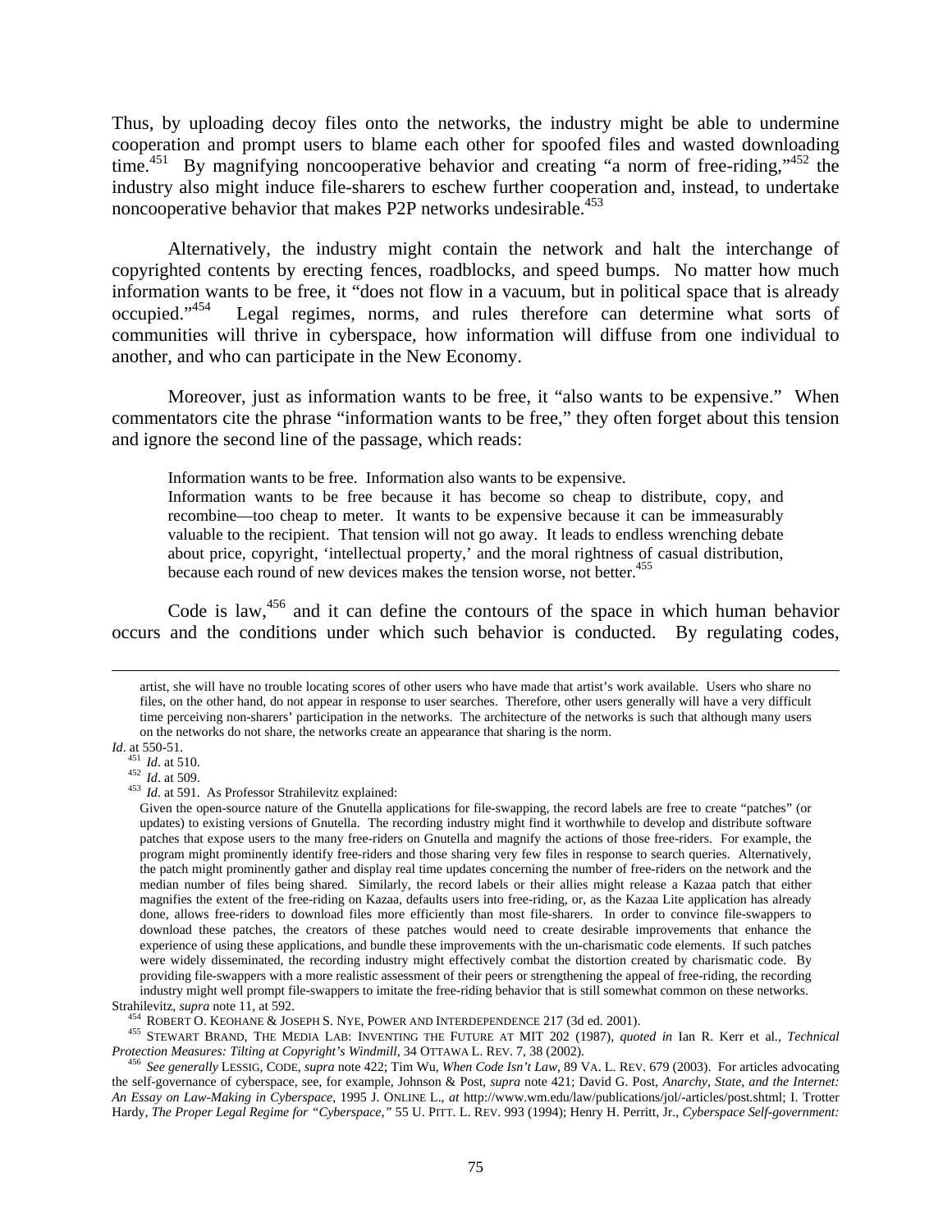Thus, by uploading decoy files onto the networks, the industry might be able to undermine cooperation and prompt users to blame each other for spoofed files and wasted downloading time.[451] By magnifying noncooperative behavior and creating "a norm of free-riding,"[452] the industry also might induce file-sharers to eschew further cooperation and, instead, to undertake noncooperative behavior that makes P2P networks undesirable.[453]

Alternatively, the industry might contain the network and halt the interchange of copyrighted contents by erecting fences, roadblocks, and speed bumps. No matter how much information wants to be free, it "does not flow in a vacuum, but in political space that is already occupied."[454] Legal regimes, norms, and rules therefore can determine what sorts of communities will thrive in cyberspace, how information will diffuse from one individual to another, and who can participate in the New Economy.

Moreover, just as information wants to be free, it "also wants to be expensive." When commentators cite the phrase "information wants to be free," they often forget about this tension and ignore the second line of the passage, which reads:

> Information wants to be free. Information also wants to be expensive.
> Information wants to be free because it has become so cheap to distribute, copy, and recombine—too cheap to meter. It wants to be expensive because it can be immeasurably valuable to the recipient. That tension will not go away. It leads to endless wrenching debate about price, copyright, 'intellectual property,' and the moral rightness of casual distribution, because each round of new devices makes the tension worse, not better.[455]

Code is law,[456] and it can define the contours of the space in which human behavior occurs and the conditions under which such behavior is conducted. By regulating codes,

---

> artist, she will have no trouble locating scores of other users who have made that artist's work available. Users who share no files, on the other hand, do not appear in response to user searches. Therefore, other users generally will have a very difficult time perceiving non-sharers' participation in the networks. The architecture of the networks is such that although many users on the networks do not share, the networks create an appearance that sharing is the norm.

*Id*. at 550-51.

[451] *Id*. at 510.

[452] *Id*. at 509.

[453] *Id*. at 591. As Professor Strahilevitz explained:

> Given the open-source nature of the Gnutella applications for file-swapping, the record labels are free to create "patches" (or updates) to existing versions of Gnutella. The recording industry might find it worthwhile to develop and distribute software patches that expose users to the many free-riders on Gnutella and magnify the actions of those free-riders. For example, the program might prominently identify free-riders and those sharing very few files in response to search queries. Alternatively, the patch might prominently gather and display real time updates concerning the number of free-riders on the network and the median number of files being shared. Similarly, the record labels or their allies might release a Kazaa patch that either magnifies the extent of the free-riding on Kazaa, defaults users into free-riding, or, as the Kazaa Lite application has already done, allows free-riders to download files more efficiently than most file-sharers. In order to convince file-swappers to download these patches, the creators of these patches would need to create desirable improvements that enhance the experience of using these applications, and bundle these improvements with the un-charismatic code elements. If such patches were widely disseminated, the recording industry might effectively combat the distortion created by charismatic code. By providing file-swappers with a more realistic assessment of their peers or strengthening the appeal of free-riding, the recording industry might well prompt file-swappers to imitate the free-riding behavior that is still somewhat common on these networks.

Strahilevitz, *supra* note 11, at 592.

[454] ROBERT O. KEOHANE & JOSEPH S. NYE, POWER AND INTERDEPENDENCE 217 (3d ed. 2001).

[455] STEWART BRAND, THE MEDIA LAB: INVENTING THE FUTURE AT MIT 202 (1987), *quoted in* Ian R. Kerr et al., *Technical Protection Measures: Tilting at Copyright's Windmill*, 34 OTTAWA L. REV. 7, 38 (2002).

[456] *See generally* LESSIG, CODE, *supra* note 422; Tim Wu, *When Code Isn't Law*, 89 VA. L. REV. 679 (2003). For articles advocating the self-governance of cyberspace, see, for example, Johnson & Post, *supra* note 421; David G. Post, *Anarchy, State, and the Internet: An Essay on Law-Making in Cyberspace*, 1995 J. ONLINE L., *at* http://www.wm.edu/law/publications/jol/-articles/post.shtml; I. Trotter Hardy, *The Proper Legal Regime for "Cyberspace*,*"* 55 U. PITT. L. REV. 993 (1994); Henry H. Perritt, Jr., *Cyberspace Self-government:*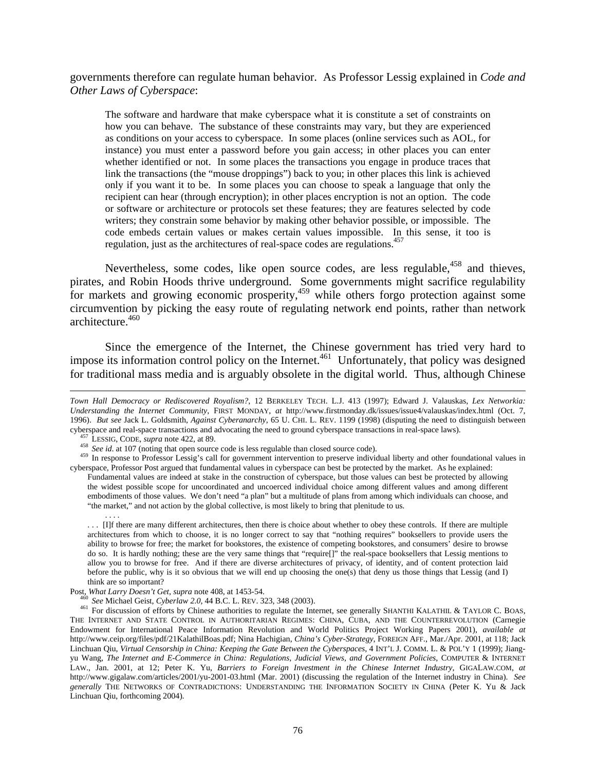governments therefore can regulate human behavior. As Professor Lessig explained in *Code and Other Laws of Cyberspace*:

> The software and hardware that make cyberspace what it is constitute a set of constraints on how you can behave. The substance of these constraints may vary, but they are experienced as conditions on your access to cyberspace. In some places (online services such as AOL, for instance) you must enter a password before you gain access; in other places you can enter whether identified or not. In some places the transactions you engage in produce traces that link the transactions (the "mouse droppings") back to you; in other places this link is achieved only if you want it to be. In some places you can choose to speak a language that only the recipient can hear (through encryption); in other places encryption is not an option. The code or software or architecture or protocols set these features; they are features selected by code writers; they constrain some behavior by making other behavior possible, or impossible. The code embeds certain values or makes certain values impossible. In this sense, it too is regulation, just as the architectures of real-space codes are regulations.[457]

Nevertheless, some codes, like open source codes, are less regulable,[458] and thieves, pirates, and Robin Hoods thrive underground. Some governments might sacrifice regulability for markets and growing economic prosperity,[459] while others forgo protection against some circumvention by picking the easy route of regulating network end points, rather than network architecture.[460]

Since the emergence of the Internet, the Chinese government has tried very hard to impose its information control policy on the Internet.[461] Unfortunately, that policy was designed for traditional mass media and is arguably obsolete in the digital world. Thus, although Chinese

---

*Town Hall Democracy or Rediscovered Royalism?*, 12 BERKELEY TECH. L.J. 413 (1997); Edward J. Valauskas, *Lex Networkia: Understanding the Internet Community*, FIRST MONDAY, *at* http://www.firstmonday.dk/issues/issue4/valauskas/index.html (Oct. 7, 1996). *But see* Jack L. Goldsmith, *Against Cyberanarchy*, 65 U. CHI. L. REV. 1199 (1998) (disputing the need to distinguish between cyberspace and real-space transactions and advocating the need to ground cyberspace transactions in real-space laws).

[457] LESSIG, CODE, *supra* note 422, at 89.

[458] *See id*. at 107 (noting that open source code is less regulable than closed source code).

[459] In response to Professor Lessig's call for government intervention to preserve individual liberty and other foundational values in cyberspace, Professor Post argued that fundamental values in cyberspace can best be protected by the market. As he explained:

> Fundamental values are indeed at stake in the construction of cyberspace, but those values can best be protected by allowing the widest possible scope for uncoordinated and uncoerced individual choice among different values and among different embodiments of those values. We don't need "a plan" but a multitude of plans from among which individuals can choose, and "the market," and not action by the global collective, is most likely to bring that plenitude to us.
>
> . . . .
>
> . . . [I]f there are many different architectures, then there is choice about whether to obey these controls. If there are multiple architectures from which to choose, it is no longer correct to say that "nothing requires" booksellers to provide users the ability to browse for free; the market for bookstores, the existence of competing bookstores, and consumers' desire to browse do so. It is hardly nothing; these are the very same things that "require[]" the real-space booksellers that Lessig mentions to allow you to browse for free. And if there are diverse architectures of privacy, of identity, and of content protection laid before the public, why is it so obvious that we will end up choosing the one(s) that deny us those things that Lessig (and I) think are so important?

Post, *What Larry Doesn't Get*, *supra* note 408, at 1453-54.

[460] *See* Michael Geist, *Cyberlaw 2.0*, 44 B.C. L. REV. 323, 348 (2003).

[461] For discussion of efforts by Chinese authorities to regulate the Internet, see generally SHANTHI KALATHIL & TAYLOR C. BOAS, THE INTERNET AND STATE CONTROL IN AUTHORITARIAN REGIMES: CHINA, CUBA, AND THE COUNTERREVOLUTION (Carnegie Endowment for International Peace Information Revolution and World Politics Project Working Papers 2001), *available at* http://www.ceip.org/files/pdf/21KalathilBoas.pdf; Nina Hachigian, *China's Cyber-Strategy*, FOREIGN AFF., Mar./Apr. 2001, at 118; Jack Linchuan Qiu, *Virtual Censorship in China: Keeping the Gate Between the Cyberspaces*, 4 INT'L J. COMM. L. & POL'Y 1 (1999); Jiang-yu Wang, *The Internet and E-Commerce in China: Regulations, Judicial Views, and Government Policies*, COMPUTER & INTERNET LAW., Jan. 2001, at 12; Peter K. Yu, *Barriers to Foreign Investment in the Chinese Internet Industry*, GIGALAW.COM, *at* http://www.gigalaw.com/articles/2001/yu-2001-03.html (Mar. 2001) (discussing the regulation of the Internet industry in China). *See generally* THE NETWORKS OF CONTRADICTIONS: UNDERSTANDING THE INFORMATION SOCIETY IN CHINA (Peter K. Yu & Jack Linchuan Qiu, forthcoming 2004).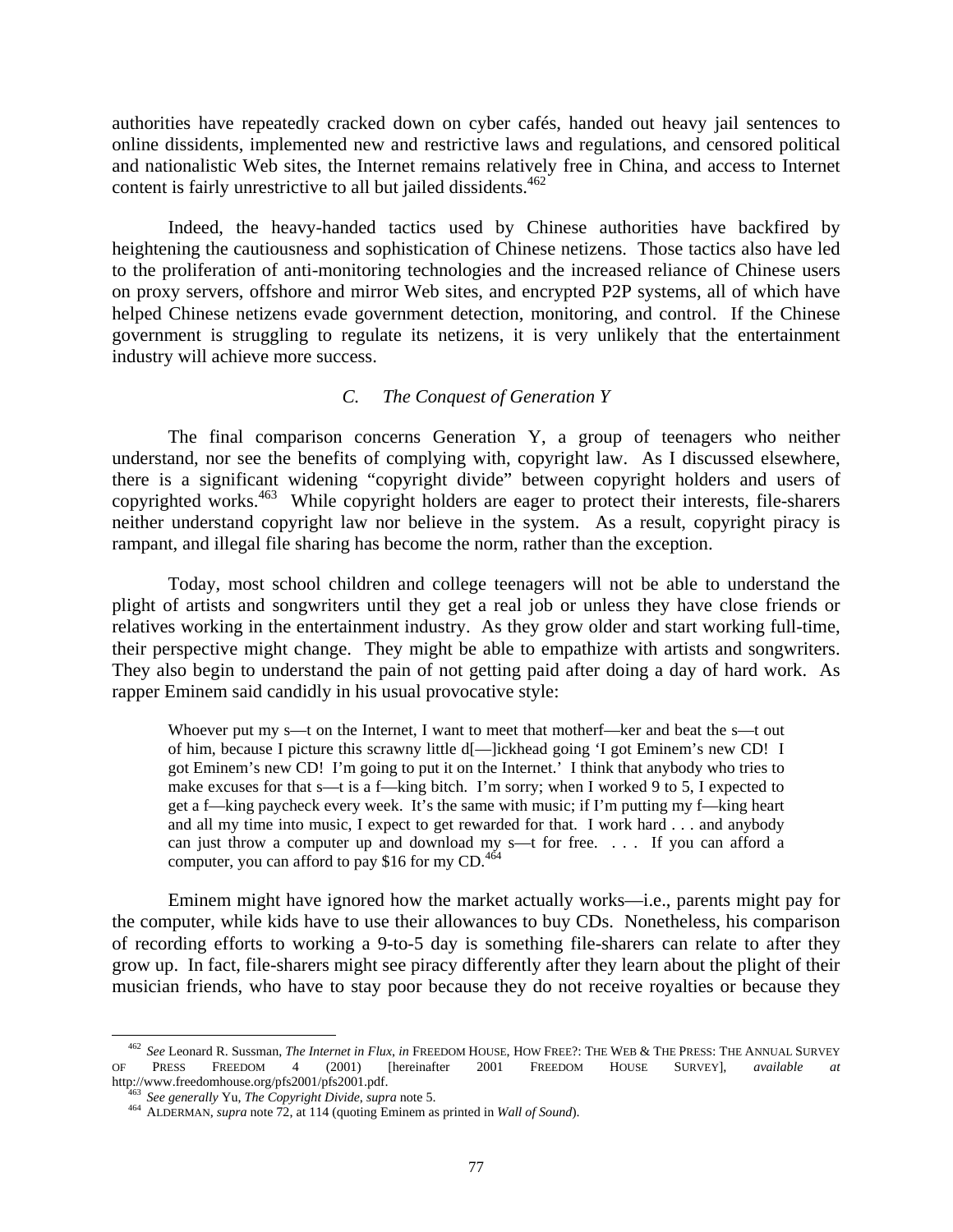authorities have repeatedly cracked down on cyber cafés, handed out heavy jail sentences to online dissidents, implemented new and restrictive laws and regulations, and censored political and nationalistic Web sites, the Internet remains relatively free in China, and access to Internet content is fairly unrestrictive to all but jailed dissidents.[462]

Indeed, the heavy-handed tactics used by Chinese authorities have backfired by heightening the cautiousness and sophistication of Chinese netizens. Those tactics also have led to the proliferation of anti-monitoring technologies and the increased reliance of Chinese users on proxy servers, offshore and mirror Web sites, and encrypted P2P systems, all of which have helped Chinese netizens evade government detection, monitoring, and control. If the Chinese government is struggling to regulate its netizens, it is very unlikely that the entertainment industry will achieve more success.

### C. *The Conquest of Generation Y*

The final comparison concerns Generation Y, a group of teenagers who neither understand, nor see the benefits of complying with, copyright law. As I discussed elsewhere, there is a significant widening "copyright divide" between copyright holders and users of copyrighted works.[463] While copyright holders are eager to protect their interests, file-sharers neither understand copyright law nor believe in the system. As a result, copyright piracy is rampant, and illegal file sharing has become the norm, rather than the exception.

Today, most school children and college teenagers will not be able to understand the plight of artists and songwriters until they get a real job or unless they have close friends or relatives working in the entertainment industry. As they grow older and start working full-time, their perspective might change. They might be able to empathize with artists and songwriters. They also begin to understand the pain of not getting paid after doing a day of hard work. As rapper Eminem said candidly in his usual provocative style:

> Whoever put my s—t on the Internet, I want to meet that motherf—ker and beat the s—t out of him, because I picture this scrawny little d[—]ickhead going 'I got Eminem's new CD! I got Eminem's new CD! I'm going to put it on the Internet.' I think that anybody who tries to make excuses for that s—t is a f—king bitch. I'm sorry; when I worked 9 to 5, I expected to get a f—king paycheck every week. It's the same with music; if I'm putting my f—king heart and all my time into music, I expect to get rewarded for that. I work hard . . . and anybody can just throw a computer up and download my s—t for free. . . . If you can afford a computer, you can afford to pay $16 for my CD.[464]

Eminem might have ignored how the market actually works—i.e., parents might pay for the computer, while kids have to use their allowances to buy CDs. Nonetheless, his comparison of recording efforts to working a 9-to-5 day is something file-sharers can relate to after they grow up. In fact, file-sharers might see piracy differently after they learn about the plight of their musician friends, who have to stay poor because they do not receive royalties or because they

---

[462] *See* Leonard R. Sussman, *The Internet in Flux*, *in* FREEDOM HOUSE, HOW FREE?: THE WEB & THE PRESS: THE ANNUAL SURVEY OF PRESS FREEDOM 4 (2001) [hereinafter 2001 FREEDOM HOUSE SURVEY], *available at* http://www.freedomhouse.org/pfs2001/pfs2001.pdf.

[463] *See generally* Yu, *The Copyright Divide*, *supra* note 5.

[464] ALDERMAN, *supra* note 72, at 114 (quoting Eminem as printed in *Wall of Sound*).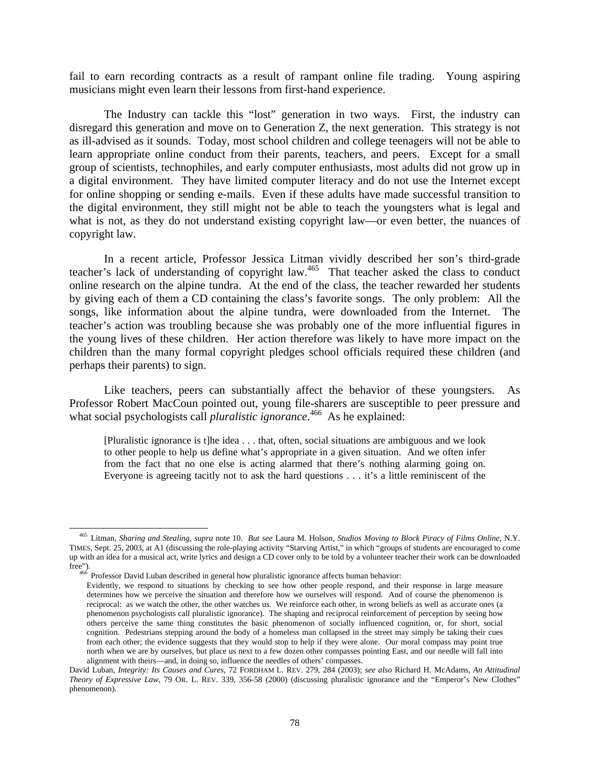fail to earn recording contracts as a result of rampant online file trading. Young aspiring musicians might even learn their lessons from first-hand experience.

The Industry can tackle this "lost" generation in two ways. First, the industry can disregard this generation and move on to Generation Z, the next generation. This strategy is not as ill-advised as it sounds. Today, most school children and college teenagers will not be able to learn appropriate online conduct from their parents, teachers, and peers. Except for a small group of scientists, technophiles, and early computer enthusiasts, most adults did not grow up in a digital environment. They have limited computer literacy and do not use the Internet except for online shopping or sending e-mails. Even if these adults have made successful transition to the digital environment, they still might not be able to teach the youngsters what is legal and what is not, as they do not understand existing copyright law—or even better, the nuances of copyright law.

In a recent article, Professor Jessica Litman vividly described her son's third-grade teacher's lack of understanding of copyright law.[465] That teacher asked the class to conduct online research on the alpine tundra. At the end of the class, the teacher rewarded her students by giving each of them a CD containing the class's favorite songs. The only problem: All the songs, like information about the alpine tundra, were downloaded from the Internet. The teacher's action was troubling because she was probably one of the more influential figures in the young lives of these children. Her action therefore was likely to have more impact on the children than the many formal copyright pledges school officials required these children (and perhaps their parents) to sign.

Like teachers, peers can substantially affect the behavior of these youngsters. As Professor Robert MacCoun pointed out, young file-sharers are susceptible to peer pressure and what social psychologists call *pluralistic ignorance*.[466] As he explained:

> [Pluralistic ignorance is t]he idea . . . that, often, social situations are ambiguous and we look to other people to help us define what's appropriate in a given situation. And we often infer from the fact that no one else is acting alarmed that there's nothing alarming going on. Everyone is agreeing tacitly not to ask the hard questions . . . it's a little reminiscent of the

---

[465] Litman, *Sharing and Stealing*, *supra* note 10. *But see* Laura M. Holson, *Studios Moving to Block Piracy of Films Online*, N.Y. TIMES, Sept. 25, 2003, at A1 (discussing the role-playing activity "Starving Artist," in which "groups of students are encouraged to come up with an idea for a musical act, write lyrics and design a CD cover only to be told by a volunteer teacher their work can be downloaded free").

[466] Professor David Luban described in general how pluralistic ignorance affects human behavior:

> Evidently, we respond to situations by checking to see how other people respond, and their response in large measure determines how we perceive the situation and therefore how we ourselves will respond. And of course the phenomenon is reciprocal: as we watch the other, the other watches us. We reinforce each other, in wrong beliefs as well as accurate ones (a phenomenon psychologists call pluralistic ignorance). The shaping and reciprocal reinforcement of perception by seeing how others perceive the same thing constitutes the basic phenomenon of socially influenced cognition, or, for short, social cognition. Pedestrians stepping around the body of a homeless man collapsed in the street may simply be taking their cues from each other; the evidence suggests that they would stop to help if they were alone. Our moral compass may point true north when we are by ourselves, but place us next to a few dozen other compasses pointing East, and our needle will fall into alignment with theirs—and, in doing so, influence the needles of others' compasses.

David Luban, *Integrity: Its Causes and Cures*, 72 FORDHAM L. REV. 279, 284 (2003); *see also* Richard H. McAdams, *An Attitudinal Theory of Expressive Law*, 79 OR. L. REV. 339, 356-58 (2000) (discussing pluralistic ignorance and the "Emperor's New Clothes" phenomenon).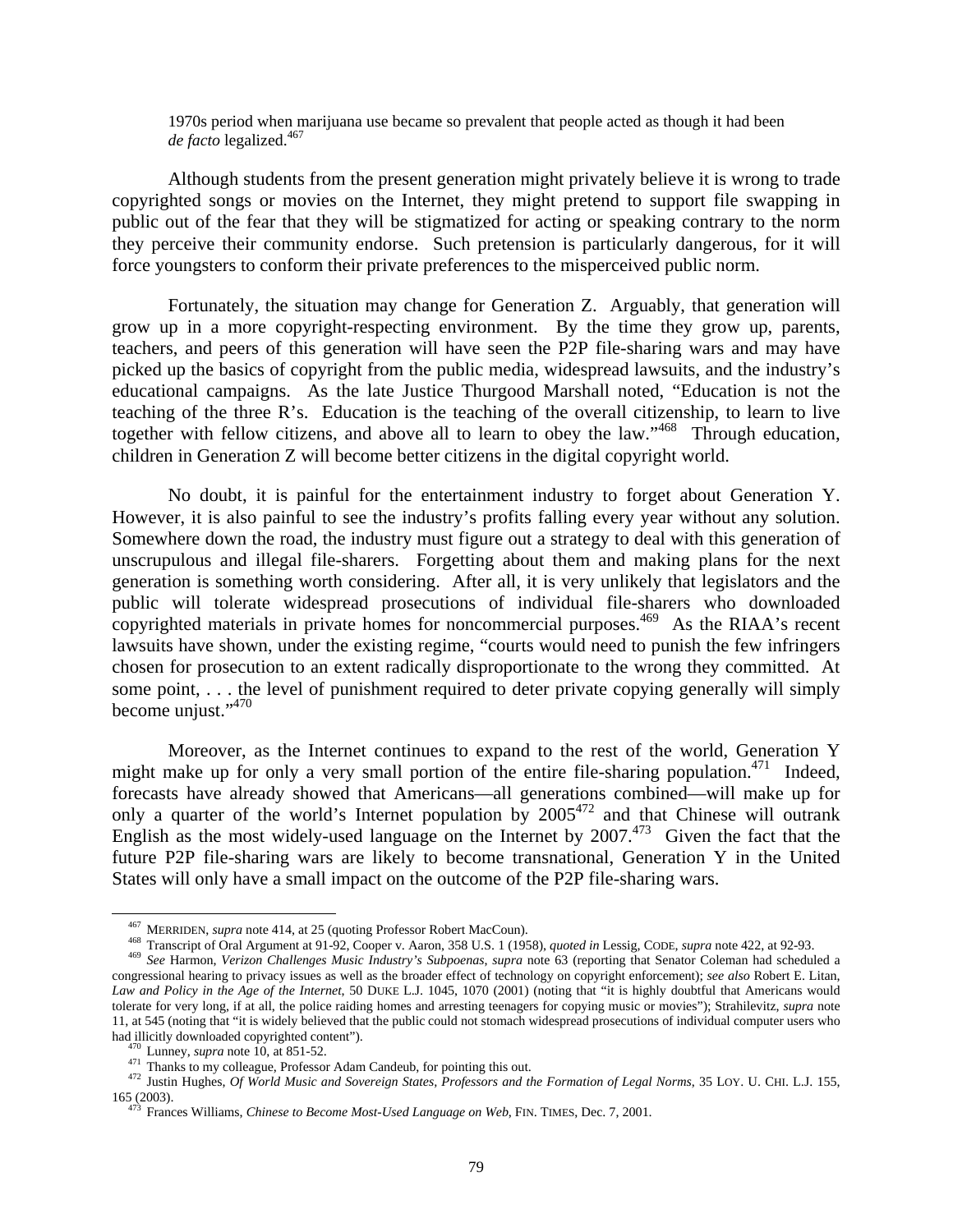1970s period when marijuana use became so prevalent that people acted as though it had been *de facto* legalized.[467]

Although students from the present generation might privately believe it is wrong to trade copyrighted songs or movies on the Internet, they might pretend to support file swapping in public out of the fear that they will be stigmatized for acting or speaking contrary to the norm they perceive their community endorse. Such pretension is particularly dangerous, for it will force youngsters to conform their private preferences to the misperceived public norm.

Fortunately, the situation may change for Generation Z. Arguably, that generation will grow up in a more copyright-respecting environment. By the time they grow up, parents, teachers, and peers of this generation will have seen the P2P file-sharing wars and may have picked up the basics of copyright from the public media, widespread lawsuits, and the industry's educational campaigns. As the late Justice Thurgood Marshall noted, "Education is not the teaching of the three R's. Education is the teaching of the overall citizenship, to learn to live together with fellow citizens, and above all to learn to obey the law."[468] Through education, children in Generation Z will become better citizens in the digital copyright world.

No doubt, it is painful for the entertainment industry to forget about Generation Y. However, it is also painful to see the industry's profits falling every year without any solution. Somewhere down the road, the industry must figure out a strategy to deal with this generation of unscrupulous and illegal file-sharers. Forgetting about them and making plans for the next generation is something worth considering. After all, it is very unlikely that legislators and the public will tolerate widespread prosecutions of individual file-sharers who downloaded copyrighted materials in private homes for noncommercial purposes.[469] As the RIAA's recent lawsuits have shown, under the existing regime, "courts would need to punish the few infringers chosen for prosecution to an extent radically disproportionate to the wrong they committed. At some point, . . . the level of punishment required to deter private copying generally will simply become unjust."[470]

Moreover, as the Internet continues to expand to the rest of the world, Generation Y might make up for only a very small portion of the entire file-sharing population.[471] Indeed, forecasts have already showed that Americans—all generations combined—will make up for only a quarter of the world's Internet population by 2005[472] and that Chinese will outrank English as the most widely-used language on the Internet by 2007.[473] Given the fact that the future P2P file-sharing wars are likely to become transnational, Generation Y in the United States will only have a small impact on the outcome of the P2P file-sharing wars.

---

[467] MERRIDEN, *supra* note 414, at 25 (quoting Professor Robert MacCoun).

[468] Transcript of Oral Argument at 91-92, Cooper v. Aaron, 358 U.S. 1 (1958), *quoted in* Lessig, CODE, *supra* note 422, at 92-93.

[469] *See* Harmon, *Verizon Challenges Music Industry's Subpoenas*, *supra* note 63 (reporting that Senator Coleman had scheduled a congressional hearing to privacy issues as well as the broader effect of technology on copyright enforcement); *see also* Robert E. Litan, *Law and Policy in the Age of the Internet*, 50 DUKE L.J. 1045, 1070 (2001) (noting that "it is highly doubtful that Americans would tolerate for very long, if at all, the police raiding homes and arresting teenagers for copying music or movies"); Strahilevitz, *supra* note 11, at 545 (noting that "it is widely believed that the public could not stomach widespread prosecutions of individual computer users who had illicitly downloaded copyrighted content").

[470] Lunney, *supra* note 10, at 851-52.

[471] Thanks to my colleague, Professor Adam Candeub, for pointing this out.

[472] Justin Hughes, *Of World Music and Sovereign States, Professors and the Formation of Legal Norms*, 35 LOY. U. CHI. L.J. 155, 165 (2003).

[473] Frances Williams, *Chinese to Become Most-Used Language on Web*, FIN. TIMES, Dec. 7, 2001.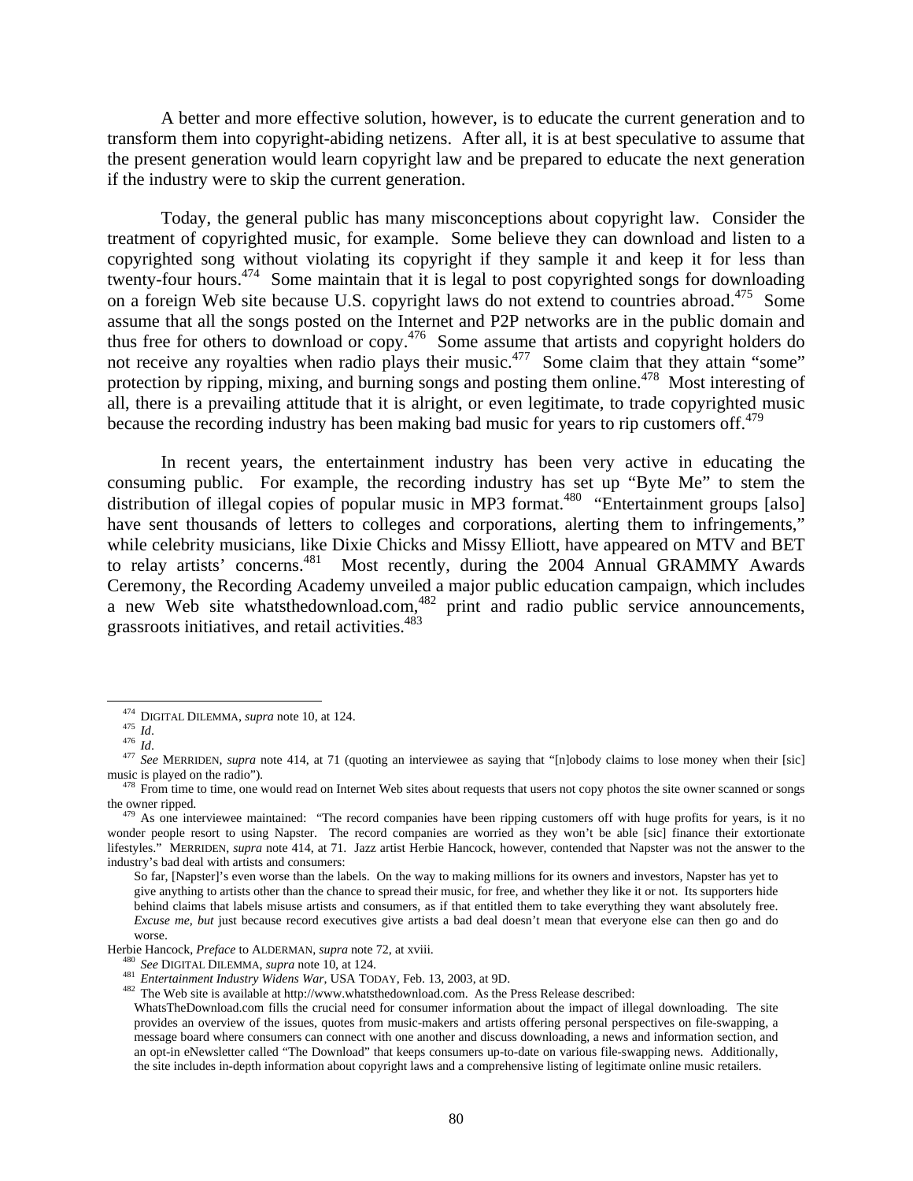A better and more effective solution, however, is to educate the current generation and to transform them into copyright-abiding netizens. After all, it is at best speculative to assume that the present generation would learn copyright law and be prepared to educate the next generation if the industry were to skip the current generation.

Today, the general public has many misconceptions about copyright law. Consider the treatment of copyrighted music, for example. Some believe they can download and listen to a copyrighted song without violating its copyright if they sample it and keep it for less than twenty-four hours.[474] Some maintain that it is legal to post copyrighted songs for downloading on a foreign Web site because U.S. copyright laws do not extend to countries abroad.[475] Some assume that all the songs posted on the Internet and P2P networks are in the public domain and thus free for others to download or copy.[476] Some assume that artists and copyright holders do not receive any royalties when radio plays their music.[477] Some claim that they attain "some" protection by ripping, mixing, and burning songs and posting them online.[478] Most interesting of all, there is a prevailing attitude that it is alright, or even legitimate, to trade copyrighted music because the recording industry has been making bad music for years to rip customers off.[479]

In recent years, the entertainment industry has been very active in educating the consuming public. For example, the recording industry has set up "Byte Me" to stem the distribution of illegal copies of popular music in MP3 format.[480] "Entertainment groups [also] have sent thousands of letters to colleges and corporations, alerting them to infringements," while celebrity musicians, like Dixie Chicks and Missy Elliott, have appeared on MTV and BET to relay artists' concerns.[481] Most recently, during the 2004 Annual GRAMMY Awards Ceremony, the Recording Academy unveiled a major public education campaign, which includes a new Web site whatsthedownload.com,[482] print and radio public service announcements, grassroots initiatives, and retail activities.[483]

---

[474] DIGITAL DILEMMA, *supra* note 10, at 124.

[475] *Id*.

[476] *Id*.

[477] *See* MERRIDEN, *supra* note 414, at 71 (quoting an interviewee as saying that "[n]obody claims to lose money when their [sic] music is played on the radio").

[478] From time to time, one would read on Internet Web sites about requests that users not copy photos the site owner scanned or songs the owner ripped.

[479] As one interviewee maintained: "The record companies have been ripping customers off with huge profits for years, is it no wonder people resort to using Napster. The record companies are worried as they won't be able [sic] finance their extortionate lifestyles." MERRIDEN, *supra* note 414, at 71. Jazz artist Herbie Hancock, however, contended that Napster was not the answer to the industry's bad deal with artists and consumers:

> So far, [Napster]'s even worse than the labels. On the way to making millions for its owners and investors, Napster has yet to give anything to artists other than the chance to spread their music, for free, and whether they like it or not. Its supporters hide behind claims that labels misuse artists and consumers, as if that entitled them to take everything they want absolutely free. *Excuse me, but* just because record executives give artists a bad deal doesn't mean that everyone else can then go and do worse.

Herbie Hancock, *Preface* to ALDERMAN, *supra* note 72, at xviii.

[480] *See* DIGITAL DILEMMA, *supra* note 10, at 124.

[481] *Entertainment Industry Widens War*, USA TODAY, Feb. 13, 2003, at 9D.

[482] The Web site is available at http://www.whatsthedownload.com. As the Press Release described:

> WhatsTheDownload.com fills the crucial need for consumer information about the impact of illegal downloading. The site provides an overview of the issues, quotes from music-makers and artists offering personal perspectives on file-swapping, a message board where consumers can connect with one another and discuss downloading, a news and information section, and an opt-in eNewsletter called "The Download" that keeps consumers up-to-date on various file-swapping news. Additionally, the site includes in-depth information about copyright laws and a comprehensive listing of legitimate online music retailers.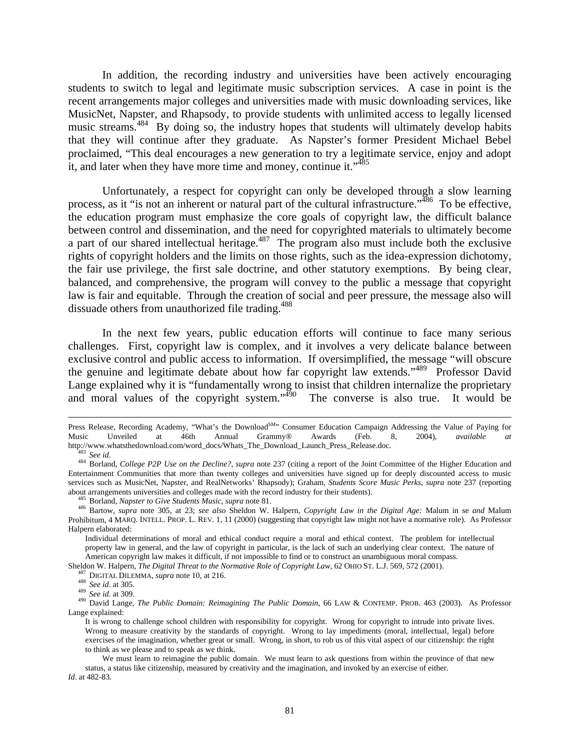In addition, the recording industry and universities have been actively encouraging students to switch to legal and legitimate music subscription services. A case in point is the recent arrangements major colleges and universities made with music downloading services, like MusicNet, Napster, and Rhapsody, to provide students with unlimited access to legally licensed music streams.[484] By doing so, the industry hopes that students will ultimately develop habits that they will continue after they graduate. As Napster's former President Michael Bebel proclaimed, "This deal encourages a new generation to try a legitimate service, enjoy and adopt it, and later when they have more time and money, continue it."[485]

Unfortunately, a respect for copyright can only be developed through a slow learning process, as it "is not an inherent or natural part of the cultural infrastructure."[486] To be effective, the education program must emphasize the core goals of copyright law, the difficult balance between control and dissemination, and the need for copyrighted materials to ultimately become a part of our shared intellectual heritage.[487] The program also must include both the exclusive rights of copyright holders and the limits on those rights, such as the idea-expression dichotomy, the fair use privilege, the first sale doctrine, and other statutory exemptions. By being clear, balanced, and comprehensive, the program will convey to the public a message that copyright law is fair and equitable. Through the creation of social and peer pressure, the message also will dissuade others from unauthorized file trading.[488]

In the next few years, public education efforts will continue to face many serious challenges. First, copyright law is complex, and it involves a very delicate balance between exclusive control and public access to information. If oversimplified, the message "will obscure the genuine and legitimate debate about how far copyright law extends."[489] Professor David Lange explained why it is "fundamentally wrong to insist that children internalize the proprietary and moral values of the copyright system."[490] The converse is also true. It would be

---

Press Release, Recording Academy, "What's the Download[SM]" Consumer Education Campaign Addressing the Value of Paying for Music Unveiled at 46th Annual Grammy® Awards (Feb. 8, 2004), *available at* http://www.whatsthedownload.com/word_docs/Whats_The_Download_Launch_Press_Release.doc.

[483] *See id*.

[484] Borland, *College P2P Use on the Decline?*, *supra* note 237 (citing a report of the Joint Committee of the Higher Education and Entertainment Communities that more than twenty colleges and universities have signed up for deeply discounted access to music services such as MusicNet, Napster, and RealNetworks' Rhapsody); Graham, *Students Score Music Perks*, *supra* note 237 (reporting about arrangements universities and colleges made with the record industry for their students).

[485] Borland, *Napster to Give Students Music*, *supra* note 81.

[486] Bartow, *supra* note 305, at 23; *see also* Sheldon W. Halpern, *Copyright Law in the Digital Age:* Malum in se *and* Malum Prohibitum, 4 MARQ. INTELL. PROP. L. REV. 1, 11 (2000) (suggesting that copyright law might not have a normative role). As Professor Halpern elaborated:

> Individual determinations of moral and ethical conduct require a moral and ethical context. The problem for intellectual property law in general, and the law of copyright in particular, is the lack of such an underlying clear context. The nature of American copyright law makes it difficult, if not impossible to find or to construct an unambiguous moral compass.

Sheldon W. Halpern, *The Digital Threat to the Normative Role of Copyright Law*, 62 OHIO ST. L.J. 569, 572 (2001).

[487] DIGITAL DILEMMA, *supra* note 10, at 216.

[488] *See id*. at 305.

[489] *See id*. at 309.

[490] David Lange, *The Public Domain: Reimagining The Public Domain*, 66 LAW & CONTEMP. PROB. 463 (2003). As Professor Lange explained:

> It is wrong to challenge school children with responsibility for copyright. Wrong for copyright to intrude into private lives. Wrong to measure creativity by the standards of copyright. Wrong to lay impediments (moral, intellectual, legal) before exercises of the imagination, whether great or small. Wrong, in short, to rob us of this vital aspect of our citizenship: the right to think as we please and to speak as we think.
>
> We must learn to reimagine the public domain. We must learn to ask questions from within the province of that new status, a status like citizenship, measured by creativity and the imagination, and invoked by an exercise of either.

*Id*. at 482-83.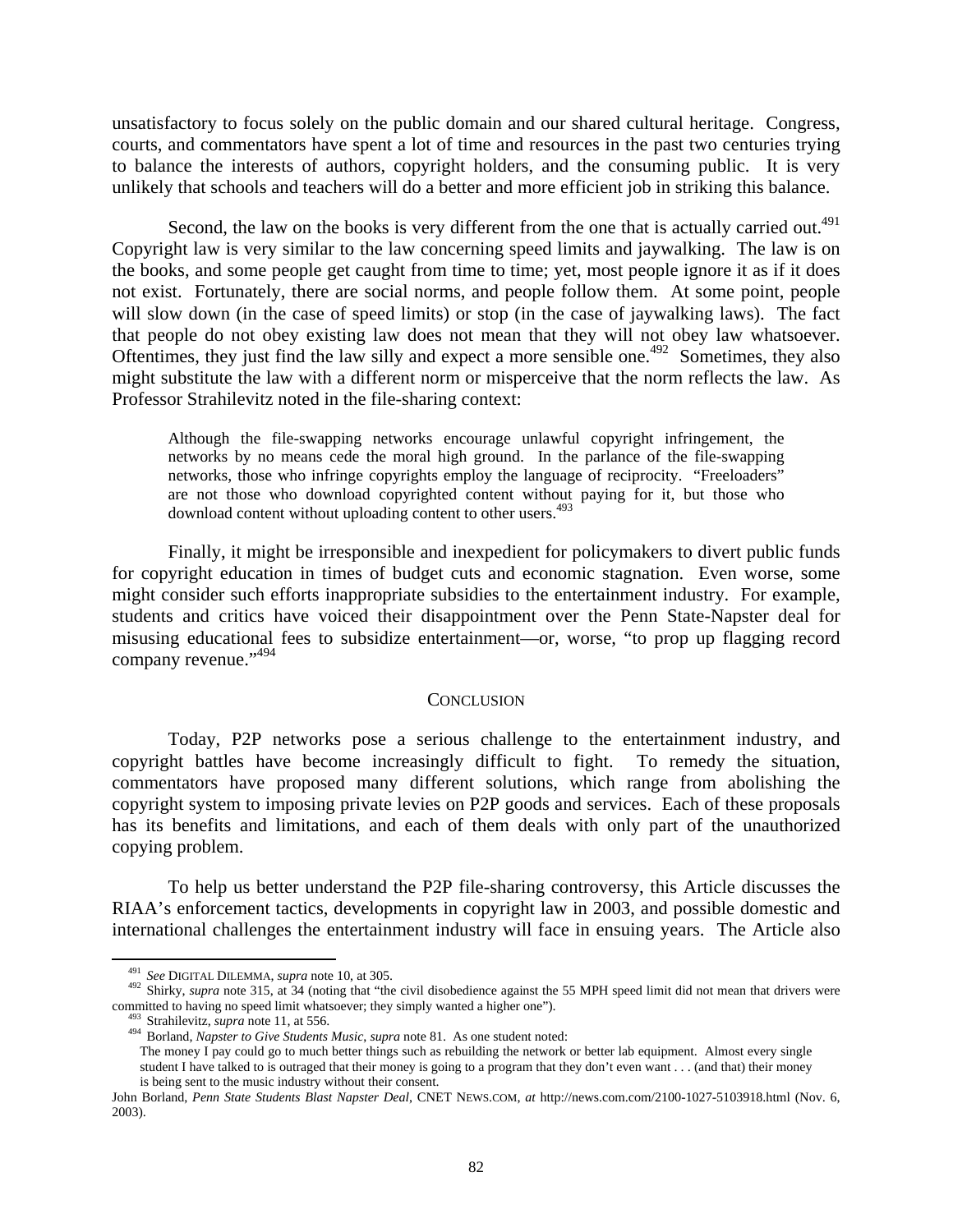unsatisfactory to focus solely on the public domain and our shared cultural heritage. Congress, courts, and commentators have spent a lot of time and resources in the past two centuries trying to balance the interests of authors, copyright holders, and the consuming public. It is very unlikely that schools and teachers will do a better and more efficient job in striking this balance.

Second, the law on the books is very different from the one that is actually carried out.[491] Copyright law is very similar to the law concerning speed limits and jaywalking. The law is on the books, and some people get caught from time to time; yet, most people ignore it as if it does not exist. Fortunately, there are social norms, and people follow them. At some point, people will slow down (in the case of speed limits) or stop (in the case of jaywalking laws). The fact that people do not obey existing law does not mean that they will not obey law whatsoever. Oftentimes, they just find the law silly and expect a more sensible one.[492] Sometimes, they also might substitute the law with a different norm or misperceive that the norm reflects the law. As Professor Strahilevitz noted in the file-sharing context:

> Although the file-swapping networks encourage unlawful copyright infringement, the networks by no means cede the moral high ground. In the parlance of the file-swapping networks, those who infringe copyrights employ the language of reciprocity. "Freeloaders" are not those who download copyrighted content without paying for it, but those who download content without uploading content to other users.[493]

Finally, it might be irresponsible and inexpedient for policymakers to divert public funds for copyright education in times of budget cuts and economic stagnation. Even worse, some might consider such efforts inappropriate subsidies to the entertainment industry. For example, students and critics have voiced their disappointment over the Penn State-Napster deal for misusing educational fees to subsidize entertainment—or, worse, "to prop up flagging record company revenue."[494]

## CONCLUSION

Today, P2P networks pose a serious challenge to the entertainment industry, and copyright battles have become increasingly difficult to fight. To remedy the situation, commentators have proposed many different solutions, which range from abolishing the copyright system to imposing private levies on P2P goods and services. Each of these proposals has its benefits and limitations, and each of them deals with only part of the unauthorized copying problem.

To help us better understand the P2P file-sharing controversy, this Article discusses the RIAA's enforcement tactics, developments in copyright law in 2003, and possible domestic and international challenges the entertainment industry will face in ensuing years. The Article also

---

[491] *See* DIGITAL DILEMMA, *supra* note 10, at 305.

[492] Shirky, *supra* note 315, at 34 (noting that "the civil disobedience against the 55 MPH speed limit did not mean that drivers were committed to having no speed limit whatsoever; they simply wanted a higher one").

[493] Strahilevitz, *supra* note 11, at 556.

[494] Borland, *Napster to Give Students Music*, *supra* note 81. As one student noted:

> The money I pay could go to much better things such as rebuilding the network or better lab equipment. Almost every single student I have talked to is outraged that their money is going to a program that they don't even want . . . (and that) their money is being sent to the music industry without their consent.

John Borland, *Penn State Students Blast Napster Deal*, CNET NEWS.COM, *at* http://news.com.com/2100-1027-5103918.html (Nov. 6, 2003).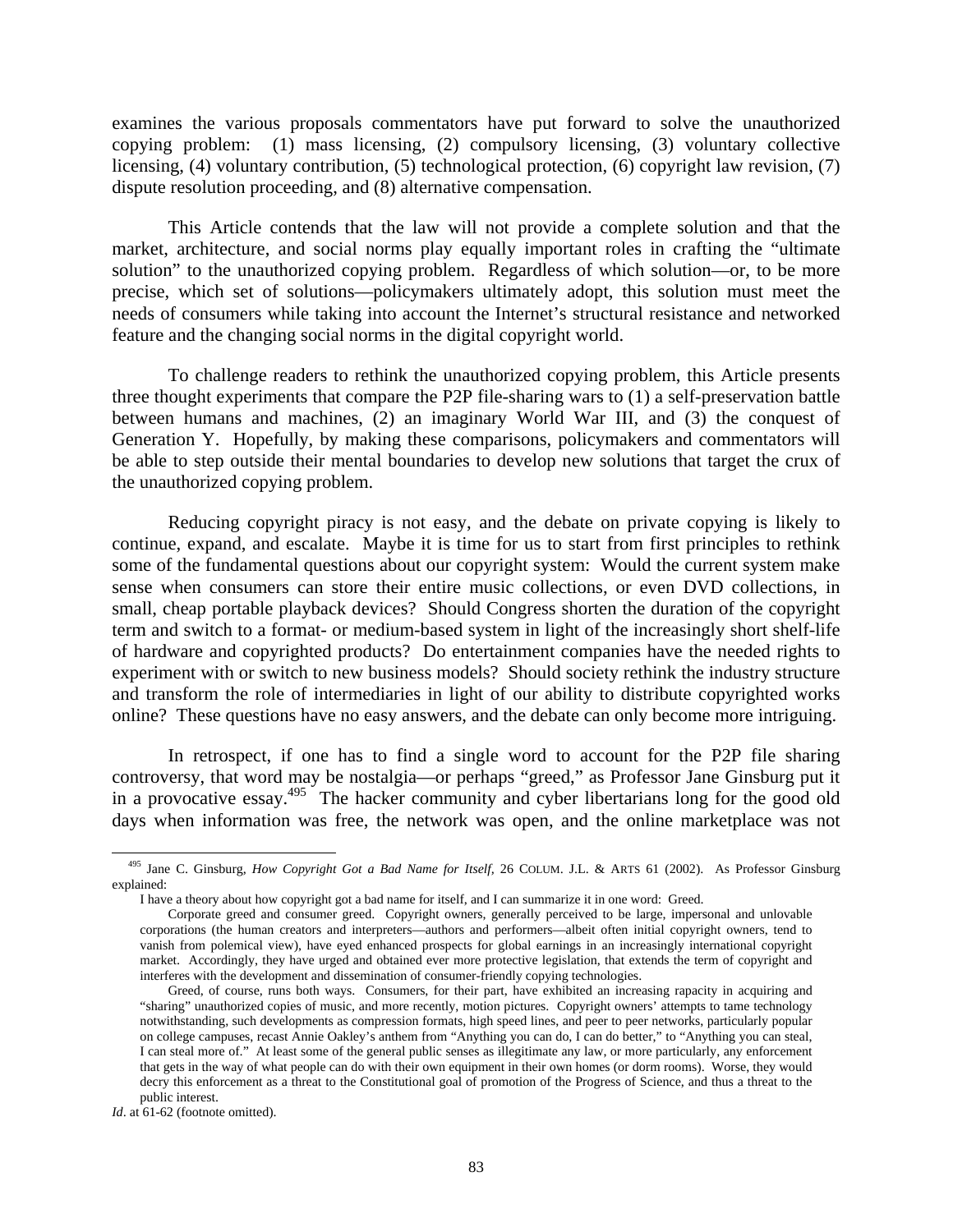examines the various proposals commentators have put forward to solve the unauthorized copying problem: (1) mass licensing, (2) compulsory licensing, (3) voluntary collective licensing, (4) voluntary contribution, (5) technological protection, (6) copyright law revision, (7) dispute resolution proceeding, and (8) alternative compensation.

This Article contends that the law will not provide a complete solution and that the market, architecture, and social norms play equally important roles in crafting the "ultimate solution" to the unauthorized copying problem. Regardless of which solution—or, to be more precise, which set of solutions—policymakers ultimately adopt, this solution must meet the needs of consumers while taking into account the Internet's structural resistance and networked feature and the changing social norms in the digital copyright world.

To challenge readers to rethink the unauthorized copying problem, this Article presents three thought experiments that compare the P2P file-sharing wars to (1) a self-preservation battle between humans and machines, (2) an imaginary World War III, and (3) the conquest of Generation Y. Hopefully, by making these comparisons, policymakers and commentators will be able to step outside their mental boundaries to develop new solutions that target the crux of the unauthorized copying problem.

Reducing copyright piracy is not easy, and the debate on private copying is likely to continue, expand, and escalate. Maybe it is time for us to start from first principles to rethink some of the fundamental questions about our copyright system: Would the current system make sense when consumers can store their entire music collections, or even DVD collections, in small, cheap portable playback devices? Should Congress shorten the duration of the copyright term and switch to a format- or medium-based system in light of the increasingly short shelf-life of hardware and copyrighted products? Do entertainment companies have the needed rights to experiment with or switch to new business models? Should society rethink the industry structure and transform the role of intermediaries in light of our ability to distribute copyrighted works online? These questions have no easy answers, and the debate can only become more intriguing.

In retrospect, if one has to find a single word to account for the P2P file sharing controversy, that word may be nostalgia—or perhaps "greed," as Professor Jane Ginsburg put it in a provocative essay.[495] The hacker community and cyber libertarians long for the good old days when information was free, the network was open, and the online marketplace was not

---

[495] Jane C. Ginsburg, *How Copyright Got a Bad Name for Itself*, 26 COLUM. J.L. & ARTS 61 (2002). As Professor Ginsburg explained:

> I have a theory about how copyright got a bad name for itself, and I can summarize it in one word: Greed.
>
> Corporate greed and consumer greed. Copyright owners, generally perceived to be large, impersonal and unlovable corporations (the human creators and interpreters—authors and performers—albeit often initial copyright owners, tend to vanish from polemical view), have eyed enhanced prospects for global earnings in an increasingly international copyright market. Accordingly, they have urged and obtained ever more protective legislation, that extends the term of copyright and interferes with the development and dissemination of consumer-friendly copying technologies.
>
> Greed, of course, runs both ways. Consumers, for their part, have exhibited an increasing rapacity in acquiring and "sharing" unauthorized copies of music, and more recently, motion pictures. Copyright owners' attempts to tame technology notwithstanding, such developments as compression formats, high speed lines, and peer to peer networks, particularly popular on college campuses, recast Annie Oakley's anthem from "Anything you can do, I can do better," to "Anything you can steal, I can steal more of." At least some of the general public senses as illegitimate any law, or more particularly, any enforcement that gets in the way of what people can do with their own equipment in their own homes (or dorm rooms). Worse, they would decry this enforcement as a threat to the Constitutional goal of promotion of the Progress of Science, and thus a threat to the public interest.

*Id*. at 61-62 (footnote omitted).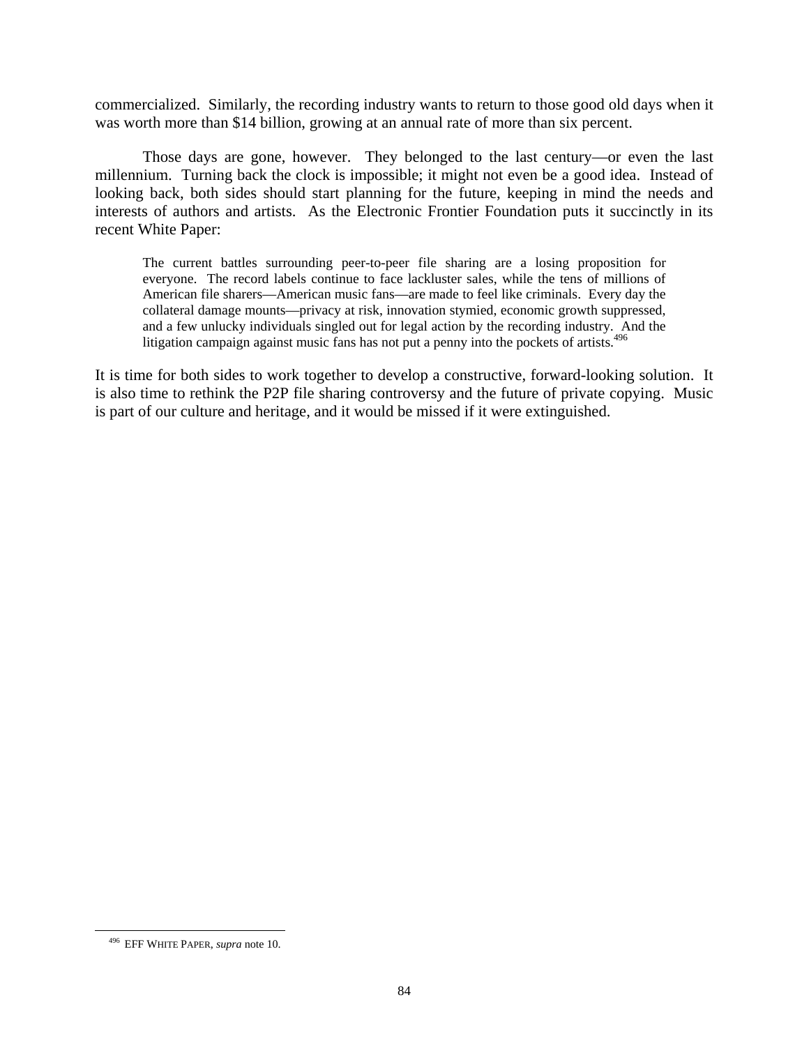commercialized. Similarly, the recording industry wants to return to those good old days when it was worth more than $14 billion, growing at an annual rate of more than six percent.

Those days are gone, however. They belonged to the last century—or even the last millennium. Turning back the clock is impossible; it might not even be a good idea. Instead of looking back, both sides should start planning for the future, keeping in mind the needs and interests of authors and artists. As the Electronic Frontier Foundation puts it succinctly in its recent White Paper:

> The current battles surrounding peer-to-peer file sharing are a losing proposition for everyone. The record labels continue to face lackluster sales, while the tens of millions of American file sharers—American music fans—are made to feel like criminals. Every day the collateral damage mounts—privacy at risk, innovation stymied, economic growth suppressed, and a few unlucky individuals singled out for legal action by the recording industry. And the litigation campaign against music fans has not put a penny into the pockets of artists.[496]

It is time for both sides to work together to develop a constructive, forward-looking solution. It is also time to rethink the P2P file sharing controversy and the future of private copying. Music is part of our culture and heritage, and it would be missed if it were extinguished.

---

[496] EFF WHITE PAPER, *supra* note 10.